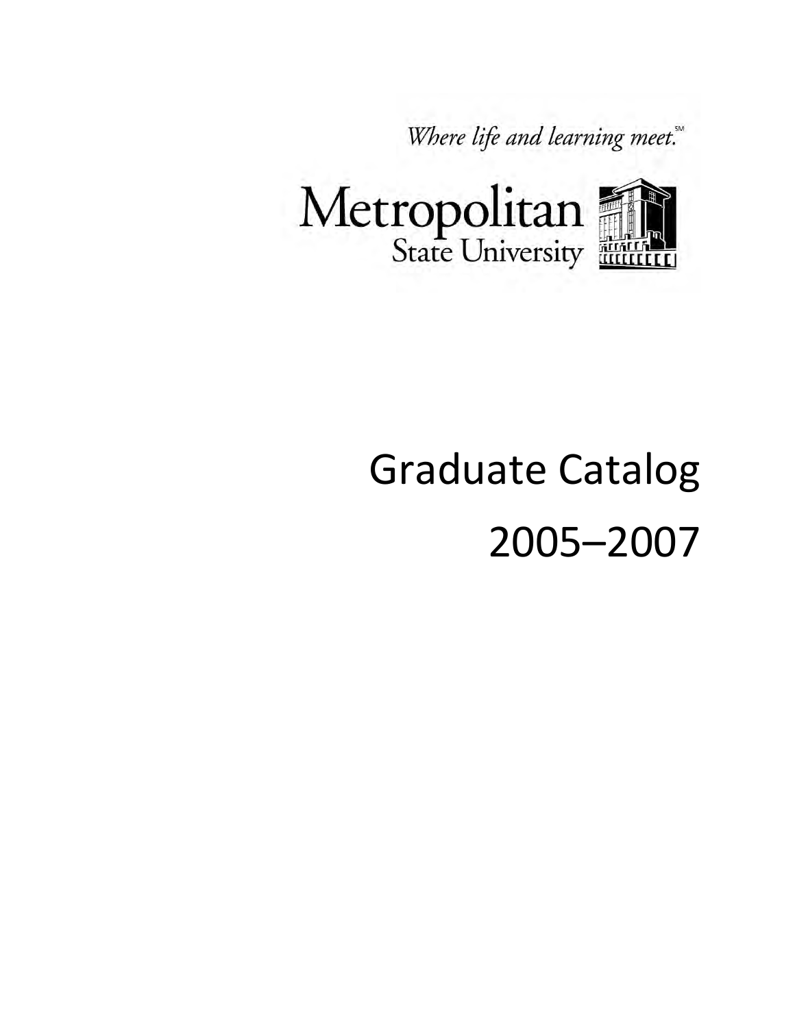*Where life and learning meet.*℠

Metropolitan State University

# Graduate Catalog 2005–2007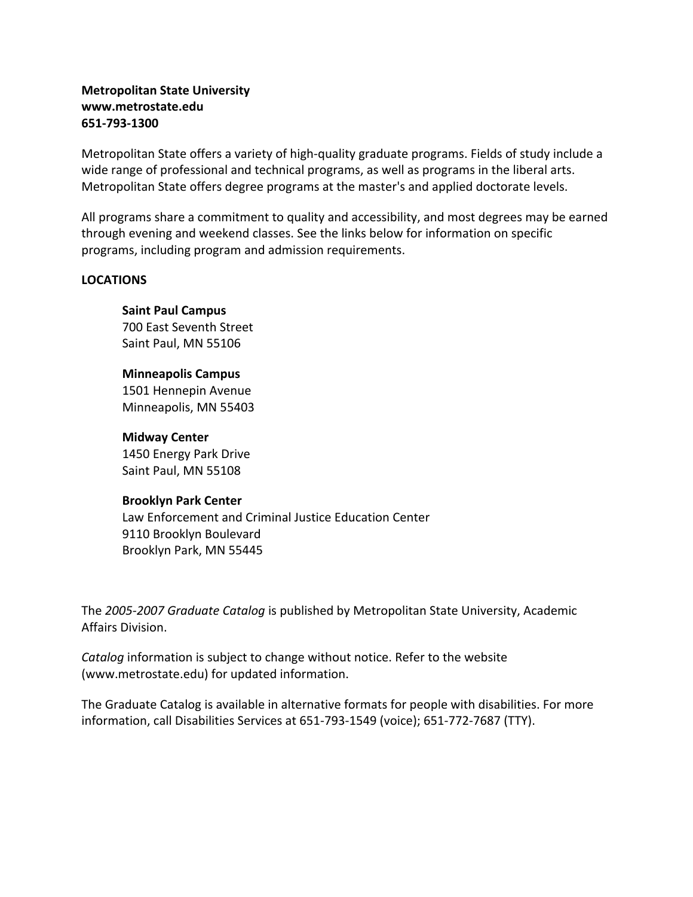**Metropolitan State University**
**www.metrostate.edu**
**651-793-1300**

Metropolitan State offers a variety of high-quality graduate programs. Fields of study include a wide range of professional and technical programs, as well as programs in the liberal arts. Metropolitan State offers degree programs at the master's and applied doctorate levels.

All programs share a commitment to quality and accessibility, and most degrees may be earned through evening and weekend classes. See the links below for information on specific programs, including program and admission requirements.

**LOCATIONS**

**Saint Paul Campus**
700 East Seventh Street
Saint Paul, MN 55106

**Minneapolis Campus**
1501 Hennepin Avenue
Minneapolis, MN 55403

**Midway Center**
1450 Energy Park Drive
Saint Paul, MN 55108

**Brooklyn Park Center**
Law Enforcement and Criminal Justice Education Center
9110 Brooklyn Boulevard
Brooklyn Park, MN 55445

The *2005-2007 Graduate Catalog* is published by Metropolitan State University, Academic Affairs Division.

*Catalog* information is subject to change without notice. Refer to the website (www.metrostate.edu) for updated information.

The Graduate Catalog is available in alternative formats for people with disabilities. For more information, call Disabilities Services at 651-793-1549 (voice); 651-772-7687 (TTY).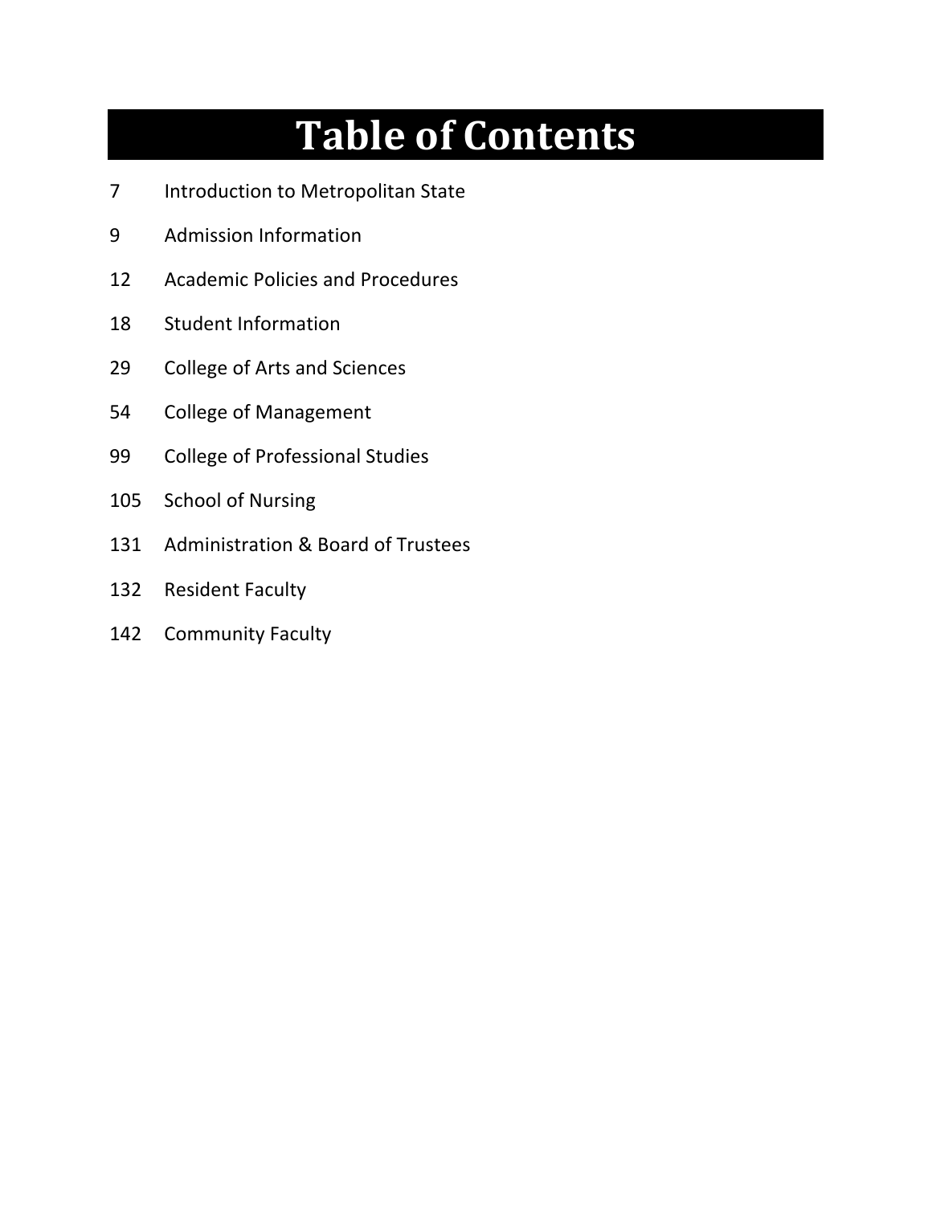# Table of Contents

| | |
|---|---|
| 7 | Introduction to Metropolitan State |
| 9 | Admission Information |
| 12 | Academic Policies and Procedures |
| 18 | Student Information |
| 29 | College of Arts and Sciences |
| 54 | College of Management |
| 99 | College of Professional Studies |
| 105 | School of Nursing |
| 131 | Administration & Board of Trustees |
| 132 | Resident Faculty |
| 142 | Community Faculty |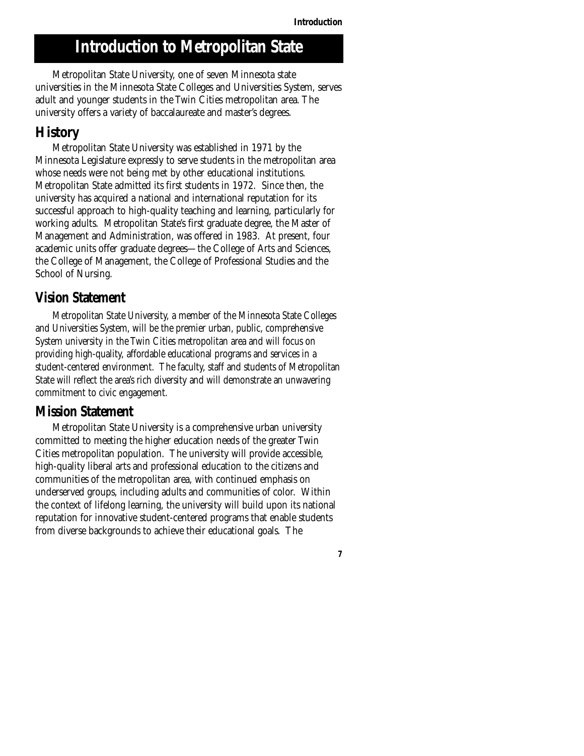# Introduction to Metropolitan State

Metropolitan State University, one of seven Minnesota state universities in the Minnesota State Colleges and Universities System, serves adult and younger students in the Twin Cities metropolitan area. The university offers a variety of baccalaureate and master's degrees.

## History

Metropolitan State University was established in 1971 by the Minnesota Legislature expressly to serve students in the metropolitan area whose needs were not being met by other educational institutions. Metropolitan State admitted its first students in 1972. Since then, the university has acquired a national and international reputation for its successful approach to high-quality teaching and learning, particularly for working adults. Metropolitan State's first graduate degree, the Master of Management and Administration, was offered in 1983. At present, four academic units offer graduate degrees—the College of Arts and Sciences, the College of Management, the College of Professional Studies and the School of Nursing.

## Vision Statement

Metropolitan State University, a member of the Minnesota State Colleges and Universities System, will be the premier urban, public, comprehensive System university in the Twin Cities metropolitan area and will focus on providing high-quality, affordable educational programs and services in a student-centered environment. The faculty, staff and students of Metropolitan State will reflect the area's rich diversity and will demonstrate an unwavering commitment to civic engagement.

## Mission Statement

Metropolitan State University is a comprehensive urban university committed to meeting the higher education needs of the greater Twin Cities metropolitan population. The university will provide accessible, high-quality liberal arts and professional education to the citizens and communities of the metropolitan area, with continued emphasis on underserved groups, including adults and communities of color. Within the context of lifelong learning, the university will build upon its national reputation for innovative student-centered programs that enable students from diverse backgrounds to achieve their educational goals. The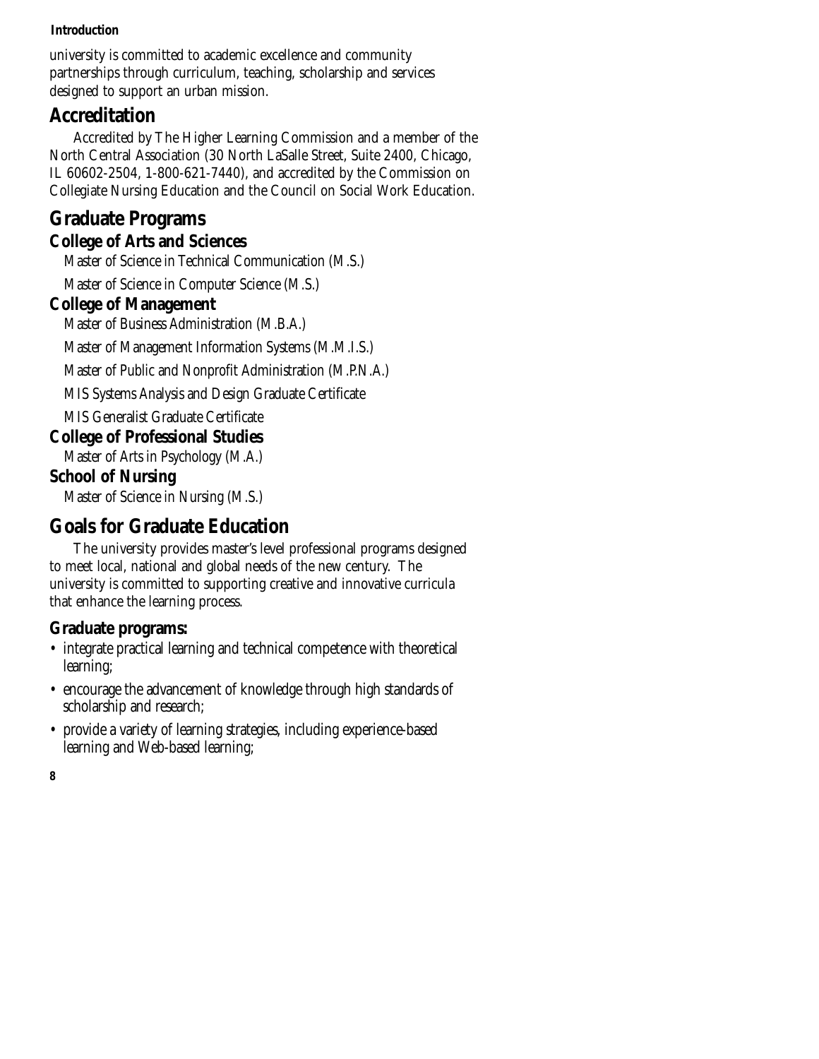university is committed to academic excellence and community partnerships through curriculum, teaching, scholarship and services designed to support an urban mission.

## Accreditation

Accredited by The Higher Learning Commission and a member of the North Central Association (30 North LaSalle Street, Suite 2400, Chicago, IL 60602-2504, 1-800-621-7440), and accredited by the Commission on Collegiate Nursing Education and the Council on Social Work Education.

## Graduate Programs

### College of Arts and Sciences

Master of Science in Technical Communication (M.S.)

Master of Science in Computer Science (M.S.)

### College of Management

Master of Business Administration (M.B.A.)

Master of Management Information Systems (M.M.I.S.)

Master of Public and Nonprofit Administration (M.P.N.A.)

MIS Systems Analysis and Design Graduate Certificate

MIS Generalist Graduate Certificate

### College of Professional Studies

Master of Arts in Psychology (M.A.)

### School of Nursing

Master of Science in Nursing (M.S.)

## Goals for Graduate Education

The university provides master's level professional programs designed to meet local, national and global needs of the new century. The university is committed to supporting creative and innovative curricula that enhance the learning process.

### Graduate programs:

- integrate practical learning and technical competence with theoretical learning;
- encourage the advancement of knowledge through high standards of scholarship and research;
- provide a variety of learning strategies, including experience-based learning and Web-based learning;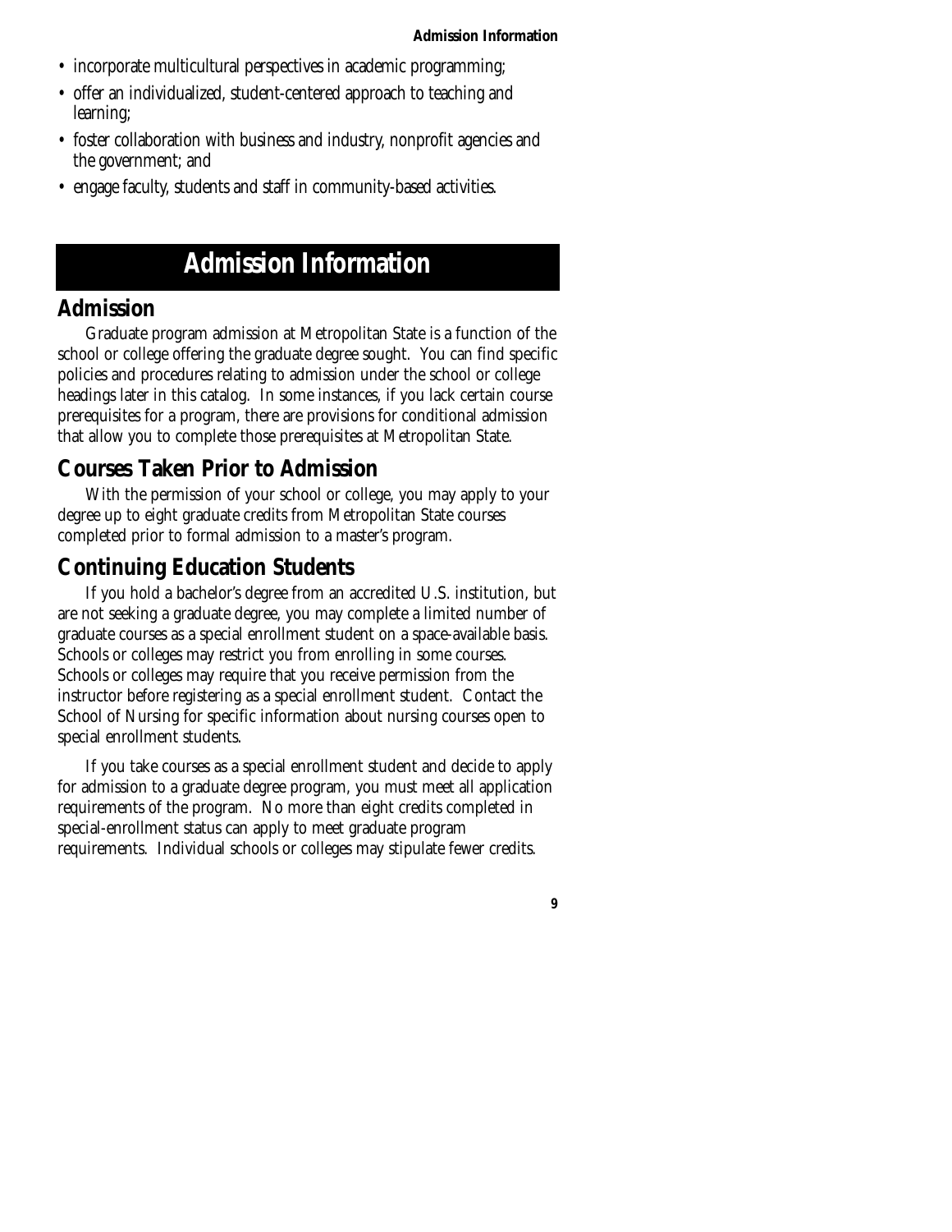- incorporate multicultural perspectives in academic programming;
- offer an individualized, student-centered approach to teaching and learning;
- foster collaboration with business and industry, nonprofit agencies and the government; and
- engage faculty, students and staff in community-based activities.

# Admission Information

## Admission

Graduate program admission at Metropolitan State is a function of the school or college offering the graduate degree sought. You can find specific policies and procedures relating to admission under the school or college headings later in this catalog. In some instances, if you lack certain course prerequisites for a program, there are provisions for conditional admission that allow you to complete those prerequisites at Metropolitan State.

## Courses Taken Prior to Admission

With the permission of your school or college, you may apply to your degree up to eight graduate credits from Metropolitan State courses completed prior to formal admission to a master's program.

## Continuing Education Students

If you hold a bachelor's degree from an accredited U.S. institution, but are not seeking a graduate degree, you may complete a limited number of graduate courses as a special enrollment student on a space-available basis. Schools or colleges may restrict you from enrolling in some courses. Schools or colleges may require that you receive permission from the instructor before registering as a special enrollment student. Contact the School of Nursing for specific information about nursing courses open to special enrollment students.

If you take courses as a special enrollment student and decide to apply for admission to a graduate degree program, you must meet all application requirements of the program. No more than eight credits completed in special-enrollment status can apply to meet graduate program requirements. Individual schools or colleges may stipulate fewer credits.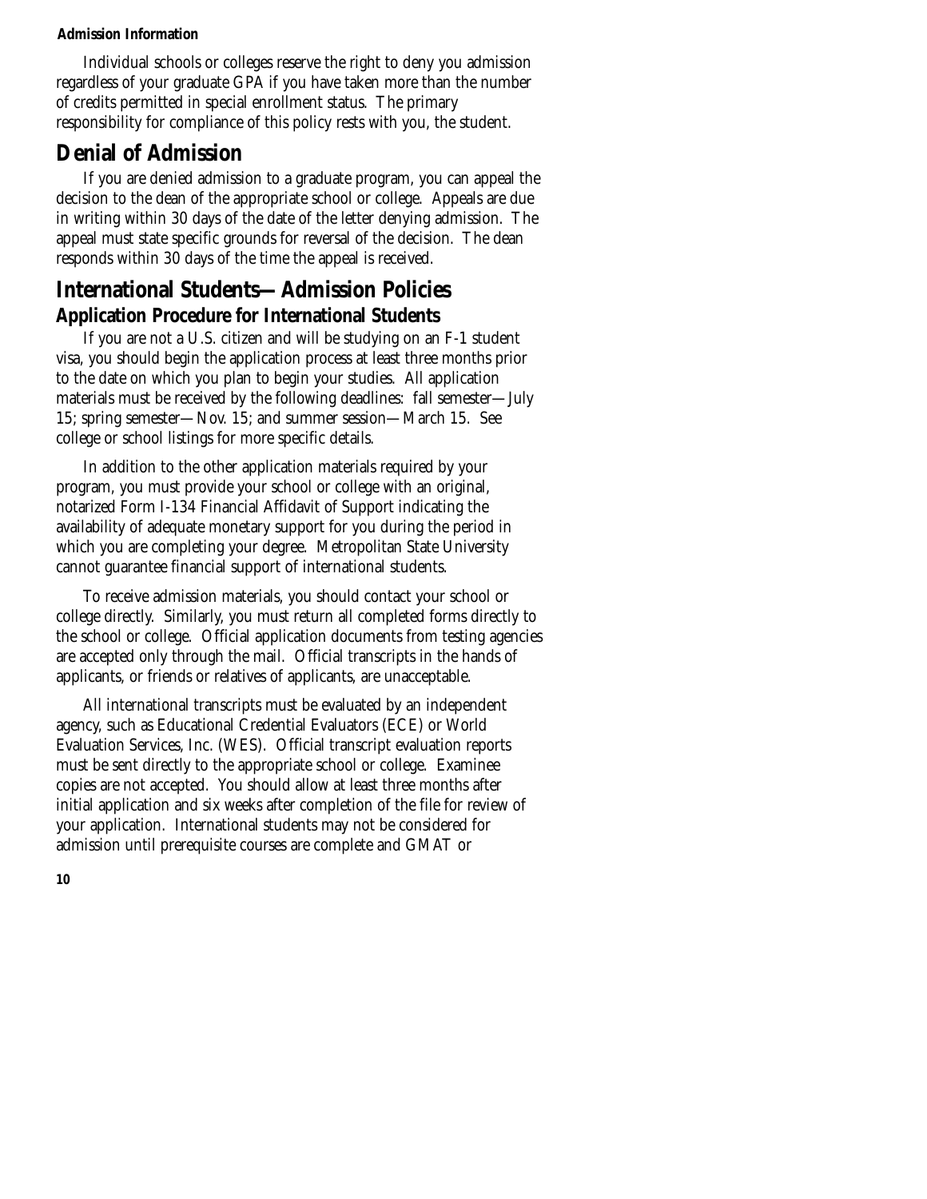Individual schools or colleges reserve the right to deny you admission regardless of your graduate GPA if you have taken more than the number of credits permitted in special enrollment status. The primary responsibility for compliance of this policy rests with you, the student.

## Denial of Admission

If you are denied admission to a graduate program, you can appeal the decision to the dean of the appropriate school or college. Appeals are due in writing within 30 days of the date of the letter denying admission. The appeal must state specific grounds for reversal of the decision. The dean responds within 30 days of the time the appeal is received.

## International Students—Admission Policies

### Application Procedure for International Students

If you are not a U.S. citizen and will be studying on an F-1 student visa, you should begin the application process at least three months prior to the date on which you plan to begin your studies. All application materials must be received by the following deadlines: fall semester—July 15; spring semester—Nov. 15; and summer session—March 15. See college or school listings for more specific details.

In addition to the other application materials required by your program, you must provide your school or college with an original, notarized Form I-134 Financial Affidavit of Support indicating the availability of adequate monetary support for you during the period in which you are completing your degree. Metropolitan State University cannot guarantee financial support of international students.

To receive admission materials, you should contact your school or college directly. Similarly, you must return all completed forms directly to the school or college. Official application documents from testing agencies are accepted only through the mail. Official transcripts in the hands of applicants, or friends or relatives of applicants, are unacceptable.

All international transcripts must be evaluated by an independent agency, such as Educational Credential Evaluators (ECE) or World Evaluation Services, Inc. (WES). Official transcript evaluation reports must be sent directly to the appropriate school or college. Examinee copies are not accepted. You should allow at least three months after initial application and six weeks after completion of the file for review of your application. International students may not be considered for admission until prerequisite courses are complete and GMAT or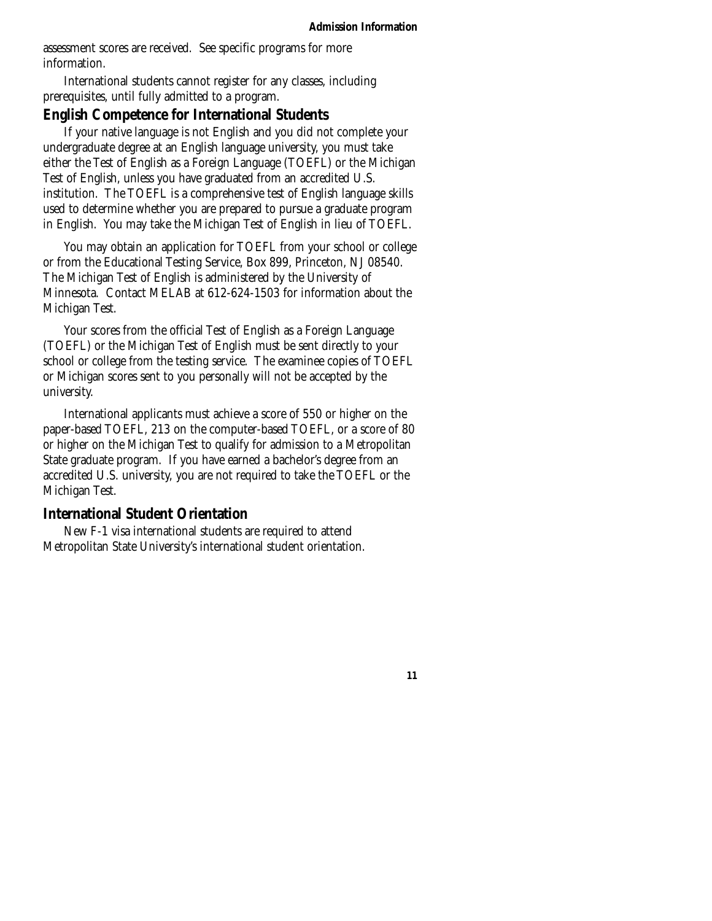assessment scores are received. See specific programs for more information.

International students cannot register for any classes, including prerequisites, until fully admitted to a program.

## English Competence for International Students

If your native language is not English and you did not complete your undergraduate degree at an English language university, you must take either the Test of English as a Foreign Language (TOEFL) or the Michigan Test of English, unless you have graduated from an accredited U.S. institution. The TOEFL is a comprehensive test of English language skills used to determine whether you are prepared to pursue a graduate program in English. You may take the Michigan Test of English in lieu of TOEFL.

You may obtain an application for TOEFL from your school or college or from the Educational Testing Service, Box 899, Princeton, NJ 08540. The Michigan Test of English is administered by the University of Minnesota. Contact MELAB at 612-624-1503 for information about the Michigan Test.

Your scores from the official Test of English as a Foreign Language (TOEFL) or the Michigan Test of English must be sent directly to your school or college from the testing service. The examinee copies of TOEFL or Michigan scores sent to you personally will not be accepted by the university.

International applicants must achieve a score of 550 or higher on the paper-based TOEFL, 213 on the computer-based TOEFL, or a score of 80 or higher on the Michigan Test to qualify for admission to a Metropolitan State graduate program. If you have earned a bachelor's degree from an accredited U.S. university, you are not required to take the TOEFL or the Michigan Test.

## International Student Orientation

New F-1 visa international students are required to attend Metropolitan State University's international student orientation.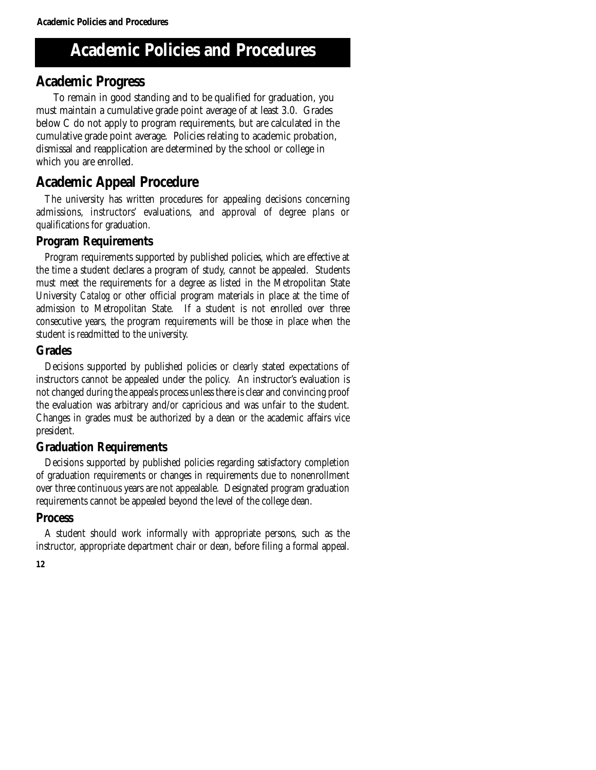# Academic Policies and Procedures

## Academic Progress

To remain in good standing and to be qualified for graduation, you must maintain a cumulative grade point average of at least 3.0. Grades below C do not apply to program requirements, but are calculated in the cumulative grade point average. Policies relating to academic probation, dismissal and reapplication are determined by the school or college in which you are enrolled.

## Academic Appeal Procedure

The university has written procedures for appealing decisions concerning admissions, instructors' evaluations, and approval of degree plans or qualifications for graduation.

### Program Requirements

Program requirements supported by published policies, which are effective at the time a student declares a program of study, cannot be appealed. Students must meet the requirements for a degree as listed in the Metropolitan State University *Catalog* or other official program materials in place at the time of admission to Metropolitan State. If a student is not enrolled over three consecutive years, the program requirements will be those in place when the student is readmitted to the university.

### Grades

Decisions supported by published policies or clearly stated expectations of instructors cannot be appealed under the policy. An instructor's evaluation is not changed during the appeals process unless there is clear and convincing proof the evaluation was arbitrary and/or capricious and was unfair to the student. Changes in grades must be authorized by a dean or the academic affairs vice president.

### Graduation Requirements

Decisions supported by published policies regarding satisfactory completion of graduation requirements or changes in requirements due to nonenrollment over three continuous years are not appealable. Designated program graduation requirements cannot be appealed beyond the level of the college dean.

### Process

A student should work informally with appropriate persons, such as the instructor, appropriate department chair or dean, before filing a formal appeal.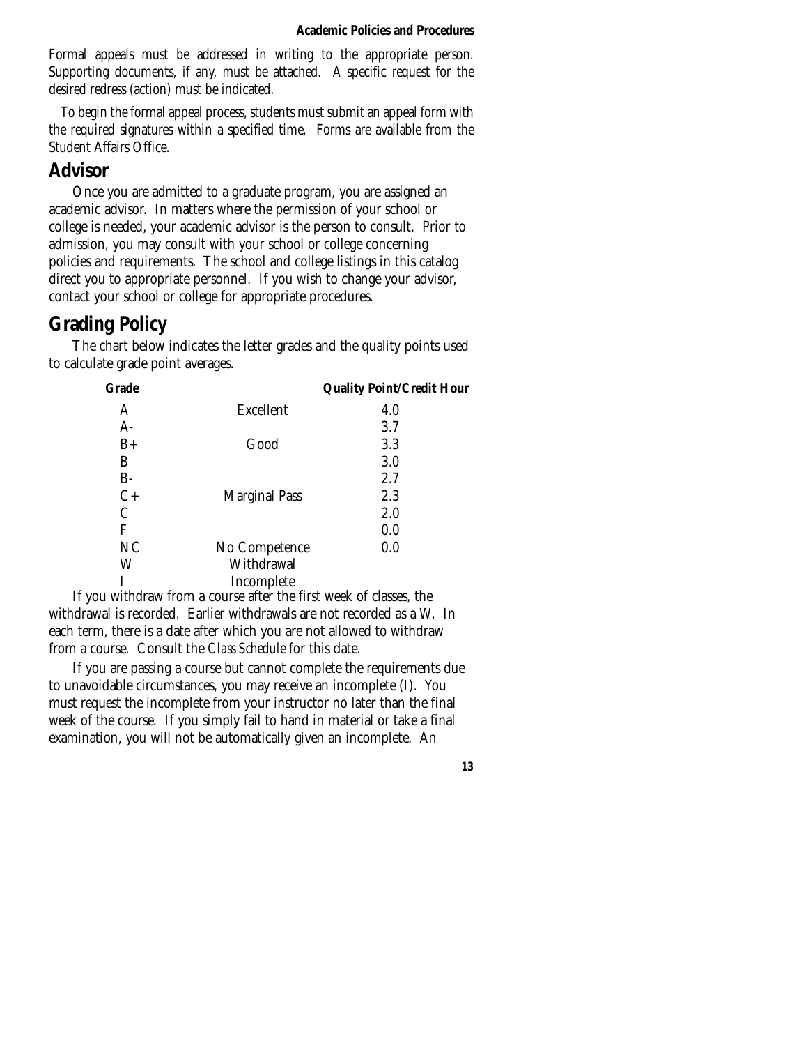Formal appeals must be addressed in writing to the appropriate person. Supporting documents, if any, must be attached. A specific request for the desired redress (action) must be indicated.

To begin the formal appeal process, students must submit an appeal form with the required signatures within a specified time. Forms are available from the Student Affairs Office.

## Advisor

Once you are admitted to a graduate program, you are assigned an academic advisor. In matters where the permission of your school or college is needed, your academic advisor is the person to consult. Prior to admission, you may consult with your school or college concerning policies and requirements. The school and college listings in this catalog direct you to appropriate personnel. If you wish to change your advisor, contact your school or college for appropriate procedures.

## Grading Policy

The chart below indicates the letter grades and the quality points used to calculate grade point averages.

| Grade | | Quality Point/Credit Hour |
|---|---|---|
| A | Excellent | 4.0 |
| A- | | 3.7 |
| B+ | Good | 3.3 |
| B | | 3.0 |
| B- | | 2.7 |
| C+ | Marginal Pass | 2.3 |
| C | | 2.0 |
| F | | 0.0 |
| NC | No Competence | 0.0 |
| W | Withdrawal | |
| I | Incomplete | |

If you withdraw from a course after the first week of classes, the withdrawal is recorded. Earlier withdrawals are not recorded as a W. In each term, there is a date after which you are not allowed to withdraw from a course. Consult the *Class Schedule* for this date.

If you are passing a course but cannot complete the requirements due to unavoidable circumstances, you may receive an incomplete (I). You must request the incomplete from your instructor no later than the final week of the course. If you simply fail to hand in material or take a final examination, you will not be automatically given an incomplete. An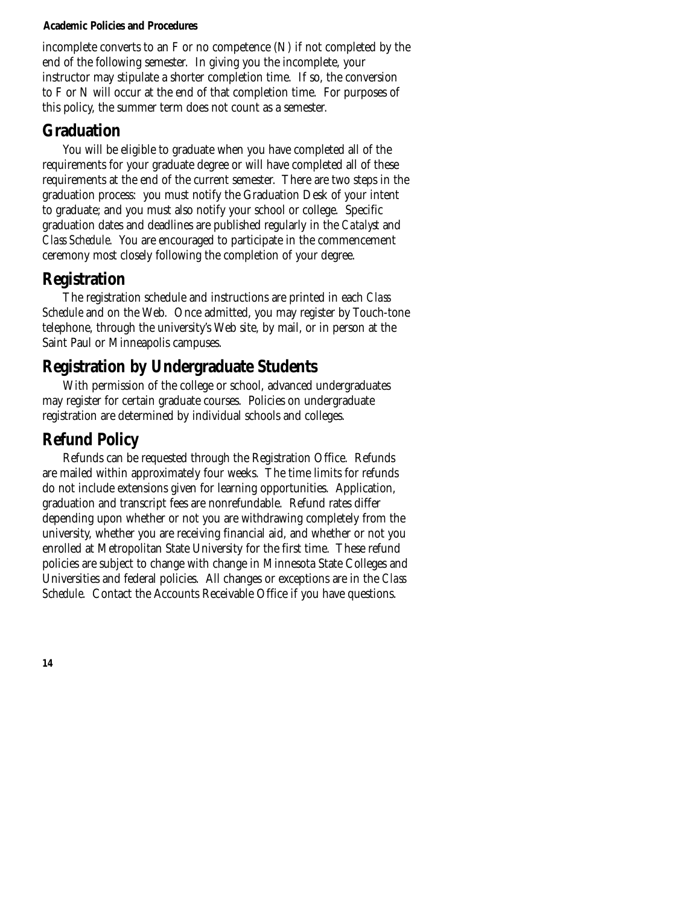incomplete converts to an F or no competence (N) if not completed by the end of the following semester. In giving you the incomplete, your instructor may stipulate a shorter completion time. If so, the conversion to F or N will occur at the end of that completion time. For purposes of this policy, the summer term does not count as a semester.

## Graduation

You will be eligible to graduate when you have completed all of the requirements for your graduate degree or will have completed all of these requirements at the end of the current semester. There are two steps in the graduation process: you must notify the Graduation Desk of your intent to graduate; and you must also notify your school or college. Specific graduation dates and deadlines are published regularly in the *Catalyst* and *Class Schedule*. You are encouraged to participate in the commencement ceremony most closely following the completion of your degree.

## Registration

The registration schedule and instructions are printed in each *Class Schedule* and on the Web. Once admitted, you may register by Touch-tone telephone, through the university's Web site, by mail, or in person at the Saint Paul or Minneapolis campuses.

## Registration by Undergraduate Students

With permission of the college or school, advanced undergraduates may register for certain graduate courses. Policies on undergraduate registration are determined by individual schools and colleges.

## Refund Policy

Refunds can be requested through the Registration Office. Refunds are mailed within approximately four weeks. The time limits for refunds do not include extensions given for learning opportunities. Application, graduation and transcript fees are nonrefundable. Refund rates differ depending upon whether or not you are withdrawing completely from the university, whether you are receiving financial aid, and whether or not you enrolled at Metropolitan State University for the first time. These refund policies are subject to change with change in Minnesota State Colleges and Universities and federal policies. All changes or exceptions are in the *Class Schedule*. Contact the Accounts Receivable Office if you have questions.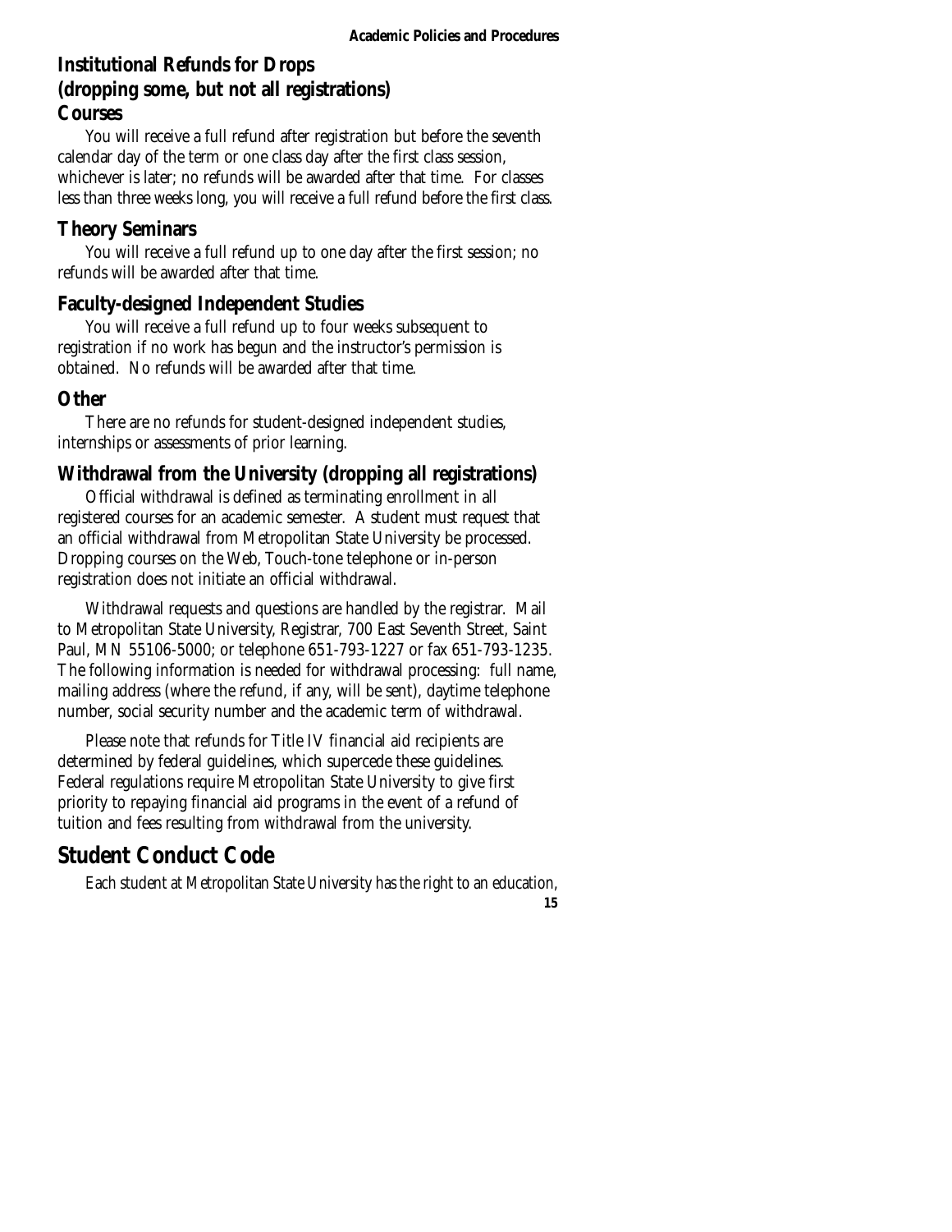## Institutional Refunds for Drops (dropping some, but not all registrations)

### Courses

You will receive a full refund after registration but before the seventh calendar day of the term or one class day after the first class session, whichever is later; no refunds will be awarded after that time. For classes less than three weeks long, you will receive a full refund before the first class.

### Theory Seminars

You will receive a full refund up to one day after the first session; no refunds will be awarded after that time.

### Faculty-designed Independent Studies

You will receive a full refund up to four weeks subsequent to registration if no work has begun and the instructor's permission is obtained. No refunds will be awarded after that time.

### Other

There are no refunds for student-designed independent studies, internships or assessments of prior learning.

### Withdrawal from the University (dropping all registrations)

Official withdrawal is defined as terminating enrollment in all registered courses for an academic semester. A student must request that an official withdrawal from Metropolitan State University be processed. Dropping courses on the Web, Touch-tone telephone or in-person registration does not initiate an official withdrawal.

Withdrawal requests and questions are handled by the registrar. Mail to Metropolitan State University, Registrar, 700 East Seventh Street, Saint Paul, MN 55106-5000; or telephone 651-793-1227 or fax 651-793-1235. The following information is needed for withdrawal processing: full name, mailing address (where the refund, if any, will be sent), daytime telephone number, social security number and the academic term of withdrawal.

Please note that refunds for Title IV financial aid recipients are determined by federal guidelines, which supercede these guidelines. Federal regulations require Metropolitan State University to give first priority to repaying financial aid programs in the event of a refund of tuition and fees resulting from withdrawal from the university.

## Student Conduct Code

Each student at Metropolitan State University has the right to an education,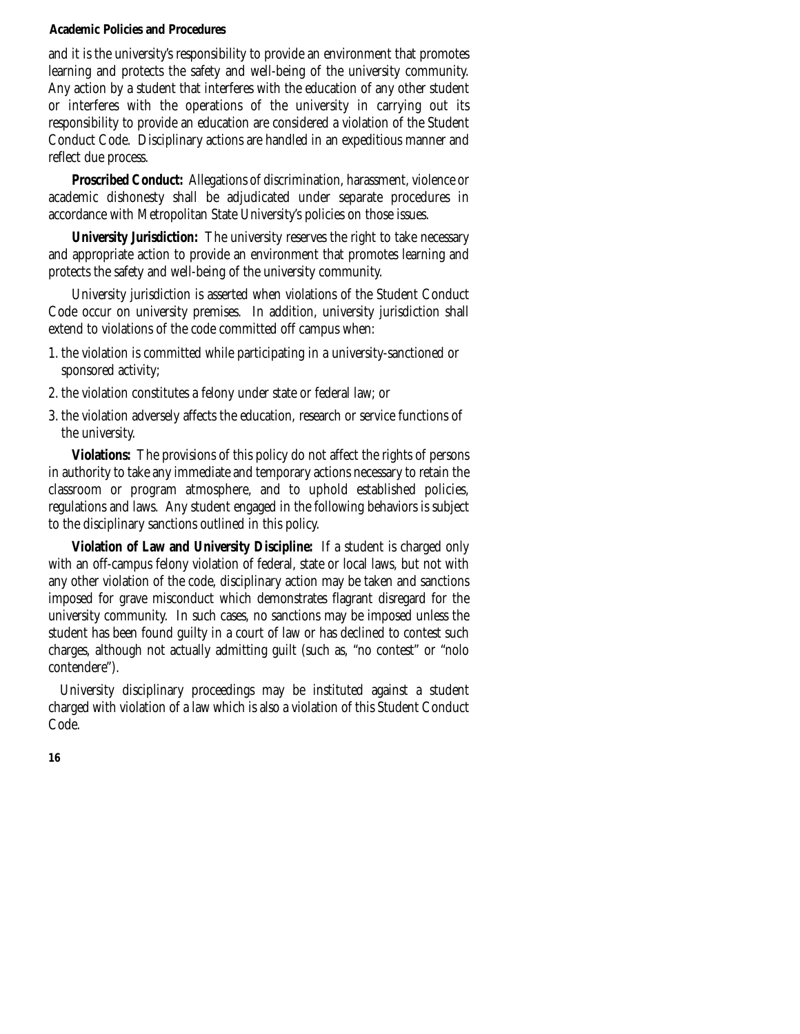and it is the university's responsibility to provide an environment that promotes learning and protects the safety and well-being of the university community. Any action by a student that interferes with the education of any other student or interferes with the operations of the university in carrying out its responsibility to provide an education are considered a violation of the Student Conduct Code. Disciplinary actions are handled in an expeditious manner and reflect due process.

**Proscribed Conduct:** Allegations of discrimination, harassment, violence or academic dishonesty shall be adjudicated under separate procedures in accordance with Metropolitan State University's policies on those issues.

**University Jurisdiction:** The university reserves the right to take necessary and appropriate action to provide an environment that promotes learning and protects the safety and well-being of the university community.

University jurisdiction is asserted when violations of the Student Conduct Code occur on university premises. In addition, university jurisdiction shall extend to violations of the code committed off campus when:

1. the violation is committed while participating in a university-sanctioned or sponsored activity;
2. the violation constitutes a felony under state or federal law; or
3. the violation adversely affects the education, research or service functions of the university.

**Violations:** The provisions of this policy do not affect the rights of persons in authority to take any immediate and temporary actions necessary to retain the classroom or program atmosphere, and to uphold established policies, regulations and laws. Any student engaged in the following behaviors is subject to the disciplinary sanctions outlined in this policy.

**Violation of Law and University Discipline:** If a student is charged only with an off-campus felony violation of federal, state or local laws, but not with any other violation of the code, disciplinary action may be taken and sanctions imposed for grave misconduct which demonstrates flagrant disregard for the university community. In such cases, no sanctions may be imposed unless the student has been found guilty in a court of law or has declined to contest such charges, although not actually admitting guilt (such as, "no contest" or "nolo contendere").

University disciplinary proceedings may be instituted against a student charged with violation of a law which is also a violation of this Student Conduct Code.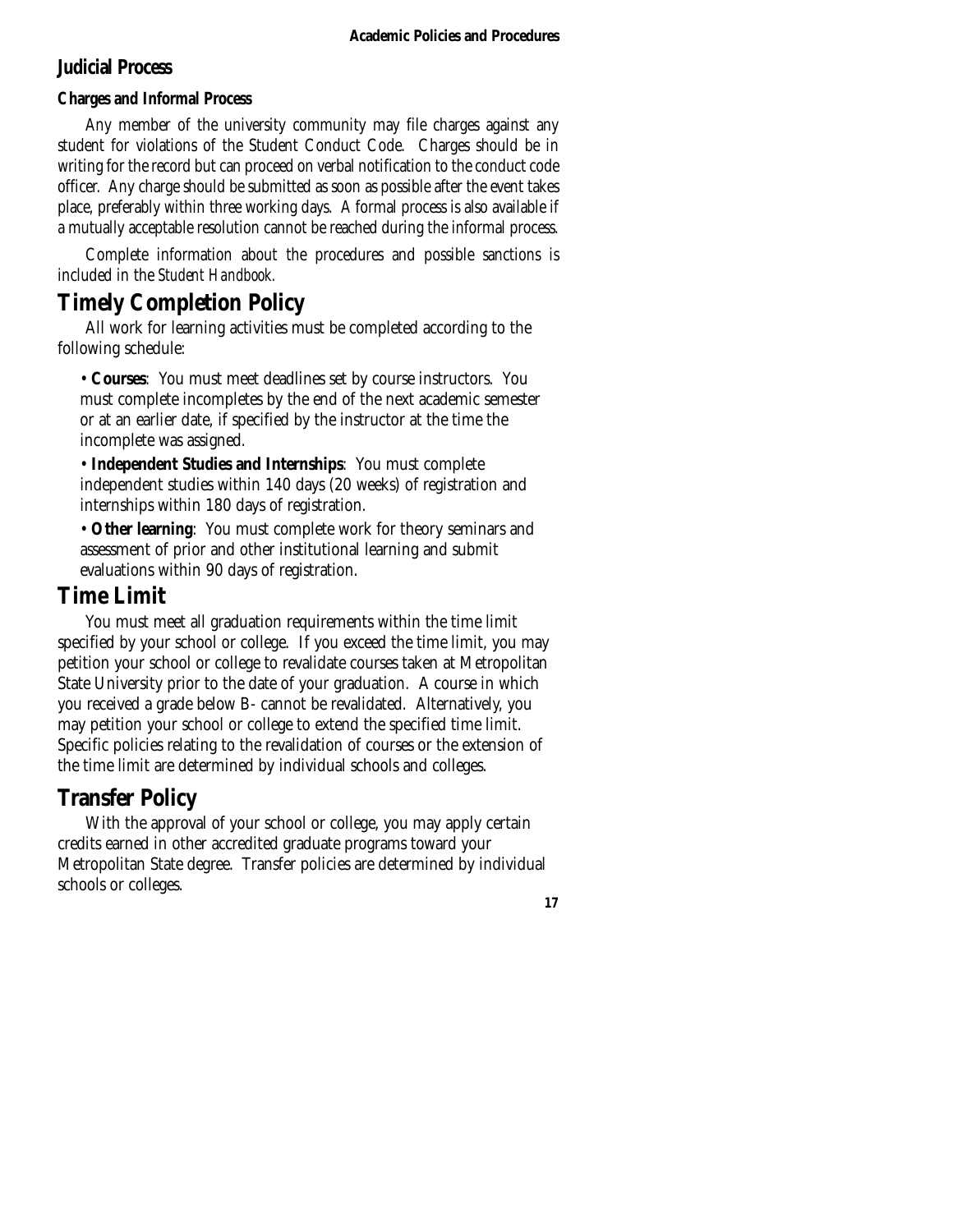### Judicial Process

#### Charges and Informal Process

Any member of the university community may file charges against any student for violations of the Student Conduct Code. Charges should be in writing for the record but can proceed on verbal notification to the conduct code officer. Any charge should be submitted as soon as possible after the event takes place, preferably within three working days. A formal process is also available if a mutually acceptable resolution cannot be reached during the informal process.

Complete information about the procedures and possible sanctions is included in the *Student Handbook.*

## Timely Completion Policy

All work for learning activities must be completed according to the following schedule:

- **Courses**: You must meet deadlines set by course instructors. You must complete incompletes by the end of the next academic semester or at an earlier date, if specified by the instructor at the time the incomplete was assigned.
- **Independent Studies and Internships**: You must complete independent studies within 140 days (20 weeks) of registration and internships within 180 days of registration.
- **Other learning**: You must complete work for theory seminars and assessment of prior and other institutional learning and submit evaluations within 90 days of registration.

## Time Limit

You must meet all graduation requirements within the time limit specified by your school or college. If you exceed the time limit, you may petition your school or college to revalidate courses taken at Metropolitan State University prior to the date of your graduation. A course in which you received a grade below B- cannot be revalidated. Alternatively, you may petition your school or college to extend the specified time limit. Specific policies relating to the revalidation of courses or the extension of the time limit are determined by individual schools and colleges.

## Transfer Policy

With the approval of your school or college, you may apply certain credits earned in other accredited graduate programs toward your Metropolitan State degree. Transfer policies are determined by individual schools or colleges.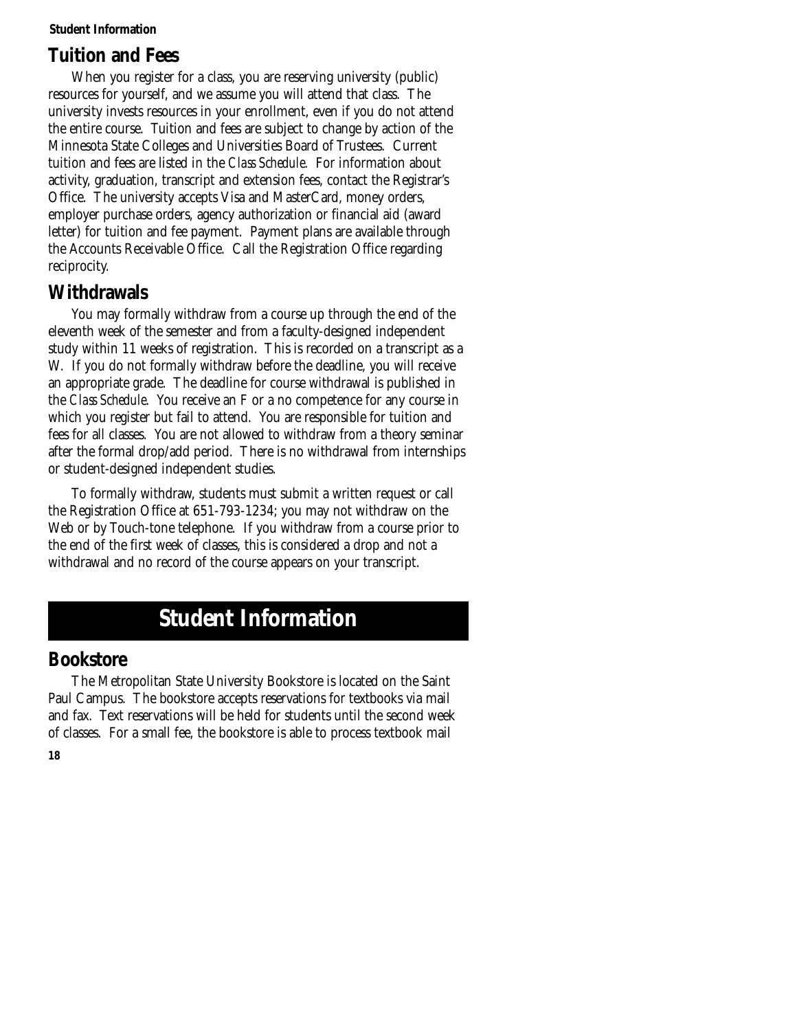## Tuition and Fees

When you register for a class, you are reserving university (public) resources for yourself, and we assume you will attend that class. The university invests resources in your enrollment, even if you do not attend the entire course. Tuition and fees are subject to change by action of the Minnesota State Colleges and Universities Board of Trustees. Current tuition and fees are listed in the *Class Schedule*. For information about activity, graduation, transcript and extension fees, contact the Registrar's Office. The university accepts Visa and MasterCard, money orders, employer purchase orders, agency authorization or financial aid (award letter) for tuition and fee payment. Payment plans are available through the Accounts Receivable Office. Call the Registration Office regarding reciprocity.

## Withdrawals

You may formally withdraw from a course up through the end of the eleventh week of the semester and from a faculty-designed independent study within 11 weeks of registration. This is recorded on a transcript as a W. If you do not formally withdraw before the deadline, you will receive an appropriate grade. The deadline for course withdrawal is published in the *Class Schedule*. You receive an F or a no competence for any course in which you register but fail to attend. You are responsible for tuition and fees for all classes. You are not allowed to withdraw from a theory seminar after the formal drop/add period. There is no withdrawal from internships or student-designed independent studies.

To formally withdraw, students must submit a written request or call the Registration Office at 651-793-1234; you may not withdraw on the Web or by Touch-tone telephone. If you withdraw from a course prior to the end of the first week of classes, this is considered a drop and not a withdrawal and no record of the course appears on your transcript.

# Student Information

## Bookstore

The Metropolitan State University Bookstore is located on the Saint Paul Campus. The bookstore accepts reservations for textbooks via mail and fax. Text reservations will be held for students until the second week of classes. For a small fee, the bookstore is able to process textbook mail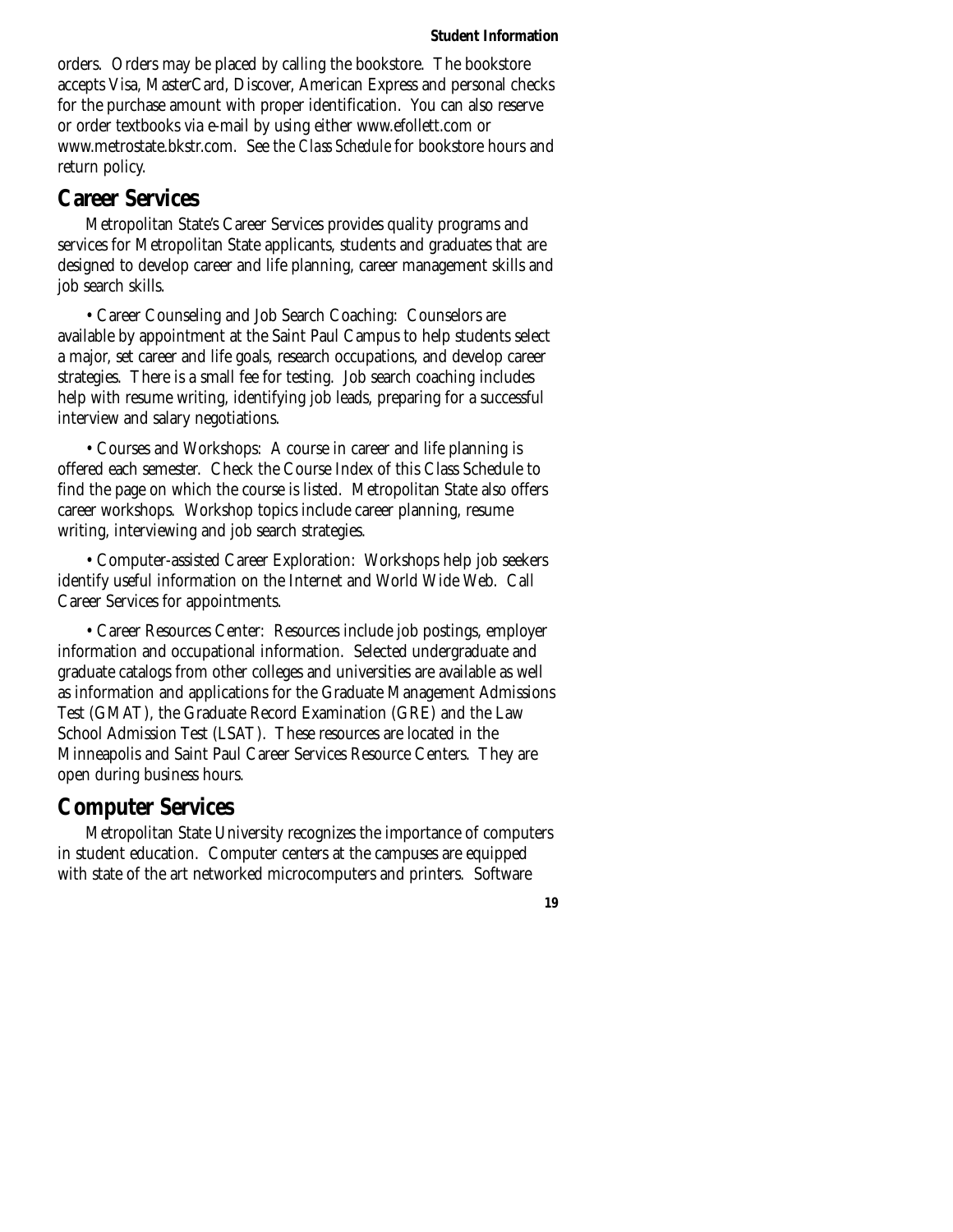orders. Orders may be placed by calling the bookstore. The bookstore accepts Visa, MasterCard, Discover, American Express and personal checks for the purchase amount with proper identification. You can also reserve or order textbooks via e-mail by using either www.efollett.com or www.metrostate.bkstr.com. See the *Class Schedule* for bookstore hours and return policy.

## Career Services

Metropolitan State's Career Services provides quality programs and services for Metropolitan State applicants, students and graduates that are designed to develop career and life planning, career management skills and job search skills.

• Career Counseling and Job Search Coaching: Counselors are available by appointment at the Saint Paul Campus to help students select a major, set career and life goals, research occupations, and develop career strategies. There is a small fee for testing. Job search coaching includes help with resume writing, identifying job leads, preparing for a successful interview and salary negotiations.

• Courses and Workshops: A course in career and life planning is offered each semester. Check the Course Index of this Class Schedule to find the page on which the course is listed. Metropolitan State also offers career workshops. Workshop topics include career planning, resume writing, interviewing and job search strategies.

• Computer-assisted Career Exploration: Workshops help job seekers identify useful information on the Internet and World Wide Web. Call Career Services for appointments.

• Career Resources Center: Resources include job postings, employer information and occupational information. Selected undergraduate and graduate catalogs from other colleges and universities are available as well as information and applications for the Graduate Management Admissions Test (GMAT), the Graduate Record Examination (GRE) and the Law School Admission Test (LSAT). These resources are located in the Minneapolis and Saint Paul Career Services Resource Centers. They are open during business hours.

## Computer Services

Metropolitan State University recognizes the importance of computers in student education. Computer centers at the campuses are equipped with state of the art networked microcomputers and printers. Software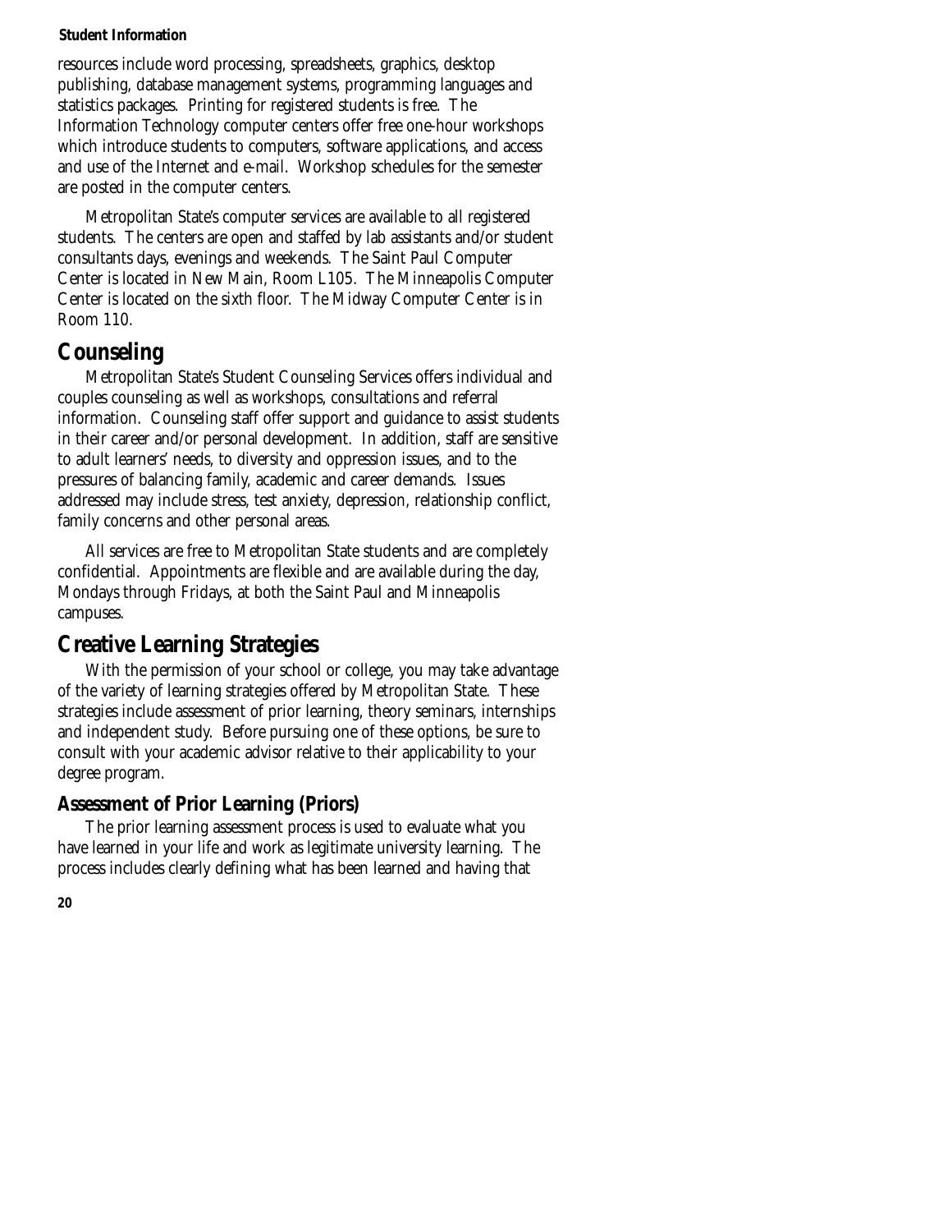resources include word processing, spreadsheets, graphics, desktop publishing, database management systems, programming languages and statistics packages. Printing for registered students is free. The Information Technology computer centers offer free one-hour workshops which introduce students to computers, software applications, and access and use of the Internet and e-mail. Workshop schedules for the semester are posted in the computer centers.

Metropolitan State's computer services are available to all registered students. The centers are open and staffed by lab assistants and/or student consultants days, evenings and weekends. The Saint Paul Computer Center is located in New Main, Room L105. The Minneapolis Computer Center is located on the sixth floor. The Midway Computer Center is in Room 110.

## Counseling

Metropolitan State's Student Counseling Services offers individual and couples counseling as well as workshops, consultations and referral information. Counseling staff offer support and guidance to assist students in their career and/or personal development. In addition, staff are sensitive to adult learners' needs, to diversity and oppression issues, and to the pressures of balancing family, academic and career demands. Issues addressed may include stress, test anxiety, depression, relationship conflict, family concerns and other personal areas.

All services are free to Metropolitan State students and are completely confidential. Appointments are flexible and are available during the day, Mondays through Fridays, at both the Saint Paul and Minneapolis campuses.

## Creative Learning Strategies

With the permission of your school or college, you may take advantage of the variety of learning strategies offered by Metropolitan State. These strategies include assessment of prior learning, theory seminars, internships and independent study. Before pursuing one of these options, be sure to consult with your academic advisor relative to their applicability to your degree program.

### Assessment of Prior Learning (Priors)

The prior learning assessment process is used to evaluate what you have learned in your life and work as legitimate university learning. The process includes clearly defining what has been learned and having that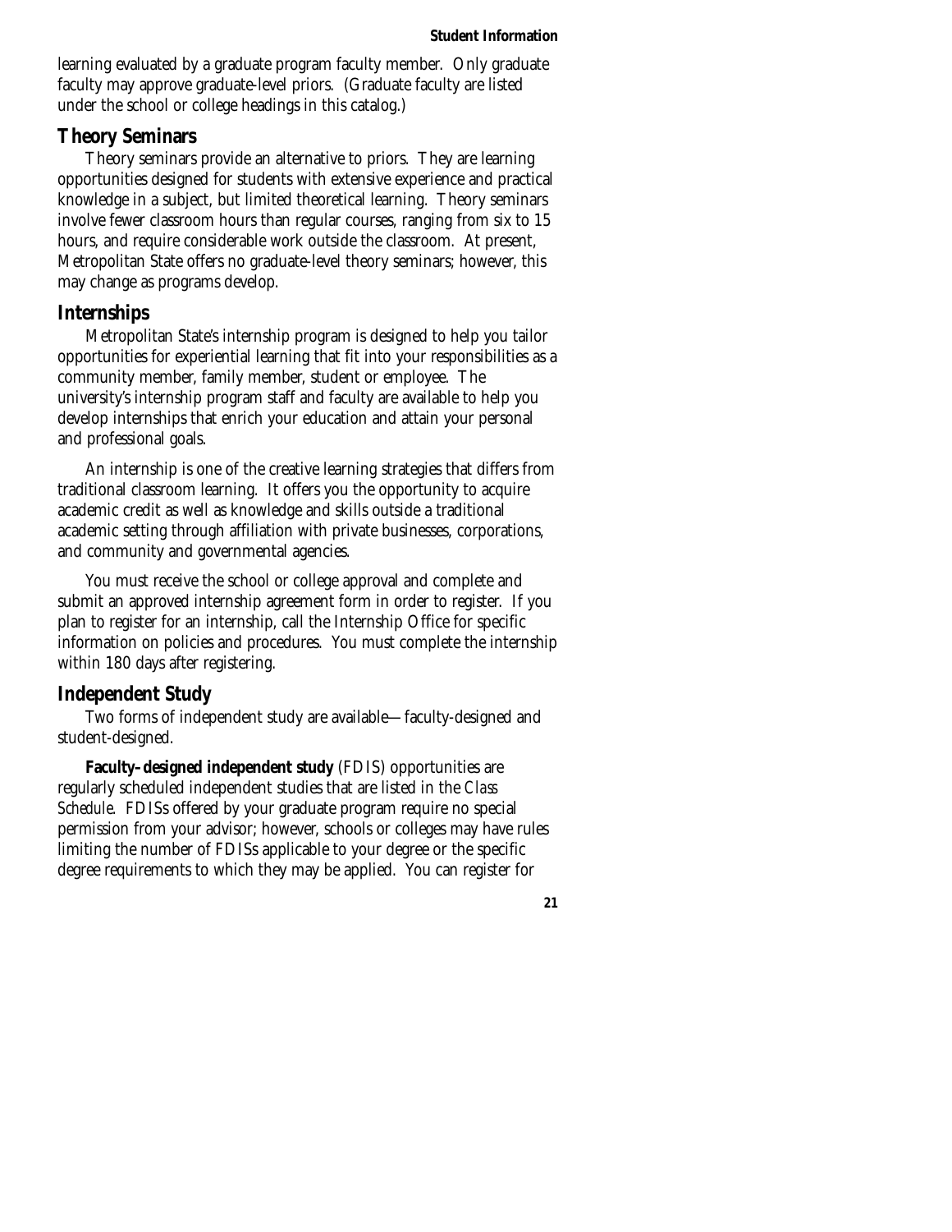learning evaluated by a graduate program faculty member. Only graduate faculty may approve graduate-level priors. (Graduate faculty are listed under the school or college headings in this catalog.)

## Theory Seminars

Theory seminars provide an alternative to priors. They are learning opportunities designed for students with extensive experience and practical knowledge in a subject, but limited theoretical learning. Theory seminars involve fewer classroom hours than regular courses, ranging from six to 15 hours, and require considerable work outside the classroom. At present, Metropolitan State offers no graduate-level theory seminars; however, this may change as programs develop.

## Internships

Metropolitan State's internship program is designed to help you tailor opportunities for experiential learning that fit into your responsibilities as a community member, family member, student or employee. The university's internship program staff and faculty are available to help you develop internships that enrich your education and attain your personal and professional goals.

An internship is one of the creative learning strategies that differs from traditional classroom learning. It offers you the opportunity to acquire academic credit as well as knowledge and skills outside a traditional academic setting through affiliation with private businesses, corporations, and community and governmental agencies.

You must receive the school or college approval and complete and submit an approved internship agreement form in order to register. If you plan to register for an internship, call the Internship Office for specific information on policies and procedures. You must complete the internship within 180 days after registering.

## Independent Study

Two forms of independent study are available—faculty-designed and student-designed.

**Faculty-designed independent study** (FDIS) opportunities are regularly scheduled independent studies that are listed in the *Class Schedule*. FDISs offered by your graduate program require no special permission from your advisor; however, schools or colleges may have rules limiting the number of FDISs applicable to your degree or the specific degree requirements to which they may be applied. You can register for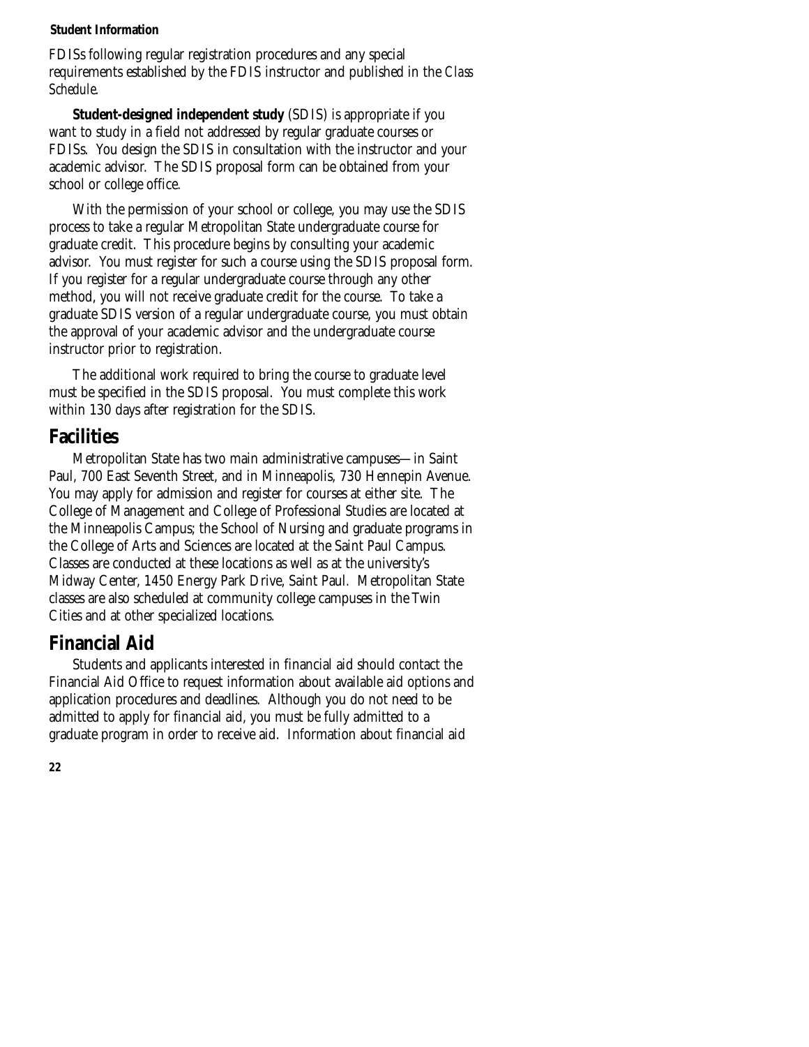FDISs following regular registration procedures and any special requirements established by the FDIS instructor and published in the *Class Schedule*.

**Student-designed independent study** (SDIS) is appropriate if you want to study in a field not addressed by regular graduate courses or FDISs. You design the SDIS in consultation with the instructor and your academic advisor. The SDIS proposal form can be obtained from your school or college office.

With the permission of your school or college, you may use the SDIS process to take a regular Metropolitan State undergraduate course for graduate credit. This procedure begins by consulting your academic advisor. You must register for such a course using the SDIS proposal form. If you register for a regular undergraduate course through any other method, you will not receive graduate credit for the course. To take a graduate SDIS version of a regular undergraduate course, you must obtain the approval of your academic advisor and the undergraduate course instructor prior to registration.

The additional work required to bring the course to graduate level must be specified in the SDIS proposal. You must complete this work within 130 days after registration for the SDIS.

## Facilities

Metropolitan State has two main administrative campuses—in Saint Paul, 700 East Seventh Street, and in Minneapolis, 730 Hennepin Avenue. You may apply for admission and register for courses at either site. The College of Management and College of Professional Studies are located at the Minneapolis Campus; the School of Nursing and graduate programs in the College of Arts and Sciences are located at the Saint Paul Campus. Classes are conducted at these locations as well as at the university's Midway Center, 1450 Energy Park Drive, Saint Paul. Metropolitan State classes are also scheduled at community college campuses in the Twin Cities and at other specialized locations.

## Financial Aid

Students and applicants interested in financial aid should contact the Financial Aid Office to request information about available aid options and application procedures and deadlines. Although you do not need to be admitted to apply for financial aid, you must be fully admitted to a graduate program in order to receive aid. Information about financial aid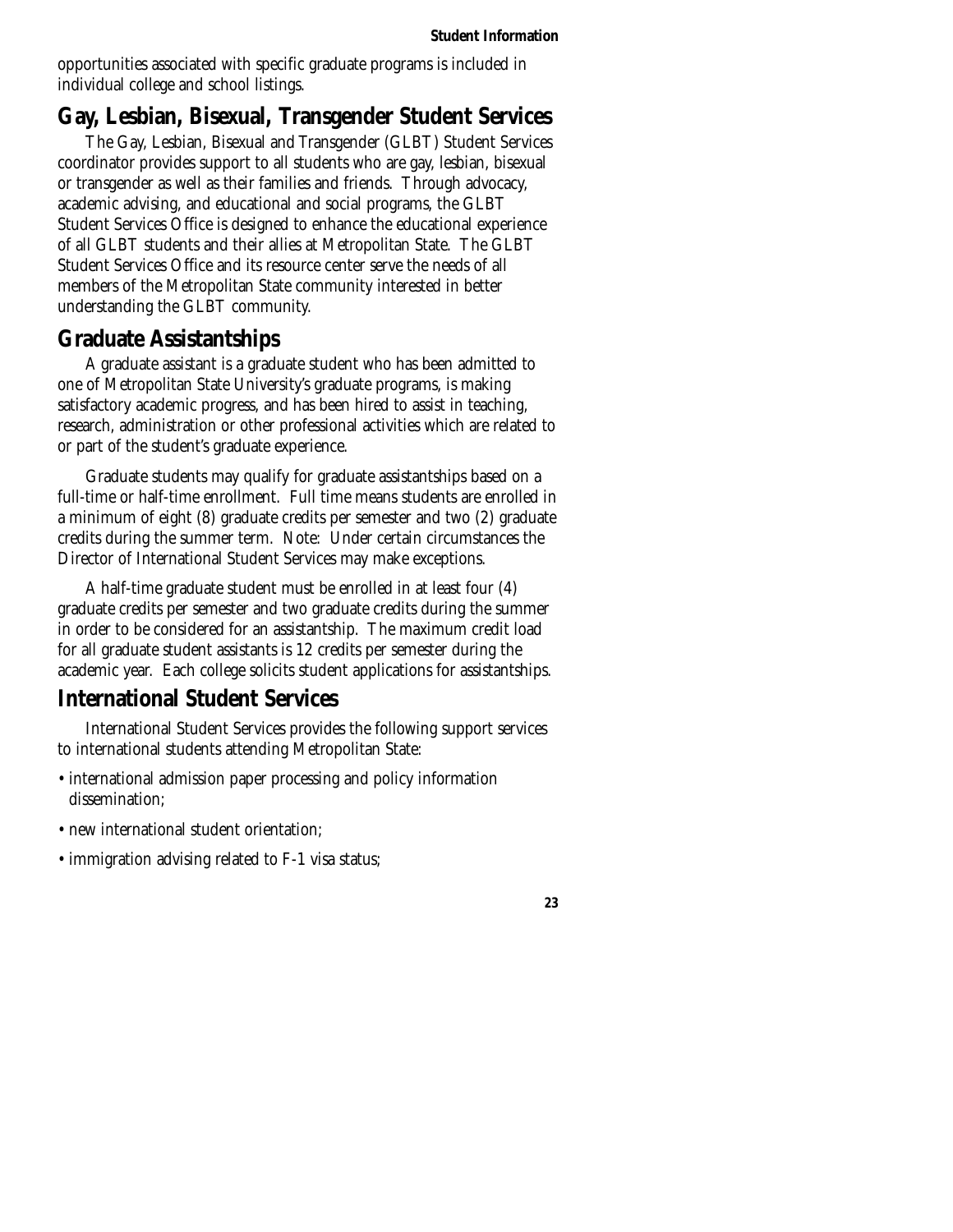opportunities associated with specific graduate programs is included in individual college and school listings.

## Gay, Lesbian, Bisexual, Transgender Student Services

The Gay, Lesbian, Bisexual and Transgender (GLBT) Student Services coordinator provides support to all students who are gay, lesbian, bisexual or transgender as well as their families and friends. Through advocacy, academic advising, and educational and social programs, the GLBT Student Services Office is designed to enhance the educational experience of all GLBT students and their allies at Metropolitan State. The GLBT Student Services Office and its resource center serve the needs of all members of the Metropolitan State community interested in better understanding the GLBT community.

## Graduate Assistantships

A graduate assistant is a graduate student who has been admitted to one of Metropolitan State University's graduate programs, is making satisfactory academic progress, and has been hired to assist in teaching, research, administration or other professional activities which are related to or part of the student's graduate experience.

Graduate students may qualify for graduate assistantships based on a full-time or half-time enrollment. Full time means students are enrolled in a minimum of eight (8) graduate credits per semester and two (2) graduate credits during the summer term. Note: Under certain circumstances the Director of International Student Services may make exceptions.

A half-time graduate student must be enrolled in at least four (4) graduate credits per semester and two graduate credits during the summer in order to be considered for an assistantship. The maximum credit load for all graduate student assistants is 12 credits per semester during the academic year. Each college solicits student applications for assistantships.

## International Student Services

International Student Services provides the following support services to international students attending Metropolitan State:

- international admission paper processing and policy information dissemination;
- new international student orientation;
- immigration advising related to F-1 visa status;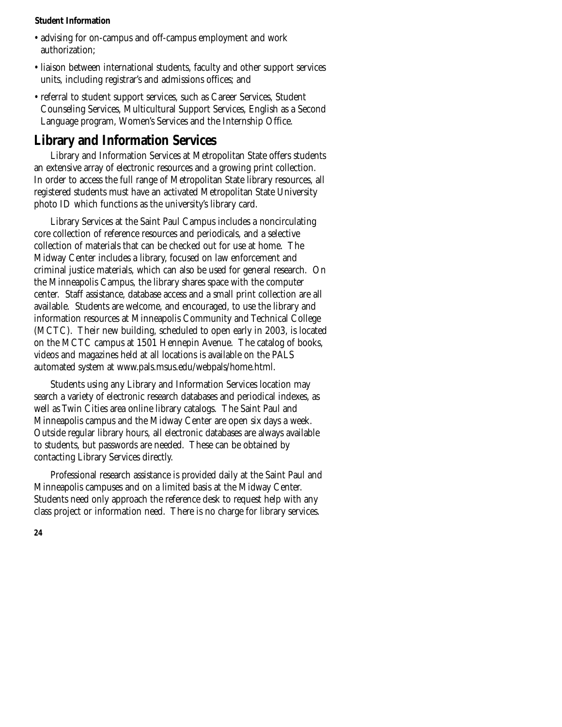- advising for on-campus and off-campus employment and work authorization;
- liaison between international students, faculty and other support services units, including registrar's and admissions offices; and
- referral to student support services, such as Career Services, Student Counseling Services, Multicultural Support Services, English as a Second Language program, Women's Services and the Internship Office.

## Library and Information Services

Library and Information Services at Metropolitan State offers students an extensive array of electronic resources and a growing print collection. In order to access the full range of Metropolitan State library resources, all registered students must have an activated Metropolitan State University photo ID which functions as the university's library card.

Library Services at the Saint Paul Campus includes a noncirculating core collection of reference resources and periodicals, and a selective collection of materials that can be checked out for use at home. The Midway Center includes a library, focused on law enforcement and criminal justice materials, which can also be used for general research. On the Minneapolis Campus, the library shares space with the computer center. Staff assistance, database access and a small print collection are all available. Students are welcome, and encouraged, to use the library and information resources at Minneapolis Community and Technical College (MCTC). Their new building, scheduled to open early in 2003, is located on the MCTC campus at 1501 Hennepin Avenue. The catalog of books, videos and magazines held at all locations is available on the PALS automated system at www.pals.msus.edu/webpals/home.html.

Students using any Library and Information Services location may search a variety of electronic research databases and periodical indexes, as well as Twin Cities area online library catalogs. The Saint Paul and Minneapolis campus and the Midway Center are open six days a week. Outside regular library hours, all electronic databases are always available to students, but passwords are needed. These can be obtained by contacting Library Services directly.

Professional research assistance is provided daily at the Saint Paul and Minneapolis campuses and on a limited basis at the Midway Center. Students need only approach the reference desk to request help with any class project or information need. There is no charge for library services.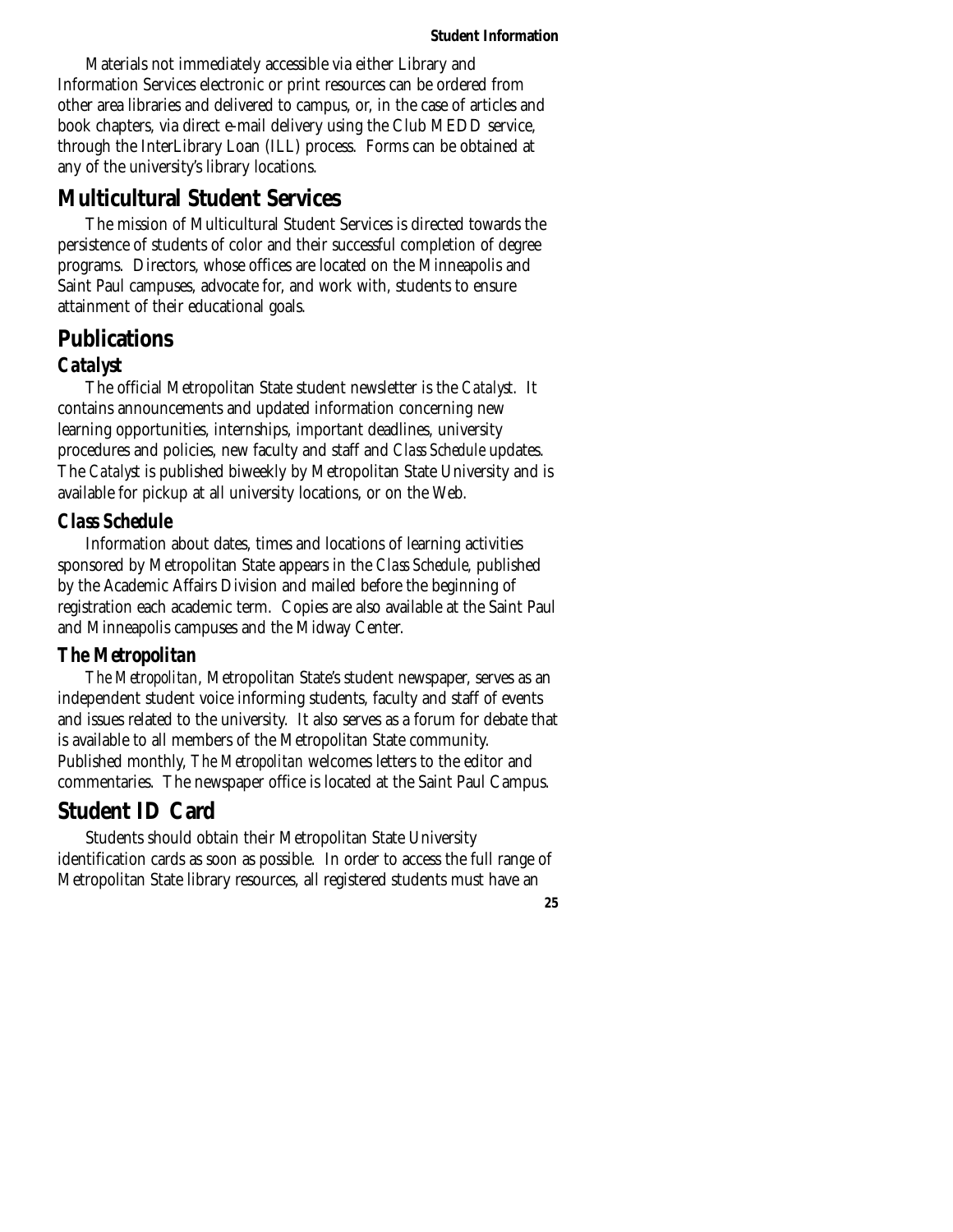Materials not immediately accessible via either Library and Information Services electronic or print resources can be ordered from other area libraries and delivered to campus, or, in the case of articles and book chapters, via direct e-mail delivery using the Club MEDD service, through the InterLibrary Loan (ILL) process. Forms can be obtained at any of the university's library locations.

## Multicultural Student Services

The mission of Multicultural Student Services is directed towards the persistence of students of color and their successful completion of degree programs. Directors, whose offices are located on the Minneapolis and Saint Paul campuses, advocate for, and work with, students to ensure attainment of their educational goals.

## Publications

### *Catalyst*

The official Metropolitan State student newsletter is the *Catalyst*. It contains announcements and updated information concerning new learning opportunities, internships, important deadlines, university procedures and policies, new faculty and staff and *Class Schedule* updates. The *Catalyst* is published biweekly by Metropolitan State University and is available for pickup at all university locations, or on the Web.

### *Class Schedule*

Information about dates, times and locations of learning activities sponsored by Metropolitan State appears in the *Class Schedule*, published by the Academic Affairs Division and mailed before the beginning of registration each academic term. Copies are also available at the Saint Paul and Minneapolis campuses and the Midway Center.

### *The Metropolitan*

*The Metropolitan*, Metropolitan State's student newspaper, serves as an independent student voice informing students, faculty and staff of events and issues related to the university. It also serves as a forum for debate that is available to all members of the Metropolitan State community. Published monthly, *The Metropolitan* welcomes letters to the editor and commentaries. The newspaper office is located at the Saint Paul Campus.

## Student ID Card

Students should obtain their Metropolitan State University identification cards as soon as possible. In order to access the full range of Metropolitan State library resources, all registered students must have an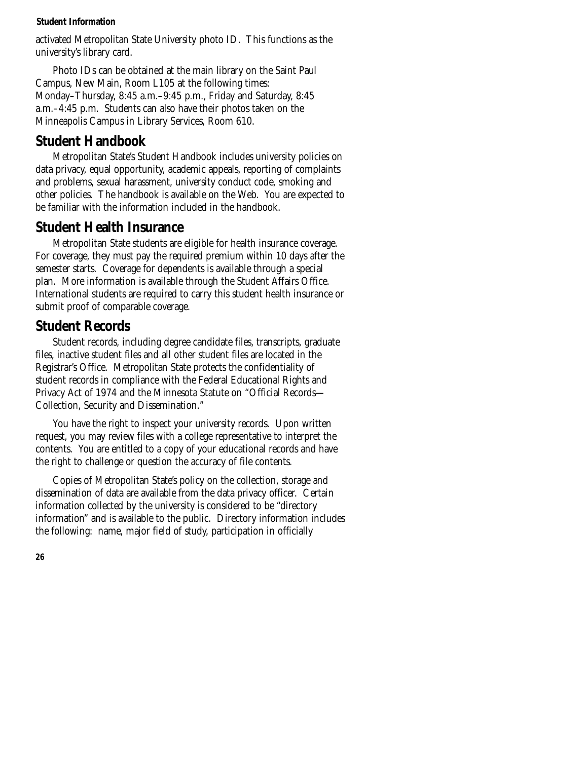activated Metropolitan State University photo ID. This functions as the university's library card.

Photo IDs can be obtained at the main library on the Saint Paul Campus, New Main, Room L105 at the following times: Monday–Thursday, 8:45 a.m.–9:45 p.m., Friday and Saturday, 8:45 a.m.–4:45 p.m. Students can also have their photos taken on the Minneapolis Campus in Library Services, Room 610.

## Student Handbook

Metropolitan State's Student Handbook includes university policies on data privacy, equal opportunity, academic appeals, reporting of complaints and problems, sexual harassment, university conduct code, smoking and other policies. The handbook is available on the Web. You are expected to be familiar with the information included in the handbook.

## Student Health Insurance

Metropolitan State students are eligible for health insurance coverage. For coverage, they must pay the required premium within 10 days after the semester starts. Coverage for dependents is available through a special plan. More information is available through the Student Affairs Office. International students are required to carry this student health insurance or submit proof of comparable coverage.

## Student Records

Student records, including degree candidate files, transcripts, graduate files, inactive student files and all other student files are located in the Registrar's Office. Metropolitan State protects the confidentiality of student records in compliance with the Federal Educational Rights and Privacy Act of 1974 and the Minnesota Statute on "Official Records—Collection, Security and Dissemination."

You have the right to inspect your university records. Upon written request, you may review files with a college representative to interpret the contents. You are entitled to a copy of your educational records and have the right to challenge or question the accuracy of file contents.

Copies of Metropolitan State's policy on the collection, storage and dissemination of data are available from the data privacy officer. Certain information collected by the university is considered to be "directory information" and is available to the public. Directory information includes the following: name, major field of study, participation in officially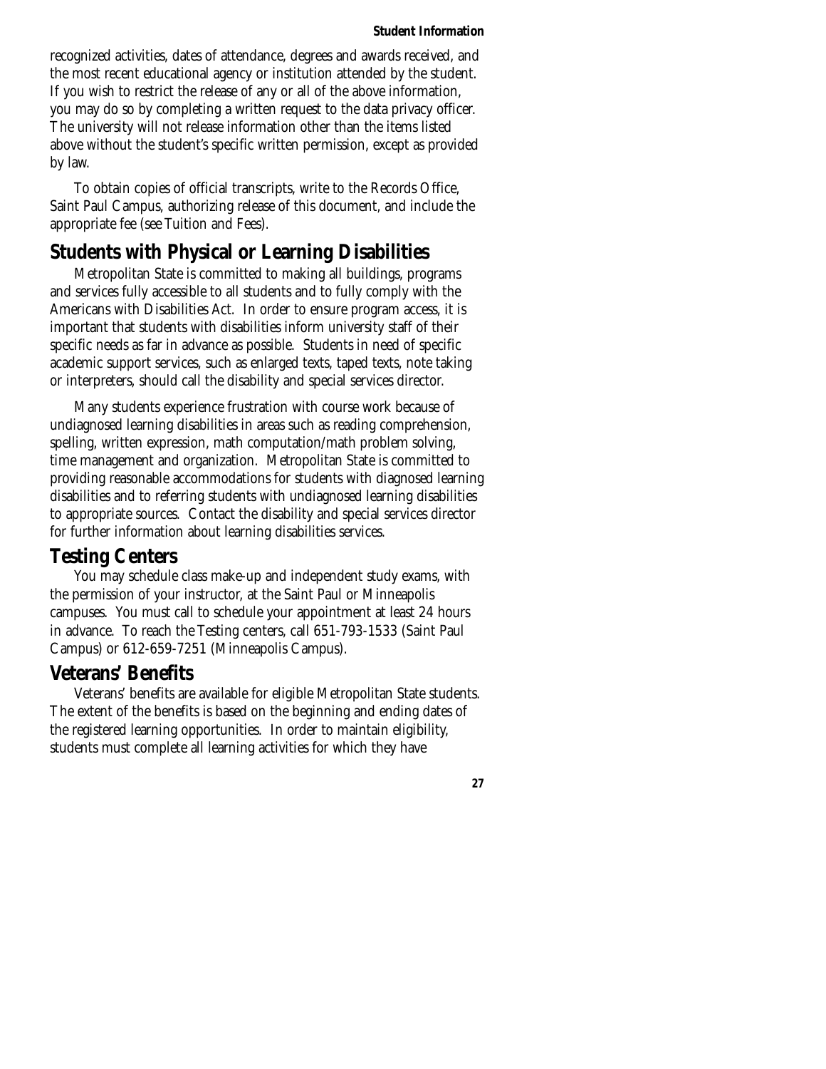recognized activities, dates of attendance, degrees and awards received, and the most recent educational agency or institution attended by the student. If you wish to restrict the release of any or all of the above information, you may do so by completing a written request to the data privacy officer. The university will not release information other than the items listed above without the student's specific written permission, except as provided by law.

To obtain copies of official transcripts, write to the Records Office, Saint Paul Campus, authorizing release of this document, and include the appropriate fee (see Tuition and Fees).

## Students with Physical or Learning Disabilities

Metropolitan State is committed to making all buildings, programs and services fully accessible to all students and to fully comply with the Americans with Disabilities Act. In order to ensure program access, it is important that students with disabilities inform university staff of their specific needs as far in advance as possible. Students in need of specific academic support services, such as enlarged texts, taped texts, note taking or interpreters, should call the disability and special services director.

Many students experience frustration with course work because of undiagnosed learning disabilities in areas such as reading comprehension, spelling, written expression, math computation/math problem solving, time management and organization. Metropolitan State is committed to providing reasonable accommodations for students with diagnosed learning disabilities and to referring students with undiagnosed learning disabilities to appropriate sources. Contact the disability and special services director for further information about learning disabilities services.

## Testing Centers

You may schedule class make-up and independent study exams, with the permission of your instructor, at the Saint Paul or Minneapolis campuses. You must call to schedule your appointment at least 24 hours in advance. To reach the Testing centers, call 651-793-1533 (Saint Paul Campus) or 612-659-7251 (Minneapolis Campus).

## Veterans' Benefits

Veterans' benefits are available for eligible Metropolitan State students. The extent of the benefits is based on the beginning and ending dates of the registered learning opportunities. In order to maintain eligibility, students must complete all learning activities for which they have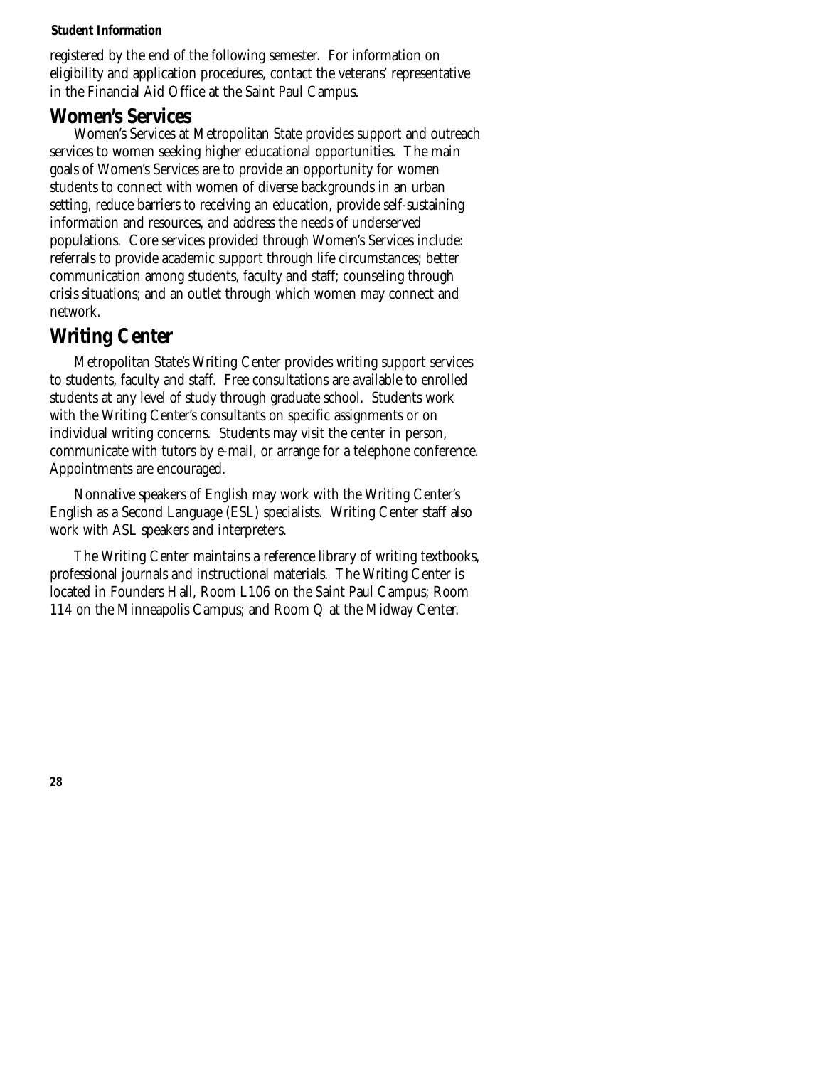registered by the end of the following semester. For information on eligibility and application procedures, contact the veterans' representative in the Financial Aid Office at the Saint Paul Campus.

## Women's Services

Women's Services at Metropolitan State provides support and outreach services to women seeking higher educational opportunities. The main goals of Women's Services are to provide an opportunity for women students to connect with women of diverse backgrounds in an urban setting, reduce barriers to receiving an education, provide self-sustaining information and resources, and address the needs of underserved populations. Core services provided through Women's Services include: referrals to provide academic support through life circumstances; better communication among students, faculty and staff; counseling through crisis situations; and an outlet through which women may connect and network.

## Writing Center

Metropolitan State's Writing Center provides writing support services to students, faculty and staff. Free consultations are available to enrolled students at any level of study through graduate school. Students work with the Writing Center's consultants on specific assignments or on individual writing concerns. Students may visit the center in person, communicate with tutors by e-mail, or arrange for a telephone conference. Appointments are encouraged.

Nonnative speakers of English may work with the Writing Center's English as a Second Language (ESL) specialists. Writing Center staff also work with ASL speakers and interpreters.

The Writing Center maintains a reference library of writing textbooks, professional journals and instructional materials. The Writing Center is located in Founders Hall, Room L106 on the Saint Paul Campus; Room 114 on the Minneapolis Campus; and Room Q at the Midway Center.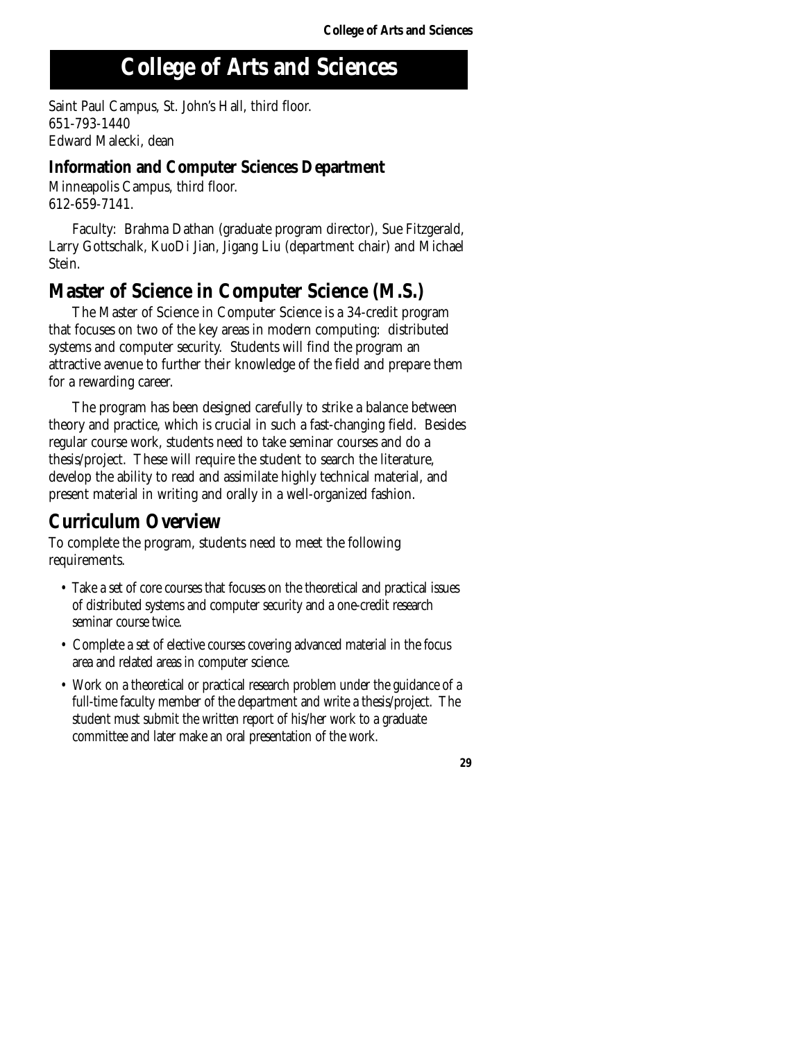# College of Arts and Sciences

Saint Paul Campus, St. John's Hall, third floor.
651-793-1440
Edward Malecki, dean

### Information and Computer Sciences Department

Minneapolis Campus, third floor.
612-659-7141.

Faculty: Brahma Dathan (graduate program director), Sue Fitzgerald, Larry Gottschalk, KuoDi Jian, Jigang Liu (department chair) and Michael Stein.

## Master of Science in Computer Science (M.S.)

The Master of Science in Computer Science is a 34-credit program that focuses on two of the key areas in modern computing: distributed systems and computer security. Students will find the program an attractive avenue to further their knowledge of the field and prepare them for a rewarding career.

The program has been designed carefully to strike a balance between theory and practice, which is crucial in such a fast-changing field. Besides regular course work, students need to take seminar courses and do a thesis/project. These will require the student to search the literature, develop the ability to read and assimilate highly technical material, and present material in writing and orally in a well-organized fashion.

## Curriculum Overview

To complete the program, students need to meet the following requirements.

- Take a set of core courses that focuses on the theoretical and practical issues of distributed systems and computer security and a one-credit research seminar course twice.
- Complete a set of elective courses covering advanced material in the focus area and related areas in computer science.
- Work on a theoretical or practical research problem under the guidance of a full-time faculty member of the department and write a thesis/project. The student must submit the written report of his/her work to a graduate committee and later make an oral presentation of the work.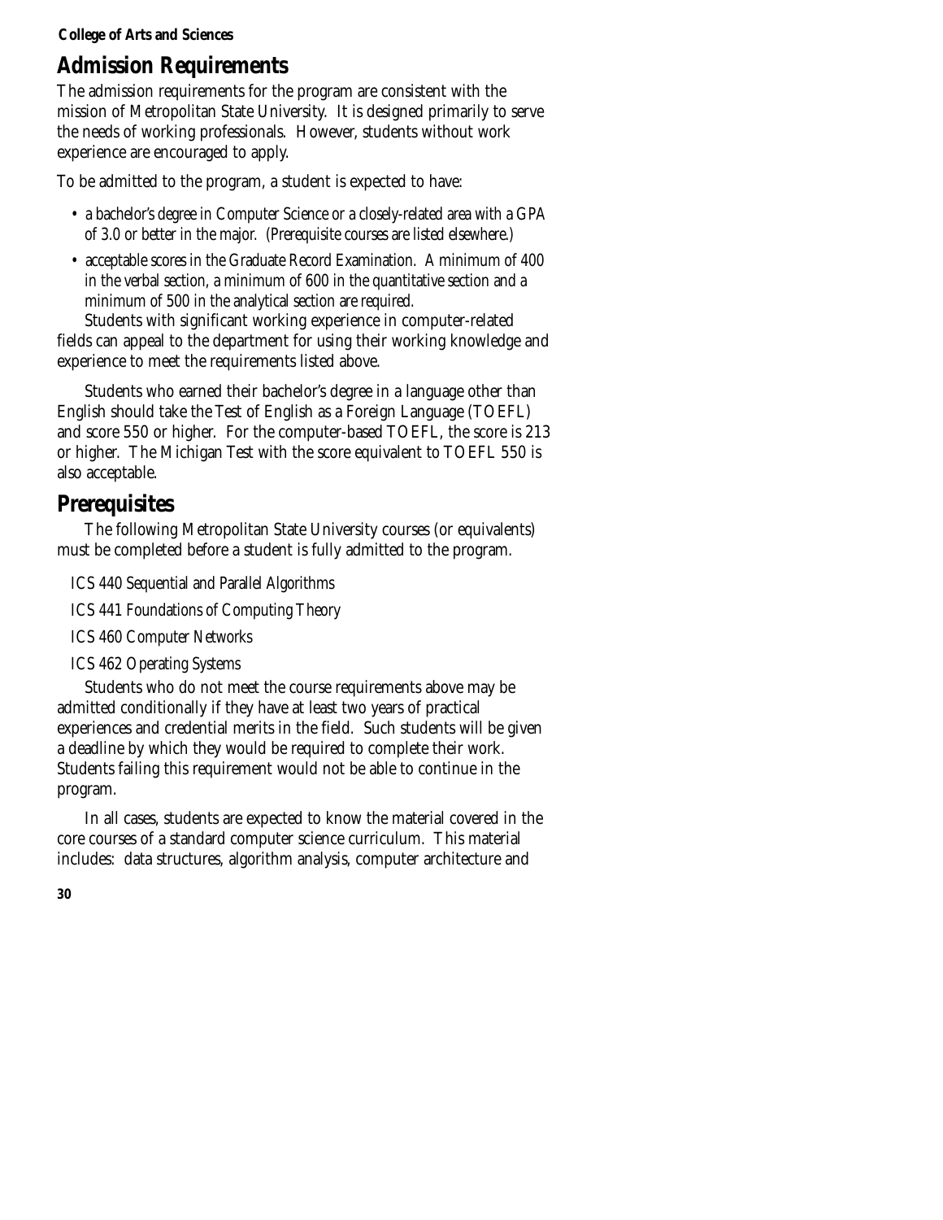## Admission Requirements

The admission requirements for the program are consistent with the mission of Metropolitan State University. It is designed primarily to serve the needs of working professionals. However, students without work experience are encouraged to apply.

To be admitted to the program, a student is expected to have:

- a bachelor's degree in Computer Science or a closely-related area with a GPA of 3.0 or better in the major. (Prerequisite courses are listed elsewhere.)
- acceptable scores in the Graduate Record Examination. A minimum of 400 in the verbal section, a minimum of 600 in the quantitative section and a minimum of 500 in the analytical section are required.

Students with significant working experience in computer-related fields can appeal to the department for using their working knowledge and experience to meet the requirements listed above.

Students who earned their bachelor's degree in a language other than English should take the Test of English as a Foreign Language (TOEFL) and score 550 or higher. For the computer-based TOEFL, the score is 213 or higher. The Michigan Test with the score equivalent to TOEFL 550 is also acceptable.

## Prerequisites

The following Metropolitan State University courses (or equivalents) must be completed before a student is fully admitted to the program.

ICS 440 Sequential and Parallel Algorithms

ICS 441 Foundations of Computing Theory

ICS 460 Computer Networks

ICS 462 Operating Systems

Students who do not meet the course requirements above may be admitted conditionally if they have at least two years of practical experiences and credential merits in the field. Such students will be given a deadline by which they would be required to complete their work. Students failing this requirement would not be able to continue in the program.

In all cases, students are expected to know the material covered in the core courses of a standard computer science curriculum. This material includes: data structures, algorithm analysis, computer architecture and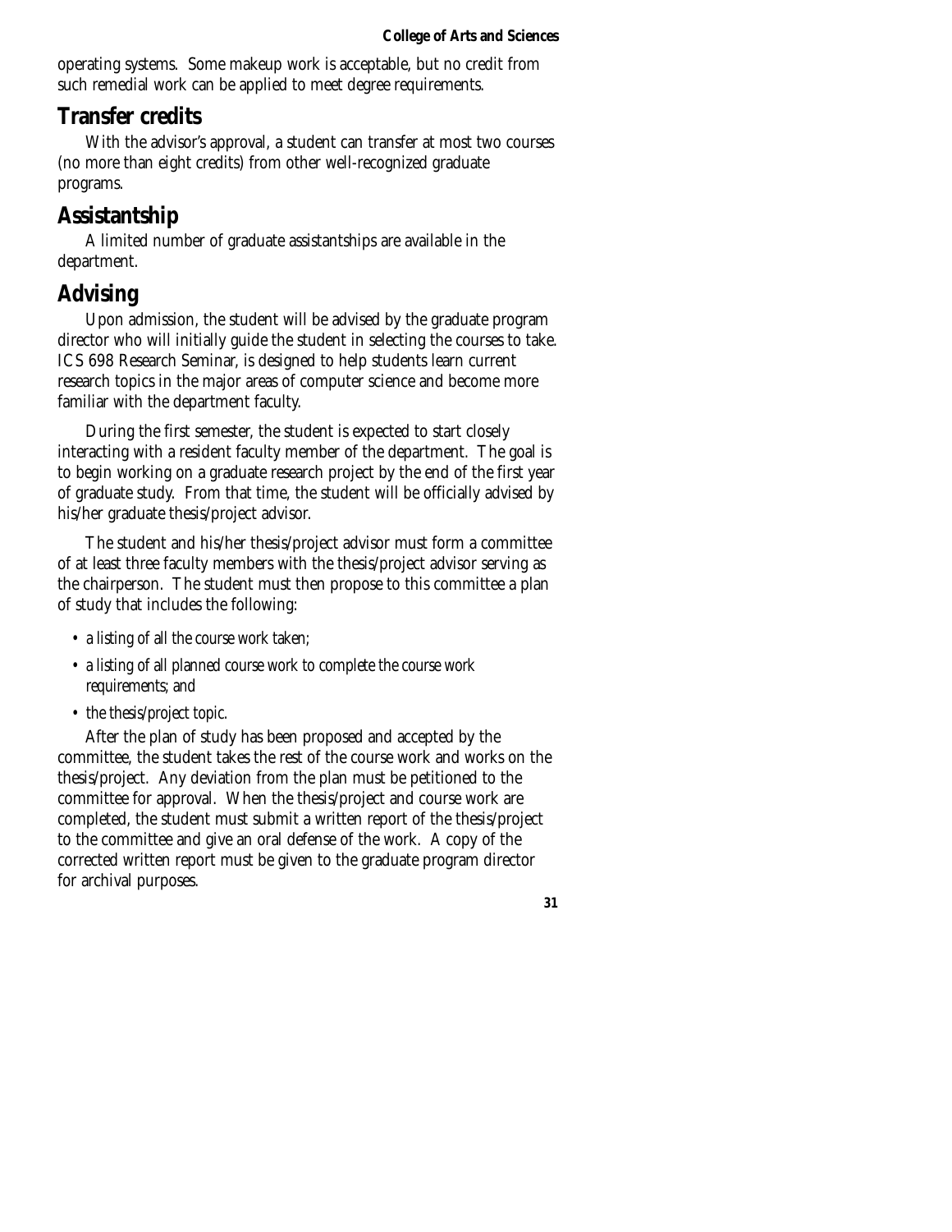operating systems. Some makeup work is acceptable, but no credit from such remedial work can be applied to meet degree requirements.

## Transfer credits

With the advisor's approval, a student can transfer at most two courses (no more than eight credits) from other well-recognized graduate programs.

## Assistantship

A limited number of graduate assistantships are available in the department.

## Advising

Upon admission, the student will be advised by the graduate program director who will initially guide the student in selecting the courses to take. ICS 698 Research Seminar, is designed to help students learn current research topics in the major areas of computer science and become more familiar with the department faculty.

During the first semester, the student is expected to start closely interacting with a resident faculty member of the department. The goal is to begin working on a graduate research project by the end of the first year of graduate study. From that time, the student will be officially advised by his/her graduate thesis/project advisor.

The student and his/her thesis/project advisor must form a committee of at least three faculty members with the thesis/project advisor serving as the chairperson. The student must then propose to this committee a plan of study that includes the following:

- a listing of all the course work taken;
- a listing of all planned course work to complete the course work requirements; and
- the thesis/project topic.

After the plan of study has been proposed and accepted by the committee, the student takes the rest of the course work and works on the thesis/project. Any deviation from the plan must be petitioned to the committee for approval. When the thesis/project and course work are completed, the student must submit a written report of the thesis/project to the committee and give an oral defense of the work. A copy of the corrected written report must be given to the graduate program director for archival purposes.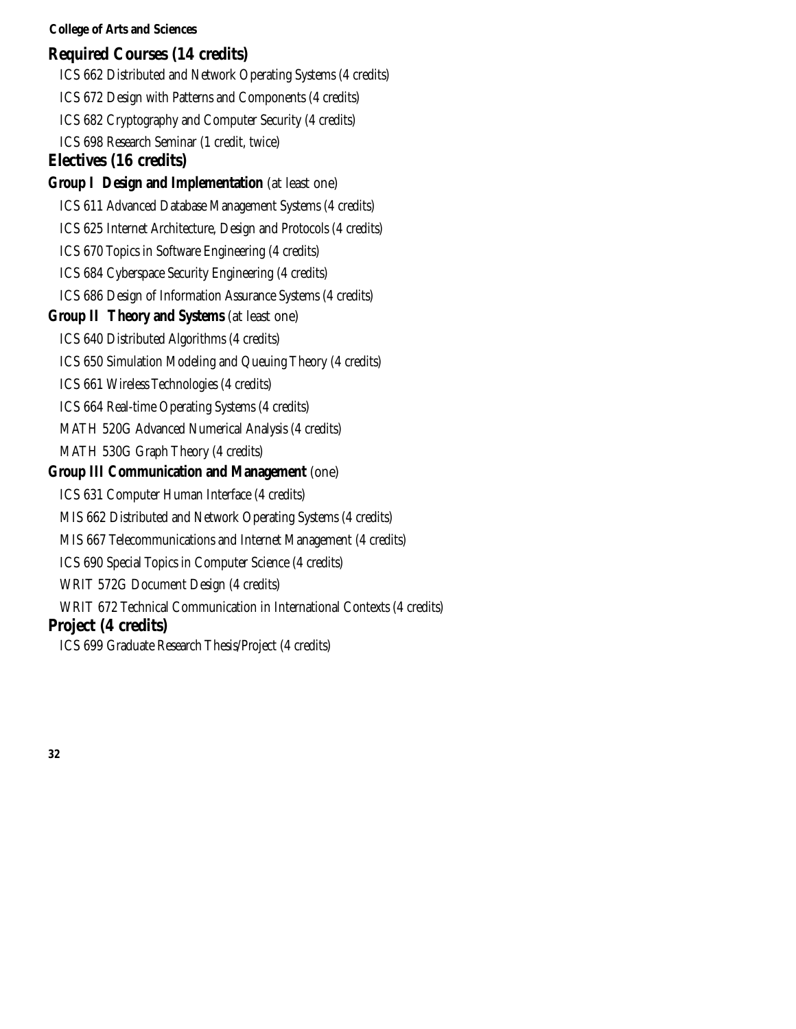## Required Courses (14 credits)

ICS 662 Distributed and Network Operating Systems (4 credits)

ICS 672 Design with Patterns and Components (4 credits)

ICS 682 Cryptography and Computer Security (4 credits)

ICS 698 Research Seminar (1 credit, twice)

## Electives (16 credits)

### Group I Design and Implementation (at least one)

ICS 611 Advanced Database Management Systems (4 credits)

ICS 625 Internet Architecture, Design and Protocols (4 credits)

ICS 670 Topics in Software Engineering (4 credits)

ICS 684 Cyberspace Security Engineering (4 credits)

ICS 686 Design of Information Assurance Systems (4 credits)

### Group II Theory and Systems (at least one)

ICS 640 Distributed Algorithms (4 credits)

ICS 650 Simulation Modeling and Queuing Theory (4 credits)

ICS 661 Wireless Technologies (4 credits)

ICS 664 Real-time Operating Systems (4 credits)

MATH 520G Advanced Numerical Analysis (4 credits)

MATH 530G Graph Theory (4 credits)

### Group III Communication and Management (one)

ICS 631 Computer Human Interface (4 credits)

MIS 662 Distributed and Network Operating Systems (4 credits)

MIS 667 Telecommunications and Internet Management (4 credits)

ICS 690 Special Topics in Computer Science (4 credits)

WRIT 572G Document Design (4 credits)

WRIT 672 Technical Communication in International Contexts (4 credits)

## Project (4 credits)

ICS 699 Graduate Research Thesis/Project (4 credits)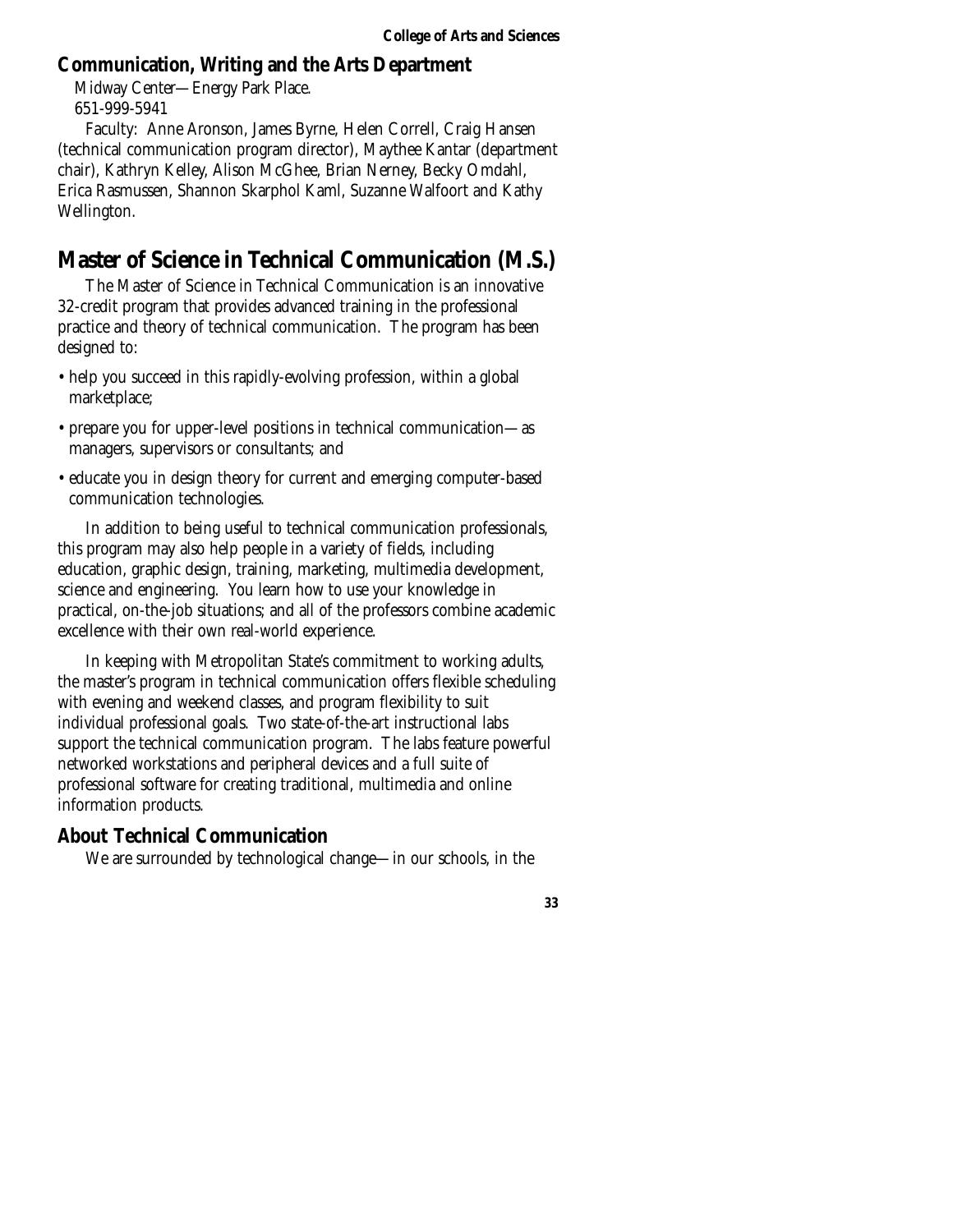## Communication, Writing and the Arts Department

Midway Center—Energy Park Place.
651-999-5941

Faculty: Anne Aronson, James Byrne, Helen Correll, Craig Hansen (technical communication program director), Maythee Kantar (department chair), Kathryn Kelley, Alison McGhee, Brian Nerney, Becky Omdahl, Erica Rasmussen, Shannon Skarphol Kaml, Suzanne Walfoort and Kathy Wellington.

# Master of Science in Technical Communication (M.S.)

The Master of Science in Technical Communication is an innovative 32-credit program that provides advanced training in the professional practice and theory of technical communication. The program has been designed to:

- help you succeed in this rapidly-evolving profession, within a global marketplace;
- prepare you for upper-level positions in technical communication—as managers, supervisors or consultants; and
- educate you in design theory for current and emerging computer-based communication technologies.

In addition to being useful to technical communication professionals, this program may also help people in a variety of fields, including education, graphic design, training, marketing, multimedia development, science and engineering. You learn how to use your knowledge in practical, on-the-job situations; and all of the professors combine academic excellence with their own real-world experience.

In keeping with Metropolitan State's commitment to working adults, the master's program in technical communication offers flexible scheduling with evening and weekend classes, and program flexibility to suit individual professional goals. Two state-of-the-art instructional labs support the technical communication program. The labs feature powerful networked workstations and peripheral devices and a full suite of professional software for creating traditional, multimedia and online information products.

## About Technical Communication

We are surrounded by technological change—in our schools, in the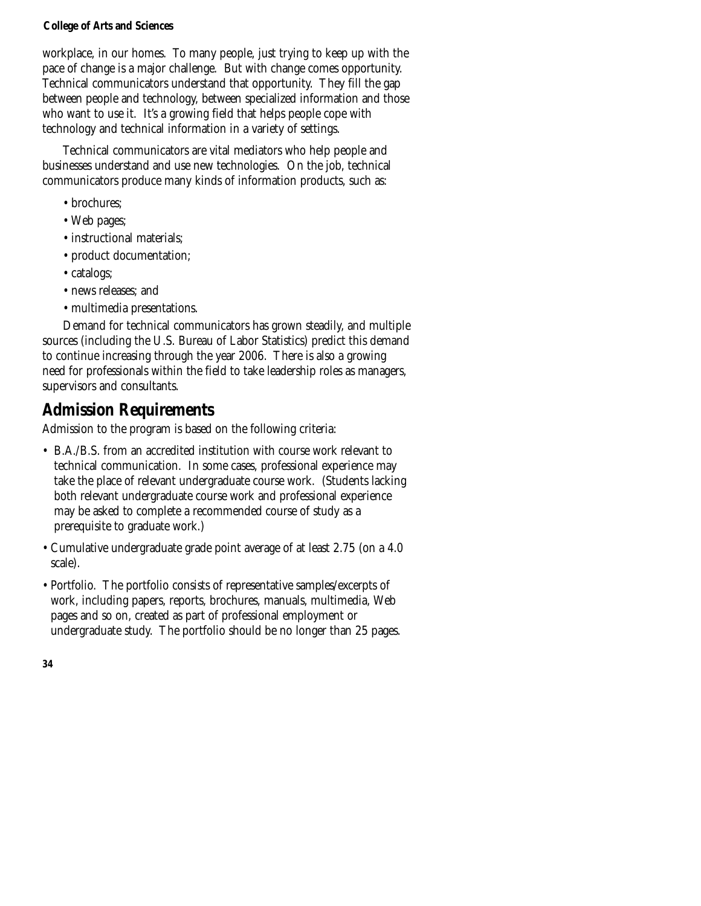workplace, in our homes. To many people, just trying to keep up with the pace of change is a major challenge. But with change comes opportunity. Technical communicators understand that opportunity. They fill the gap between people and technology, between specialized information and those who want to use it. It's a growing field that helps people cope with technology and technical information in a variety of settings.

Technical communicators are vital mediators who help people and businesses understand and use new technologies. On the job, technical communicators produce many kinds of information products, such as:

- brochures;
- Web pages;
- instructional materials;
- product documentation;
- catalogs;
- news releases; and
- multimedia presentations.

Demand for technical communicators has grown steadily, and multiple sources (including the U.S. Bureau of Labor Statistics) predict this demand to continue increasing through the year 2006. There is also a growing need for professionals within the field to take leadership roles as managers, supervisors and consultants.

## Admission Requirements

Admission to the program is based on the following criteria:

- B.A./B.S. from an accredited institution with course work relevant to technical communication. In some cases, professional experience may take the place of relevant undergraduate course work. (Students lacking both relevant undergraduate course work and professional experience may be asked to complete a recommended course of study as a prerequisite to graduate work.)
- Cumulative undergraduate grade point average of at least 2.75 (on a 4.0 scale).
- Portfolio. The portfolio consists of representative samples/excerpts of work, including papers, reports, brochures, manuals, multimedia, Web pages and so on, created as part of professional employment or undergraduate study. The portfolio should be no longer than 25 pages.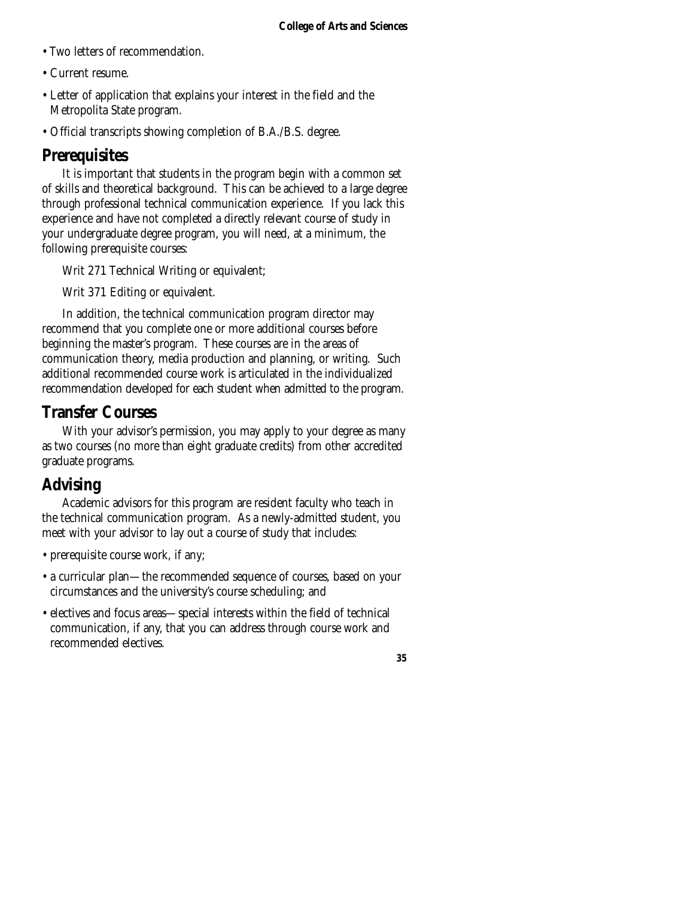- Two letters of recommendation.
- Current resume.
- Letter of application that explains your interest in the field and the Metropolita State program.
- Official transcripts showing completion of B.A./B.S. degree.

## Prerequisites

It is important that students in the program begin with a common set of skills and theoretical background. This can be achieved to a large degree through professional technical communication experience. If you lack this experience and have not completed a directly relevant course of study in your undergraduate degree program, you will need, at a minimum, the following prerequisite courses:

Writ 271 Technical Writing or equivalent;

Writ 371 Editing or equivalent.

In addition, the technical communication program director may recommend that you complete one or more additional courses before beginning the master's program. These courses are in the areas of communication theory, media production and planning, or writing. Such additional recommended course work is articulated in the individualized recommendation developed for each student when admitted to the program.

## Transfer Courses

With your advisor's permission, you may apply to your degree as many as two courses (no more than eight graduate credits) from other accredited graduate programs.

## Advising

Academic advisors for this program are resident faculty who teach in the technical communication program. As a newly-admitted student, you meet with your advisor to lay out a course of study that includes:

- prerequisite course work, if any;
- a curricular plan—the recommended sequence of courses, based on your circumstances and the university's course scheduling; and
- electives and focus areas—special interests within the field of technical communication, if any, that you can address through course work and recommended electives.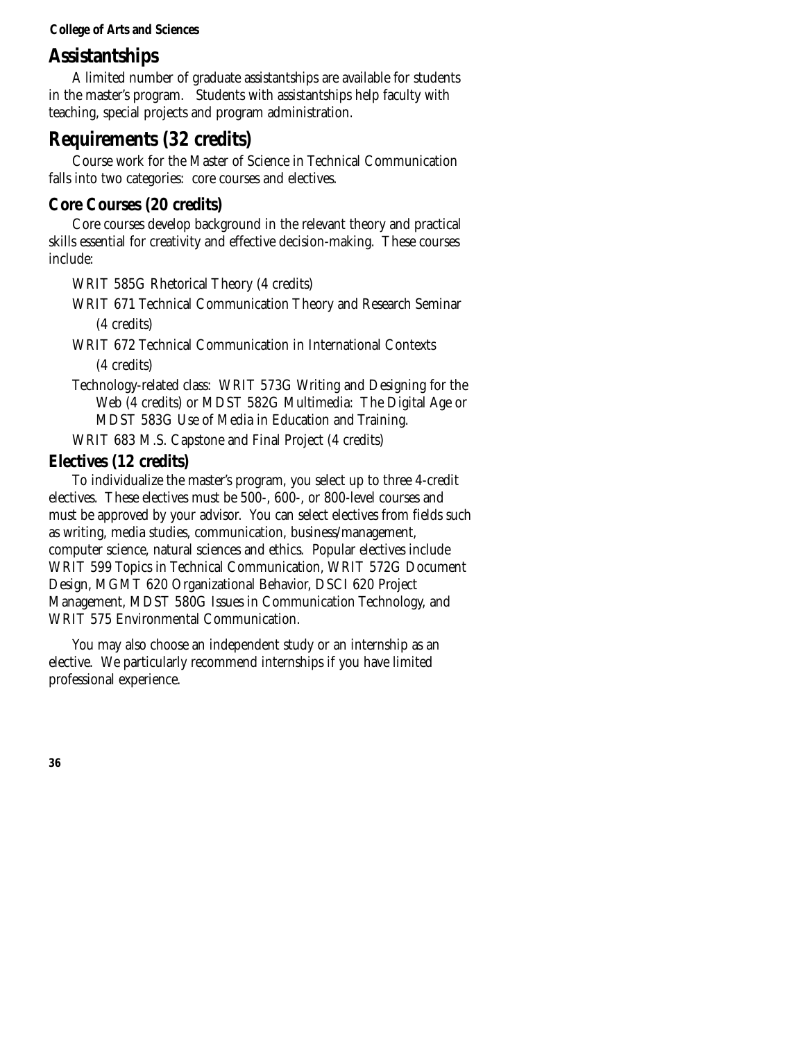## Assistantships

A limited number of graduate assistantships are available for students in the master's program. Students with assistantships help faculty with teaching, special projects and program administration.

## Requirements (32 credits)

Course work for the Master of Science in Technical Communication falls into two categories: core courses and electives.

### Core Courses (20 credits)

Core courses develop background in the relevant theory and practical skills essential for creativity and effective decision-making. These courses include:

- WRIT 585G Rhetorical Theory (4 credits)
- WRIT 671 Technical Communication Theory and Research Seminar (4 credits)
- WRIT 672 Technical Communication in International Contexts (4 credits)
- Technology-related class: WRIT 573G Writing and Designing for the Web (4 credits) or MDST 582G Multimedia: The Digital Age or MDST 583G Use of Media in Education and Training.
- WRIT 683 M.S. Capstone and Final Project (4 credits)

### Electives (12 credits)

To individualize the master's program, you select up to three 4-credit electives. These electives must be 500-, 600-, or 800-level courses and must be approved by your advisor. You can select electives from fields such as writing, media studies, communication, business/management, computer science, natural sciences and ethics. Popular electives include WRIT 599 Topics in Technical Communication, WRIT 572G Document Design, MGMT 620 Organizational Behavior, DSCI 620 Project Management, MDST 580G Issues in Communication Technology, and WRIT 575 Environmental Communication.

You may also choose an independent study or an internship as an elective. We particularly recommend internships if you have limited professional experience.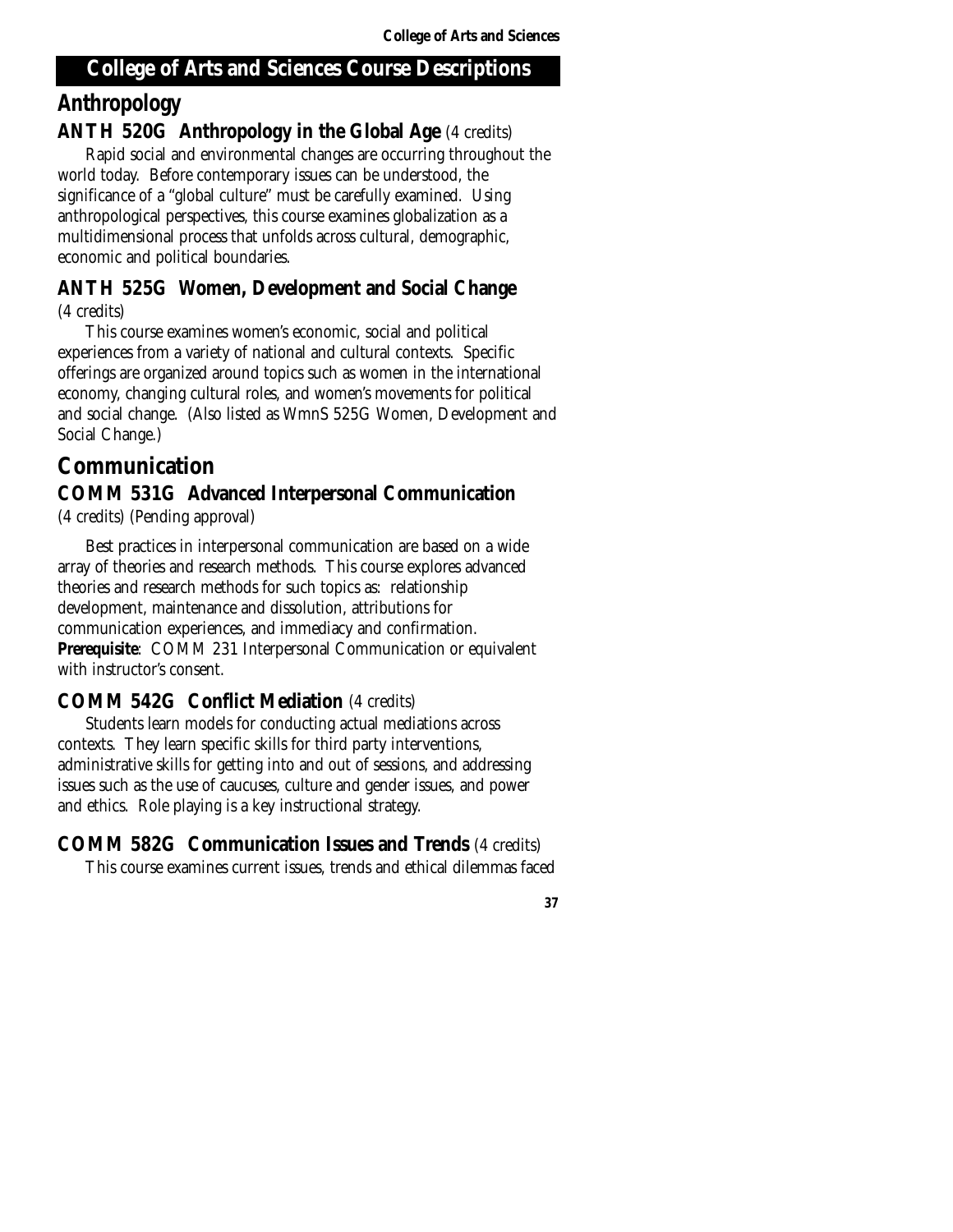# College of Arts and Sciences Course Descriptions

## Anthropology

### ANTH 520G Anthropology in the Global Age (4 credits)

Rapid social and environmental changes are occurring throughout the world today. Before contemporary issues can be understood, the significance of a "global culture" must be carefully examined. Using anthropological perspectives, this course examines globalization as a multidimensional process that unfolds across cultural, demographic, economic and political boundaries.

### ANTH 525G Women, Development and Social Change (4 credits)

This course examines women's economic, social and political experiences from a variety of national and cultural contexts. Specific offerings are organized around topics such as women in the international economy, changing cultural roles, and women's movements for political and social change. (Also listed as WmnS 525G Women, Development and Social Change.)

## Communication

### COMM 531G Advanced Interpersonal Communication (4 credits) (Pending approval)

Best practices in interpersonal communication are based on a wide array of theories and research methods. This course explores advanced theories and research methods for such topics as: relationship development, maintenance and dissolution, attributions for communication experiences, and immediacy and confirmation. **Prerequisite**: COMM 231 Interpersonal Communication or equivalent with instructor's consent.

### COMM 542G Conflict Mediation (4 credits)

Students learn models for conducting actual mediations across contexts. They learn specific skills for third party interventions, administrative skills for getting into and out of sessions, and addressing issues such as the use of caucuses, culture and gender issues, and power and ethics. Role playing is a key instructional strategy.

### COMM 582G Communication Issues and Trends (4 credits)

This course examines current issues, trends and ethical dilemmas faced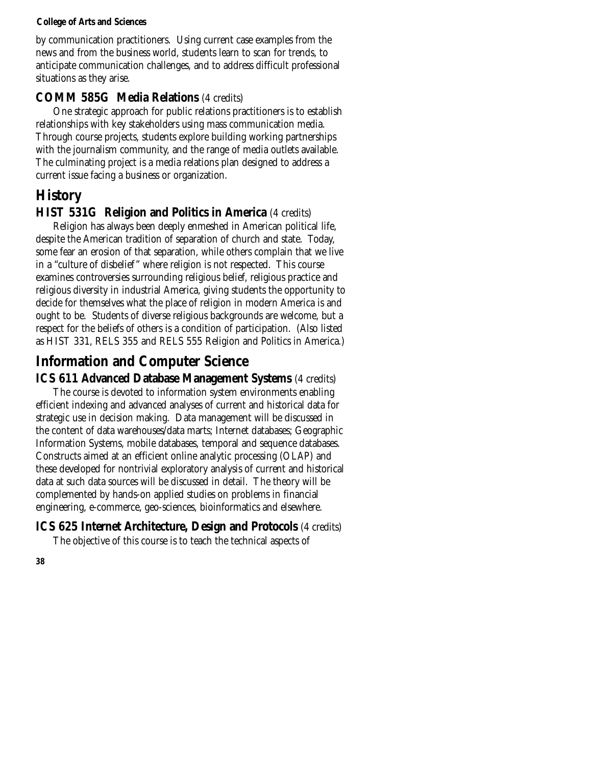by communication practitioners. Using current case examples from the news and from the business world, students learn to scan for trends, to anticipate communication challenges, and to address difficult professional situations as they arise.

### COMM 585G Media Relations (4 credits)

One strategic approach for public relations practitioners is to establish relationships with key stakeholders using mass communication media. Through course projects, students explore building working partnerships with the journalism community, and the range of media outlets available. The culminating project is a media relations plan designed to address a current issue facing a business or organization.

## History

### HIST 531G Religion and Politics in America (4 credits)

Religion has always been deeply enmeshed in American political life, despite the American tradition of separation of church and state. Today, some fear an erosion of that separation, while others complain that we live in a "culture of disbelief" where religion is not respected. This course examines controversies surrounding religious belief, religious practice and religious diversity in industrial America, giving students the opportunity to decide for themselves what the place of religion in modern America is and ought to be. Students of diverse religious backgrounds are welcome, but a respect for the beliefs of others is a condition of participation. (Also listed as HIST 331, RELS 355 and RELS 555 Religion and Politics in America.)

## Information and Computer Science

### ICS 611 Advanced Database Management Systems (4 credits)

The course is devoted to information system environments enabling efficient indexing and advanced analyses of current and historical data for strategic use in decision making. Data management will be discussed in the content of data warehouses/data marts; Internet databases; Geographic Information Systems, mobile databases, temporal and sequence databases. Constructs aimed at an efficient online analytic processing (OLAP) and these developed for nontrivial exploratory analysis of current and historical data at such data sources will be discussed in detail. The theory will be complemented by hands-on applied studies on problems in financial engineering, e-commerce, geo-sciences, bioinformatics and elsewhere.

### ICS 625 Internet Architecture, Design and Protocols (4 credits)

The objective of this course is to teach the technical aspects of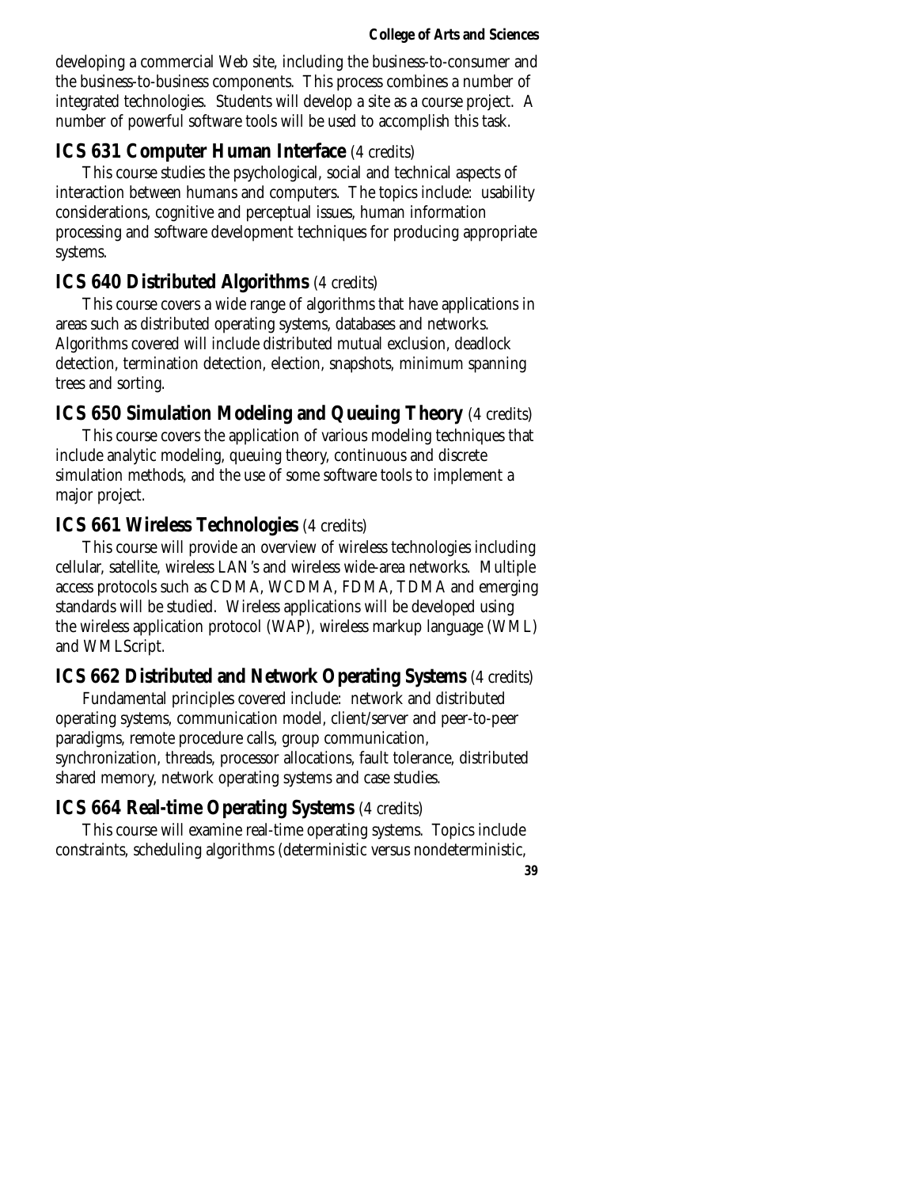developing a commercial Web site, including the business-to-consumer and the business-to-business components. This process combines a number of integrated technologies. Students will develop a site as a course project. A number of powerful software tools will be used to accomplish this task.

### ICS 631 Computer Human Interface (4 credits)

This course studies the psychological, social and technical aspects of interaction between humans and computers. The topics include: usability considerations, cognitive and perceptual issues, human information processing and software development techniques for producing appropriate systems.

### ICS 640 Distributed Algorithms (4 credits)

This course covers a wide range of algorithms that have applications in areas such as distributed operating systems, databases and networks. Algorithms covered will include distributed mutual exclusion, deadlock detection, termination detection, election, snapshots, minimum spanning trees and sorting.

### ICS 650 Simulation Modeling and Queuing Theory (4 credits)

This course covers the application of various modeling techniques that include analytic modeling, queuing theory, continuous and discrete simulation methods, and the use of some software tools to implement a major project.

### ICS 661 Wireless Technologies (4 credits)

This course will provide an overview of wireless technologies including cellular, satellite, wireless LAN's and wireless wide-area networks. Multiple access protocols such as CDMA, WCDMA, FDMA, TDMA and emerging standards will be studied. Wireless applications will be developed using the wireless application protocol (WAP), wireless markup language (WML) and WMLScript.

### ICS 662 Distributed and Network Operating Systems (4 credits)

Fundamental principles covered include: network and distributed operating systems, communication model, client/server and peer-to-peer paradigms, remote procedure calls, group communication, synchronization, threads, processor allocations, fault tolerance, distributed shared memory, network operating systems and case studies.

### ICS 664 Real-time Operating Systems (4 credits)

This course will examine real-time operating systems. Topics include constraints, scheduling algorithms (deterministic versus nondeterministic,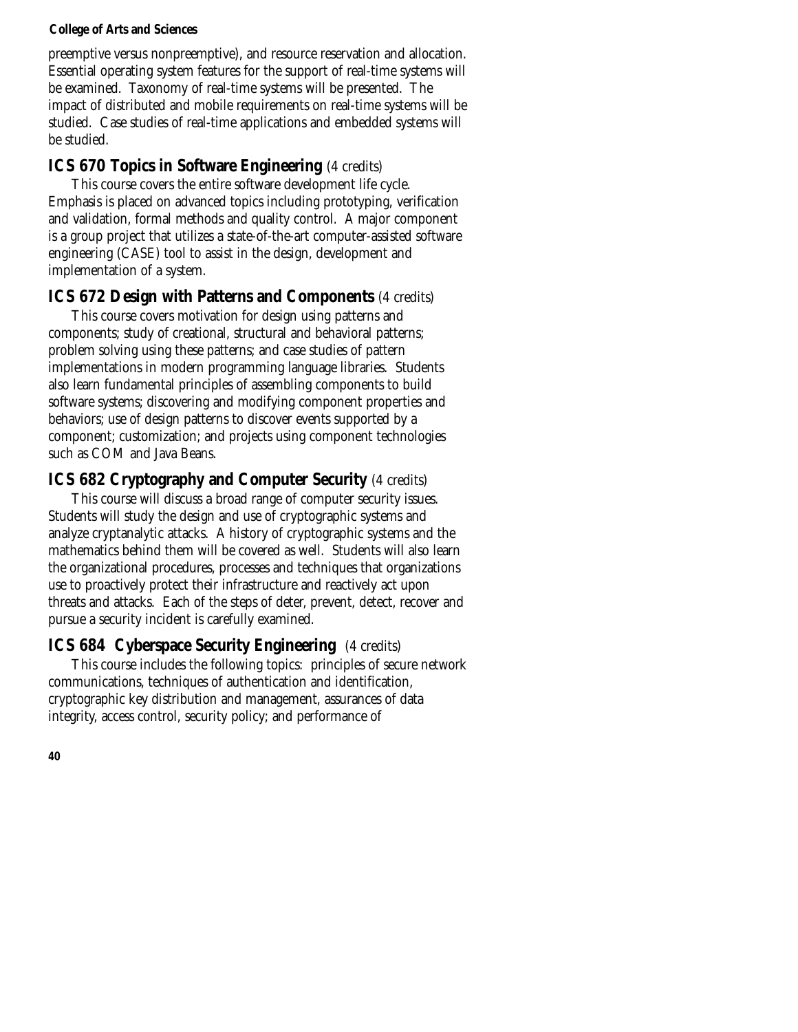preemptive versus nonpreemptive), and resource reservation and allocation. Essential operating system features for the support of real-time systems will be examined. Taxonomy of real-time systems will be presented. The impact of distributed and mobile requirements on real-time systems will be studied. Case studies of real-time applications and embedded systems will be studied.

## ICS 670 Topics in Software Engineering (4 credits)

This course covers the entire software development life cycle. Emphasis is placed on advanced topics including prototyping, verification and validation, formal methods and quality control. A major component is a group project that utilizes a state-of-the-art computer-assisted software engineering (CASE) tool to assist in the design, development and implementation of a system.

## ICS 672 Design with Patterns and Components (4 credits)

This course covers motivation for design using patterns and components; study of creational, structural and behavioral patterns; problem solving using these patterns; and case studies of pattern implementations in modern programming language libraries. Students also learn fundamental principles of assembling components to build software systems; discovering and modifying component properties and behaviors; use of design patterns to discover events supported by a component; customization; and projects using component technologies such as COM and Java Beans.

## ICS 682 Cryptography and Computer Security (4 credits)

This course will discuss a broad range of computer security issues. Students will study the design and use of cryptographic systems and analyze cryptanalytic attacks. A history of cryptographic systems and the mathematics behind them will be covered as well. Students will also learn the organizational procedures, processes and techniques that organizations use to proactively protect their infrastructure and reactively act upon threats and attacks. Each of the steps of deter, prevent, detect, recover and pursue a security incident is carefully examined.

## ICS 684 Cyberspace Security Engineering (4 credits)

This course includes the following topics: principles of secure network communications, techniques of authentication and identification, cryptographic key distribution and management, assurances of data integrity, access control, security policy; and performance of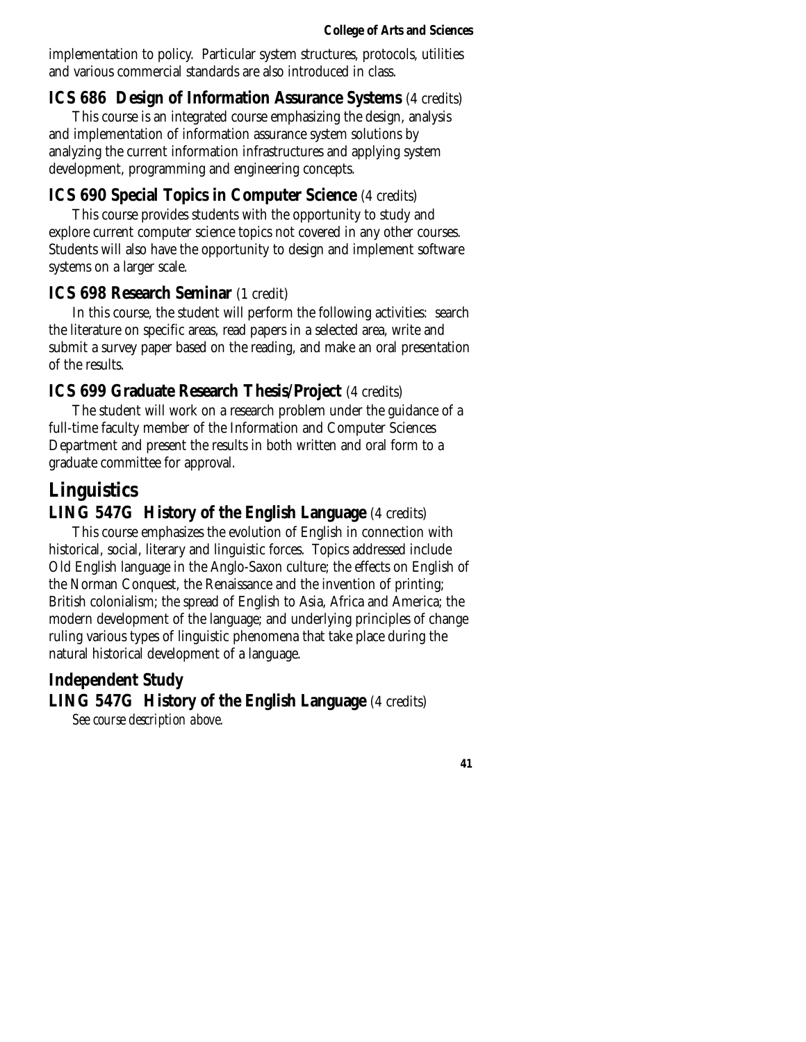implementation to policy. Particular system structures, protocols, utilities and various commercial standards are also introduced in class.

### ICS 686 Design of Information Assurance Systems (4 credits)

This course is an integrated course emphasizing the design, analysis and implementation of information assurance system solutions by analyzing the current information infrastructures and applying system development, programming and engineering concepts.

### ICS 690 Special Topics in Computer Science (4 credits)

This course provides students with the opportunity to study and explore current computer science topics not covered in any other courses. Students will also have the opportunity to design and implement software systems on a larger scale.

### ICS 698 Research Seminar (1 credit)

In this course, the student will perform the following activities: search the literature on specific areas, read papers in a selected area, write and submit a survey paper based on the reading, and make an oral presentation of the results.

### ICS 699 Graduate Research Thesis/Project (4 credits)

The student will work on a research problem under the guidance of a full-time faculty member of the Information and Computer Sciences Department and present the results in both written and oral form to a graduate committee for approval.

## Linguistics

### LING 547G History of the English Language (4 credits)

This course emphasizes the evolution of English in connection with historical, social, literary and linguistic forces. Topics addressed include Old English language in the Anglo-Saxon culture; the effects on English of the Norman Conquest, the Renaissance and the invention of printing; British colonialism; the spread of English to Asia, Africa and America; the modern development of the language; and underlying principles of change ruling various types of linguistic phenomena that take place during the natural historical development of a language.

### Independent Study

### LING 547G History of the English Language (4 credits)

*See course description above.*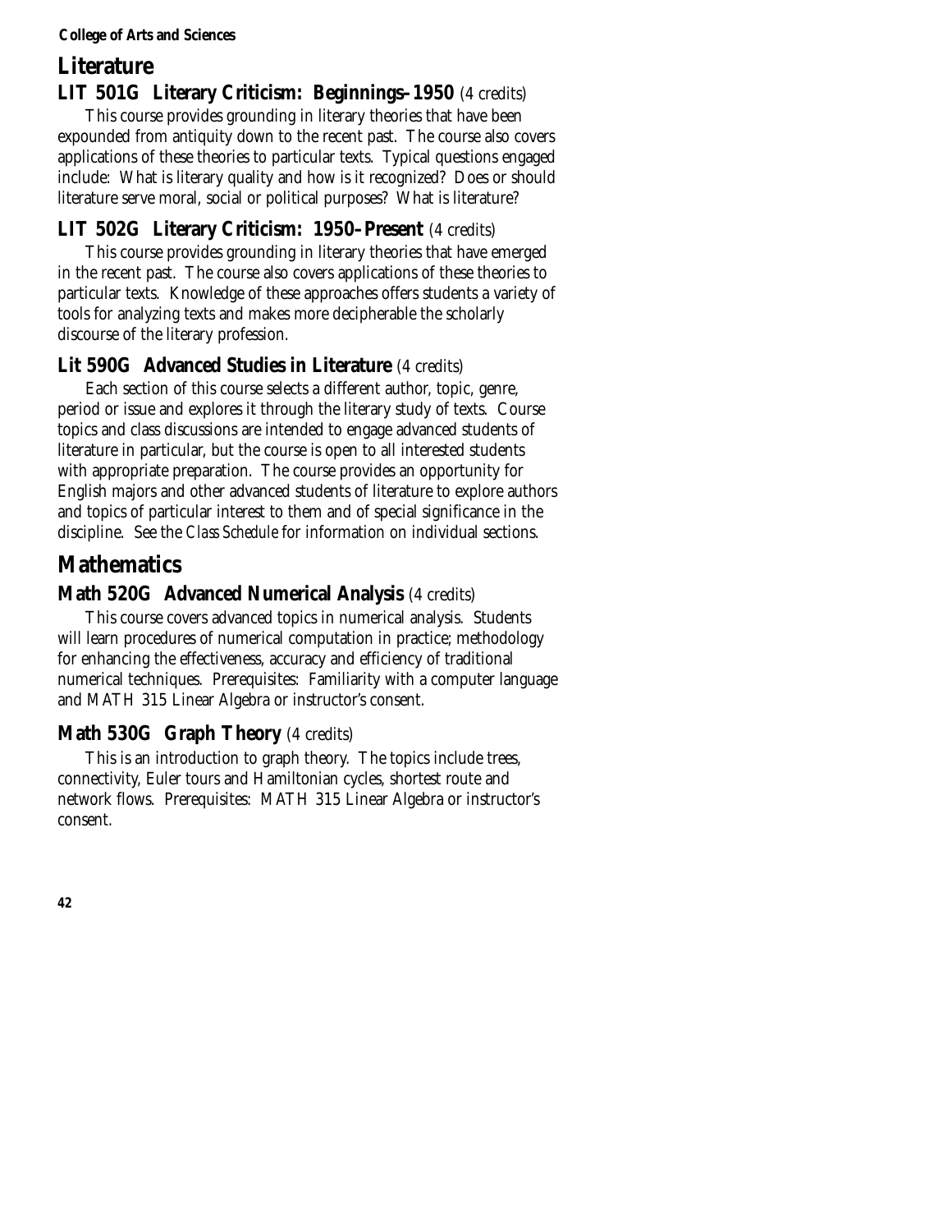## Literature

### LIT 501G Literary Criticism: Beginnings–1950 (4 credits)

This course provides grounding in literary theories that have been expounded from antiquity down to the recent past. The course also covers applications of these theories to particular texts. Typical questions engaged include: What is literary quality and how is it recognized? Does or should literature serve moral, social or political purposes? What is literature?

### LIT 502G Literary Criticism: 1950–Present (4 credits)

This course provides grounding in literary theories that have emerged in the recent past. The course also covers applications of these theories to particular texts. Knowledge of these approaches offers students a variety of tools for analyzing texts and makes more decipherable the scholarly discourse of the literary profession.

### Lit 590G Advanced Studies in Literature (4 credits)

Each section of this course selects a different author, topic, genre, period or issue and explores it through the literary study of texts. Course topics and class discussions are intended to engage advanced students of literature in particular, but the course is open to all interested students with appropriate preparation. The course provides an opportunity for English majors and other advanced students of literature to explore authors and topics of particular interest to them and of special significance in the discipline. See the *Class Schedule* for information on individual sections.

## Mathematics

### Math 520G Advanced Numerical Analysis (4 credits)

This course covers advanced topics in numerical analysis. Students will learn procedures of numerical computation in practice; methodology for enhancing the effectiveness, accuracy and efficiency of traditional numerical techniques. Prerequisites: Familiarity with a computer language and MATH 315 Linear Algebra or instructor's consent.

### Math 530G Graph Theory (4 credits)

This is an introduction to graph theory. The topics include trees, connectivity, Euler tours and Hamiltonian cycles, shortest route and network flows. Prerequisites: MATH 315 Linear Algebra or instructor's consent.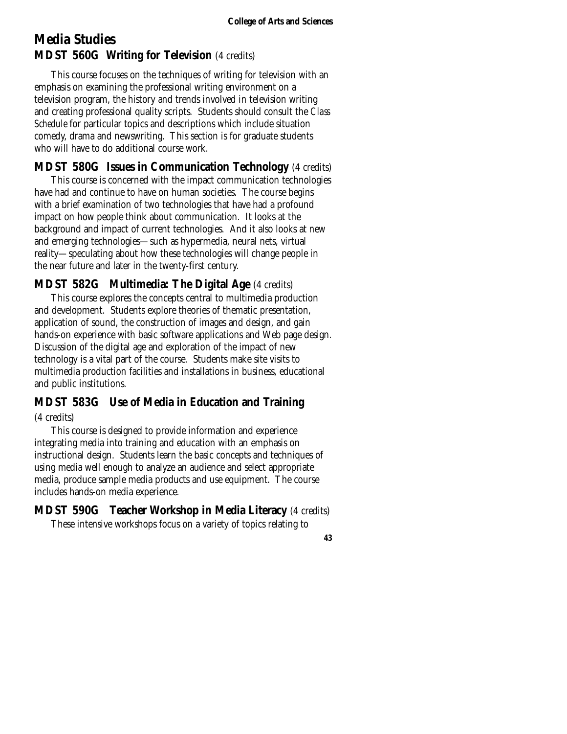# Media Studies

## MDST 560G Writing for Television (4 credits)

This course focuses on the techniques of writing for television with an emphasis on examining the professional writing environment on a television program, the history and trends involved in television writing and creating professional quality scripts. Students should consult the *Class Schedule* for particular topics and descriptions which include situation comedy, drama and newswriting. This section is for graduate students who will have to do additional course work.

## MDST 580G Issues in Communication Technology (4 credits)

This course is concerned with the impact communication technologies have had and continue to have on human societies. The course begins with a brief examination of two technologies that have had a profound impact on how people think about communication. It looks at the background and impact of current technologies. And it also looks at new and emerging technologies—such as hypermedia, neural nets, virtual reality—speculating about how these technologies will change people in the near future and later in the twenty-first century.

## MDST 582G Multimedia: The Digital Age (4 credits)

This course explores the concepts central to multimedia production and development. Students explore theories of thematic presentation, application of sound, the construction of images and design, and gain hands-on experience with basic software applications and Web page design. Discussion of the digital age and exploration of the impact of new technology is a vital part of the course. Students make site visits to multimedia production facilities and installations in business, educational and public institutions.

## MDST 583G Use of Media in Education and Training (4 credits)

This course is designed to provide information and experience integrating media into training and education with an emphasis on instructional design. Students learn the basic concepts and techniques of using media well enough to analyze an audience and select appropriate media, produce sample media products and use equipment. The course includes hands-on media experience.

## MDST 590G Teacher Workshop in Media Literacy (4 credits)

These intensive workshops focus on a variety of topics relating to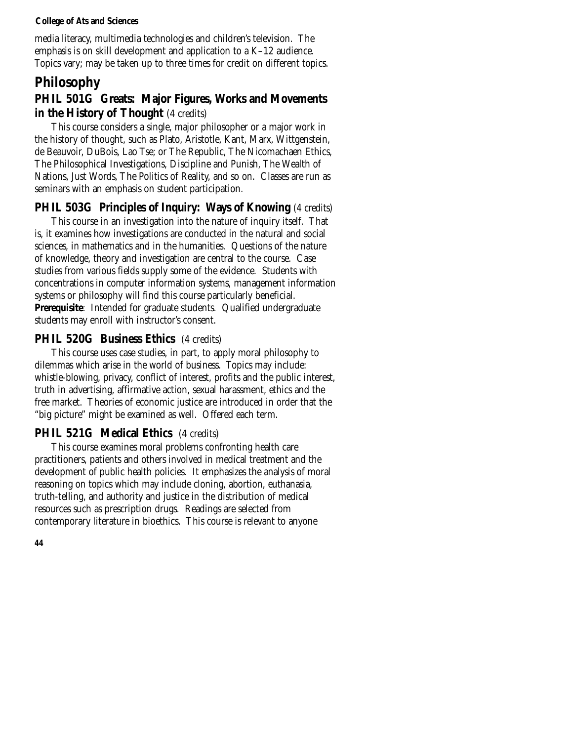media literacy, multimedia technologies and children's television. The emphasis is on skill development and application to a K–12 audience. Topics vary; may be taken up to three times for credit on different topics.

# Philosophy

## PHIL 501G Greats: Major Figures, Works and Movements in the History of Thought (4 credits)

This course considers a single, major philosopher or a major work in the history of thought, such as Plato, Aristotle, Kant, Marx, Wittgenstein, de Beauvoir, DuBois, Lao Tse; or The Republic, The Nicomachaen Ethics, The Philosophical Investigations, Discipline and Punish, The Wealth of Nations, Just Words, The Politics of Reality, and so on. Classes are run as seminars with an emphasis on student participation.

## PHIL 503G Principles of Inquiry: Ways of Knowing (4 credits)

This course in an investigation into the nature of inquiry itself. That is, it examines how investigations are conducted in the natural and social sciences, in mathematics and in the humanities. Questions of the nature of knowledge, theory and investigation are central to the course. Case studies from various fields supply some of the evidence. Students with concentrations in computer information systems, management information systems or philosophy will find this course particularly beneficial.
**Prerequisite**: Intended for graduate students. Qualified undergraduate students may enroll with instructor's consent.

## PHIL 520G Business Ethics (4 credits)

This course uses case studies, in part, to apply moral philosophy to dilemmas which arise in the world of business. Topics may include: whistle-blowing, privacy, conflict of interest, profits and the public interest, truth in advertising, affirmative action, sexual harassment, ethics and the free market. Theories of economic justice are introduced in order that the "big picture" might be examined as well. Offered each term.

## PHIL 521G Medical Ethics (4 credits)

This course examines moral problems confronting health care practitioners, patients and others involved in medical treatment and the development of public health policies. It emphasizes the analysis of moral reasoning on topics which may include cloning, abortion, euthanasia, truth-telling, and authority and justice in the distribution of medical resources such as prescription drugs. Readings are selected from contemporary literature in bioethics. This course is relevant to anyone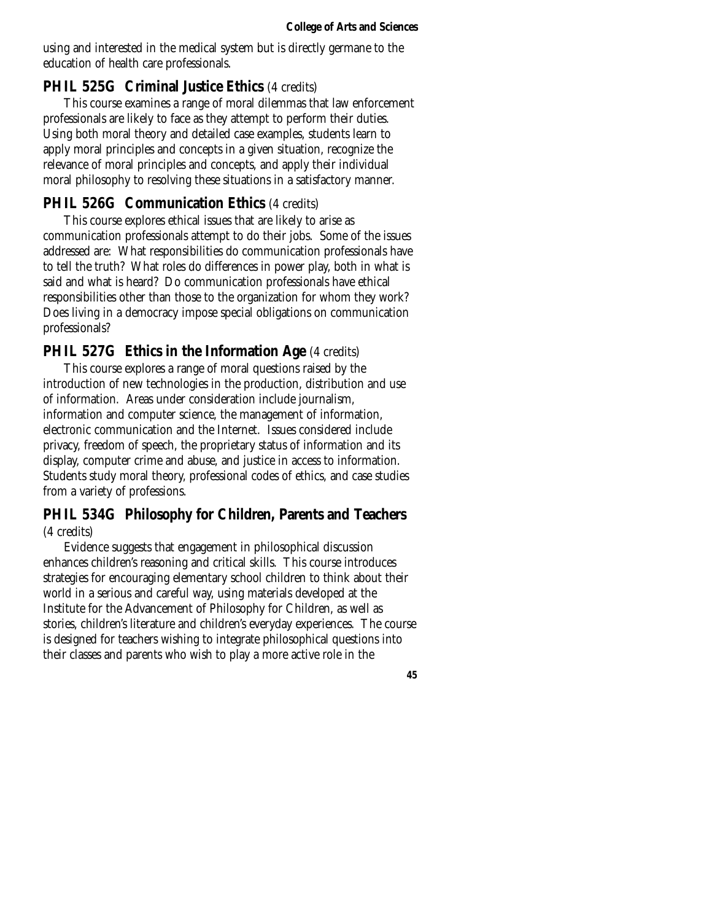using and interested in the medical system but is directly germane to the education of health care professionals.

### PHIL 525G Criminal Justice Ethics (4 credits)

This course examines a range of moral dilemmas that law enforcement professionals are likely to face as they attempt to perform their duties. Using both moral theory and detailed case examples, students learn to apply moral principles and concepts in a given situation, recognize the relevance of moral principles and concepts, and apply their individual moral philosophy to resolving these situations in a satisfactory manner.

### PHIL 526G Communication Ethics (4 credits)

This course explores ethical issues that are likely to arise as communication professionals attempt to do their jobs. Some of the issues addressed are: What responsibilities do communication professionals have to tell the truth? What roles do differences in power play, both in what is said and what is heard? Do communication professionals have ethical responsibilities other than those to the organization for whom they work? Does living in a democracy impose special obligations on communication professionals?

### PHIL 527G Ethics in the Information Age (4 credits)

This course explores a range of moral questions raised by the introduction of new technologies in the production, distribution and use of information. Areas under consideration include journalism, information and computer science, the management of information, electronic communication and the Internet. Issues considered include privacy, freedom of speech, the proprietary status of information and its display, computer crime and abuse, and justice in access to information. Students study moral theory, professional codes of ethics, and case studies from a variety of professions.

### PHIL 534G Philosophy for Children, Parents and Teachers (4 credits)

Evidence suggests that engagement in philosophical discussion enhances children's reasoning and critical skills. This course introduces strategies for encouraging elementary school children to think about their world in a serious and careful way, using materials developed at the Institute for the Advancement of Philosophy for Children, as well as stories, children's literature and children's everyday experiences. The course is designed for teachers wishing to integrate philosophical questions into their classes and parents who wish to play a more active role in the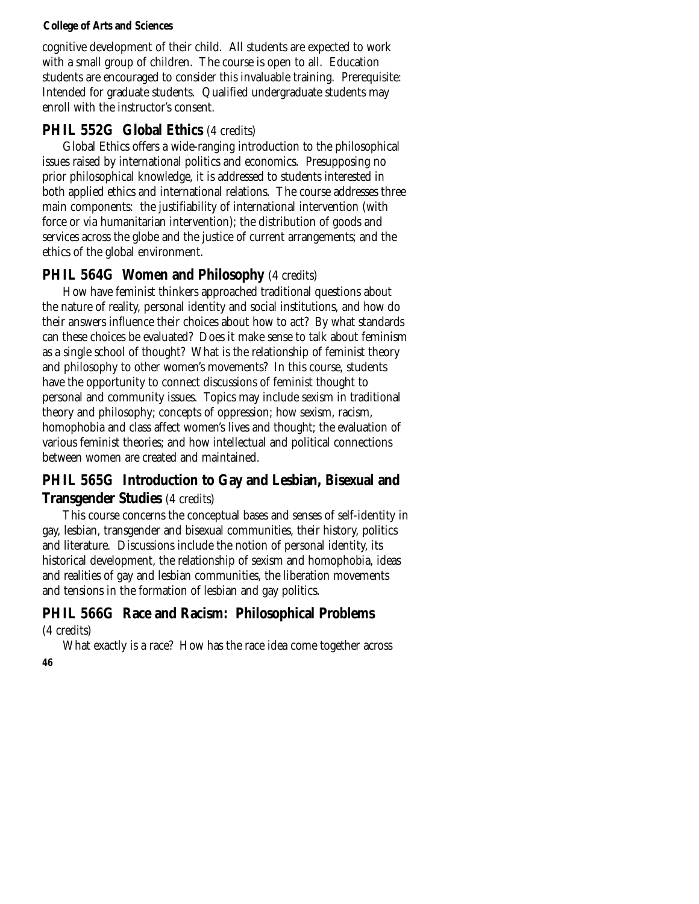cognitive development of their child. All students are expected to work with a small group of children. The course is open to all. Education students are encouraged to consider this invaluable training. Prerequisite: Intended for graduate students. Qualified undergraduate students may enroll with the instructor's consent.

## PHIL 552G Global Ethics (4 credits)

Global Ethics offers a wide-ranging introduction to the philosophical issues raised by international politics and economics. Presupposing no prior philosophical knowledge, it is addressed to students interested in both applied ethics and international relations. The course addresses three main components: the justifiability of international intervention (with force or via humanitarian intervention); the distribution of goods and services across the globe and the justice of current arrangements; and the ethics of the global environment.

## PHIL 564G Women and Philosophy (4 credits)

How have feminist thinkers approached traditional questions about the nature of reality, personal identity and social institutions, and how do their answers influence their choices about how to act? By what standards can these choices be evaluated? Does it make sense to talk about feminism as a single school of thought? What is the relationship of feminist theory and philosophy to other women's movements? In this course, students have the opportunity to connect discussions of feminist thought to personal and community issues. Topics may include sexism in traditional theory and philosophy; concepts of oppression; how sexism, racism, homophobia and class affect women's lives and thought; the evaluation of various feminist theories; and how intellectual and political connections between women are created and maintained.

## PHIL 565G Introduction to Gay and Lesbian, Bisexual and Transgender Studies (4 credits)

This course concerns the conceptual bases and senses of self-identity in gay, lesbian, transgender and bisexual communities, their history, politics and literature. Discussions include the notion of personal identity, its historical development, the relationship of sexism and homophobia, ideas and realities of gay and lesbian communities, the liberation movements and tensions in the formation of lesbian and gay politics.

## PHIL 566G Race and Racism: Philosophical Problems (4 credits)

What exactly is a race? How has the race idea come together across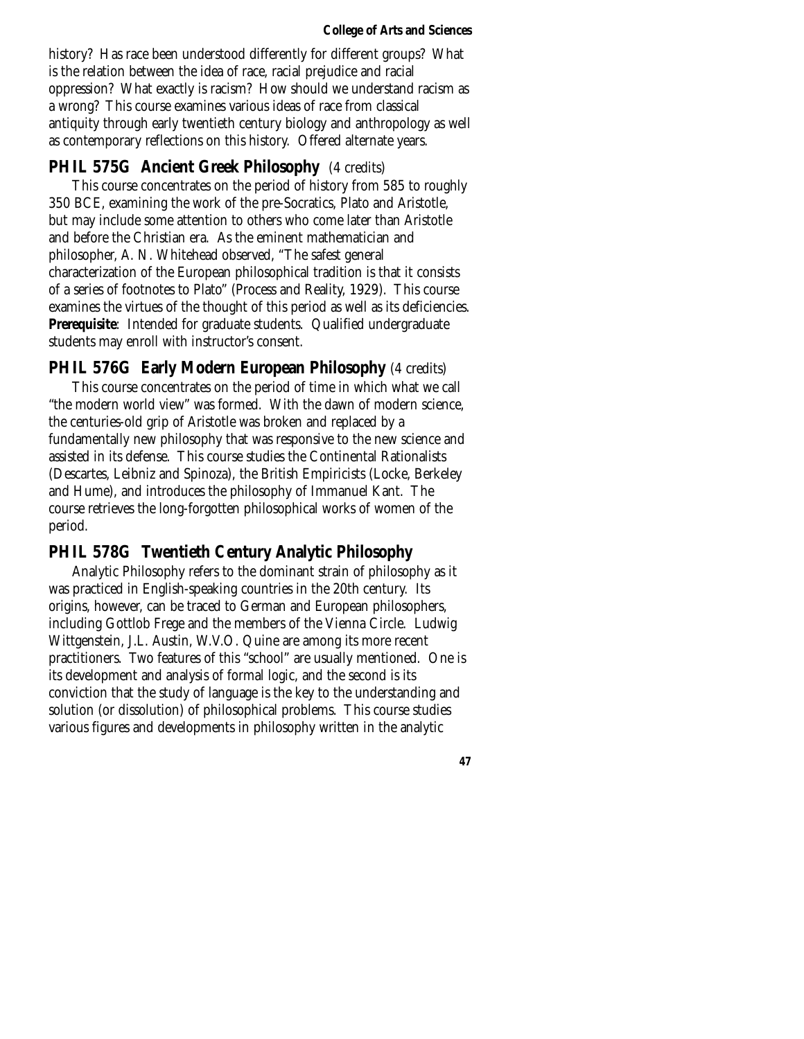history? Has race been understood differently for different groups? What is the relation between the idea of race, racial prejudice and racial oppression? What exactly is racism? How should we understand racism as a wrong? This course examines various ideas of race from classical antiquity through early twentieth century biology and anthropology as well as contemporary reflections on this history. Offered alternate years.

## PHIL 575G Ancient Greek Philosophy (4 credits)

This course concentrates on the period of history from 585 to roughly 350 BCE, examining the work of the pre-Socratics, Plato and Aristotle, but may include some attention to others who come later than Aristotle and before the Christian era. As the eminent mathematician and philosopher, A. N. Whitehead observed, "The safest general characterization of the European philosophical tradition is that it consists of a series of footnotes to Plato" (Process and Reality, 1929). This course examines the virtues of the thought of this period as well as its deficiencies. **Prerequisite**: Intended for graduate students. Qualified undergraduate students may enroll with instructor's consent.

## PHIL 576G Early Modern European Philosophy (4 credits)

This course concentrates on the period of time in which what we call "the modern world view" was formed. With the dawn of modern science, the centuries-old grip of Aristotle was broken and replaced by a fundamentally new philosophy that was responsive to the new science and assisted in its defense. This course studies the Continental Rationalists (Descartes, Leibniz and Spinoza), the British Empiricists (Locke, Berkeley and Hume), and introduces the philosophy of Immanuel Kant. The course retrieves the long-forgotten philosophical works of women of the period.

## PHIL 578G Twentieth Century Analytic Philosophy

Analytic Philosophy refers to the dominant strain of philosophy as it was practiced in English-speaking countries in the 20th century. Its origins, however, can be traced to German and European philosophers, including Gottlob Frege and the members of the Vienna Circle. Ludwig Wittgenstein, J.L. Austin, W.V.O. Quine are among its more recent practitioners. Two features of this "school" are usually mentioned. One is its development and analysis of formal logic, and the second is its conviction that the study of language is the key to the understanding and solution (or dissolution) of philosophical problems. This course studies various figures and developments in philosophy written in the analytic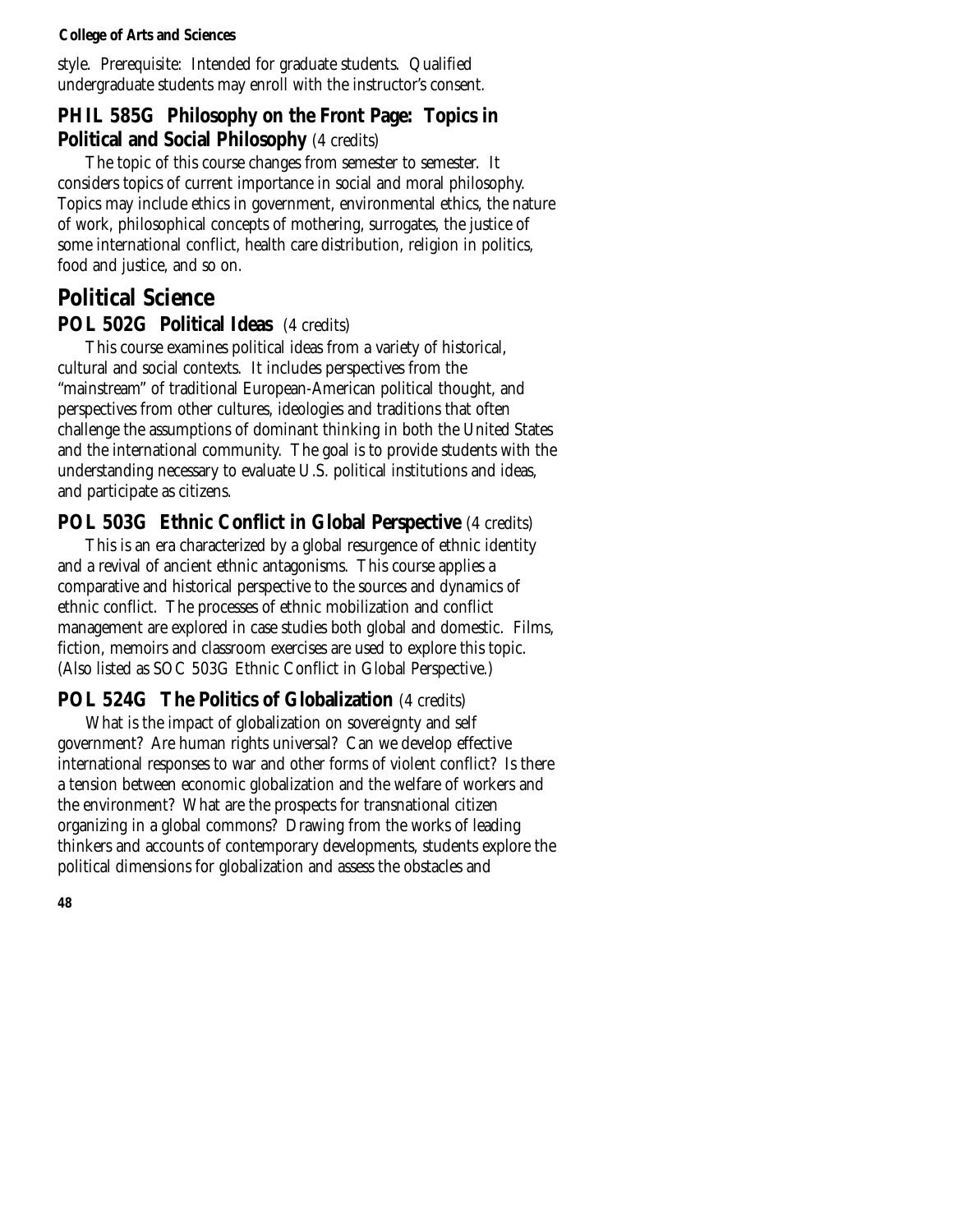style. Prerequisite: Intended for graduate students. Qualified undergraduate students may enroll with the instructor's consent.

### PHIL 585G Philosophy on the Front Page: Topics in Political and Social Philosophy (4 credits)

The topic of this course changes from semester to semester. It considers topics of current importance in social and moral philosophy. Topics may include ethics in government, environmental ethics, the nature of work, philosophical concepts of mothering, surrogates, the justice of some international conflict, health care distribution, religion in politics, food and justice, and so on.

## Political Science

### POL 502G Political Ideas (4 credits)

This course examines political ideas from a variety of historical, cultural and social contexts. It includes perspectives from the "mainstream" of traditional European-American political thought, and perspectives from other cultures, ideologies and traditions that often challenge the assumptions of dominant thinking in both the United States and the international community. The goal is to provide students with the understanding necessary to evaluate U.S. political institutions and ideas, and participate as citizens.

### POL 503G Ethnic Conflict in Global Perspective (4 credits)

This is an era characterized by a global resurgence of ethnic identity and a revival of ancient ethnic antagonisms. This course applies a comparative and historical perspective to the sources and dynamics of ethnic conflict. The processes of ethnic mobilization and conflict management are explored in case studies both global and domestic. Films, fiction, memoirs and classroom exercises are used to explore this topic. (Also listed as SOC 503G Ethnic Conflict in Global Perspective.)

### POL 524G The Politics of Globalization (4 credits)

What is the impact of globalization on sovereignty and self government? Are human rights universal? Can we develop effective international responses to war and other forms of violent conflict? Is there a tension between economic globalization and the welfare of workers and the environment? What are the prospects for transnational citizen organizing in a global commons? Drawing from the works of leading thinkers and accounts of contemporary developments, students explore the political dimensions for globalization and assess the obstacles and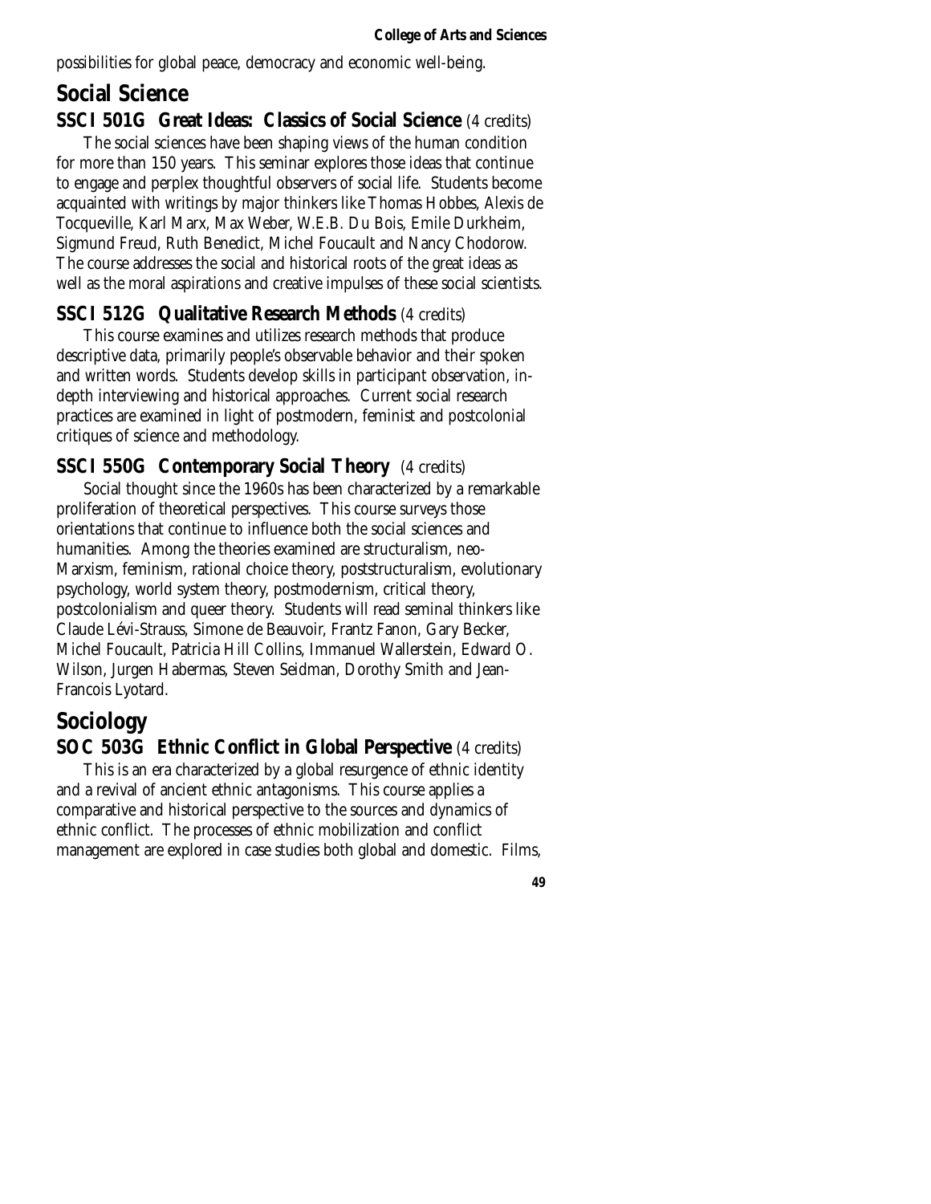possibilities for global peace, democracy and economic well-being.

## Social Science

### SSCI 501G Great Ideas: Classics of Social Science (4 credits)

The social sciences have been shaping views of the human condition for more than 150 years. This seminar explores those ideas that continue to engage and perplex thoughtful observers of social life. Students become acquainted with writings by major thinkers like Thomas Hobbes, Alexis de Tocqueville, Karl Marx, Max Weber, W.E.B. Du Bois, Emile Durkheim, Sigmund Freud, Ruth Benedict, Michel Foucault and Nancy Chodorow. The course addresses the social and historical roots of the great ideas as well as the moral aspirations and creative impulses of these social scientists.

### SSCI 512G Qualitative Research Methods (4 credits)

This course examines and utilizes research methods that produce descriptive data, primarily people's observable behavior and their spoken and written words. Students develop skills in participant observation, in-depth interviewing and historical approaches. Current social research practices are examined in light of postmodern, feminist and postcolonial critiques of science and methodology.

### SSCI 550G Contemporary Social Theory (4 credits)

Social thought since the 1960s has been characterized by a remarkable proliferation of theoretical perspectives. This course surveys those orientations that continue to influence both the social sciences and humanities. Among the theories examined are structuralism, neo-Marxism, feminism, rational choice theory, poststructuralism, evolutionary psychology, world system theory, postmodernism, critical theory, postcolonialism and queer theory. Students will read seminal thinkers like Claude Lévi-Strauss, Simone de Beauvoir, Frantz Fanon, Gary Becker, Michel Foucault, Patricia Hill Collins, Immanuel Wallerstein, Edward O. Wilson, Jurgen Habermas, Steven Seidman, Dorothy Smith and Jean-Francois Lyotard.

## Sociology

### SOC 503G Ethnic Conflict in Global Perspective (4 credits)

This is an era characterized by a global resurgence of ethnic identity and a revival of ancient ethnic antagonisms. This course applies a comparative and historical perspective to the sources and dynamics of ethnic conflict. The processes of ethnic mobilization and conflict management are explored in case studies both global and domestic. Films,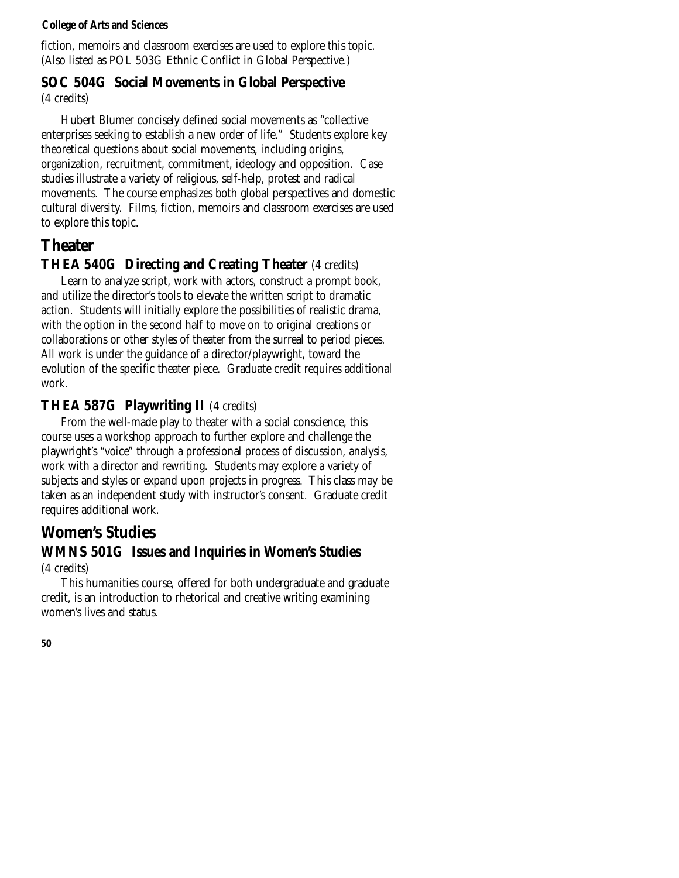fiction, memoirs and classroom exercises are used to explore this topic. (Also listed as POL 503G Ethnic Conflict in Global Perspective.)

### SOC 504G Social Movements in Global Perspective

(4 credits)

Hubert Blumer concisely defined social movements as "collective enterprises seeking to establish a new order of life." Students explore key theoretical questions about social movements, including origins, organization, recruitment, commitment, ideology and opposition. Case studies illustrate a variety of religious, self-help, protest and radical movements. The course emphasizes both global perspectives and domestic cultural diversity. Films, fiction, memoirs and classroom exercises are used to explore this topic.

## Theater

### THEA 540G Directing and Creating Theater (4 credits)

Learn to analyze script, work with actors, construct a prompt book, and utilize the director's tools to elevate the written script to dramatic action. Students will initially explore the possibilities of realistic drama, with the option in the second half to move on to original creations or collaborations or other styles of theater from the surreal to period pieces. All work is under the guidance of a director/playwright, toward the evolution of the specific theater piece. Graduate credit requires additional work.

### THEA 587G Playwriting II (4 credits)

From the well-made play to theater with a social conscience, this course uses a workshop approach to further explore and challenge the playwright's "voice" through a professional process of discussion, analysis, work with a director and rewriting. Students may explore a variety of subjects and styles or expand upon projects in progress. This class may be taken as an independent study with instructor's consent. Graduate credit requires additional work.

## Women's Studies

### WMNS 501G Issues and Inquiries in Women's Studies

(4 credits)

This humanities course, offered for both undergraduate and graduate credit, is an introduction to rhetorical and creative writing examining women's lives and status.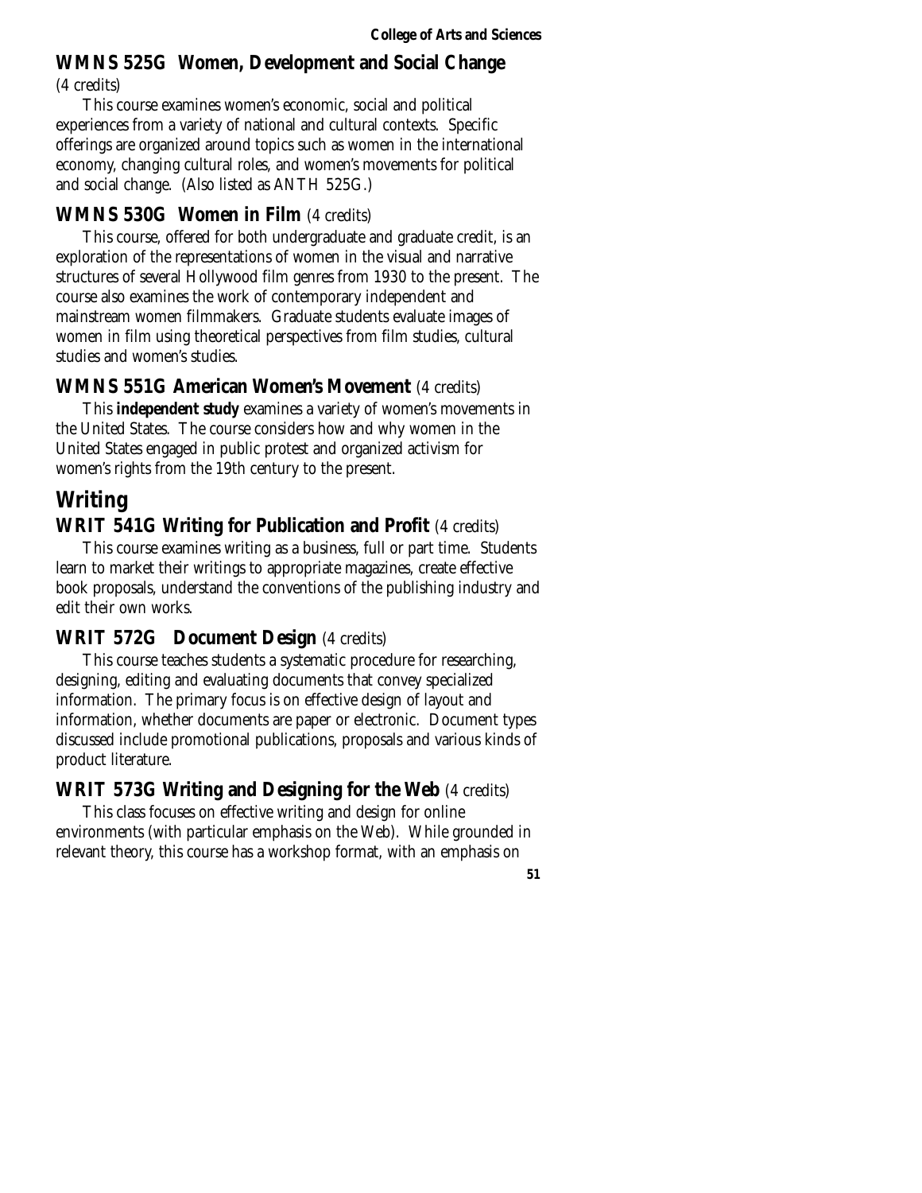### WMNS 525G Women, Development and Social Change

(4 credits)

This course examines women's economic, social and political experiences from a variety of national and cultural contexts. Specific offerings are organized around topics such as women in the international economy, changing cultural roles, and women's movements for political and social change. (Also listed as ANTH 525G.)

### WMNS 530G Women in Film (4 credits)

This course, offered for both undergraduate and graduate credit, is an exploration of the representations of women in the visual and narrative structures of several Hollywood film genres from 1930 to the present. The course also examines the work of contemporary independent and mainstream women filmmakers. Graduate students evaluate images of women in film using theoretical perspectives from film studies, cultural studies and women's studies.

### WMNS 551G American Women's Movement (4 credits)

This **independent study** examines a variety of women's movements in the United States. The course considers how and why women in the United States engaged in public protest and organized activism for women's rights from the 19th century to the present.

## Writing

### WRIT 541G Writing for Publication and Profit (4 credits)

This course examines writing as a business, full or part time. Students learn to market their writings to appropriate magazines, create effective book proposals, understand the conventions of the publishing industry and edit their own works.

### WRIT 572G Document Design (4 credits)

This course teaches students a systematic procedure for researching, designing, editing and evaluating documents that convey specialized information. The primary focus is on effective design of layout and information, whether documents are paper or electronic. Document types discussed include promotional publications, proposals and various kinds of product literature.

### WRIT 573G Writing and Designing for the Web (4 credits)

This class focuses on effective writing and design for online environments (with particular emphasis on the Web). While grounded in relevant theory, this course has a workshop format, with an emphasis on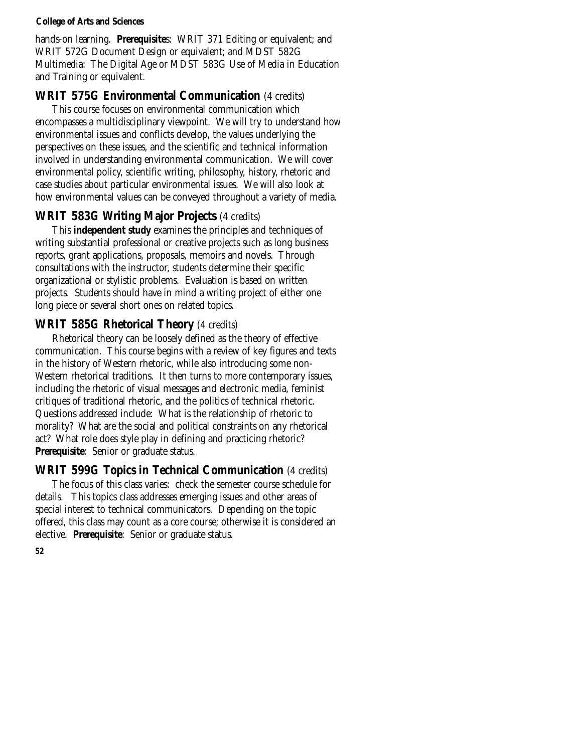hands-on learning. **Prerequisites**: WRIT 371 Editing or equivalent; and WRIT 572G Document Design or equivalent; and MDST 582G Multimedia: The Digital Age or MDST 583G Use of Media in Education and Training or equivalent.

### WRIT 575G Environmental Communication (4 credits)

This course focuses on environmental communication which encompasses a multidisciplinary viewpoint. We will try to understand how environmental issues and conflicts develop, the values underlying the perspectives on these issues, and the scientific and technical information involved in understanding environmental communication. We will cover environmental policy, scientific writing, philosophy, history, rhetoric and case studies about particular environmental issues. We will also look at how environmental values can be conveyed throughout a variety of media.

### WRIT 583G Writing Major Projects (4 credits)

This **independent study** examines the principles and techniques of writing substantial professional or creative projects such as long business reports, grant applications, proposals, memoirs and novels. Through consultations with the instructor, students determine their specific organizational or stylistic problems. Evaluation is based on written projects. Students should have in mind a writing project of either one long piece or several short ones on related topics.

### WRIT 585G Rhetorical Theory (4 credits)

Rhetorical theory can be loosely defined as the theory of effective communication. This course begins with a review of key figures and texts in the history of Western rhetoric, while also introducing some non-Western rhetorical traditions. It then turns to more contemporary issues, including the rhetoric of visual messages and electronic media, feminist critiques of traditional rhetoric, and the politics of technical rhetoric. Questions addressed include: What is the relationship of rhetoric to morality? What are the social and political constraints on any rhetorical act? What role does style play in defining and practicing rhetoric? **Prerequisite**: Senior or graduate status.

### WRIT 599G Topics in Technical Communication (4 credits)

The focus of this class varies: check the semester course schedule for details. This topics class addresses emerging issues and other areas of special interest to technical communicators. Depending on the topic offered, this class may count as a core course; otherwise it is considered an elective. **Prerequisite**: Senior or graduate status.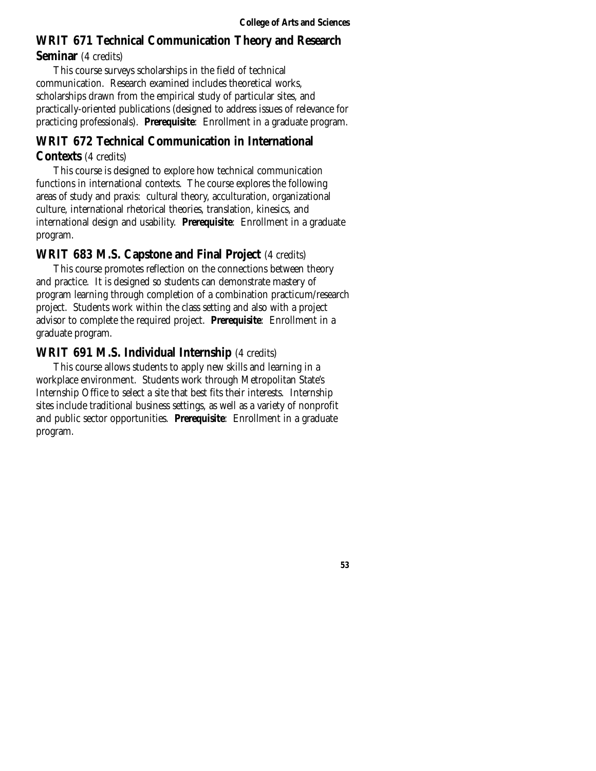## WRIT 671 Technical Communication Theory and Research Seminar (4 credits)

This course surveys scholarships in the field of technical communication. Research examined includes theoretical works, scholarships drawn from the empirical study of particular sites, and practically-oriented publications (designed to address issues of relevance for practicing professionals). **Prerequisite**: Enrollment in a graduate program.

## WRIT 672 Technical Communication in International Contexts (4 credits)

This course is designed to explore how technical communication functions in international contexts. The course explores the following areas of study and praxis: cultural theory, acculturation, organizational culture, international rhetorical theories, translation, kinesics, and international design and usability. **Prerequisite**: Enrollment in a graduate program.

## WRIT 683 M.S. Capstone and Final Project (4 credits)

This course promotes reflection on the connections between theory and practice. It is designed so students can demonstrate mastery of program learning through completion of a combination practicum/research project. Students work within the class setting and also with a project advisor to complete the required project. **Prerequisite**: Enrollment in a graduate program.

## WRIT 691 M.S. Individual Internship (4 credits)

This course allows students to apply new skills and learning in a workplace environment. Students work through Metropolitan State's Internship Office to select a site that best fits their interests. Internship sites include traditional business settings, as well as a variety of nonprofit and public sector opportunities. **Prerequisite**: Enrollment in a graduate program.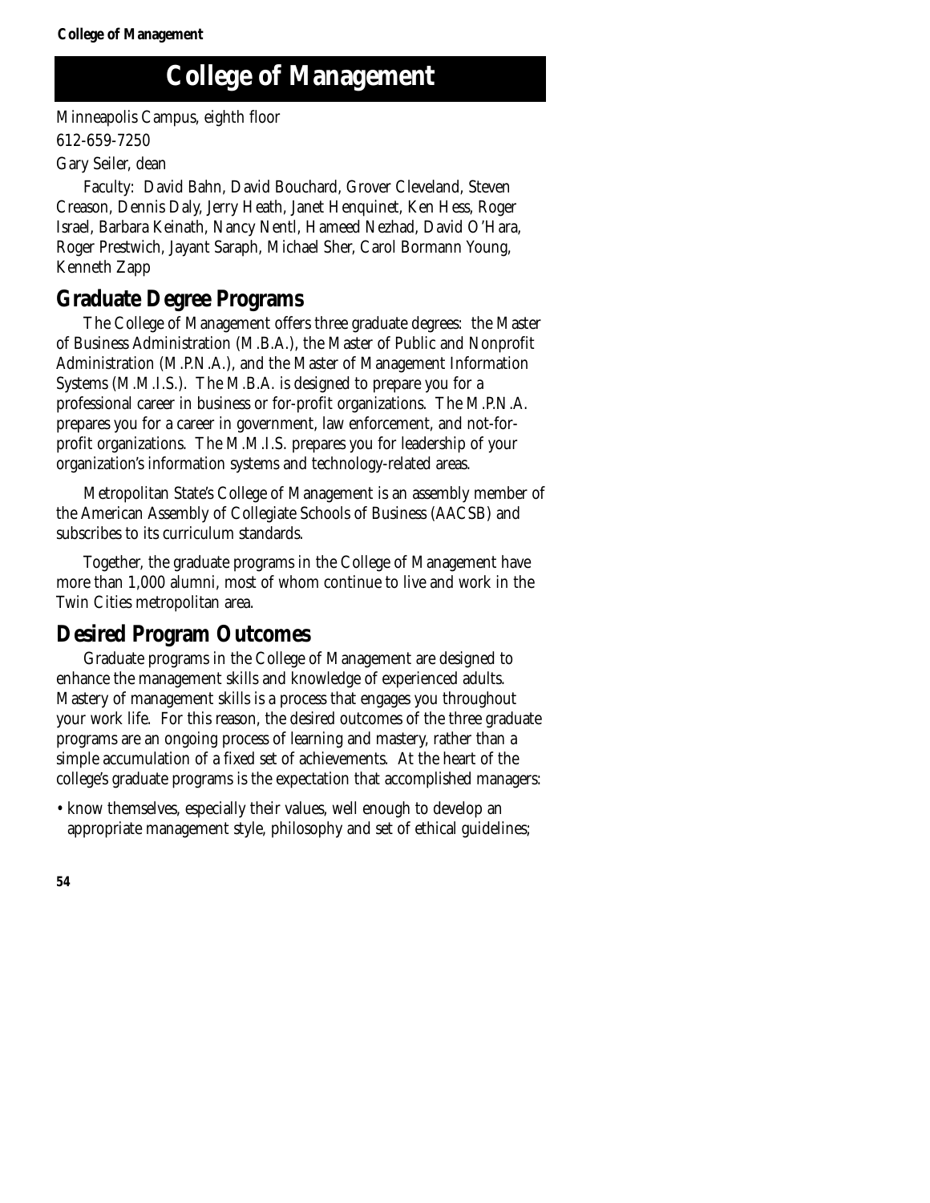# College of Management

Minneapolis Campus, eighth floor

612-659-7250

Gary Seiler, dean

Faculty: David Bahn, David Bouchard, Grover Cleveland, Steven Creason, Dennis Daly, Jerry Heath, Janet Henquinet, Ken Hess, Roger Israel, Barbara Keinath, Nancy Nentl, Hameed Nezhad, David O'Hara, Roger Prestwich, Jayant Saraph, Michael Sher, Carol Bormann Young, Kenneth Zapp

## Graduate Degree Programs

The College of Management offers three graduate degrees: the Master of Business Administration (M.B.A.), the Master of Public and Nonprofit Administration (M.P.N.A.), and the Master of Management Information Systems (M.M.I.S.). The M.B.A. is designed to prepare you for a professional career in business or for-profit organizations. The M.P.N.A. prepares you for a career in government, law enforcement, and not-for-profit organizations. The M.M.I.S. prepares you for leadership of your organization's information systems and technology-related areas.

Metropolitan State's College of Management is an assembly member of the American Assembly of Collegiate Schools of Business (AACSB) and subscribes to its curriculum standards.

Together, the graduate programs in the College of Management have more than 1,000 alumni, most of whom continue to live and work in the Twin Cities metropolitan area.

## Desired Program Outcomes

Graduate programs in the College of Management are designed to enhance the management skills and knowledge of experienced adults. Mastery of management skills is a process that engages you throughout your work life. For this reason, the desired outcomes of the three graduate programs are an ongoing process of learning and mastery, rather than a simple accumulation of a fixed set of achievements. At the heart of the college's graduate programs is the expectation that accomplished managers:

- know themselves, especially their values, well enough to develop an appropriate management style, philosophy and set of ethical guidelines;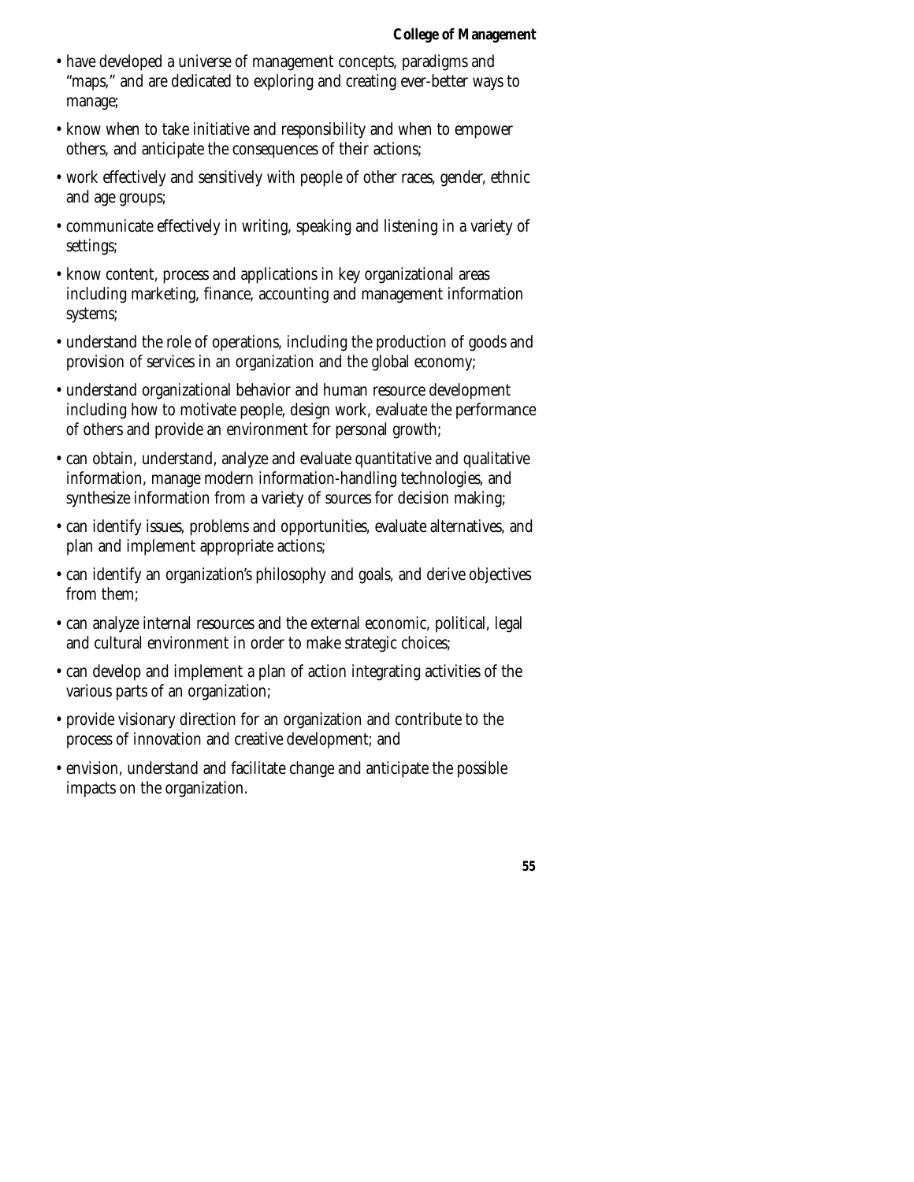- have developed a universe of management concepts, paradigms and "maps," and are dedicated to exploring and creating ever-better ways to manage;
- know when to take initiative and responsibility and when to empower others, and anticipate the consequences of their actions;
- work effectively and sensitively with people of other races, gender, ethnic and age groups;
- communicate effectively in writing, speaking and listening in a variety of settings;
- know content, process and applications in key organizational areas including marketing, finance, accounting and management information systems;
- understand the role of operations, including the production of goods and provision of services in an organization and the global economy;
- understand organizational behavior and human resource development including how to motivate people, design work, evaluate the performance of others and provide an environment for personal growth;
- can obtain, understand, analyze and evaluate quantitative and qualitative information, manage modern information-handling technologies, and synthesize information from a variety of sources for decision making;
- can identify issues, problems and opportunities, evaluate alternatives, and plan and implement appropriate actions;
- can identify an organization's philosophy and goals, and derive objectives from them;
- can analyze internal resources and the external economic, political, legal and cultural environment in order to make strategic choices;
- can develop and implement a plan of action integrating activities of the various parts of an organization;
- provide visionary direction for an organization and contribute to the process of innovation and creative development; and
- envision, understand and facilitate change and anticipate the possible impacts on the organization.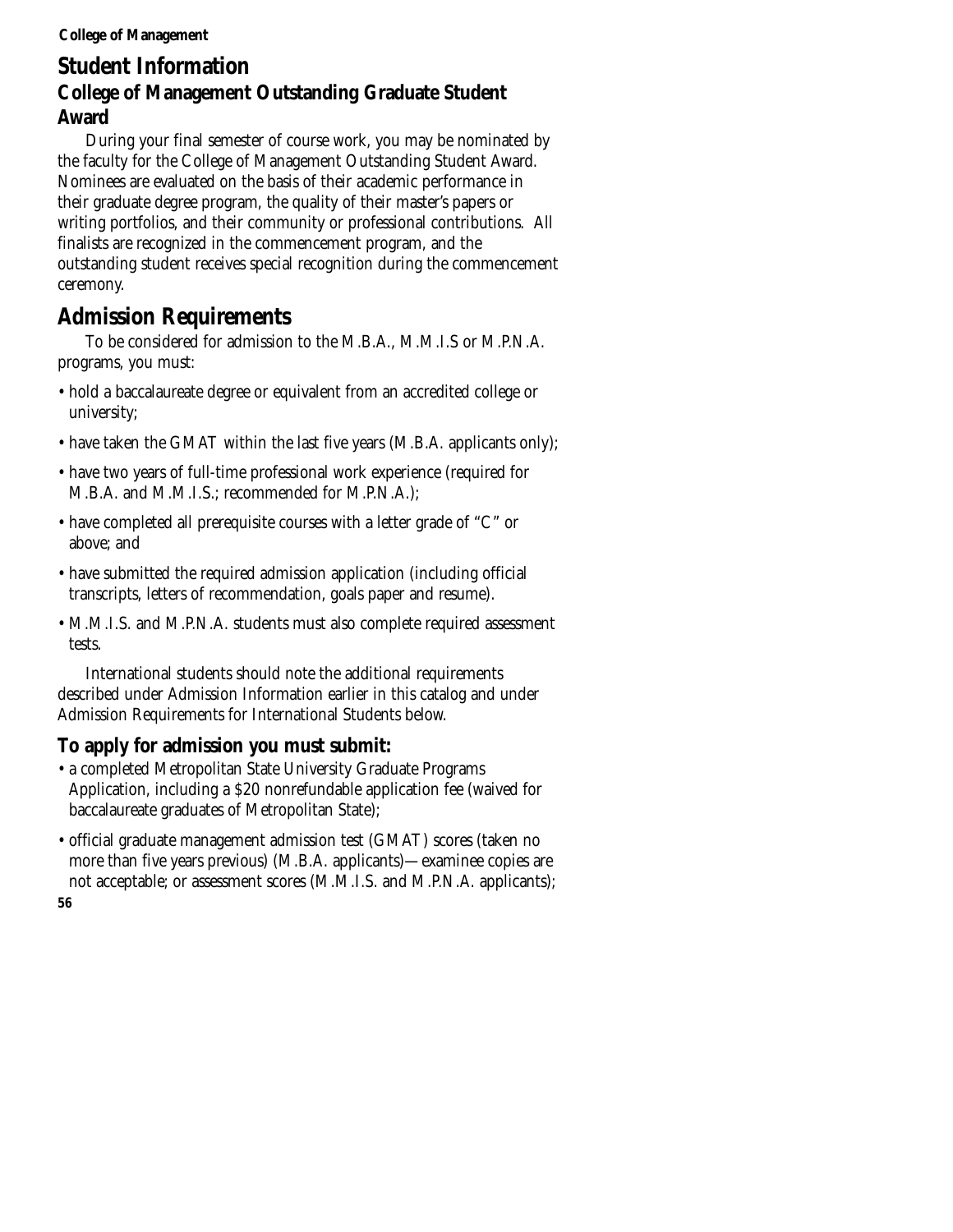## Student Information

### College of Management Outstanding Graduate Student Award

During your final semester of course work, you may be nominated by the faculty for the College of Management Outstanding Student Award. Nominees are evaluated on the basis of their academic performance in their graduate degree program, the quality of their master's papers or writing portfolios, and their community or professional contributions. All finalists are recognized in the commencement program, and the outstanding student receives special recognition during the commencement ceremony.

## Admission Requirements

To be considered for admission to the M.B.A., M.M.I.S or M.P.N.A. programs, you must:

- hold a baccalaureate degree or equivalent from an accredited college or university;
- have taken the GMAT within the last five years (M.B.A. applicants only);
- have two years of full-time professional work experience (required for M.B.A. and M.M.I.S.; recommended for M.P.N.A.);
- have completed all prerequisite courses with a letter grade of "C" or above; and
- have submitted the required admission application (including official transcripts, letters of recommendation, goals paper and resume).
- M.M.I.S. and M.P.N.A. students must also complete required assessment tests.

International students should note the additional requirements described under Admission Information earlier in this catalog and under Admission Requirements for International Students below.

### To apply for admission you must submit:

- a completed Metropolitan State University Graduate Programs Application, including a $20 nonrefundable application fee (waived for baccalaureate graduates of Metropolitan State);
- official graduate management admission test (GMAT) scores (taken no more than five years previous) (M.B.A. applicants)—examinee copies are not acceptable; or assessment scores (M.M.I.S. and M.P.N.A. applicants);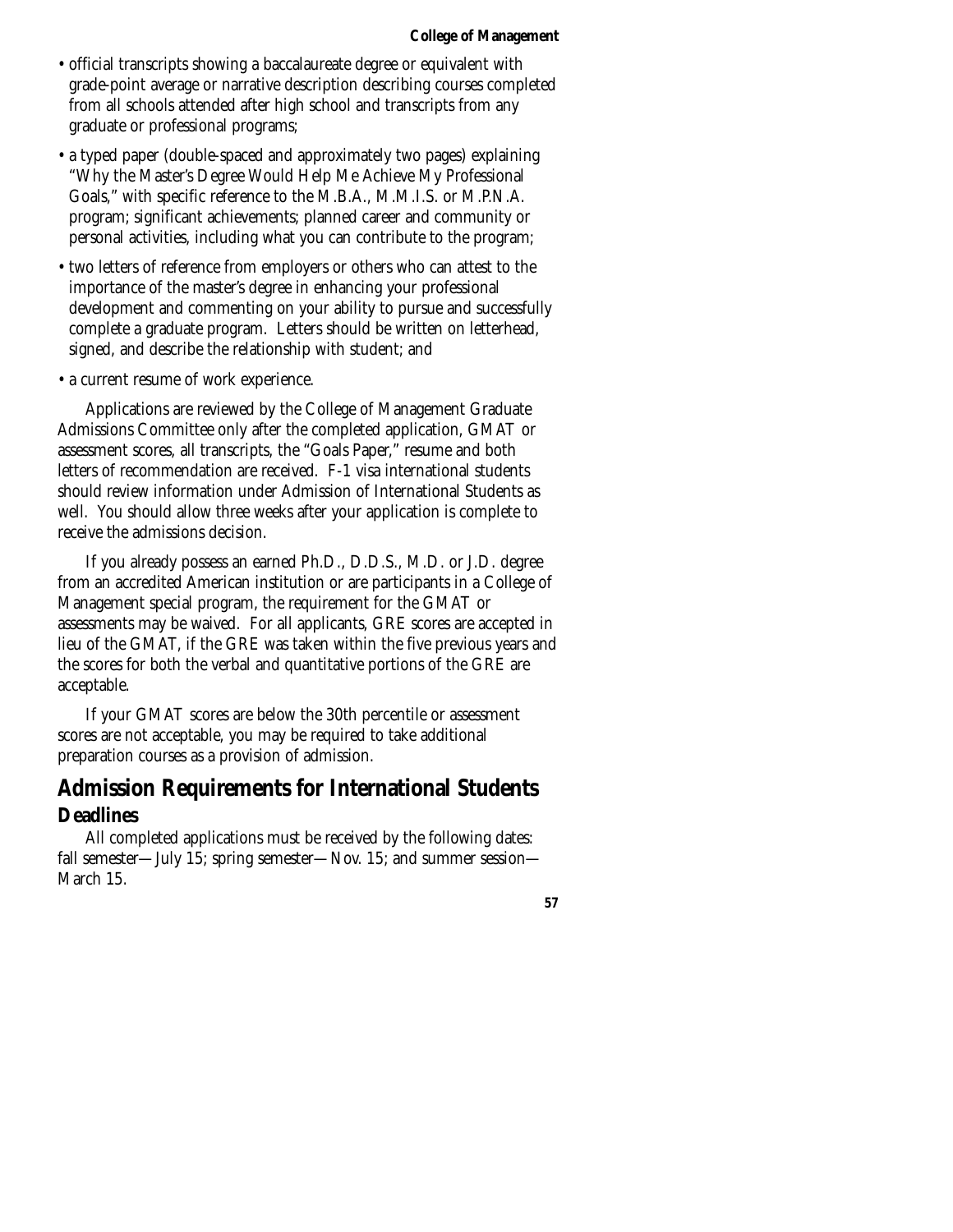- official transcripts showing a baccalaureate degree or equivalent with grade-point average or narrative description describing courses completed from all schools attended after high school and transcripts from any graduate or professional programs;
- a typed paper (double-spaced and approximately two pages) explaining "Why the Master's Degree Would Help Me Achieve My Professional Goals," with specific reference to the M.B.A., M.M.I.S. or M.P.N.A. program; significant achievements; planned career and community or personal activities, including what you can contribute to the program;
- two letters of reference from employers or others who can attest to the importance of the master's degree in enhancing your professional development and commenting on your ability to pursue and successfully complete a graduate program. Letters should be written on letterhead, signed, and describe the relationship with student; and
- a current resume of work experience.

Applications are reviewed by the College of Management Graduate Admissions Committee only after the completed application, GMAT or assessment scores, all transcripts, the "Goals Paper," resume and both letters of recommendation are received. F-1 visa international students should review information under Admission of International Students as well. You should allow three weeks after your application is complete to receive the admissions decision.

If you already possess an earned Ph.D., D.D.S., M.D. or J.D. degree from an accredited American institution or are participants in a College of Management special program, the requirement for the GMAT or assessments may be waived. For all applicants, GRE scores are accepted in lieu of the GMAT, if the GRE was taken within the five previous years and the scores for both the verbal and quantitative portions of the GRE are acceptable.

If your GMAT scores are below the 30th percentile or assessment scores are not acceptable, you may be required to take additional preparation courses as a provision of admission.

## Admission Requirements for International Students

### Deadlines

All completed applications must be received by the following dates: fall semester—July 15; spring semester—Nov. 15; and summer session—March 15.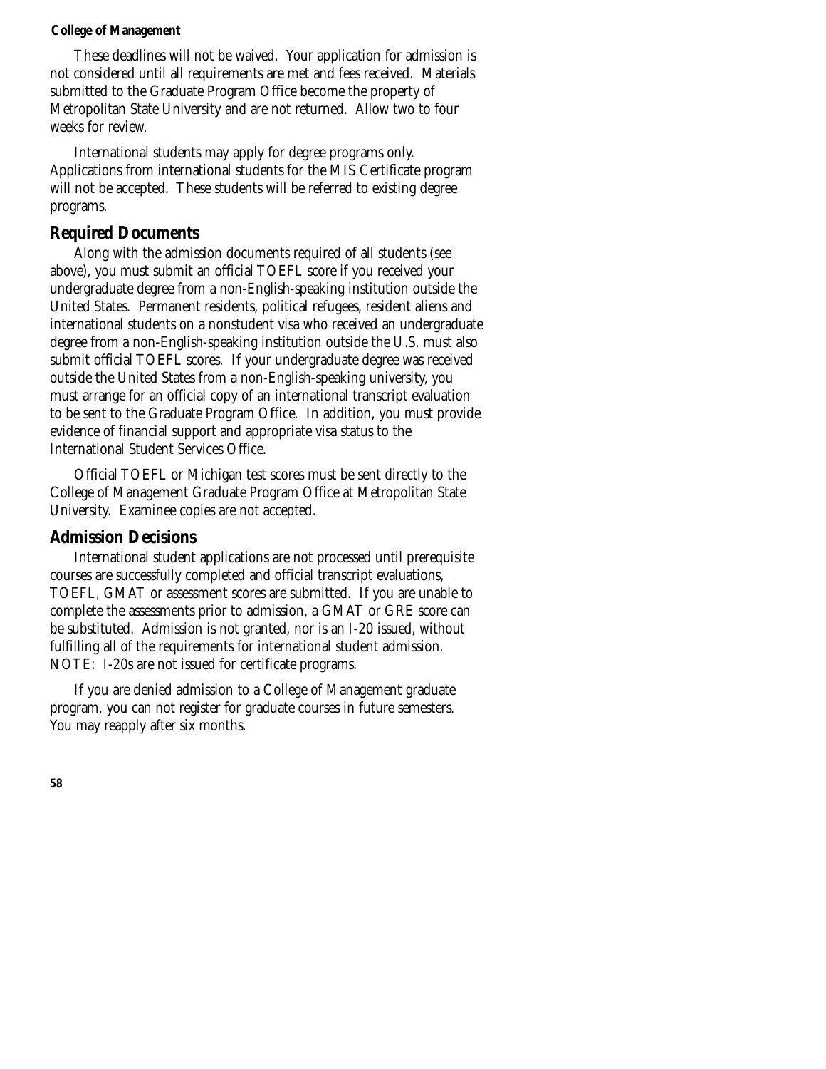These deadlines will not be waived. Your application for admission is not considered until all requirements are met and fees received. Materials submitted to the Graduate Program Office become the property of Metropolitan State University and are not returned. Allow two to four weeks for review.

International students may apply for degree programs only. Applications from international students for the MIS Certificate program will not be accepted. These students will be referred to existing degree programs.

## Required Documents

Along with the admission documents required of all students (see above), you must submit an official TOEFL score if you received your undergraduate degree from a non-English-speaking institution outside the United States. Permanent residents, political refugees, resident aliens and international students on a nonstudent visa who received an undergraduate degree from a non-English-speaking institution outside the U.S. must also submit official TOEFL scores. If your undergraduate degree was received outside the United States from a non-English-speaking university, you must arrange for an official copy of an international transcript evaluation to be sent to the Graduate Program Office. In addition, you must provide evidence of financial support and appropriate visa status to the International Student Services Office.

Official TOEFL or Michigan test scores must be sent directly to the College of Management Graduate Program Office at Metropolitan State University. Examinee copies are not accepted.

## Admission Decisions

International student applications are not processed until prerequisite courses are successfully completed and official transcript evaluations, TOEFL, GMAT or assessment scores are submitted. If you are unable to complete the assessments prior to admission, a GMAT or GRE score can be substituted. Admission is not granted, nor is an I-20 issued, without fulfilling all of the requirements for international student admission. NOTE: I-20s are not issued for certificate programs.

If you are denied admission to a College of Management graduate program, you can not register for graduate courses in future semesters. You may reapply after six months.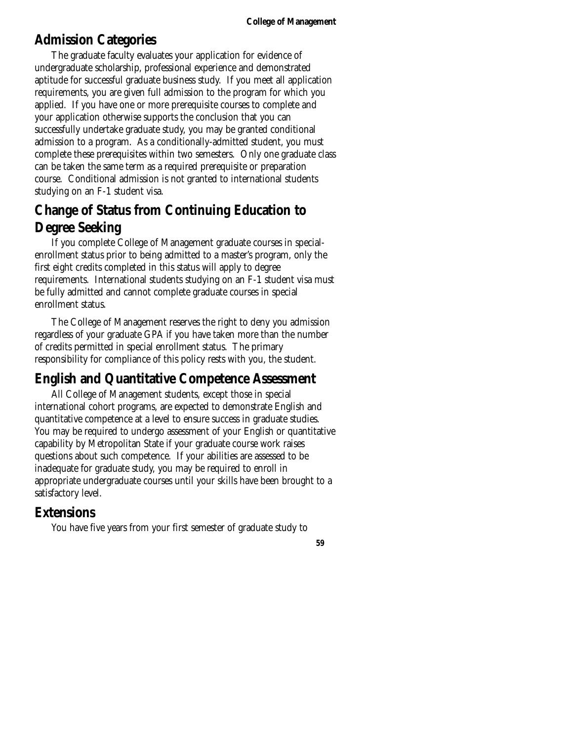## Admission Categories

The graduate faculty evaluates your application for evidence of undergraduate scholarship, professional experience and demonstrated aptitude for successful graduate business study. If you meet all application requirements, you are given full admission to the program for which you applied. If you have one or more prerequisite courses to complete and your application otherwise supports the conclusion that you can successfully undertake graduate study, you may be granted conditional admission to a program. As a conditionally-admitted student, you must complete these prerequisites within two semesters. Only one graduate class can be taken the same term as a required prerequisite or preparation course. Conditional admission is not granted to international students studying on an F-1 student visa.

## Change of Status from Continuing Education to Degree Seeking

If you complete College of Management graduate courses in special-enrollment status prior to being admitted to a master's program, only the first eight credits completed in this status will apply to degree requirements. International students studying on an F-1 student visa must be fully admitted and cannot complete graduate courses in special enrollment status.

The College of Management reserves the right to deny you admission regardless of your graduate GPA if you have taken more than the number of credits permitted in special enrollment status. The primary responsibility for compliance of this policy rests with you, the student.

## English and Quantitative Competence Assessment

All College of Management students, except those in special international cohort programs, are expected to demonstrate English and quantitative competence at a level to ensure success in graduate studies. You may be required to undergo assessment of your English or quantitative capability by Metropolitan State if your graduate course work raises questions about such competence. If your abilities are assessed to be inadequate for graduate study, you may be required to enroll in appropriate undergraduate courses until your skills have been brought to a satisfactory level.

## Extensions

You have five years from your first semester of graduate study to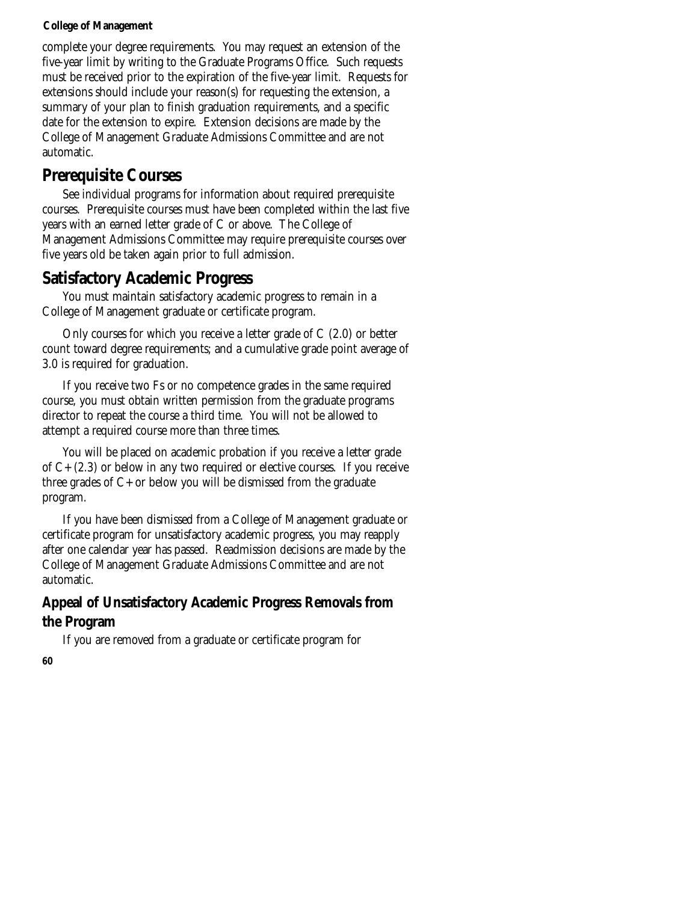complete your degree requirements. You may request an extension of the five-year limit by writing to the Graduate Programs Office. Such requests must be received prior to the expiration of the five-year limit. Requests for extensions should include your reason(s) for requesting the extension, a summary of your plan to finish graduation requirements, and a specific date for the extension to expire. Extension decisions are made by the College of Management Graduate Admissions Committee and are not automatic.

## Prerequisite Courses

See individual programs for information about required prerequisite courses. Prerequisite courses must have been completed within the last five years with an earned letter grade of C or above. The College of Management Admissions Committee may require prerequisite courses over five years old be taken again prior to full admission.

## Satisfactory Academic Progress

You must maintain satisfactory academic progress to remain in a College of Management graduate or certificate program.

Only courses for which you receive a letter grade of C (2.0) or better count toward degree requirements; and a cumulative grade point average of 3.0 is required for graduation.

If you receive two Fs or no competence grades in the same required course, you must obtain written permission from the graduate programs director to repeat the course a third time. You will not be allowed to attempt a required course more than three times.

You will be placed on academic probation if you receive a letter grade of C+ (2.3) or below in any two required or elective courses. If you receive three grades of C+ or below you will be dismissed from the graduate program.

If you have been dismissed from a College of Management graduate or certificate program for unsatisfactory academic progress, you may reapply after one calendar year has passed. Readmission decisions are made by the College of Management Graduate Admissions Committee and are not automatic.

### Appeal of Unsatisfactory Academic Progress Removals from the Program

If you are removed from a graduate or certificate program for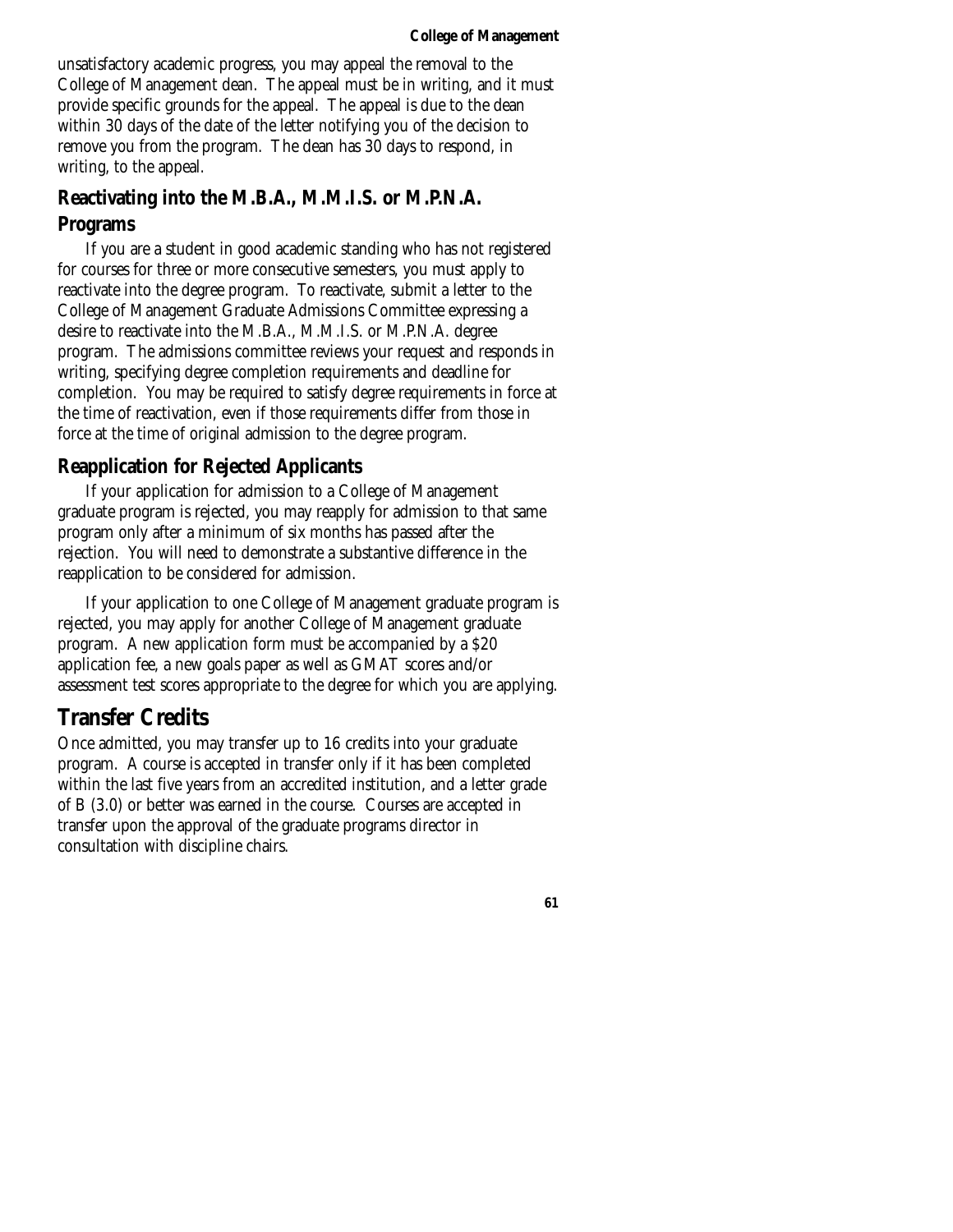unsatisfactory academic progress, you may appeal the removal to the College of Management dean. The appeal must be in writing, and it must provide specific grounds for the appeal. The appeal is due to the dean within 30 days of the date of the letter notifying you of the decision to remove you from the program. The dean has 30 days to respond, in writing, to the appeal.

### Reactivating into the M.B.A., M.M.I.S. or M.P.N.A. Programs

If you are a student in good academic standing who has not registered for courses for three or more consecutive semesters, you must apply to reactivate into the degree program. To reactivate, submit a letter to the College of Management Graduate Admissions Committee expressing a desire to reactivate into the M.B.A., M.M.I.S. or M.P.N.A. degree program. The admissions committee reviews your request and responds in writing, specifying degree completion requirements and deadline for completion. You may be required to satisfy degree requirements in force at the time of reactivation, even if those requirements differ from those in force at the time of original admission to the degree program.

### Reapplication for Rejected Applicants

If your application for admission to a College of Management graduate program is rejected, you may reapply for admission to that same program only after a minimum of six months has passed after the rejection. You will need to demonstrate a substantive difference in the reapplication to be considered for admission.

If your application to one College of Management graduate program is rejected, you may apply for another College of Management graduate program. A new application form must be accompanied by a $20 application fee, a new goals paper as well as GMAT scores and/or assessment test scores appropriate to the degree for which you are applying.

## Transfer Credits

Once admitted, you may transfer up to 16 credits into your graduate program. A course is accepted in transfer only if it has been completed within the last five years from an accredited institution, and a letter grade of B (3.0) or better was earned in the course. Courses are accepted in transfer upon the approval of the graduate programs director in consultation with discipline chairs.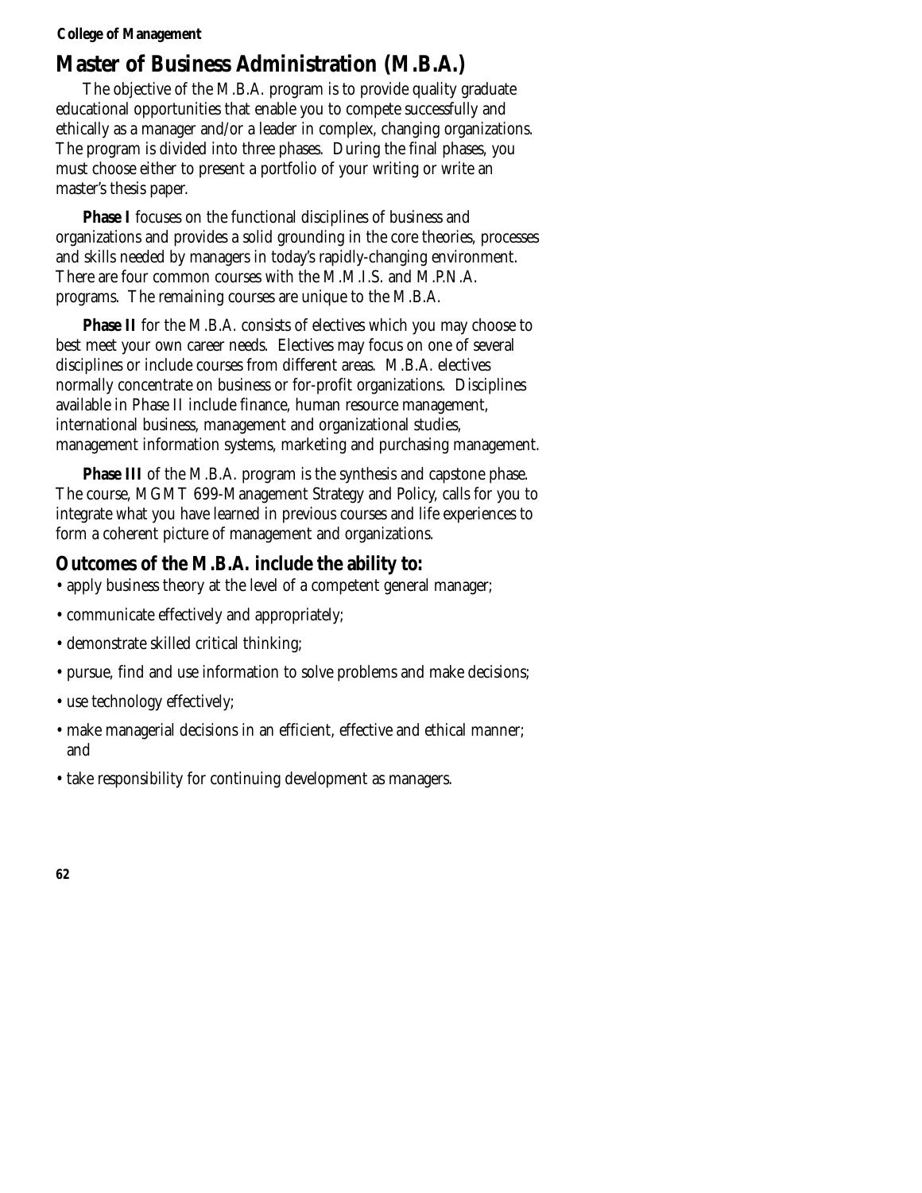# Master of Business Administration (M.B.A.)

The objective of the M.B.A. program is to provide quality graduate educational opportunities that enable you to compete successfully and ethically as a manager and/or a leader in complex, changing organizations. The program is divided into three phases. During the final phases, you must choose either to present a portfolio of your writing or write an master's thesis paper.

**Phase I** focuses on the functional disciplines of business and organizations and provides a solid grounding in the core theories, processes and skills needed by managers in today's rapidly-changing environment. There are four common courses with the M.M.I.S. and M.P.N.A. programs. The remaining courses are unique to the M.B.A.

**Phase II** for the M.B.A. consists of electives which you may choose to best meet your own career needs. Electives may focus on one of several disciplines or include courses from different areas. M.B.A. electives normally concentrate on business or for-profit organizations. Disciplines available in Phase II include finance, human resource management, international business, management and organizational studies, management information systems, marketing and purchasing management.

**Phase III** of the M.B.A. program is the synthesis and capstone phase. The course, MGMT 699-Management Strategy and Policy, calls for you to integrate what you have learned in previous courses and life experiences to form a coherent picture of management and organizations.

## Outcomes of the M.B.A. include the ability to:

- apply business theory at the level of a competent general manager;
- communicate effectively and appropriately;
- demonstrate skilled critical thinking;
- pursue, find and use information to solve problems and make decisions;
- use technology effectively;
- make managerial decisions in an efficient, effective and ethical manner; and
- take responsibility for continuing development as managers.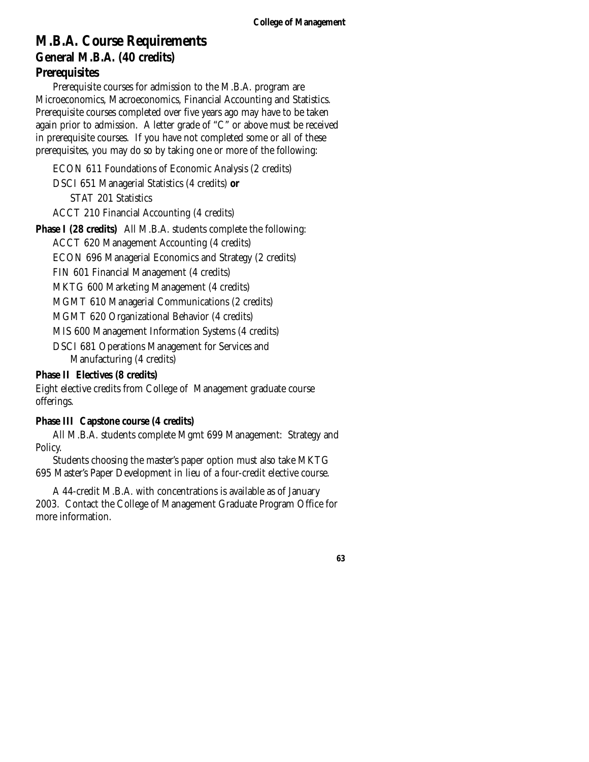# M.B.A. Course Requirements

## General M.B.A. (40 credits)

### Prerequisites

Prerequisite courses for admission to the M.B.A. program are Microeconomics, Macroeconomics, Financial Accounting and Statistics. Prerequisite courses completed over five years ago may have to be taken again prior to admission. A letter grade of "C" or above must be received in prerequisite courses. If you have not completed some or all of these prerequisites, you may do so by taking one or more of the following:

ECON 611 Foundations of Economic Analysis (2 credits)

DSCI 651 Managerial Statistics (4 credits) **or**

STAT 201 Statistics

ACCT 210 Financial Accounting (4 credits)

**Phase I (28 credits)** All M.B.A. students complete the following:

ACCT 620 Management Accounting (4 credits)

ECON 696 Managerial Economics and Strategy (2 credits)

FIN 601 Financial Management (4 credits)

MKTG 600 Marketing Management (4 credits)

MGMT 610 Managerial Communications (2 credits)

MGMT 620 Organizational Behavior (4 credits)

MIS 600 Management Information Systems (4 credits)

DSCI 681 Operations Management for Services and Manufacturing (4 credits)

**Phase II Electives (8 credits)**

Eight elective credits from College of Management graduate course offerings.

**Phase III Capstone course (4 credits)**

All M.B.A. students complete Mgmt 699 Management: Strategy and Policy.

Students choosing the master's paper option must also take MKTG 695 Master's Paper Development in lieu of a four-credit elective course.

A 44-credit M.B.A. with concentrations is available as of January 2003. Contact the College of Management Graduate Program Office for more information.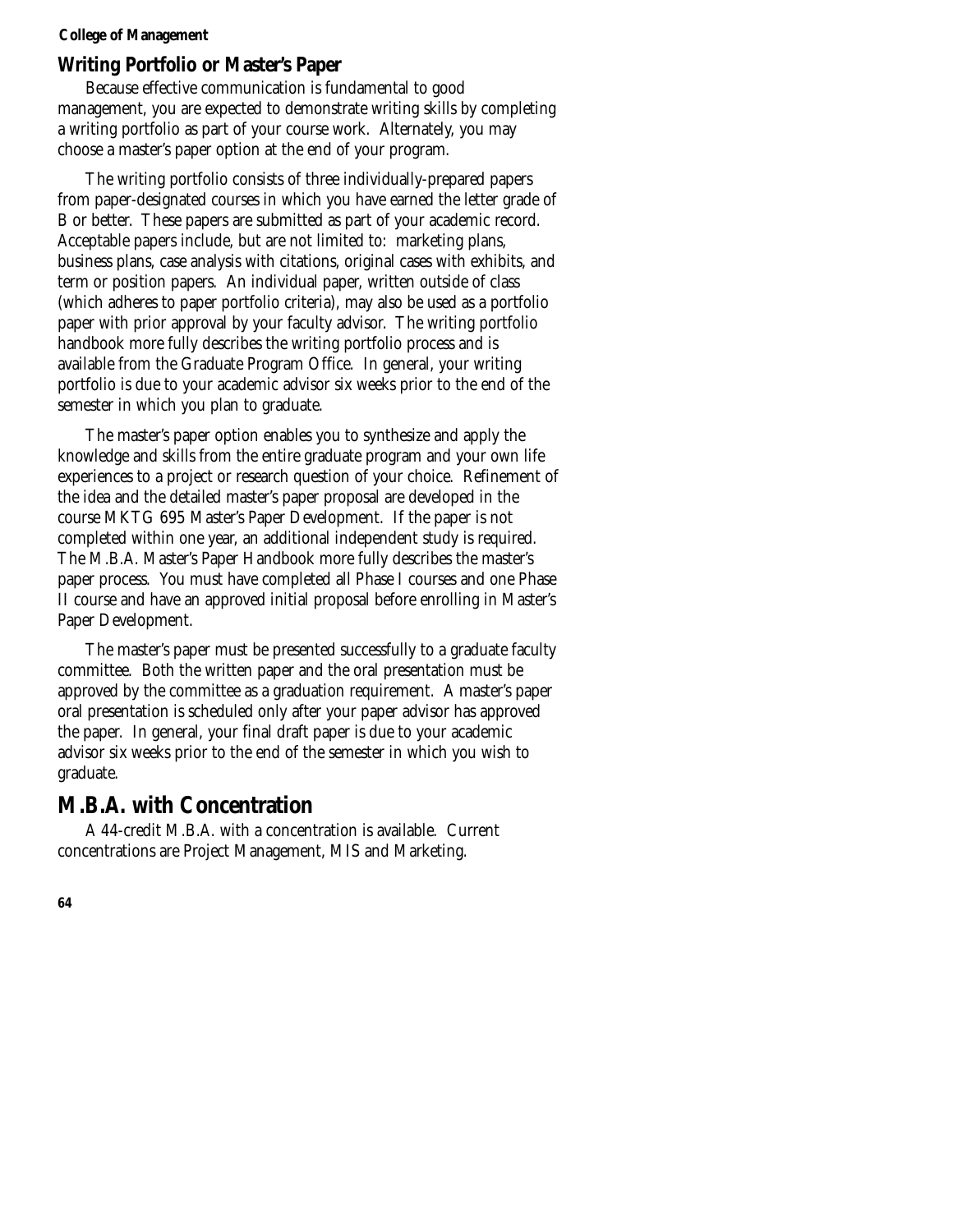## Writing Portfolio or Master's Paper

Because effective communication is fundamental to good management, you are expected to demonstrate writing skills by completing a writing portfolio as part of your course work. Alternately, you may choose a master's paper option at the end of your program.

The writing portfolio consists of three individually-prepared papers from paper-designated courses in which you have earned the letter grade of B or better. These papers are submitted as part of your academic record. Acceptable papers include, but are not limited to: marketing plans, business plans, case analysis with citations, original cases with exhibits, and term or position papers. An individual paper, written outside of class (which adheres to paper portfolio criteria), may also be used as a portfolio paper with prior approval by your faculty advisor. The writing portfolio handbook more fully describes the writing portfolio process and is available from the Graduate Program Office. In general, your writing portfolio is due to your academic advisor six weeks prior to the end of the semester in which you plan to graduate.

The master's paper option enables you to synthesize and apply the knowledge and skills from the entire graduate program and your own life experiences to a project or research question of your choice. Refinement of the idea and the detailed master's paper proposal are developed in the course MKTG 695 Master's Paper Development. If the paper is not completed within one year, an additional independent study is required. The M.B.A. Master's Paper Handbook more fully describes the master's paper process. You must have completed all Phase I courses and one Phase II course and have an approved initial proposal before enrolling in Master's Paper Development.

The master's paper must be presented successfully to a graduate faculty committee. Both the written paper and the oral presentation must be approved by the committee as a graduation requirement. A master's paper oral presentation is scheduled only after your paper advisor has approved the paper. In general, your final draft paper is due to your academic advisor six weeks prior to the end of the semester in which you wish to graduate.

# M.B.A. with Concentration

A 44-credit M.B.A. with a concentration is available. Current concentrations are Project Management, MIS and Marketing.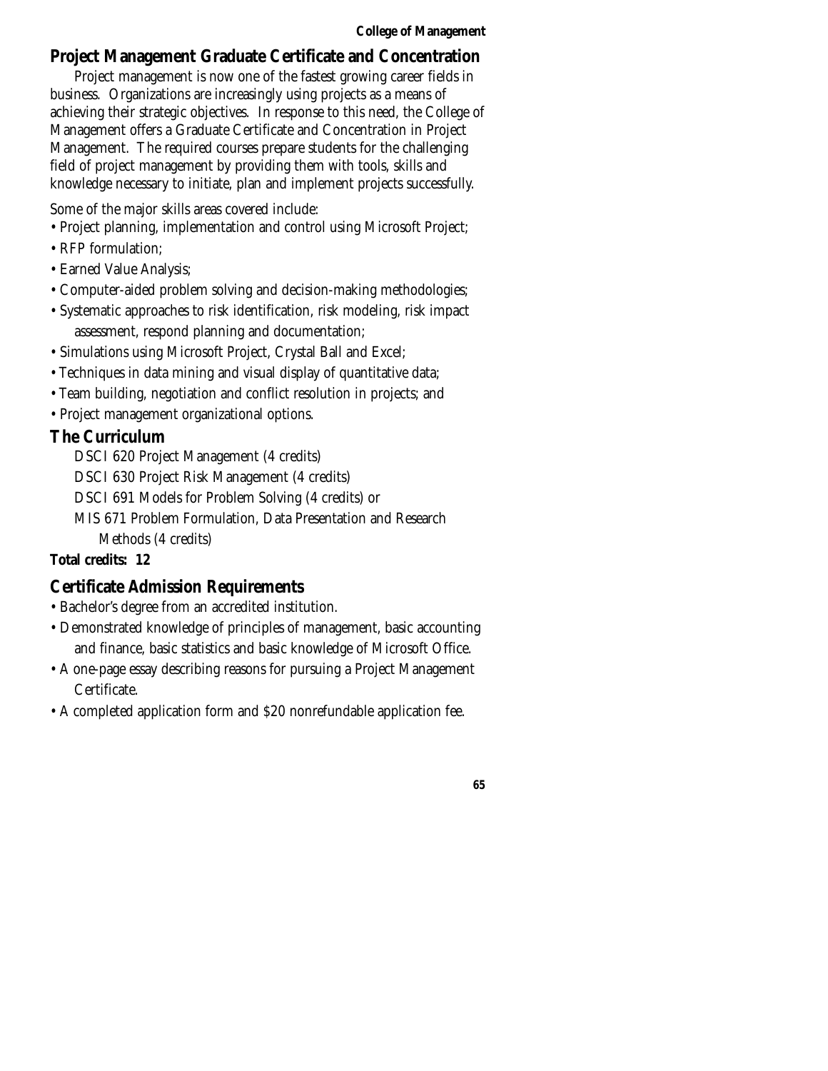## Project Management Graduate Certificate and Concentration

Project management is now one of the fastest growing career fields in business. Organizations are increasingly using projects as a means of achieving their strategic objectives. In response to this need, the College of Management offers a Graduate Certificate and Concentration in Project Management. The required courses prepare students for the challenging field of project management by providing them with tools, skills and knowledge necessary to initiate, plan and implement projects successfully.

Some of the major skills areas covered include:

- Project planning, implementation and control using Microsoft Project;
- RFP formulation;
- Earned Value Analysis;
- Computer-aided problem solving and decision-making methodologies;
- Systematic approaches to risk identification, risk modeling, risk impact assessment, respond planning and documentation;
- Simulations using Microsoft Project, Crystal Ball and Excel;
- Techniques in data mining and visual display of quantitative data;
- Team building, negotiation and conflict resolution in projects; and
- Project management organizational options.

## The Curriculum

DSCI 620 Project Management (4 credits)
DSCI 630 Project Risk Management (4 credits)
DSCI 691 Models for Problem Solving (4 credits) or
MIS 671 Problem Formulation, Data Presentation and Research Methods (4 credits)

**Total credits: 12**

## Certificate Admission Requirements

- Bachelor's degree from an accredited institution.
- Demonstrated knowledge of principles of management, basic accounting and finance, basic statistics and basic knowledge of Microsoft Office.
- A one-page essay describing reasons for pursuing a Project Management Certificate.
- A completed application form and $20 nonrefundable application fee.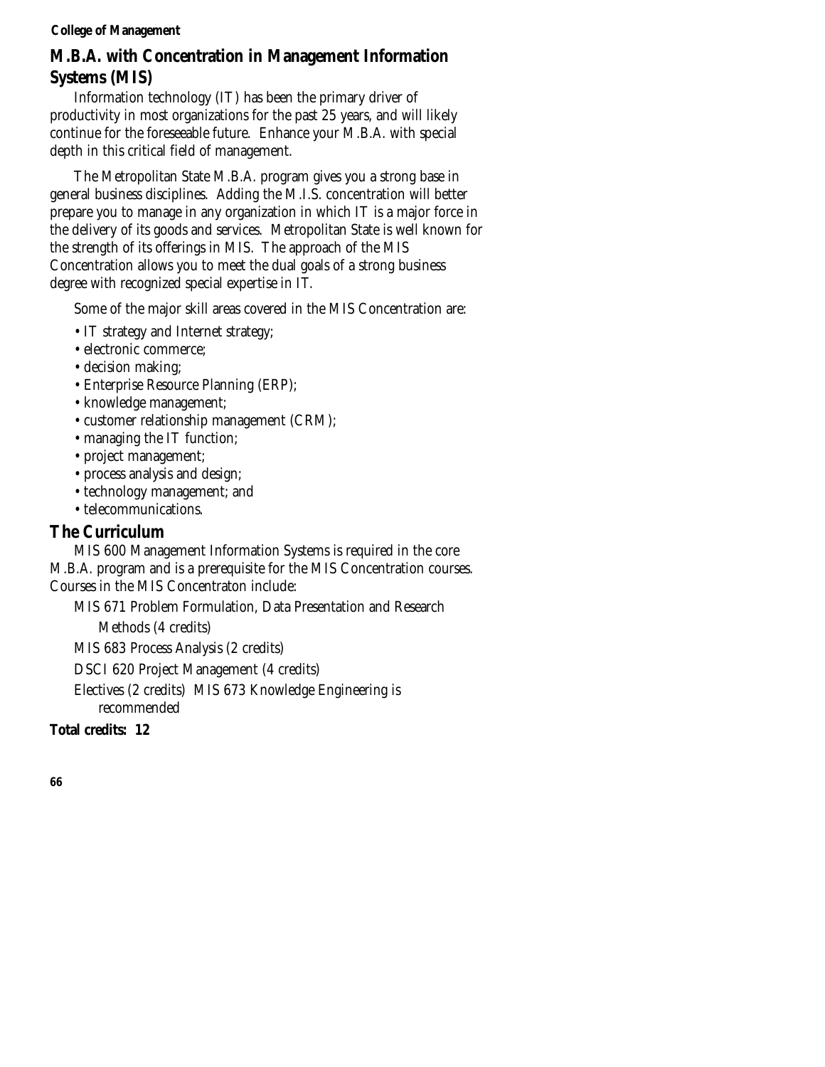## M.B.A. with Concentration in Management Information Systems (MIS)

Information technology (IT) has been the primary driver of productivity in most organizations for the past 25 years, and will likely continue for the foreseeable future. Enhance your M.B.A. with special depth in this critical field of management.

The Metropolitan State M.B.A. program gives you a strong base in general business disciplines. Adding the M.I.S. concentration will better prepare you to manage in any organization in which IT is a major force in the delivery of its goods and services. Metropolitan State is well known for the strength of its offerings in MIS. The approach of the MIS Concentration allows you to meet the dual goals of a strong business degree with recognized special expertise in IT.

Some of the major skill areas covered in the MIS Concentration are:

- IT strategy and Internet strategy;
- electronic commerce;
- decision making;
- Enterprise Resource Planning (ERP);
- knowledge management;
- customer relationship management (CRM);
- managing the IT function;
- project management;
- process analysis and design;
- technology management; and
- telecommunications.

## The Curriculum

MIS 600 Management Information Systems is required in the core M.B.A. program and is a prerequisite for the MIS Concentration courses. Courses in the MIS Concentraton include:

MIS 671 Problem Formulation, Data Presentation and Research Methods (4 credits)

MIS 683 Process Analysis (2 credits)

DSCI 620 Project Management (4 credits)

Electives (2 credits) MIS 673 Knowledge Engineering is recommended

**Total credits: 12**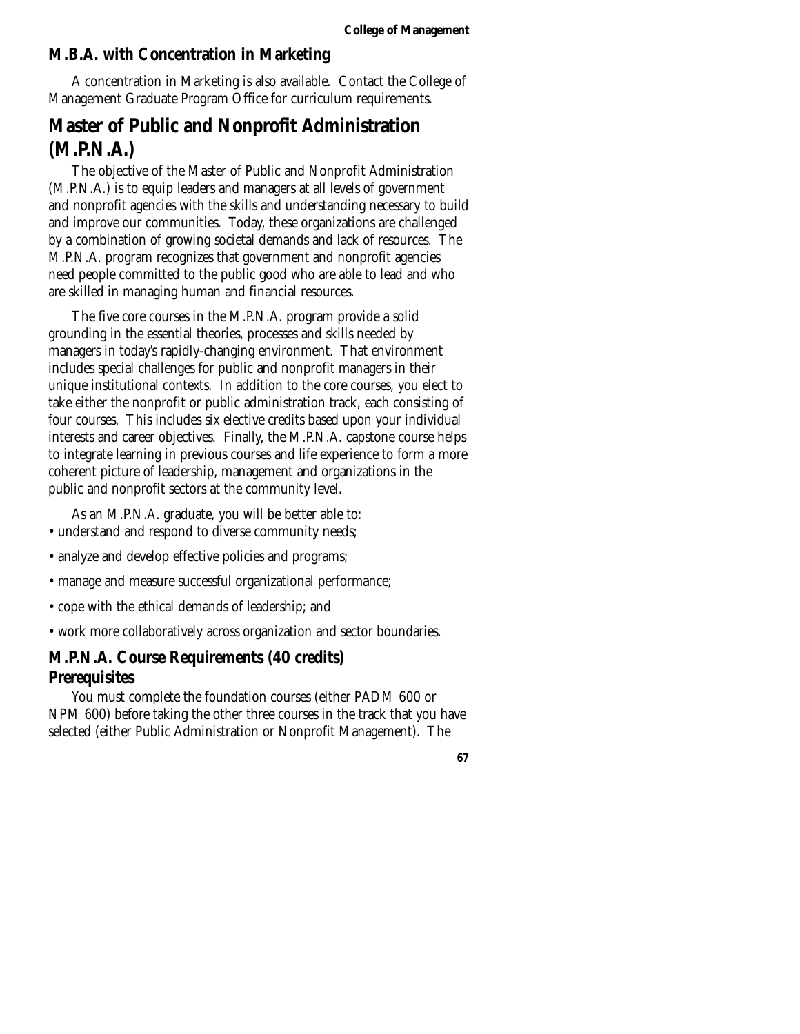## M.B.A. with Concentration in Marketing

A concentration in Marketing is also available. Contact the College of Management Graduate Program Office for curriculum requirements.

# Master of Public and Nonprofit Administration (M.P.N.A.)

The objective of the Master of Public and Nonprofit Administration (M.P.N.A.) is to equip leaders and managers at all levels of government and nonprofit agencies with the skills and understanding necessary to build and improve our communities. Today, these organizations are challenged by a combination of growing societal demands and lack of resources. The M.P.N.A. program recognizes that government and nonprofit agencies need people committed to the public good who are able to lead and who are skilled in managing human and financial resources.

The five core courses in the M.P.N.A. program provide a solid grounding in the essential theories, processes and skills needed by managers in today's rapidly-changing environment. That environment includes special challenges for public and nonprofit managers in their unique institutional contexts. In addition to the core courses, you elect to take either the nonprofit or public administration track, each consisting of four courses. This includes six elective credits based upon your individual interests and career objectives. Finally, the M.P.N.A. capstone course helps to integrate learning in previous courses and life experience to form a more coherent picture of leadership, management and organizations in the public and nonprofit sectors at the community level.

As an M.P.N.A. graduate, you will be better able to:

- understand and respond to diverse community needs;
- analyze and develop effective policies and programs;
- manage and measure successful organizational performance;
- cope with the ethical demands of leadership; and
- work more collaboratively across organization and sector boundaries.

## M.P.N.A. Course Requirements (40 credits)
## Prerequisites

You must complete the foundation courses (either PADM 600 or NPM 600) before taking the other three courses in the track that you have selected (either Public Administration or Nonprofit Management). The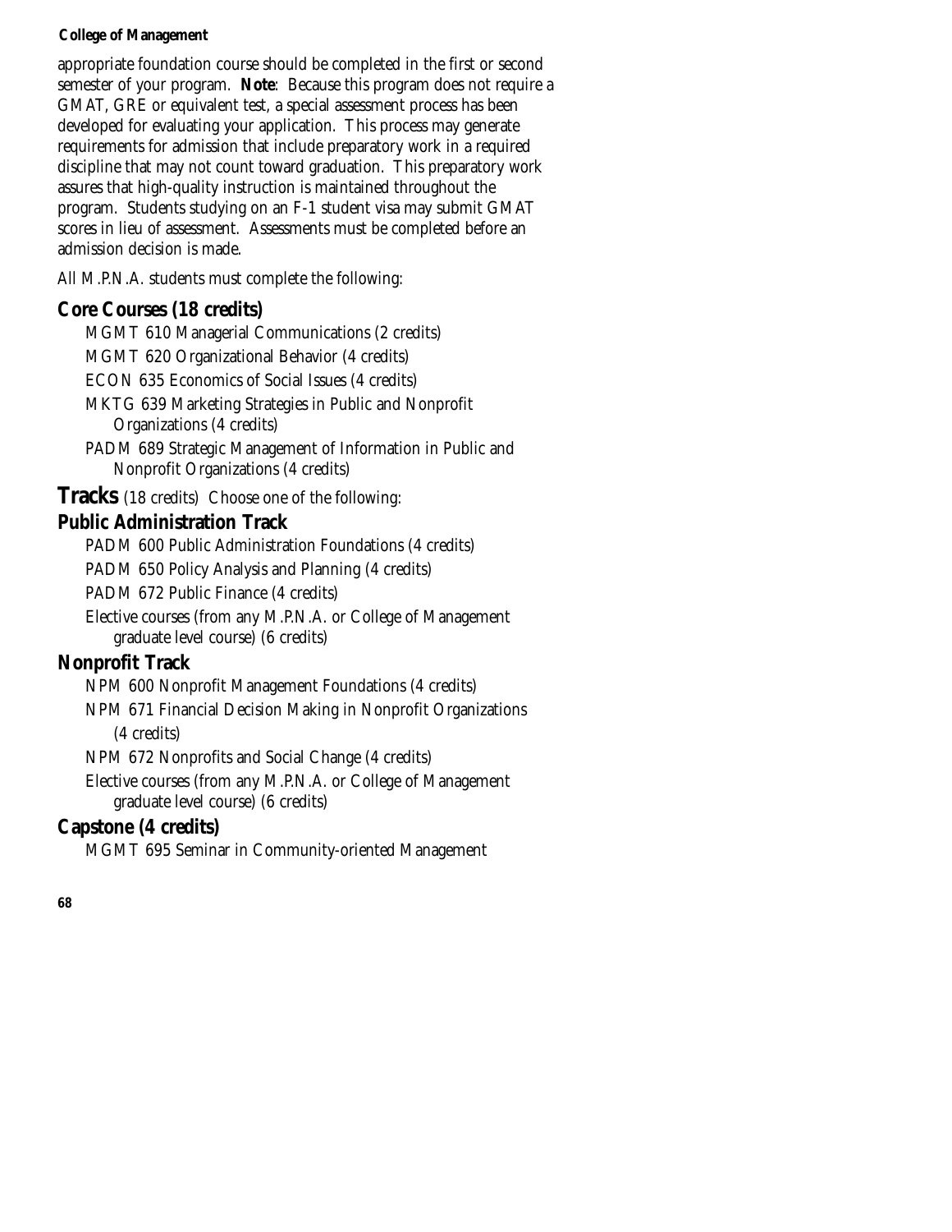appropriate foundation course should be completed in the first or second semester of your program. **Note**: Because this program does not require a GMAT, GRE or equivalent test, a special assessment process has been developed for evaluating your application. This process may generate requirements for admission that include preparatory work in a required discipline that may not count toward graduation. This preparatory work assures that high-quality instruction is maintained throughout the program. Students studying on an F-1 student visa may submit GMAT scores in lieu of assessment. Assessments must be completed before an admission decision is made.

All M.P.N.A. students must complete the following:

## Core Courses (18 credits)

- MGMT 610 Managerial Communications (2 credits)
- MGMT 620 Organizational Behavior (4 credits)
- ECON 635 Economics of Social Issues (4 credits)
- MKTG 639 Marketing Strategies in Public and Nonprofit Organizations (4 credits)
- PADM 689 Strategic Management of Information in Public and Nonprofit Organizations (4 credits)

## Tracks (18 credits) Choose one of the following:

### Public Administration Track

- PADM 600 Public Administration Foundations (4 credits)
- PADM 650 Policy Analysis and Planning (4 credits)
- PADM 672 Public Finance (4 credits)
- Elective courses (from any M.P.N.A. or College of Management graduate level course) (6 credits)

### Nonprofit Track

- NPM 600 Nonprofit Management Foundations (4 credits)
- NPM 671 Financial Decision Making in Nonprofit Organizations (4 credits)
- NPM 672 Nonprofits and Social Change (4 credits)
- Elective courses (from any M.P.N.A. or College of Management graduate level course) (6 credits)

## Capstone (4 credits)

- MGMT 695 Seminar in Community-oriented Management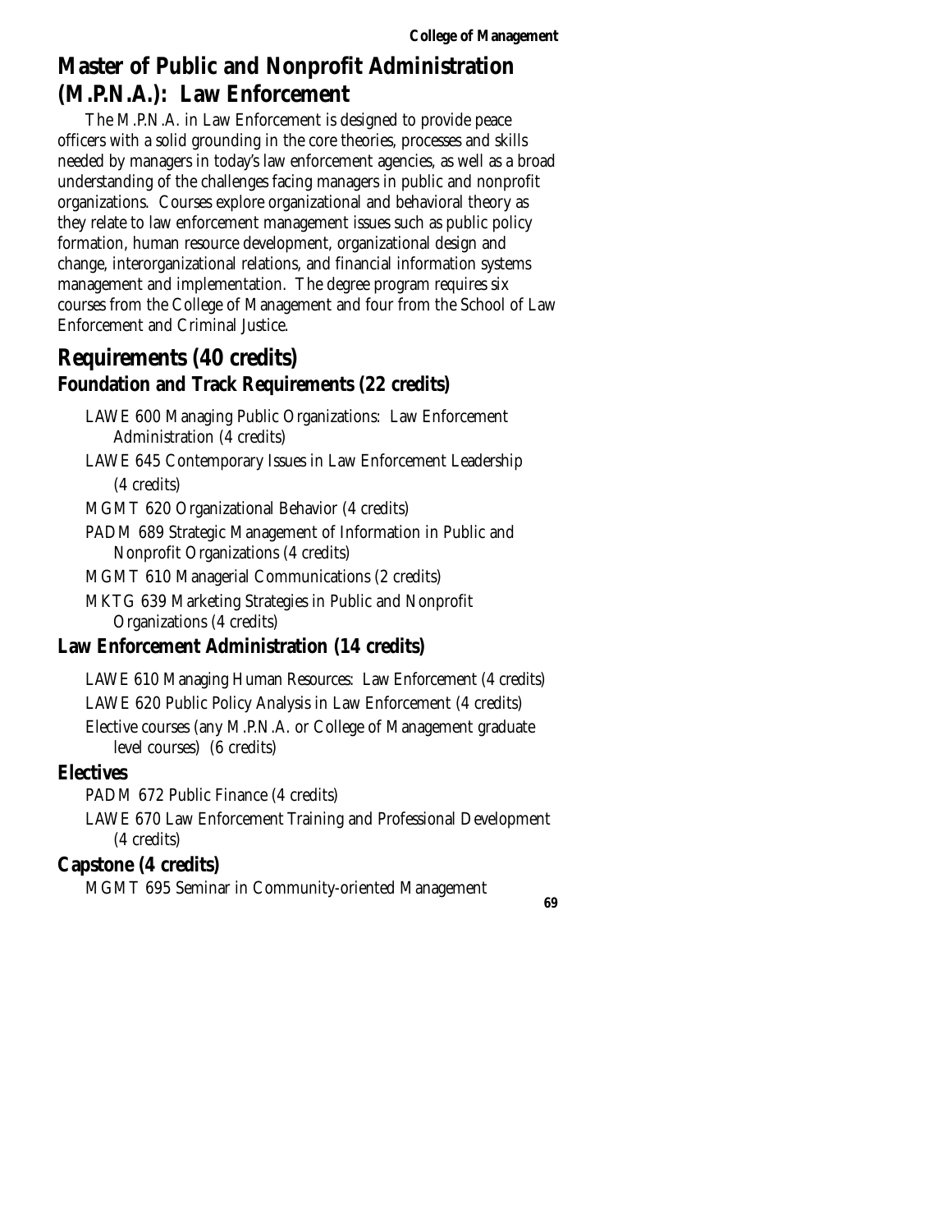# Master of Public and Nonprofit Administration (M.P.N.A.): Law Enforcement

The M.P.N.A. in Law Enforcement is designed to provide peace officers with a solid grounding in the core theories, processes and skills needed by managers in today's law enforcement agencies, as well as a broad understanding of the challenges facing managers in public and nonprofit organizations. Courses explore organizational and behavioral theory as they relate to law enforcement management issues such as public policy formation, human resource development, organizational design and change, interorganizational relations, and financial information systems management and implementation. The degree program requires six courses from the College of Management and four from the School of Law Enforcement and Criminal Justice.

## Requirements (40 credits)

### Foundation and Track Requirements (22 credits)

- LAWE 600 Managing Public Organizations: Law Enforcement Administration (4 credits)
- LAWE 645 Contemporary Issues in Law Enforcement Leadership (4 credits)
- MGMT 620 Organizational Behavior (4 credits)
- PADM 689 Strategic Management of Information in Public and Nonprofit Organizations (4 credits)
- MGMT 610 Managerial Communications (2 credits)
- MKTG 639 Marketing Strategies in Public and Nonprofit Organizations (4 credits)

### Law Enforcement Administration (14 credits)

- LAWE 610 Managing Human Resources: Law Enforcement (4 credits)
- LAWE 620 Public Policy Analysis in Law Enforcement (4 credits)
- Elective courses (any M.P.N.A. or College of Management graduate level courses) (6 credits)

### Electives

- PADM 672 Public Finance (4 credits)
- LAWE 670 Law Enforcement Training and Professional Development (4 credits)

### Capstone (4 credits)

- MGMT 695 Seminar in Community-oriented Management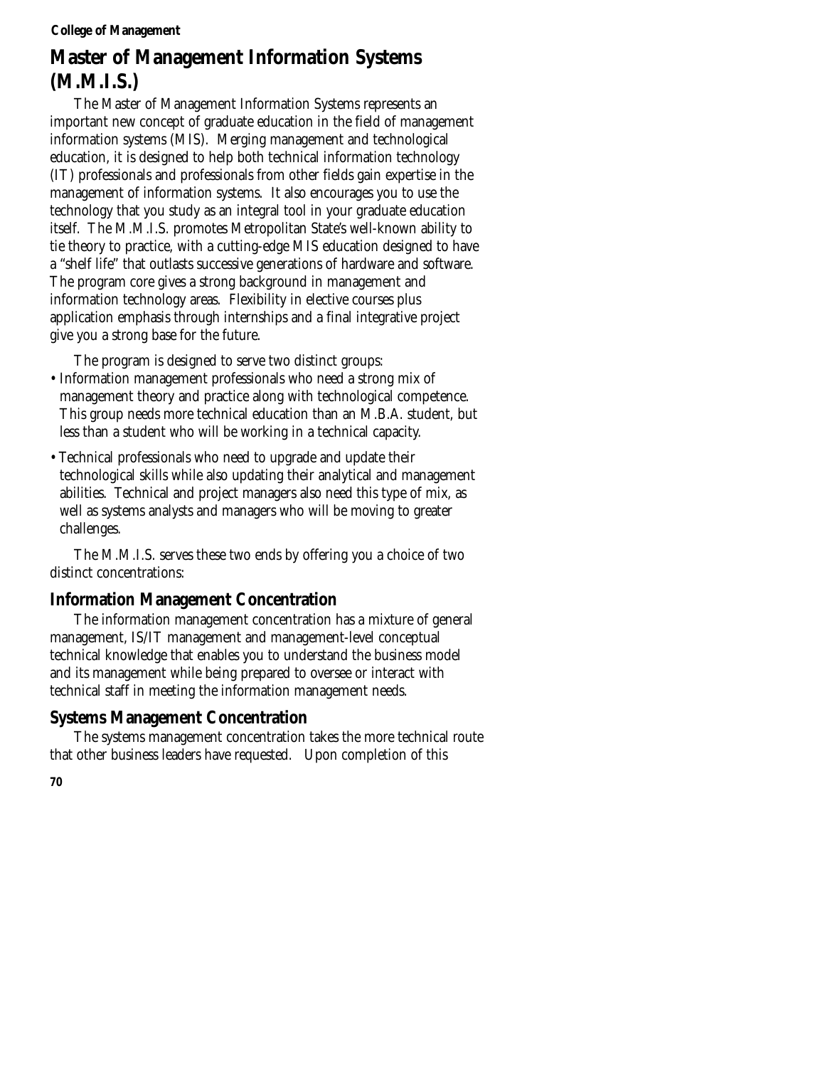# Master of Management Information Systems (M.M.I.S.)

The Master of Management Information Systems represents an important new concept of graduate education in the field of management information systems (MIS). Merging management and technological education, it is designed to help both technical information technology (IT) professionals and professionals from other fields gain expertise in the management of information systems. It also encourages you to use the technology that you study as an integral tool in your graduate education itself. The M.M.I.S. promotes Metropolitan State's well-known ability to tie theory to practice, with a cutting-edge MIS education designed to have a "shelf life" that outlasts successive generations of hardware and software. The program core gives a strong background in management and information technology areas. Flexibility in elective courses plus application emphasis through internships and a final integrative project give you a strong base for the future.

The program is designed to serve two distinct groups:

- Information management professionals who need a strong mix of management theory and practice along with technological competence. This group needs more technical education than an M.B.A. student, but less than a student who will be working in a technical capacity.
- Technical professionals who need to upgrade and update their technological skills while also updating their analytical and management abilities. Technical and project managers also need this type of mix, as well as systems analysts and managers who will be moving to greater challenges.

The M.M.I.S. serves these two ends by offering you a choice of two distinct concentrations:

## Information Management Concentration

The information management concentration has a mixture of general management, IS/IT management and management-level conceptual technical knowledge that enables you to understand the business model and its management while being prepared to oversee or interact with technical staff in meeting the information management needs.

## Systems Management Concentration

The systems management concentration takes the more technical route that other business leaders have requested. Upon completion of this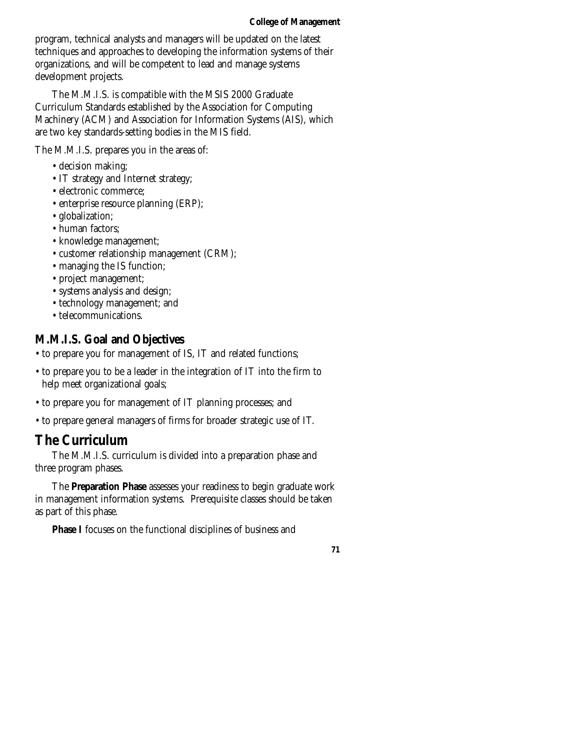program, technical analysts and managers will be updated on the latest techniques and approaches to developing the information systems of their organizations, and will be competent to lead and manage systems development projects.

The M.M.I.S. is compatible with the MSIS 2000 Graduate Curriculum Standards established by the Association for Computing Machinery (ACM) and Association for Information Systems (AIS), which are two key standards-setting bodies in the MIS field.

The M.M.I.S. prepares you in the areas of:

- decision making;
- IT strategy and Internet strategy;
- electronic commerce;
- enterprise resource planning (ERP);
- globalization;
- human factors;
- knowledge management;
- customer relationship management (CRM);
- managing the IS function;
- project management;
- systems analysis and design;
- technology management; and
- telecommunications.

### M.M.I.S. Goal and Objectives

- to prepare you for management of IS, IT and related functions;
- to prepare you to be a leader in the integration of IT into the firm to help meet organizational goals;
- to prepare you for management of IT planning processes; and
- to prepare general managers of firms for broader strategic use of IT.

## The Curriculum

The M.M.I.S. curriculum is divided into a preparation phase and three program phases.

The **Preparation Phase** assesses your readiness to begin graduate work in management information systems. Prerequisite classes should be taken as part of this phase.

**Phase I** focuses on the functional disciplines of business and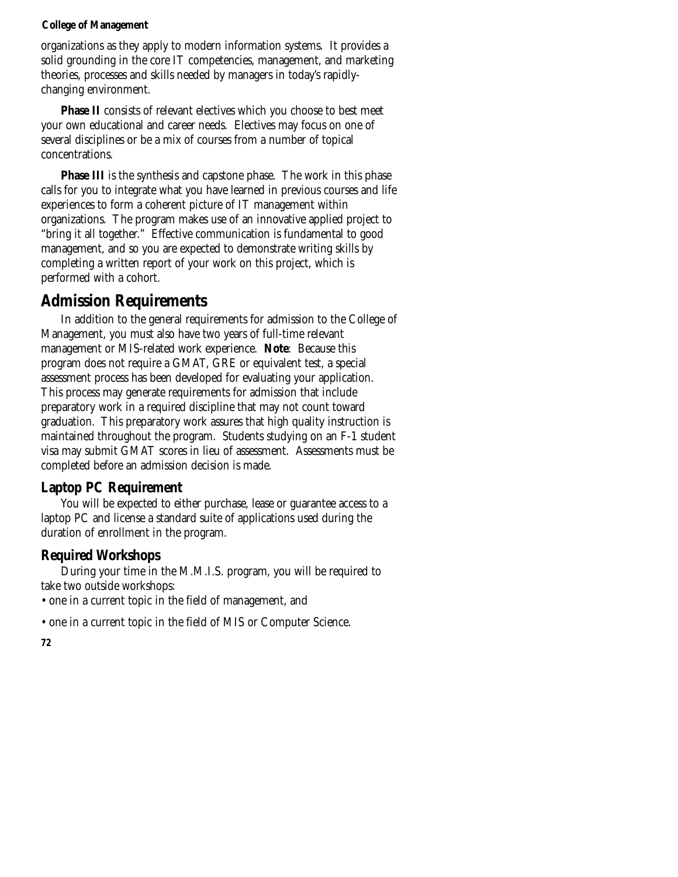organizations as they apply to modern information systems. It provides a solid grounding in the core IT competencies, management, and marketing theories, processes and skills needed by managers in today's rapidly-changing environment.

**Phase II** consists of relevant electives which you choose to best meet your own educational and career needs. Electives may focus on one of several disciplines or be a mix of courses from a number of topical concentrations.

**Phase III** is the synthesis and capstone phase. The work in this phase calls for you to integrate what you have learned in previous courses and life experiences to form a coherent picture of IT management within organizations. The program makes use of an innovative applied project to "bring it all together." Effective communication is fundamental to good management, and so you are expected to demonstrate writing skills by completing a written report of your work on this project, which is performed with a cohort.

## Admission Requirements

In addition to the general requirements for admission to the College of Management, you must also have two years of full-time relevant management or MIS-related work experience. **Note**: Because this program does not require a GMAT, GRE or equivalent test, a special assessment process has been developed for evaluating your application. This process may generate requirements for admission that include preparatory work in a required discipline that may not count toward graduation. This preparatory work assures that high quality instruction is maintained throughout the program. Students studying on an F-1 student visa may submit GMAT scores in lieu of assessment. Assessments must be completed before an admission decision is made.

### Laptop PC Requirement

You will be expected to either purchase, lease or guarantee access to a laptop PC and license a standard suite of applications used during the duration of enrollment in the program.

### Required Workshops

During your time in the M.M.I.S. program, you will be required to take two outside workshops:

- one in a current topic in the field of management, and
- one in a current topic in the field of MIS or Computer Science.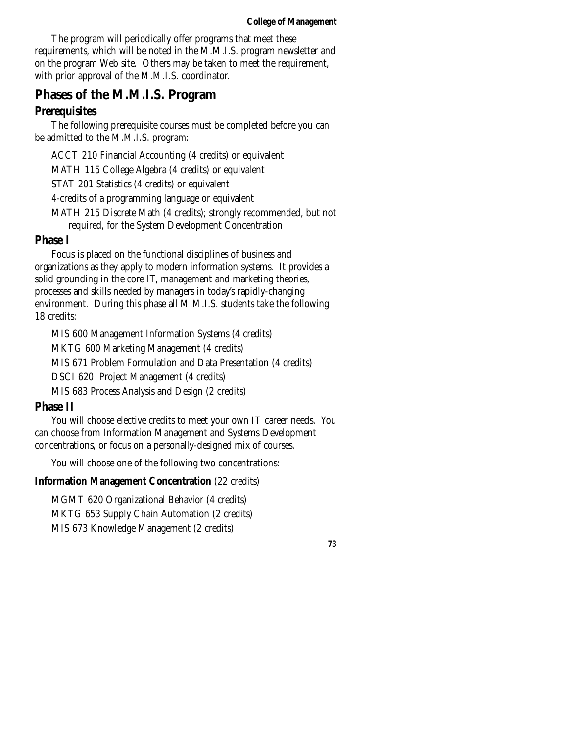The program will periodically offer programs that meet these requirements, which will be noted in the M.M.I.S. program newsletter and on the program Web site. Others may be taken to meet the requirement, with prior approval of the M.M.I.S. coordinator.

## Phases of the M.M.I.S. Program

### Prerequisites

The following prerequisite courses must be completed before you can be admitted to the M.M.I.S. program:

ACCT 210 Financial Accounting (4 credits) or equivalent

MATH 115 College Algebra (4 credits) or equivalent

STAT 201 Statistics (4 credits) or equivalent

4-credits of a programming language or equivalent

MATH 215 Discrete Math (4 credits); strongly recommended, but not required, for the System Development Concentration

### Phase I

Focus is placed on the functional disciplines of business and organizations as they apply to modern information systems. It provides a solid grounding in the core IT, management and marketing theories, processes and skills needed by managers in today's rapidly-changing environment. During this phase all M.M.I.S. students take the following 18 credits:

MIS 600 Management Information Systems (4 credits)

MKTG 600 Marketing Management (4 credits)

MIS 671 Problem Formulation and Data Presentation (4 credits)

DSCI 620 Project Management (4 credits)

MIS 683 Process Analysis and Design (2 credits)

### Phase II

You will choose elective credits to meet your own IT career needs. You can choose from Information Management and Systems Development concentrations, or focus on a personally-designed mix of courses.

You will choose one of the following two concentrations:

**Information Management Concentration** (22 credits)

MGMT 620 Organizational Behavior (4 credits)

MKTG 653 Supply Chain Automation (2 credits)

MIS 673 Knowledge Management (2 credits)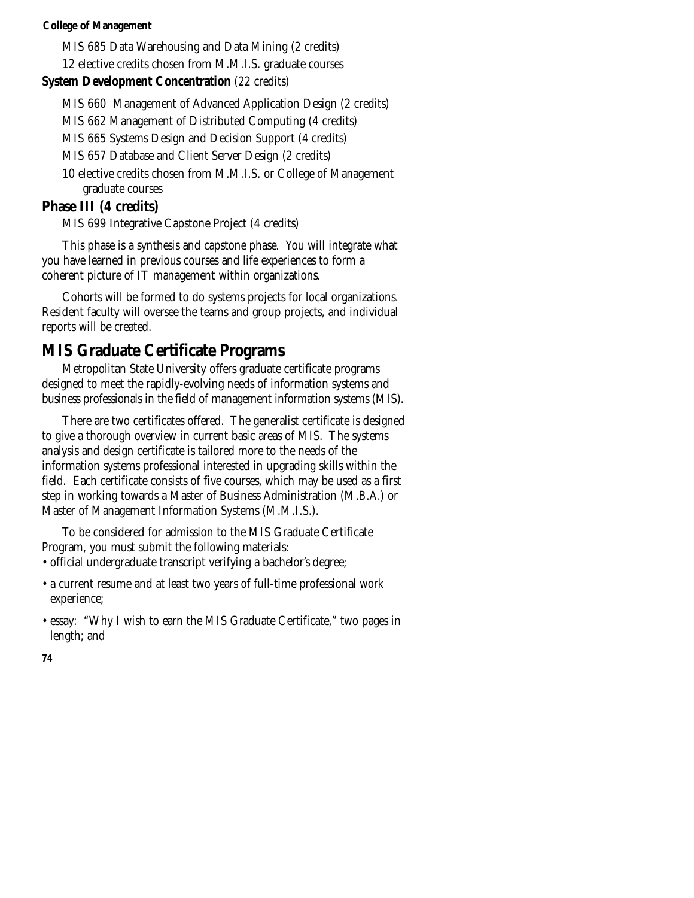MIS 685 Data Warehousing and Data Mining (2 credits)

12 elective credits chosen from M.M.I.S. graduate courses

**System Development Concentration** (22 credits)

MIS 660 Management of Advanced Application Design (2 credits)

MIS 662 Management of Distributed Computing (4 credits)

MIS 665 Systems Design and Decision Support (4 credits)

MIS 657 Database and Client Server Design (2 credits)

10 elective credits chosen from M.M.I.S. or College of Management graduate courses

### Phase III (4 credits)

MIS 699 Integrative Capstone Project (4 credits)

This phase is a synthesis and capstone phase. You will integrate what you have learned in previous courses and life experiences to form a coherent picture of IT management within organizations.

Cohorts will be formed to do systems projects for local organizations. Resident faculty will oversee the teams and group projects, and individual reports will be created.

## MIS Graduate Certificate Programs

Metropolitan State University offers graduate certificate programs designed to meet the rapidly-evolving needs of information systems and business professionals in the field of management information systems (MIS).

There are two certificates offered. The generalist certificate is designed to give a thorough overview in current basic areas of MIS. The systems analysis and design certificate is tailored more to the needs of the information systems professional interested in upgrading skills within the field. Each certificate consists of five courses, which may be used as a first step in working towards a Master of Business Administration (M.B.A.) or Master of Management Information Systems (M.M.I.S.).

To be considered for admission to the MIS Graduate Certificate Program, you must submit the following materials:

- official undergraduate transcript verifying a bachelor's degree;
- a current resume and at least two years of full-time professional work experience;
- essay: "Why I wish to earn the MIS Graduate Certificate," two pages in length; and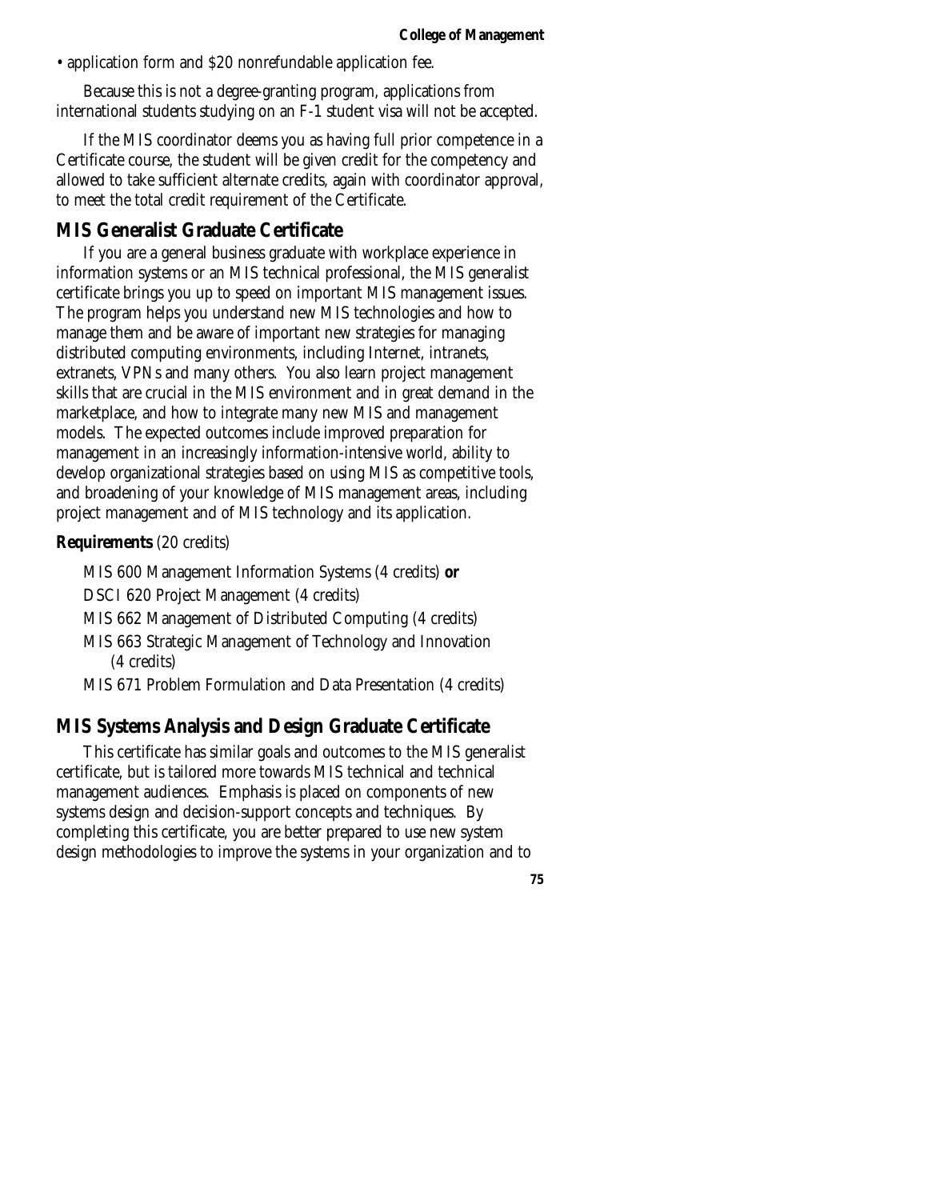- application form and $20 nonrefundable application fee.

Because this is not a degree-granting program, applications from international students studying on an F-1 student visa will not be accepted.

If the MIS coordinator deems you as having full prior competence in a Certificate course, the student will be given credit for the competency and allowed to take sufficient alternate credits, again with coordinator approval, to meet the total credit requirement of the Certificate.

## MIS Generalist Graduate Certificate

If you are a general business graduate with workplace experience in information systems or an MIS technical professional, the MIS generalist certificate brings you up to speed on important MIS management issues. The program helps you understand new MIS technologies and how to manage them and be aware of important new strategies for managing distributed computing environments, including Internet, intranets, extranets, VPNs and many others. You also learn project management skills that are crucial in the MIS environment and in great demand in the marketplace, and how to integrate many new MIS and management models. The expected outcomes include improved preparation for management in an increasingly information-intensive world, ability to develop organizational strategies based on using MIS as competitive tools, and broadening of your knowledge of MIS management areas, including project management and of MIS technology and its application.

**Requirements** (20 credits)

MIS 600 Management Information Systems (4 credits) **or**
DSCI 620 Project Management (4 credits)
MIS 662 Management of Distributed Computing (4 credits)
MIS 663 Strategic Management of Technology and Innovation (4 credits)
MIS 671 Problem Formulation and Data Presentation (4 credits)

## MIS Systems Analysis and Design Graduate Certificate

This certificate has similar goals and outcomes to the MIS generalist certificate, but is tailored more towards MIS technical and technical management audiences. Emphasis is placed on components of new systems design and decision-support concepts and techniques. By completing this certificate, you are better prepared to use new system design methodologies to improve the systems in your organization and to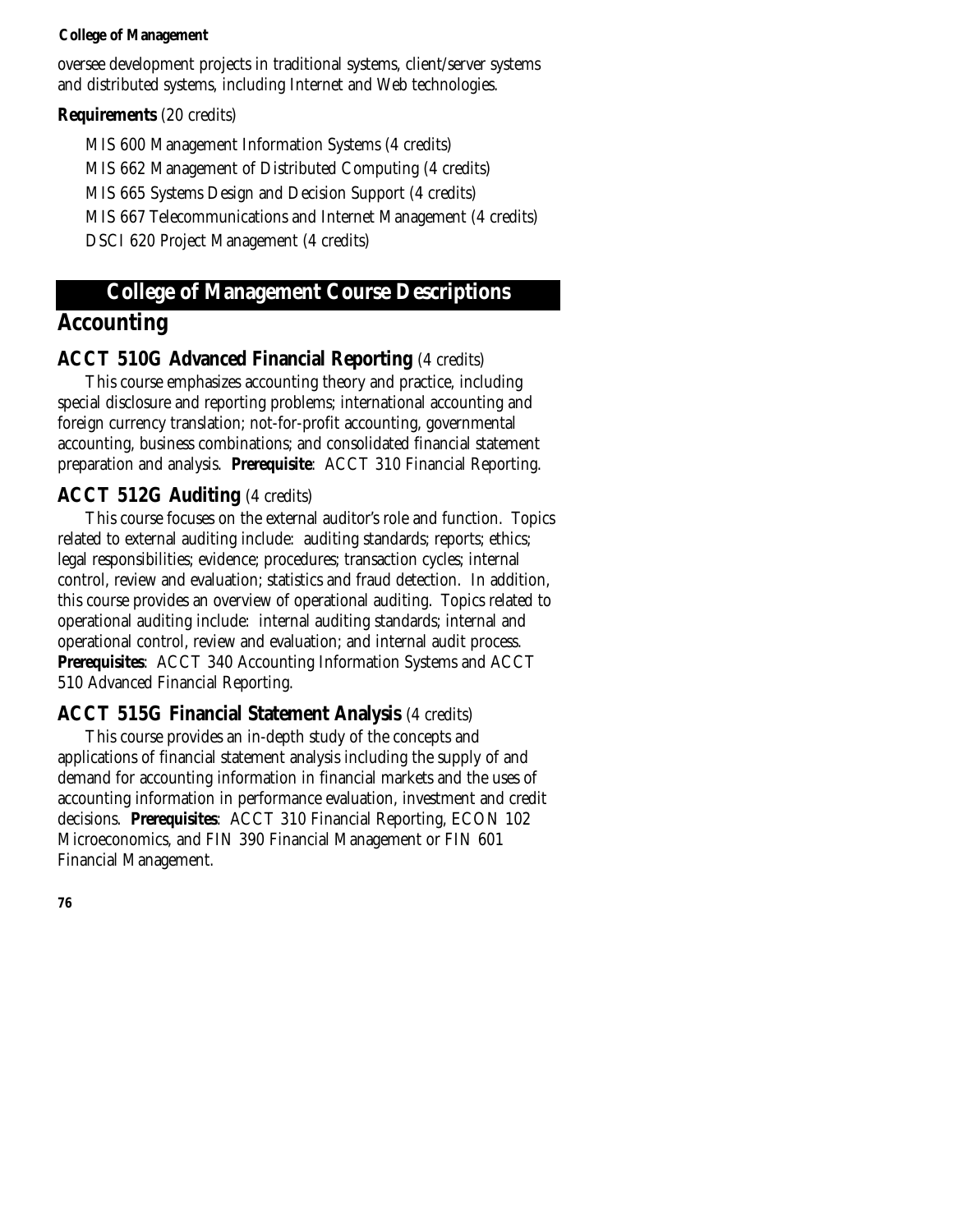oversee development projects in traditional systems, client/server systems and distributed systems, including Internet and Web technologies.

**Requirements** (20 credits)

- MIS 600 Management Information Systems (4 credits)
- MIS 662 Management of Distributed Computing (4 credits)
- MIS 665 Systems Design and Decision Support (4 credits)
- MIS 667 Telecommunications and Internet Management (4 credits)
- DSCI 620 Project Management (4 credits)

# College of Management Course Descriptions

## Accounting

### ACCT 510G Advanced Financial Reporting (4 credits)

This course emphasizes accounting theory and practice, including special disclosure and reporting problems; international accounting and foreign currency translation; not-for-profit accounting, governmental accounting, business combinations; and consolidated financial statement preparation and analysis. **Prerequisite**: ACCT 310 Financial Reporting.

### ACCT 512G Auditing (4 credits)

This course focuses on the external auditor's role and function. Topics related to external auditing include: auditing standards; reports; ethics; legal responsibilities; evidence; procedures; transaction cycles; internal control, review and evaluation; statistics and fraud detection. In addition, this course provides an overview of operational auditing. Topics related to operational auditing include: internal auditing standards; internal and operational control, review and evaluation; and internal audit process. **Prerequisites**: ACCT 340 Accounting Information Systems and ACCT 510 Advanced Financial Reporting.

### ACCT 515G Financial Statement Analysis (4 credits)

This course provides an in-depth study of the concepts and applications of financial statement analysis including the supply of and demand for accounting information in financial markets and the uses of accounting information in performance evaluation, investment and credit decisions. **Prerequisites**: ACCT 310 Financial Reporting, ECON 102 Microeconomics, and FIN 390 Financial Management or FIN 601 Financial Management.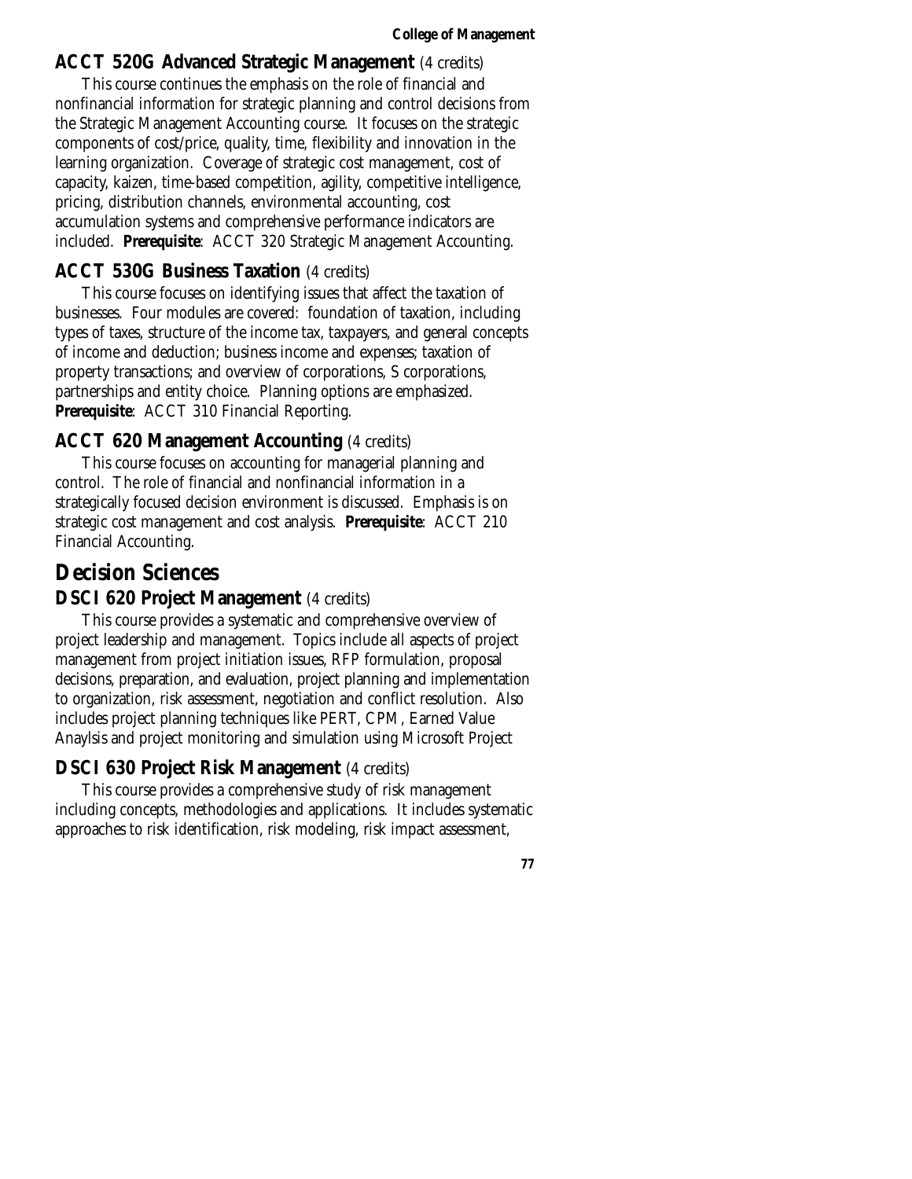### ACCT 520G Advanced Strategic Management (4 credits)

This course continues the emphasis on the role of financial and nonfinancial information for strategic planning and control decisions from the Strategic Management Accounting course. It focuses on the strategic components of cost/price, quality, time, flexibility and innovation in the learning organization. Coverage of strategic cost management, cost of capacity, kaizen, time-based competition, agility, competitive intelligence, pricing, distribution channels, environmental accounting, cost accumulation systems and comprehensive performance indicators are included. **Prerequisite**: ACCT 320 Strategic Management Accounting.

### ACCT 530G Business Taxation (4 credits)

This course focuses on identifying issues that affect the taxation of businesses. Four modules are covered: foundation of taxation, including types of taxes, structure of the income tax, taxpayers, and general concepts of income and deduction; business income and expenses; taxation of property transactions; and overview of corporations, S corporations, partnerships and entity choice. Planning options are emphasized. **Prerequisite**: ACCT 310 Financial Reporting.

### ACCT 620 Management Accounting (4 credits)

This course focuses on accounting for managerial planning and control. The role of financial and nonfinancial information in a strategically focused decision environment is discussed. Emphasis is on strategic cost management and cost analysis. **Prerequisite**: ACCT 210 Financial Accounting.

## Decision Sciences

### DSCI 620 Project Management (4 credits)

This course provides a systematic and comprehensive overview of project leadership and management. Topics include all aspects of project management from project initiation issues, RFP formulation, proposal decisions, preparation, and evaluation, project planning and implementation to organization, risk assessment, negotiation and conflict resolution. Also includes project planning techniques like PERT, CPM, Earned Value Anaylsis and project monitoring and simulation using Microsoft Project

### DSCI 630 Project Risk Management (4 credits)

This course provides a comprehensive study of risk management including concepts, methodologies and applications. It includes systematic approaches to risk identification, risk modeling, risk impact assessment,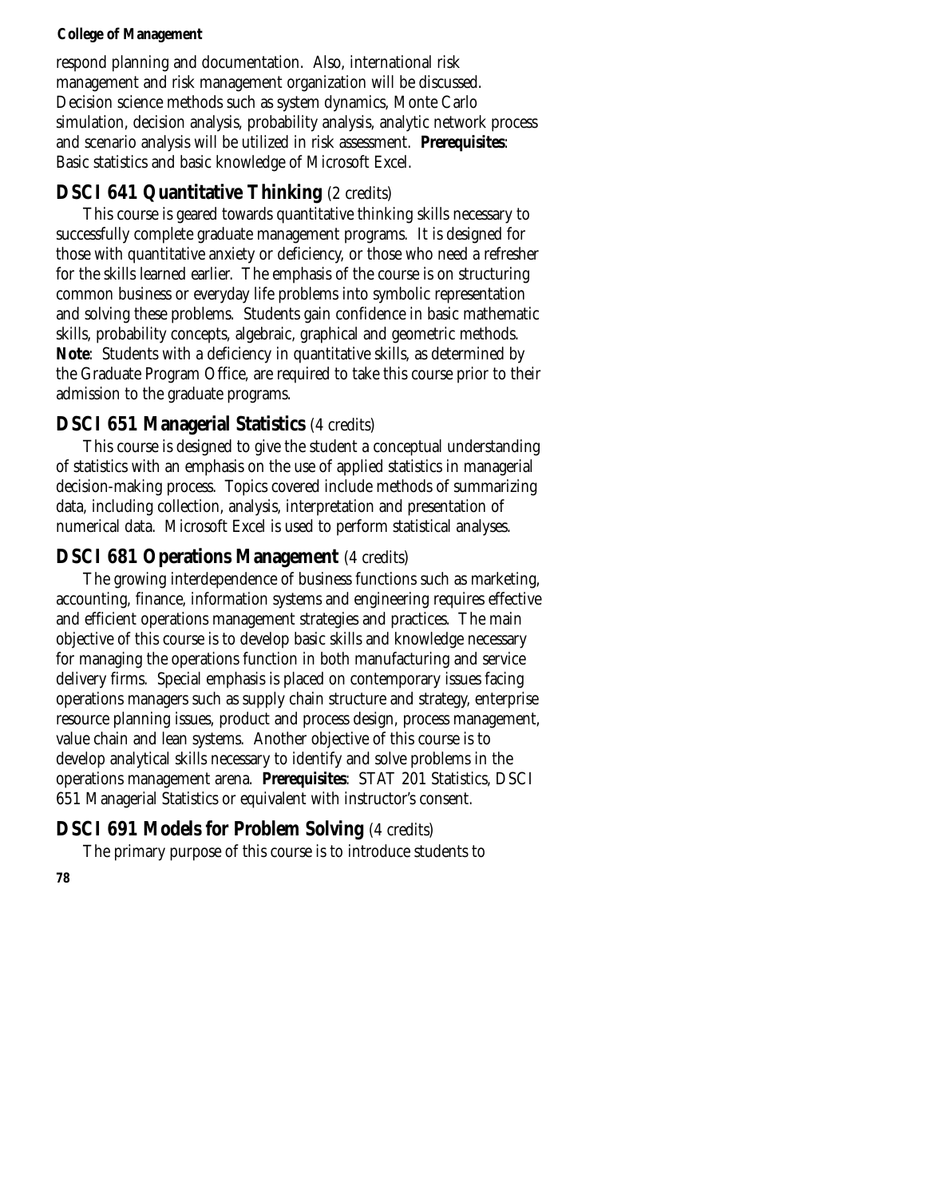respond planning and documentation. Also, international risk management and risk management organization will be discussed. Decision science methods such as system dynamics, Monte Carlo simulation, decision analysis, probability analysis, analytic network process and scenario analysis will be utilized in risk assessment. **Prerequisites**: Basic statistics and basic knowledge of Microsoft Excel.

## DSCI 641 Quantitative Thinking (2 credits)

This course is geared towards quantitative thinking skills necessary to successfully complete graduate management programs. It is designed for those with quantitative anxiety or deficiency, or those who need a refresher for the skills learned earlier. The emphasis of the course is on structuring common business or everyday life problems into symbolic representation and solving these problems. Students gain confidence in basic mathematic skills, probability concepts, algebraic, graphical and geometric methods. **Note**: Students with a deficiency in quantitative skills, as determined by the Graduate Program Office, are required to take this course prior to their admission to the graduate programs.

## DSCI 651 Managerial Statistics (4 credits)

This course is designed to give the student a conceptual understanding of statistics with an emphasis on the use of applied statistics in managerial decision-making process. Topics covered include methods of summarizing data, including collection, analysis, interpretation and presentation of numerical data. Microsoft Excel is used to perform statistical analyses.

## DSCI 681 Operations Management (4 credits)

The growing interdependence of business functions such as marketing, accounting, finance, information systems and engineering requires effective and efficient operations management strategies and practices. The main objective of this course is to develop basic skills and knowledge necessary for managing the operations function in both manufacturing and service delivery firms. Special emphasis is placed on contemporary issues facing operations managers such as supply chain structure and strategy, enterprise resource planning issues, product and process design, process management, value chain and lean systems. Another objective of this course is to develop analytical skills necessary to identify and solve problems in the operations management arena. **Prerequisites**: STAT 201 Statistics, DSCI 651 Managerial Statistics or equivalent with instructor's consent.

## DSCI 691 Models for Problem Solving (4 credits)

The primary purpose of this course is to introduce students to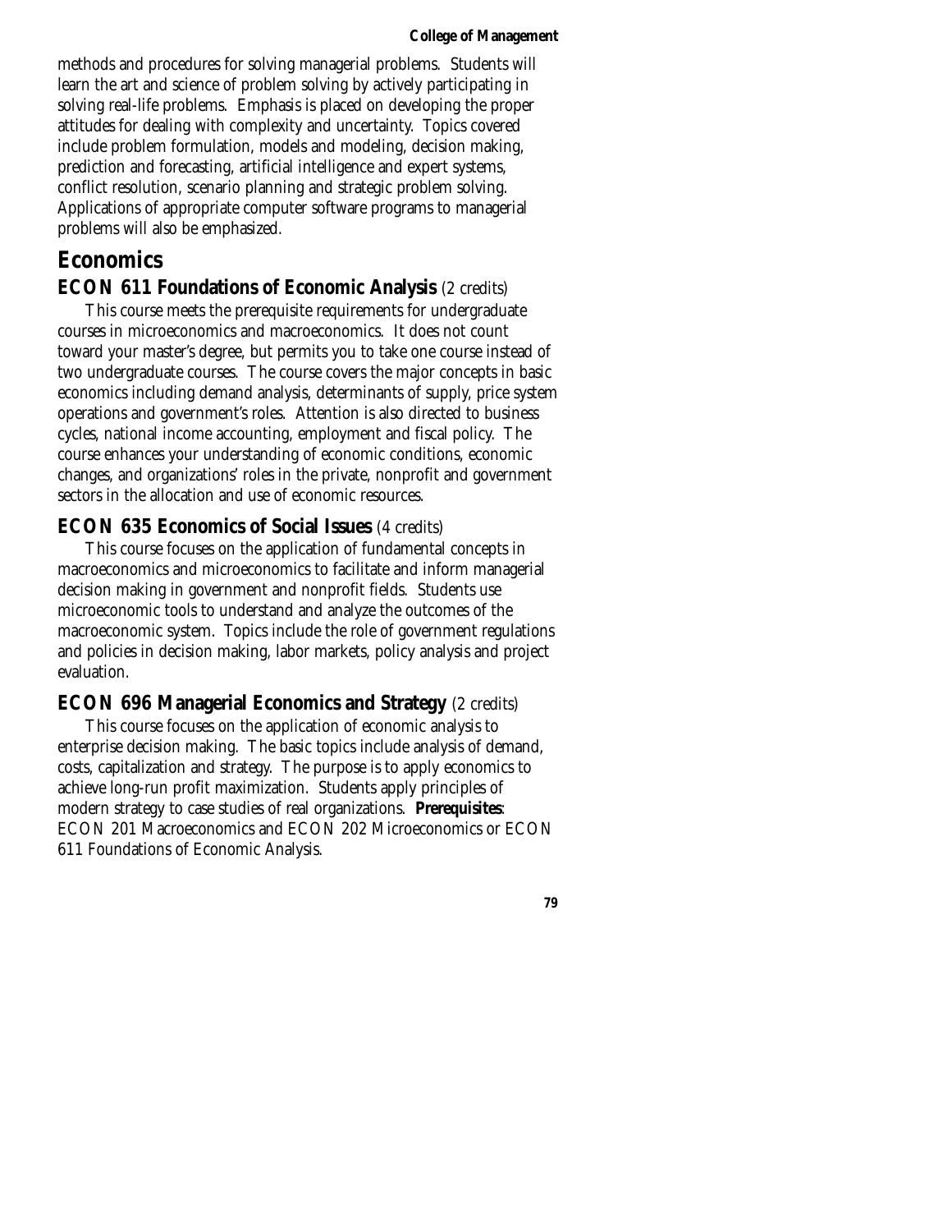methods and procedures for solving managerial problems. Students will learn the art and science of problem solving by actively participating in solving real-life problems. Emphasis is placed on developing the proper attitudes for dealing with complexity and uncertainty. Topics covered include problem formulation, models and modeling, decision making, prediction and forecasting, artificial intelligence and expert systems, conflict resolution, scenario planning and strategic problem solving. Applications of appropriate computer software programs to managerial problems will also be emphasized.

# Economics

## ECON 611 Foundations of Economic Analysis (2 credits)

This course meets the prerequisite requirements for undergraduate courses in microeconomics and macroeconomics. It does not count toward your master's degree, but permits you to take one course instead of two undergraduate courses. The course covers the major concepts in basic economics including demand analysis, determinants of supply, price system operations and government's roles. Attention is also directed to business cycles, national income accounting, employment and fiscal policy. The course enhances your understanding of economic conditions, economic changes, and organizations' roles in the private, nonprofit and government sectors in the allocation and use of economic resources.

## ECON 635 Economics of Social Issues (4 credits)

This course focuses on the application of fundamental concepts in macroeconomics and microeconomics to facilitate and inform managerial decision making in government and nonprofit fields. Students use microeconomic tools to understand and analyze the outcomes of the macroeconomic system. Topics include the role of government regulations and policies in decision making, labor markets, policy analysis and project evaluation.

## ECON 696 Managerial Economics and Strategy (2 credits)

This course focuses on the application of economic analysis to enterprise decision making. The basic topics include analysis of demand, costs, capitalization and strategy. The purpose is to apply economics to achieve long-run profit maximization. Students apply principles of modern strategy to case studies of real organizations. **Prerequisites**: ECON 201 Macroeconomics and ECON 202 Microeconomics or ECON 611 Foundations of Economic Analysis.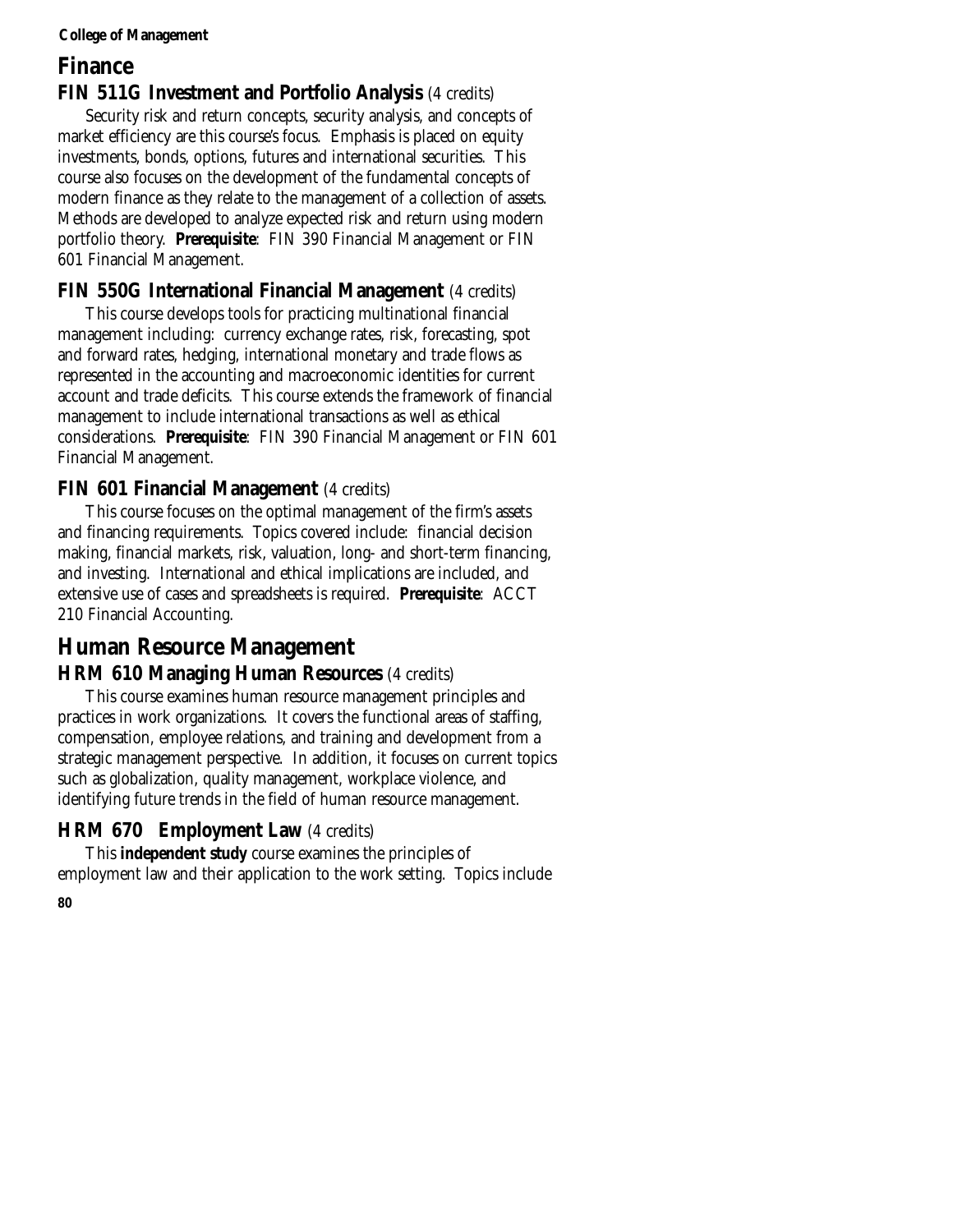# Finance

### FIN 511G Investment and Portfolio Analysis (4 credits)

Security risk and return concepts, security analysis, and concepts of market efficiency are this course's focus. Emphasis is placed on equity investments, bonds, options, futures and international securities. This course also focuses on the development of the fundamental concepts of modern finance as they relate to the management of a collection of assets. Methods are developed to analyze expected risk and return using modern portfolio theory. **Prerequisite**: FIN 390 Financial Management or FIN 601 Financial Management.

### FIN 550G International Financial Management (4 credits)

This course develops tools for practicing multinational financial management including: currency exchange rates, risk, forecasting, spot and forward rates, hedging, international monetary and trade flows as represented in the accounting and macroeconomic identities for current account and trade deficits. This course extends the framework of financial management to include international transactions as well as ethical considerations. **Prerequisite**: FIN 390 Financial Management or FIN 601 Financial Management.

### FIN 601 Financial Management (4 credits)

This course focuses on the optimal management of the firm's assets and financing requirements. Topics covered include: financial decision making, financial markets, risk, valuation, long- and short-term financing, and investing. International and ethical implications are included, and extensive use of cases and spreadsheets is required. **Prerequisite**: ACCT 210 Financial Accounting.

# Human Resource Management

### HRM 610 Managing Human Resources (4 credits)

This course examines human resource management principles and practices in work organizations. It covers the functional areas of staffing, compensation, employee relations, and training and development from a strategic management perspective. In addition, it focuses on current topics such as globalization, quality management, workplace violence, and identifying future trends in the field of human resource management.

### HRM 670 Employment Law (4 credits)

This **independent study** course examines the principles of employment law and their application to the work setting. Topics include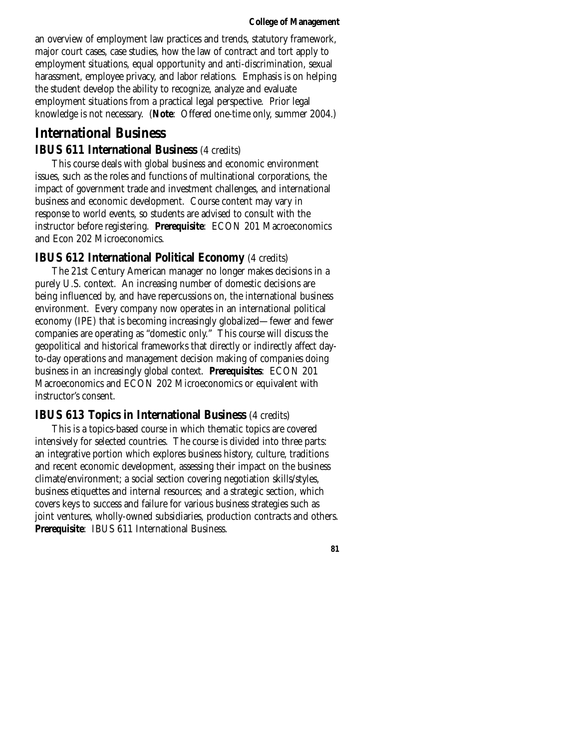an overview of employment law practices and trends, statutory framework, major court cases, case studies, how the law of contract and tort apply to employment situations, equal opportunity and anti-discrimination, sexual harassment, employee privacy, and labor relations. Emphasis is on helping the student develop the ability to recognize, analyze and evaluate employment situations from a practical legal perspective. Prior legal knowledge is not necessary. (**Note**: Offered one-time only, summer 2004.)

## International Business

### IBUS 611 International Business (4 credits)

This course deals with global business and economic environment issues, such as the roles and functions of multinational corporations, the impact of government trade and investment challenges, and international business and economic development. Course content may vary in response to world events, so students are advised to consult with the instructor before registering. **Prerequisite**: ECON 201 Macroeconomics and Econ 202 Microeconomics.

### IBUS 612 International Political Economy (4 credits)

The 21st Century American manager no longer makes decisions in a purely U.S. context. An increasing number of domestic decisions are being influenced by, and have repercussions on, the international business environment. Every company now operates in an international political economy (IPE) that is becoming increasingly globalized—fewer and fewer companies are operating as "domestic only." This course will discuss the geopolitical and historical frameworks that directly or indirectly affect day-to-day operations and management decision making of companies doing business in an increasingly global context. **Prerequisites**: ECON 201 Macroeconomics and ECON 202 Microeconomics or equivalent with instructor's consent.

### IBUS 613 Topics in International Business (4 credits)

This is a topics-based course in which thematic topics are covered intensively for selected countries. The course is divided into three parts: an integrative portion which explores business history, culture, traditions and recent economic development, assessing their impact on the business climate/environment; a social section covering negotiation skills/styles, business etiquettes and internal resources; and a strategic section, which covers keys to success and failure for various business strategies such as joint ventures, wholly-owned subsidiaries, production contracts and others. **Prerequisite**: IBUS 611 International Business.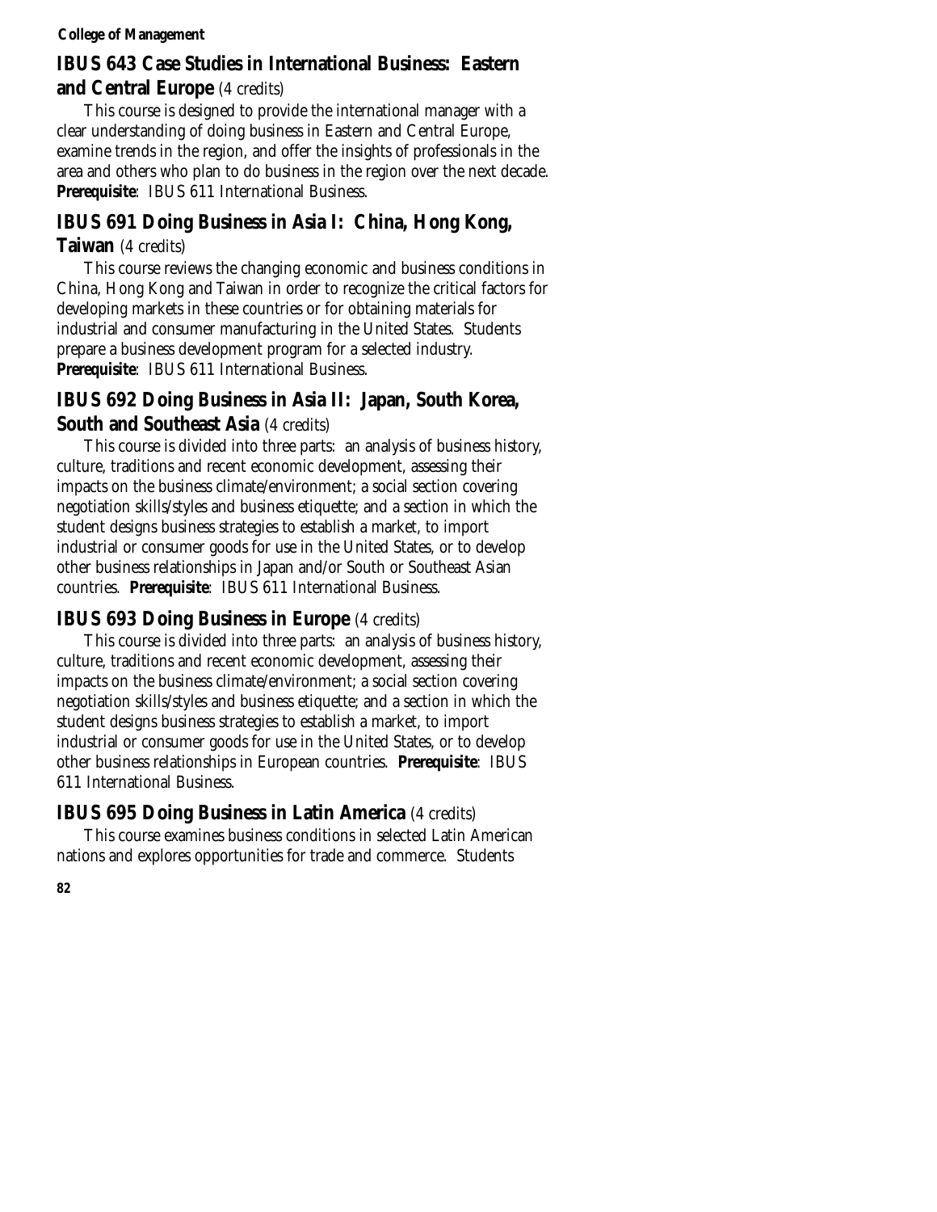### IBUS 643 Case Studies in International Business: Eastern and Central Europe (4 credits)

This course is designed to provide the international manager with a clear understanding of doing business in Eastern and Central Europe, examine trends in the region, and offer the insights of professionals in the area and others who plan to do business in the region over the next decade. **Prerequisite**: IBUS 611 International Business.

### IBUS 691 Doing Business in Asia I: China, Hong Kong, Taiwan (4 credits)

This course reviews the changing economic and business conditions in China, Hong Kong and Taiwan in order to recognize the critical factors for developing markets in these countries or for obtaining materials for industrial and consumer manufacturing in the United States. Students prepare a business development program for a selected industry. **Prerequisite**: IBUS 611 International Business.

### IBUS 692 Doing Business in Asia II: Japan, South Korea, South and Southeast Asia (4 credits)

This course is divided into three parts: an analysis of business history, culture, traditions and recent economic development, assessing their impacts on the business climate/environment; a social section covering negotiation skills/styles and business etiquette; and a section in which the student designs business strategies to establish a market, to import industrial or consumer goods for use in the United States, or to develop other business relationships in Japan and/or South or Southeast Asian countries. **Prerequisite**: IBUS 611 International Business.

### IBUS 693 Doing Business in Europe (4 credits)

This course is divided into three parts: an analysis of business history, culture, traditions and recent economic development, assessing their impacts on the business climate/environment; a social section covering negotiation skills/styles and business etiquette; and a section in which the student designs business strategies to establish a market, to import industrial or consumer goods for use in the United States, or to develop other business relationships in European countries. **Prerequisite**: IBUS 611 International Business.

### IBUS 695 Doing Business in Latin America (4 credits)

This course examines business conditions in selected Latin American nations and explores opportunities for trade and commerce. Students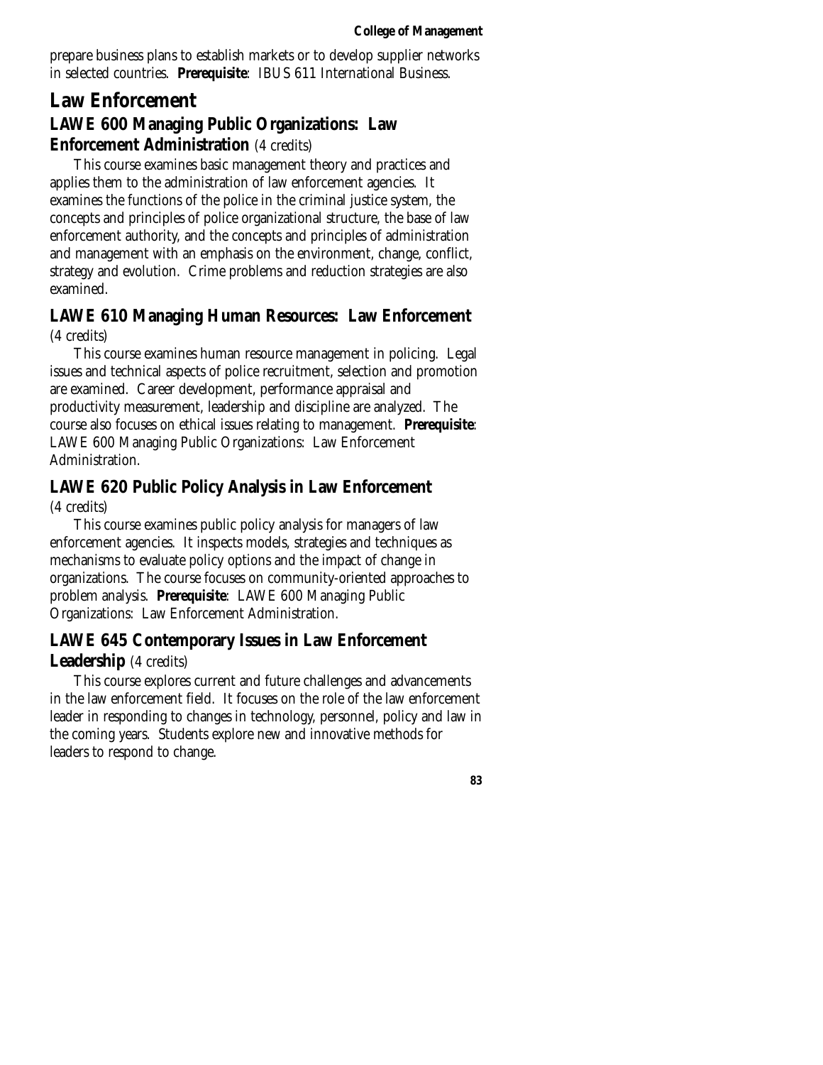prepare business plans to establish markets or to develop supplier networks in selected countries. **Prerequisite**: IBUS 611 International Business.

## Law Enforcement

### LAWE 600 Managing Public Organizations: Law Enforcement Administration (4 credits)

This course examines basic management theory and practices and applies them to the administration of law enforcement agencies. It examines the functions of the police in the criminal justice system, the concepts and principles of police organizational structure, the base of law enforcement authority, and the concepts and principles of administration and management with an emphasis on the environment, change, conflict, strategy and evolution. Crime problems and reduction strategies are also examined.

### LAWE 610 Managing Human Resources: Law Enforcement (4 credits)

This course examines human resource management in policing. Legal issues and technical aspects of police recruitment, selection and promotion are examined. Career development, performance appraisal and productivity measurement, leadership and discipline are analyzed. The course also focuses on ethical issues relating to management. **Prerequisite**: LAWE 600 Managing Public Organizations: Law Enforcement Administration.

### LAWE 620 Public Policy Analysis in Law Enforcement (4 credits)

This course examines public policy analysis for managers of law enforcement agencies. It inspects models, strategies and techniques as mechanisms to evaluate policy options and the impact of change in organizations. The course focuses on community-oriented approaches to problem analysis. **Prerequisite**: LAWE 600 Managing Public Organizations: Law Enforcement Administration.

### LAWE 645 Contemporary Issues in Law Enforcement Leadership (4 credits)

This course explores current and future challenges and advancements in the law enforcement field. It focuses on the role of the law enforcement leader in responding to changes in technology, personnel, policy and law in the coming years. Students explore new and innovative methods for leaders to respond to change.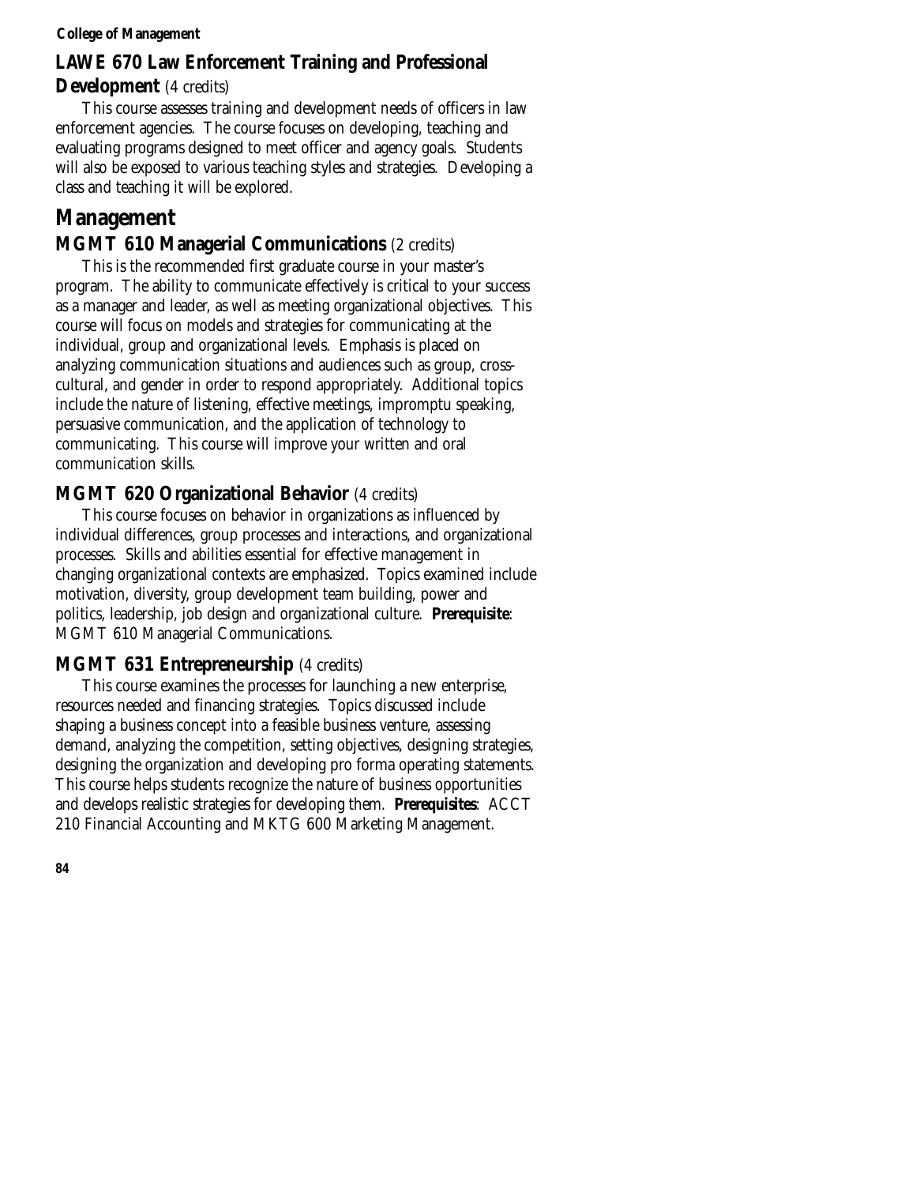### LAWE 670 Law Enforcement Training and Professional Development (4 credits)

This course assesses training and development needs of officers in law enforcement agencies. The course focuses on developing, teaching and evaluating programs designed to meet officer and agency goals. Students will also be exposed to various teaching styles and strategies. Developing a class and teaching it will be explored.

## Management

### MGMT 610 Managerial Communications (2 credits)

This is the recommended first graduate course in your master's program. The ability to communicate effectively is critical to your success as a manager and leader, as well as meeting organizational objectives. This course will focus on models and strategies for communicating at the individual, group and organizational levels. Emphasis is placed on analyzing communication situations and audiences such as group, cross-cultural, and gender in order to respond appropriately. Additional topics include the nature of listening, effective meetings, impromptu speaking, persuasive communication, and the application of technology to communicating. This course will improve your written and oral communication skills.

### MGMT 620 Organizational Behavior (4 credits)

This course focuses on behavior in organizations as influenced by individual differences, group processes and interactions, and organizational processes. Skills and abilities essential for effective management in changing organizational contexts are emphasized. Topics examined include motivation, diversity, group development team building, power and politics, leadership, job design and organizational culture. **Prerequisite**: MGMT 610 Managerial Communications.

### MGMT 631 Entrepreneurship (4 credits)

This course examines the processes for launching a new enterprise, resources needed and financing strategies. Topics discussed include shaping a business concept into a feasible business venture, assessing demand, analyzing the competition, setting objectives, designing strategies, designing the organization and developing pro forma operating statements. This course helps students recognize the nature of business opportunities and develops realistic strategies for developing them. **Prerequisites**: ACCT 210 Financial Accounting and MKTG 600 Marketing Management.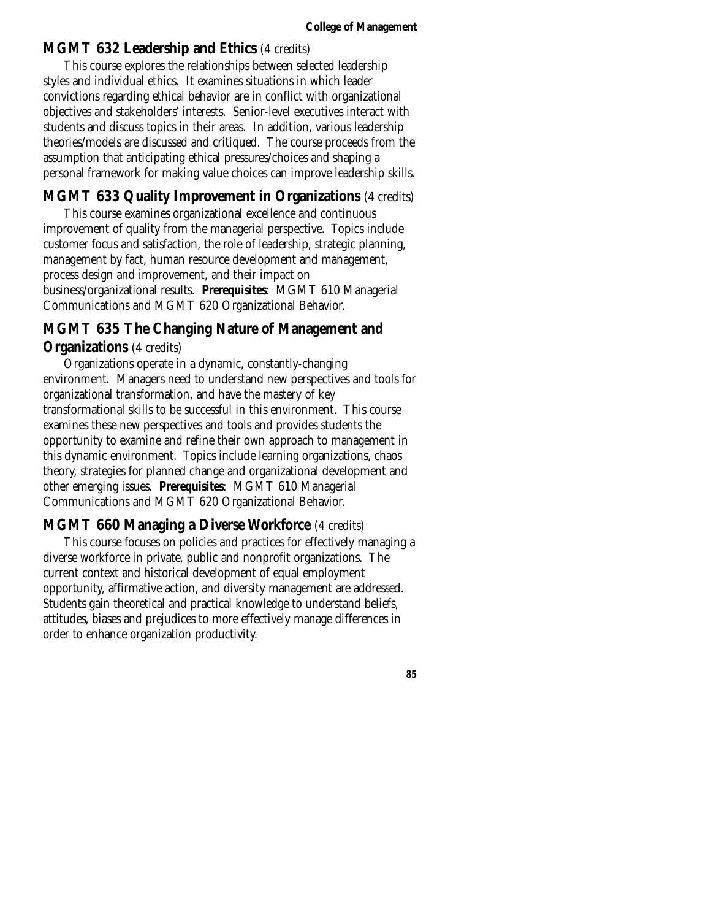## MGMT 632 Leadership and Ethics (4 credits)

This course explores the relationships between selected leadership styles and individual ethics. It examines situations in which leader convictions regarding ethical behavior are in conflict with organizational objectives and stakeholders' interests. Senior-level executives interact with students and discuss topics in their areas. In addition, various leadership theories/models are discussed and critiqued. The course proceeds from the assumption that anticipating ethical pressures/choices and shaping a personal framework for making value choices can improve leadership skills.

## MGMT 633 Quality Improvement in Organizations (4 credits)

This course examines organizational excellence and continuous improvement of quality from the managerial perspective. Topics include customer focus and satisfaction, the role of leadership, strategic planning, management by fact, human resource development and management, process design and improvement, and their impact on business/organizational results. **Prerequisites**: MGMT 610 Managerial Communications and MGMT 620 Organizational Behavior.

## MGMT 635 The Changing Nature of Management and Organizations (4 credits)

Organizations operate in a dynamic, constantly-changing environment. Managers need to understand new perspectives and tools for organizational transformation, and have the mastery of key transformational skills to be successful in this environment. This course examines these new perspectives and tools and provides students the opportunity to examine and refine their own approach to management in this dynamic environment. Topics include learning organizations, chaos theory, strategies for planned change and organizational development and other emerging issues. **Prerequisites**: MGMT 610 Managerial Communications and MGMT 620 Organizational Behavior.

## MGMT 660 Managing a Diverse Workforce (4 credits)

This course focuses on policies and practices for effectively managing a diverse workforce in private, public and nonprofit organizations. The current context and historical development of equal employment opportunity, affirmative action, and diversity management are addressed. Students gain theoretical and practical knowledge to understand beliefs, attitudes, biases and prejudices to more effectively manage differences in order to enhance organization productivity.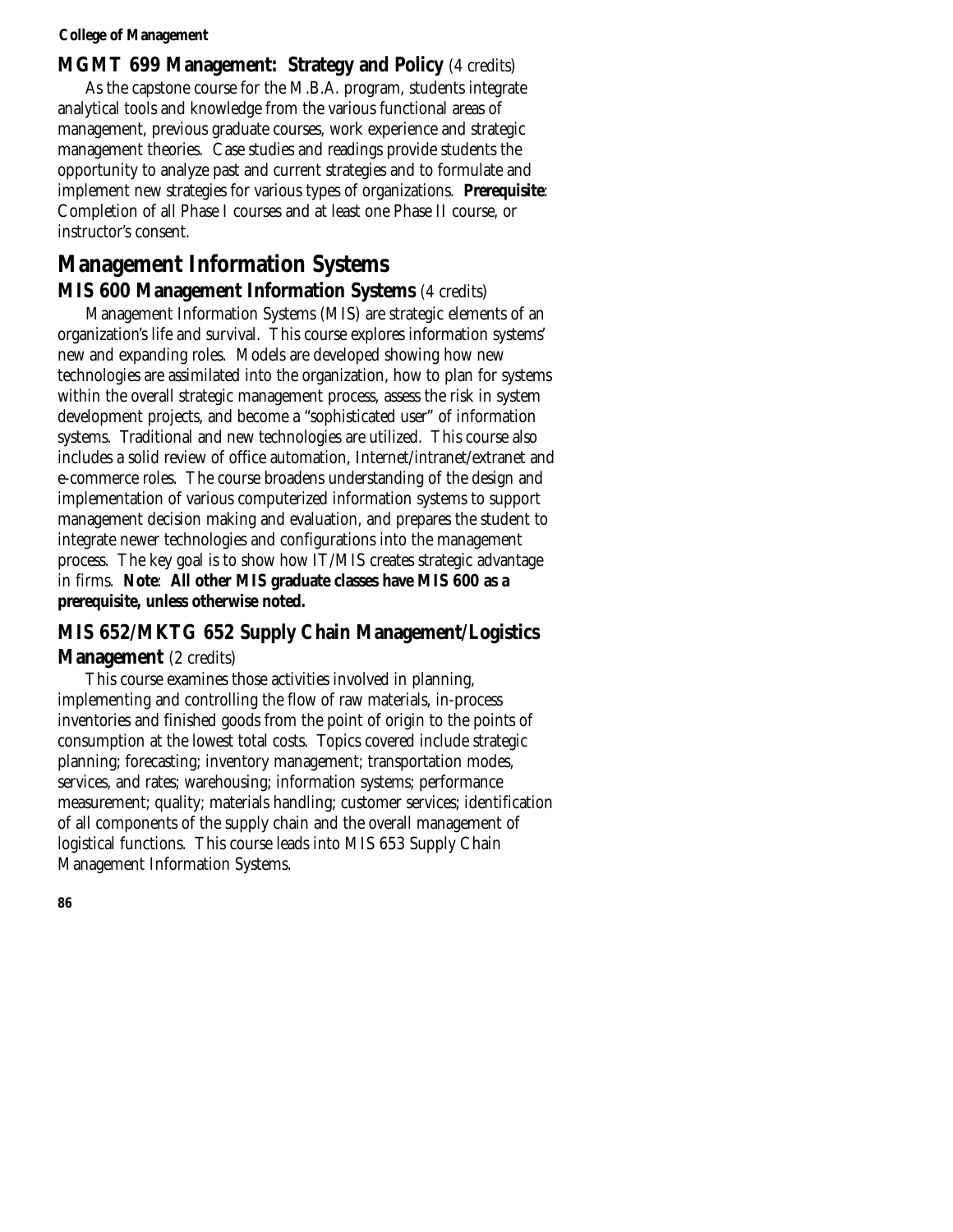### MGMT 699 Management: Strategy and Policy (4 credits)

As the capstone course for the M.B.A. program, students integrate analytical tools and knowledge from the various functional areas of management, previous graduate courses, work experience and strategic management theories. Case studies and readings provide students the opportunity to analyze past and current strategies and to formulate and implement new strategies for various types of organizations. **Prerequisite**: Completion of all Phase I courses and at least one Phase II course, or instructor's consent.

## Management Information Systems

### MIS 600 Management Information Systems (4 credits)

Management Information Systems (MIS) are strategic elements of an organization's life and survival. This course explores information systems' new and expanding roles. Models are developed showing how new technologies are assimilated into the organization, how to plan for systems within the overall strategic management process, assess the risk in system development projects, and become a "sophisticated user" of information systems. Traditional and new technologies are utilized. This course also includes a solid review of office automation, Internet/intranet/extranet and e-commerce roles. The course broadens understanding of the design and implementation of various computerized information systems to support management decision making and evaluation, and prepares the student to integrate newer technologies and configurations into the management process. The key goal is to show how IT/MIS creates strategic advantage in firms. **Note**: **All other MIS graduate classes have MIS 600 as a prerequisite, unless otherwise noted.**

### MIS 652/MKTG 652 Supply Chain Management/Logistics Management (2 credits)

This course examines those activities involved in planning, implementing and controlling the flow of raw materials, in-process inventories and finished goods from the point of origin to the points of consumption at the lowest total costs. Topics covered include strategic planning; forecasting; inventory management; transportation modes, services, and rates; warehousing; information systems; performance measurement; quality; materials handling; customer services; identification of all components of the supply chain and the overall management of logistical functions. This course leads into MIS 653 Supply Chain Management Information Systems.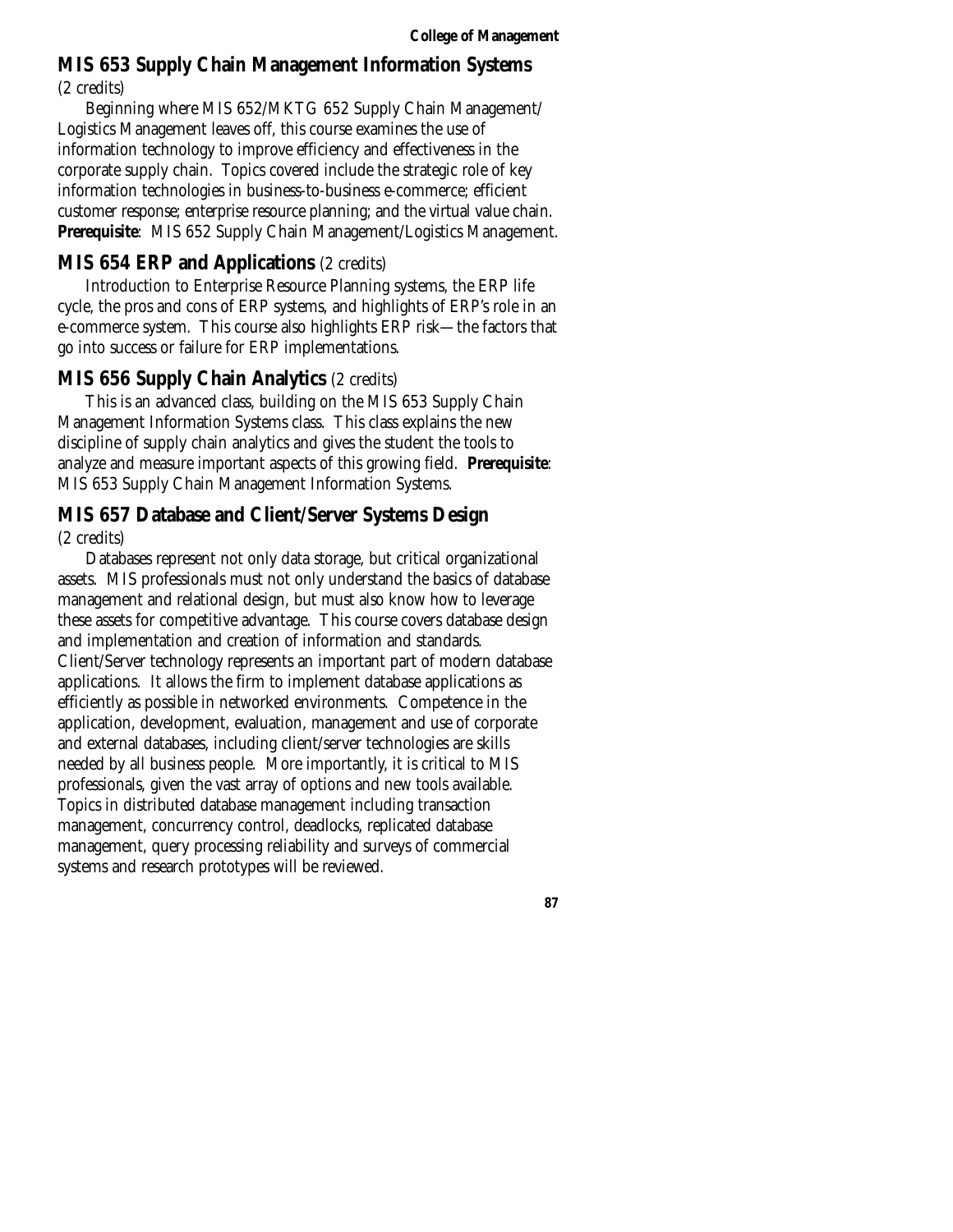## MIS 653 Supply Chain Management Information Systems

(2 credits)

Beginning where MIS 652/MKTG 652 Supply Chain Management/ Logistics Management leaves off, this course examines the use of information technology to improve efficiency and effectiveness in the corporate supply chain. Topics covered include the strategic role of key information technologies in business-to-business e-commerce; efficient customer response; enterprise resource planning; and the virtual value chain. **Prerequisite**: MIS 652 Supply Chain Management/Logistics Management.

## MIS 654 ERP and Applications (2 credits)

Introduction to Enterprise Resource Planning systems, the ERP life cycle, the pros and cons of ERP systems, and highlights of ERP's role in an e-commerce system. This course also highlights ERP risk—the factors that go into success or failure for ERP implementations.

## MIS 656 Supply Chain Analytics (2 credits)

This is an advanced class, building on the MIS 653 Supply Chain Management Information Systems class. This class explains the new discipline of supply chain analytics and gives the student the tools to analyze and measure important aspects of this growing field. **Prerequisite**: MIS 653 Supply Chain Management Information Systems.

## MIS 657 Database and Client/Server Systems Design

(2 credits)

Databases represent not only data storage, but critical organizational assets. MIS professionals must not only understand the basics of database management and relational design, but must also know how to leverage these assets for competitive advantage. This course covers database design and implementation and creation of information and standards. Client/Server technology represents an important part of modern database applications. It allows the firm to implement database applications as efficiently as possible in networked environments. Competence in the application, development, evaluation, management and use of corporate and external databases, including client/server technologies are skills needed by all business people. More importantly, it is critical to MIS professionals, given the vast array of options and new tools available. Topics in distributed database management including transaction management, concurrency control, deadlocks, replicated database management, query processing reliability and surveys of commercial systems and research prototypes will be reviewed.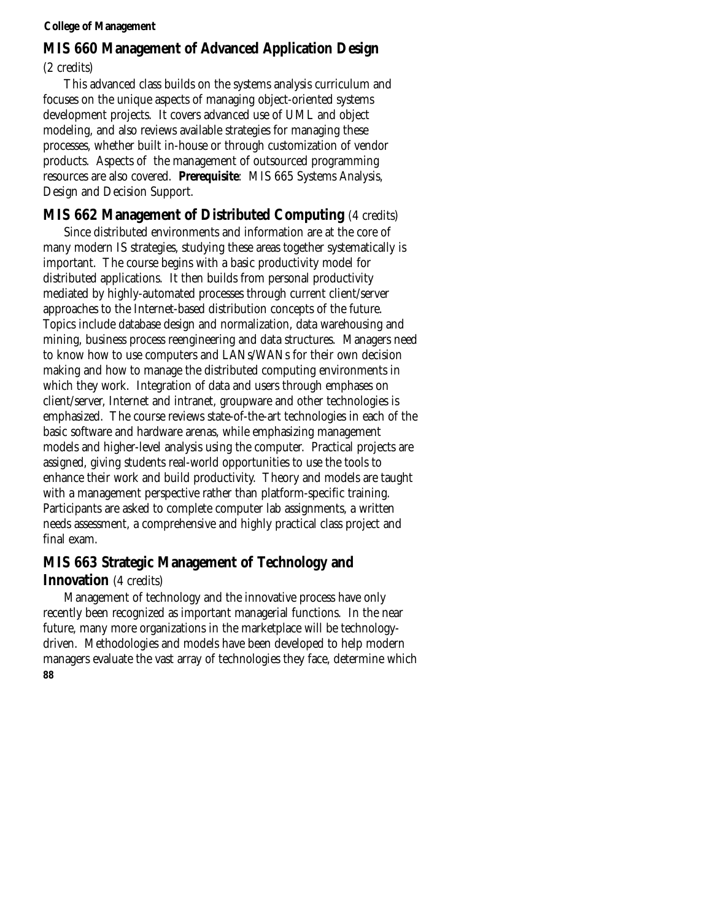## MIS 660 Management of Advanced Application Design

(2 credits)

This advanced class builds on the systems analysis curriculum and focuses on the unique aspects of managing object-oriented systems development projects. It covers advanced use of UML and object modeling, and also reviews available strategies for managing these processes, whether built in-house or through customization of vendor products. Aspects of the management of outsourced programming resources are also covered. **Prerequisite**: MIS 665 Systems Analysis, Design and Decision Support.

## MIS 662 Management of Distributed Computing (4 credits)

Since distributed environments and information are at the core of many modern IS strategies, studying these areas together systematically is important. The course begins with a basic productivity model for distributed applications. It then builds from personal productivity mediated by highly-automated processes through current client/server approaches to the Internet-based distribution concepts of the future. Topics include database design and normalization, data warehousing and mining, business process reengineering and data structures. Managers need to know how to use computers and LANs/WANs for their own decision making and how to manage the distributed computing environments in which they work. Integration of data and users through emphases on client/server, Internet and intranet, groupware and other technologies is emphasized. The course reviews state-of-the-art technologies in each of the basic software and hardware arenas, while emphasizing management models and higher-level analysis using the computer. Practical projects are assigned, giving students real-world opportunities to use the tools to enhance their work and build productivity. Theory and models are taught with a management perspective rather than platform-specific training. Participants are asked to complete computer lab assignments, a written needs assessment, a comprehensive and highly practical class project and final exam.

## MIS 663 Strategic Management of Technology and Innovation (4 credits)

Management of technology and the innovative process have only recently been recognized as important managerial functions. In the near future, many more organizations in the marketplace will be technology-driven. Methodologies and models have been developed to help modern managers evaluate the vast array of technologies they face, determine which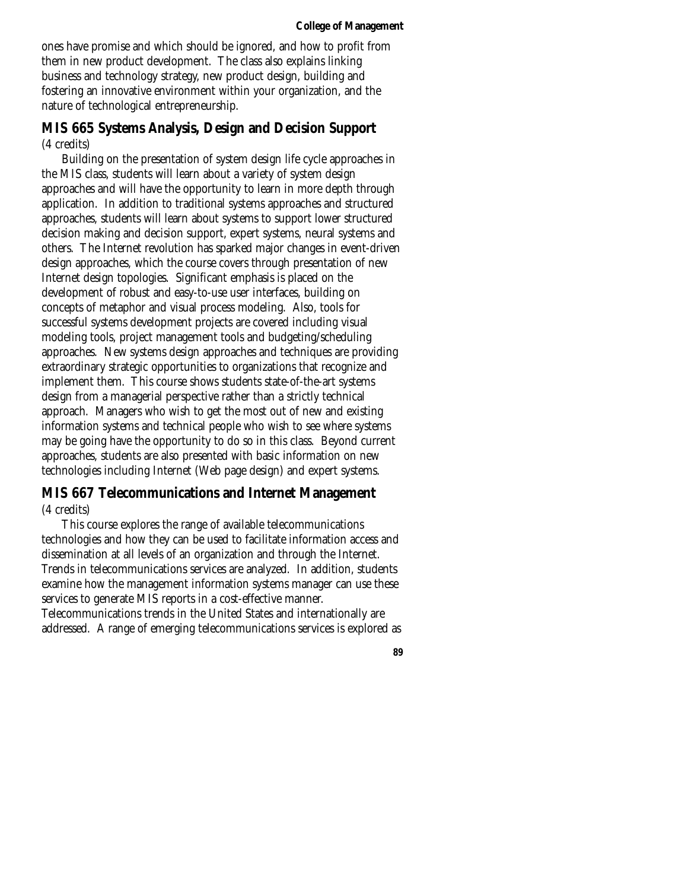ones have promise and which should be ignored, and how to profit from them in new product development. The class also explains linking business and technology strategy, new product design, building and fostering an innovative environment within your organization, and the nature of technological entrepreneurship.

## MIS 665 Systems Analysis, Design and Decision Support

(4 credits)

Building on the presentation of system design life cycle approaches in the MIS class, students will learn about a variety of system design approaches and will have the opportunity to learn in more depth through application. In addition to traditional systems approaches and structured approaches, students will learn about systems to support lower structured decision making and decision support, expert systems, neural systems and others. The Internet revolution has sparked major changes in event-driven design approaches, which the course covers through presentation of new Internet design topologies. Significant emphasis is placed on the development of robust and easy-to-use user interfaces, building on concepts of metaphor and visual process modeling. Also, tools for successful systems development projects are covered including visual modeling tools, project management tools and budgeting/scheduling approaches. New systems design approaches and techniques are providing extraordinary strategic opportunities to organizations that recognize and implement them. This course shows students state-of-the-art systems design from a managerial perspective rather than a strictly technical approach. Managers who wish to get the most out of new and existing information systems and technical people who wish to see where systems may be going have the opportunity to do so in this class. Beyond current approaches, students are also presented with basic information on new technologies including Internet (Web page design) and expert systems.

## MIS 667 Telecommunications and Internet Management

(4 credits)

This course explores the range of available telecommunications technologies and how they can be used to facilitate information access and dissemination at all levels of an organization and through the Internet. Trends in telecommunications services are analyzed. In addition, students examine how the management information systems manager can use these services to generate MIS reports in a cost-effective manner. Telecommunications trends in the United States and internationally are addressed. A range of emerging telecommunications services is explored as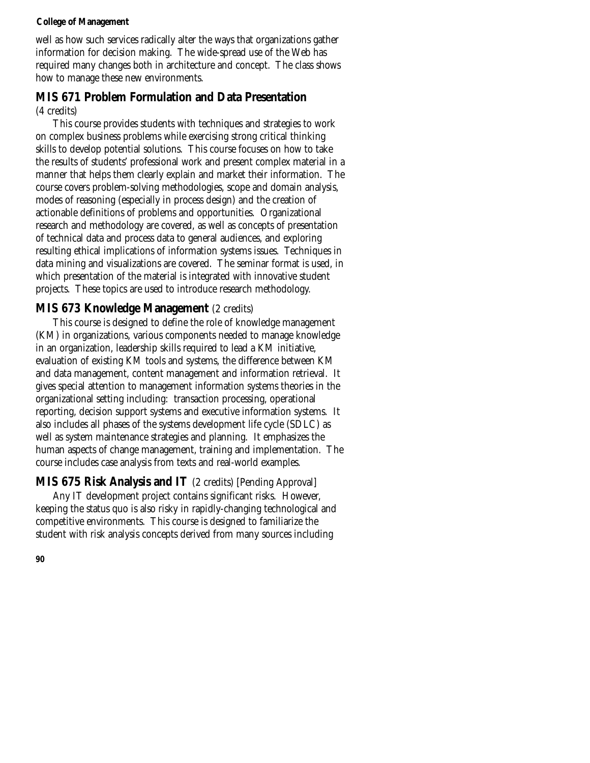well as how such services radically alter the ways that organizations gather information for decision making. The wide-spread use of the Web has required many changes both in architecture and concept. The class shows how to manage these new environments.

## MIS 671 Problem Formulation and Data Presentation

(4 credits)

This course provides students with techniques and strategies to work on complex business problems while exercising strong critical thinking skills to develop potential solutions. This course focuses on how to take the results of students' professional work and present complex material in a manner that helps them clearly explain and market their information. The course covers problem-solving methodologies, scope and domain analysis, modes of reasoning (especially in process design) and the creation of actionable definitions of problems and opportunities. Organizational research and methodology are covered, as well as concepts of presentation of technical data and process data to general audiences, and exploring resulting ethical implications of information systems issues. Techniques in data mining and visualizations are covered. The seminar format is used, in which presentation of the material is integrated with innovative student projects. These topics are used to introduce research methodology.

## MIS 673 Knowledge Management (2 credits)

This course is designed to define the role of knowledge management (KM) in organizations, various components needed to manage knowledge in an organization, leadership skills required to lead a KM initiative, evaluation of existing KM tools and systems, the difference between KM and data management, content management and information retrieval. It gives special attention to management information systems theories in the organizational setting including: transaction processing, operational reporting, decision support systems and executive information systems. It also includes all phases of the systems development life cycle (SDLC) as well as system maintenance strategies and planning. It emphasizes the human aspects of change management, training and implementation. The course includes case analysis from texts and real-world examples.

## MIS 675 Risk Analysis and IT (2 credits) [Pending Approval]

Any IT development project contains significant risks. However, keeping the status quo is also risky in rapidly-changing technological and competitive environments. This course is designed to familiarize the student with risk analysis concepts derived from many sources including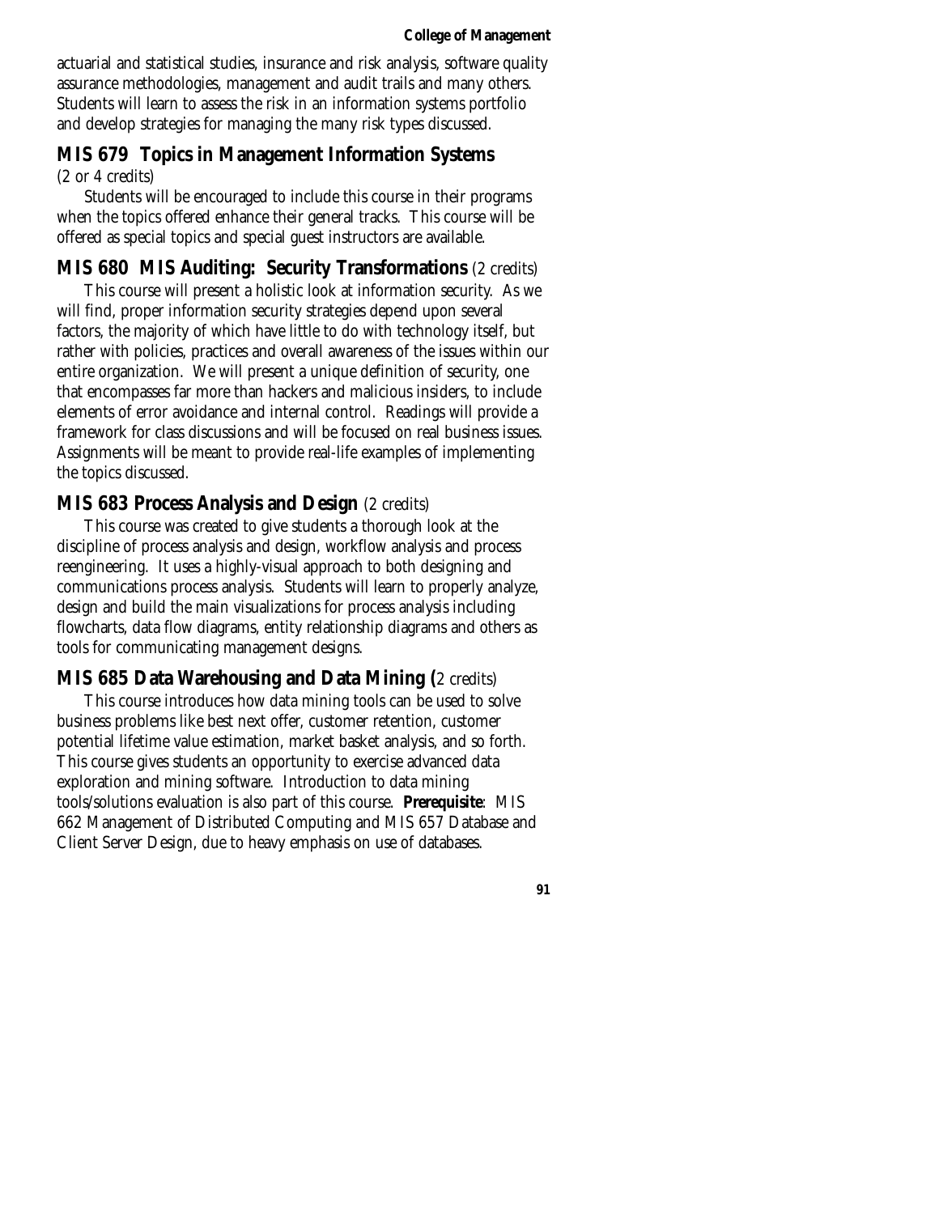actuarial and statistical studies, insurance and risk analysis, software quality assurance methodologies, management and audit trails and many others. Students will learn to assess the risk in an information systems portfolio and develop strategies for managing the many risk types discussed.

## MIS 679 Topics in Management Information Systems

(2 or 4 credits)

Students will be encouraged to include this course in their programs when the topics offered enhance their general tracks. This course will be offered as special topics and special guest instructors are available.

## MIS 680 MIS Auditing: Security Transformations (2 credits)

This course will present a holistic look at information security. As we will find, proper information security strategies depend upon several factors, the majority of which have little to do with technology itself, but rather with policies, practices and overall awareness of the issues within our entire organization. We will present a unique definition of security, one that encompasses far more than hackers and malicious insiders, to include elements of error avoidance and internal control. Readings will provide a framework for class discussions and will be focused on real business issues. Assignments will be meant to provide real-life examples of implementing the topics discussed.

## MIS 683 Process Analysis and Design (2 credits)

This course was created to give students a thorough look at the discipline of process analysis and design, workflow analysis and process reengineering. It uses a highly-visual approach to both designing and communications process analysis. Students will learn to properly analyze, design and build the main visualizations for process analysis including flowcharts, data flow diagrams, entity relationship diagrams and others as tools for communicating management designs.

## MIS 685 Data Warehousing and Data Mining (2 credits)

This course introduces how data mining tools can be used to solve business problems like best next offer, customer retention, customer potential lifetime value estimation, market basket analysis, and so forth. This course gives students an opportunity to exercise advanced data exploration and mining software. Introduction to data mining tools/solutions evaluation is also part of this course. **Prerequisite**: MIS 662 Management of Distributed Computing and MIS 657 Database and Client Server Design, due to heavy emphasis on use of databases.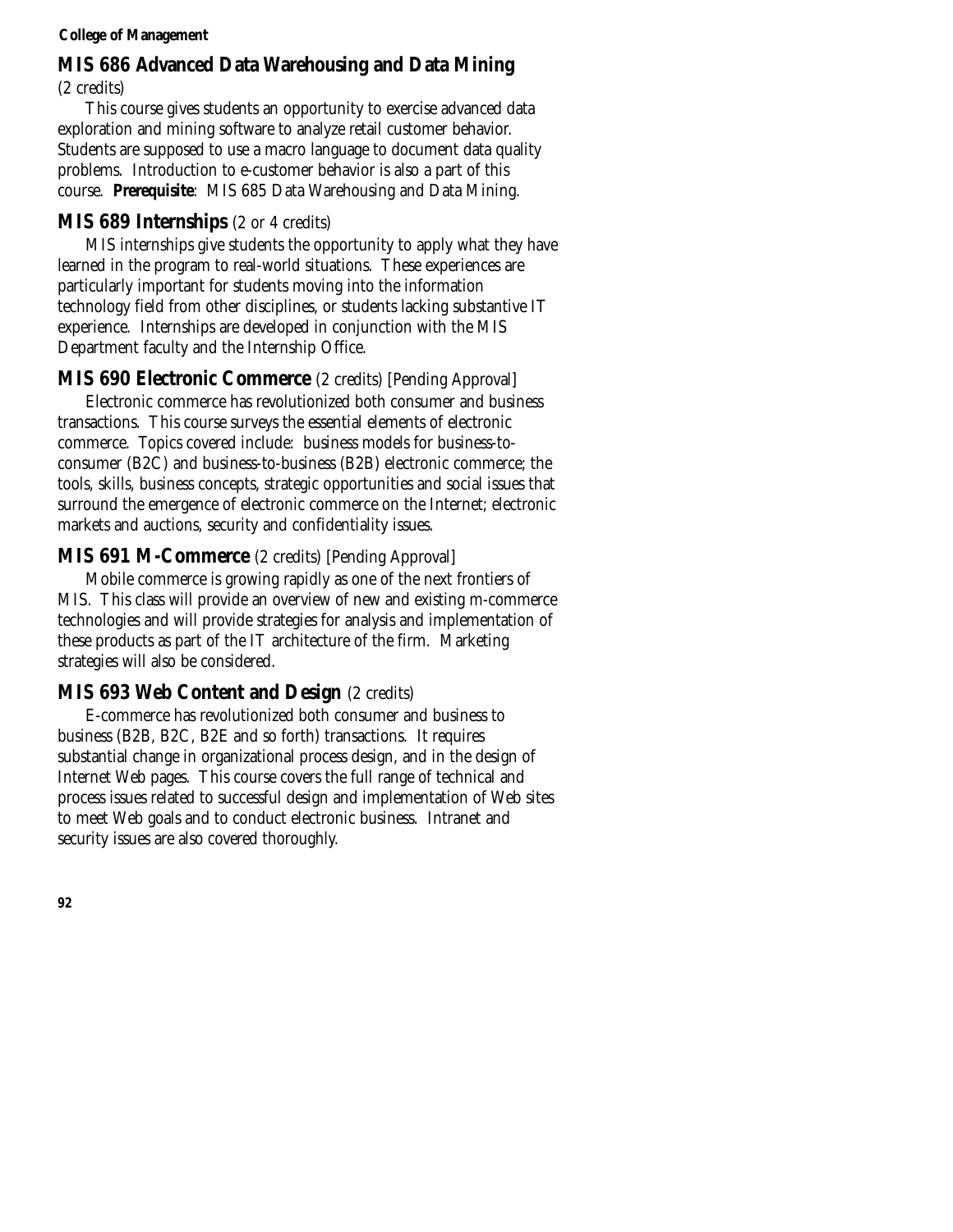## MIS 686 Advanced Data Warehousing and Data Mining

(2 credits)

This course gives students an opportunity to exercise advanced data exploration and mining software to analyze retail customer behavior. Students are supposed to use a macro language to document data quality problems. Introduction to e-customer behavior is also a part of this course. **Prerequisite**: MIS 685 Data Warehousing and Data Mining.

## MIS 689 Internships (2 or 4 credits)

MIS internships give students the opportunity to apply what they have learned in the program to real-world situations. These experiences are particularly important for students moving into the information technology field from other disciplines, or students lacking substantive IT experience. Internships are developed in conjunction with the MIS Department faculty and the Internship Office.

## MIS 690 Electronic Commerce (2 credits) [Pending Approval]

Electronic commerce has revolutionized both consumer and business transactions. This course surveys the essential elements of electronic commerce. Topics covered include: business models for business-to-consumer (B2C) and business-to-business (B2B) electronic commerce; the tools, skills, business concepts, strategic opportunities and social issues that surround the emergence of electronic commerce on the Internet; electronic markets and auctions, security and confidentiality issues.

## MIS 691 M-Commerce (2 credits) [Pending Approval]

Mobile commerce is growing rapidly as one of the next frontiers of MIS. This class will provide an overview of new and existing m-commerce technologies and will provide strategies for analysis and implementation of these products as part of the IT architecture of the firm. Marketing strategies will also be considered.

## MIS 693 Web Content and Design (2 credits)

E-commerce has revolutionized both consumer and business to business (B2B, B2C, B2E and so forth) transactions. It requires substantial change in organizational process design, and in the design of Internet Web pages. This course covers the full range of technical and process issues related to successful design and implementation of Web sites to meet Web goals and to conduct electronic business. Intranet and security issues are also covered thoroughly.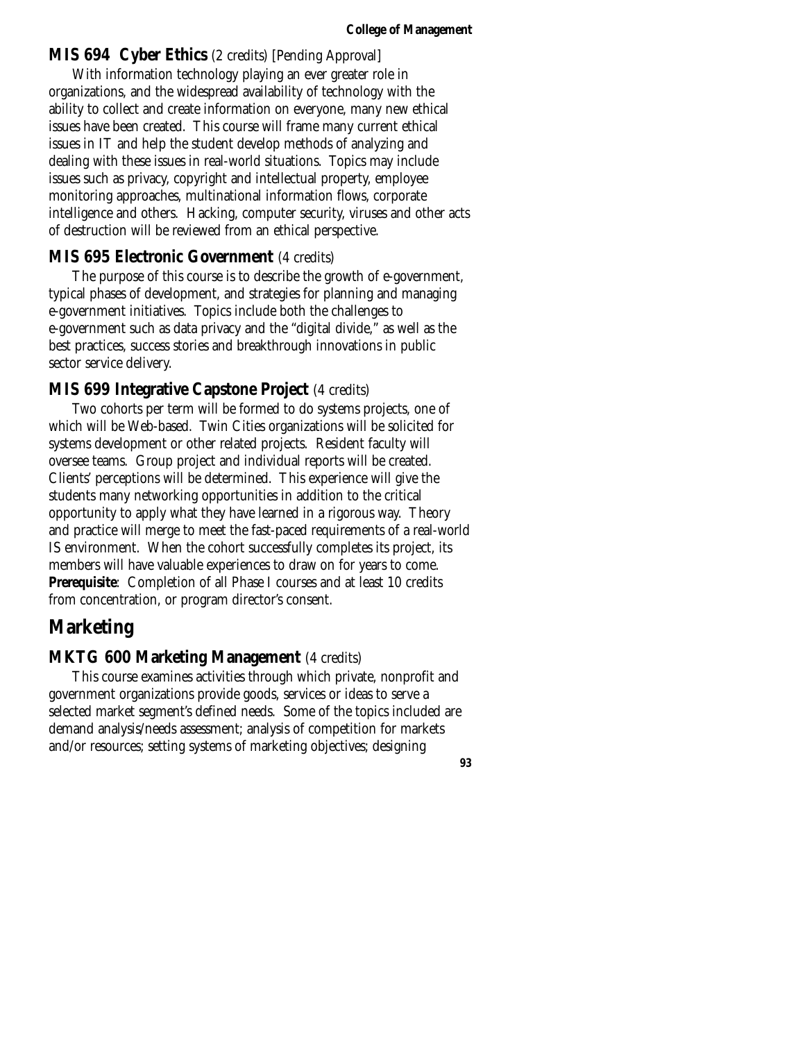### **MIS 694 Cyber Ethics** (2 credits) [Pending Approval]

With information technology playing an ever greater role in organizations, and the widespread availability of technology with the ability to collect and create information on everyone, many new ethical issues have been created. This course will frame many current ethical issues in IT and help the student develop methods of analyzing and dealing with these issues in real-world situations. Topics may include issues such as privacy, copyright and intellectual property, employee monitoring approaches, multinational information flows, corporate intelligence and others. Hacking, computer security, viruses and other acts of destruction will be reviewed from an ethical perspective.

### **MIS 695 Electronic Government** (4 credits)

The purpose of this course is to describe the growth of e-government, typical phases of development, and strategies for planning and managing e-government initiatives. Topics include both the challenges to e-government such as data privacy and the "digital divide," as well as the best practices, success stories and breakthrough innovations in public sector service delivery.

### **MIS 699 Integrative Capstone Project** (4 credits)

Two cohorts per term will be formed to do systems projects, one of which will be Web-based. Twin Cities organizations will be solicited for systems development or other related projects. Resident faculty will oversee teams. Group project and individual reports will be created. Clients' perceptions will be determined. This experience will give the students many networking opportunities in addition to the critical opportunity to apply what they have learned in a rigorous way. Theory and practice will merge to meet the fast-paced requirements of a real-world IS environment. When the cohort successfully completes its project, its members will have valuable experiences to draw on for years to come.
**Prerequisite**: Completion of all Phase I courses and at least 10 credits from concentration, or program director's consent.

## Marketing

### **MKTG 600 Marketing Management** (4 credits)

This course examines activities through which private, nonprofit and government organizations provide goods, services or ideas to serve a selected market segment's defined needs. Some of the topics included are demand analysis/needs assessment; analysis of competition for markets and/or resources; setting systems of marketing objectives; designing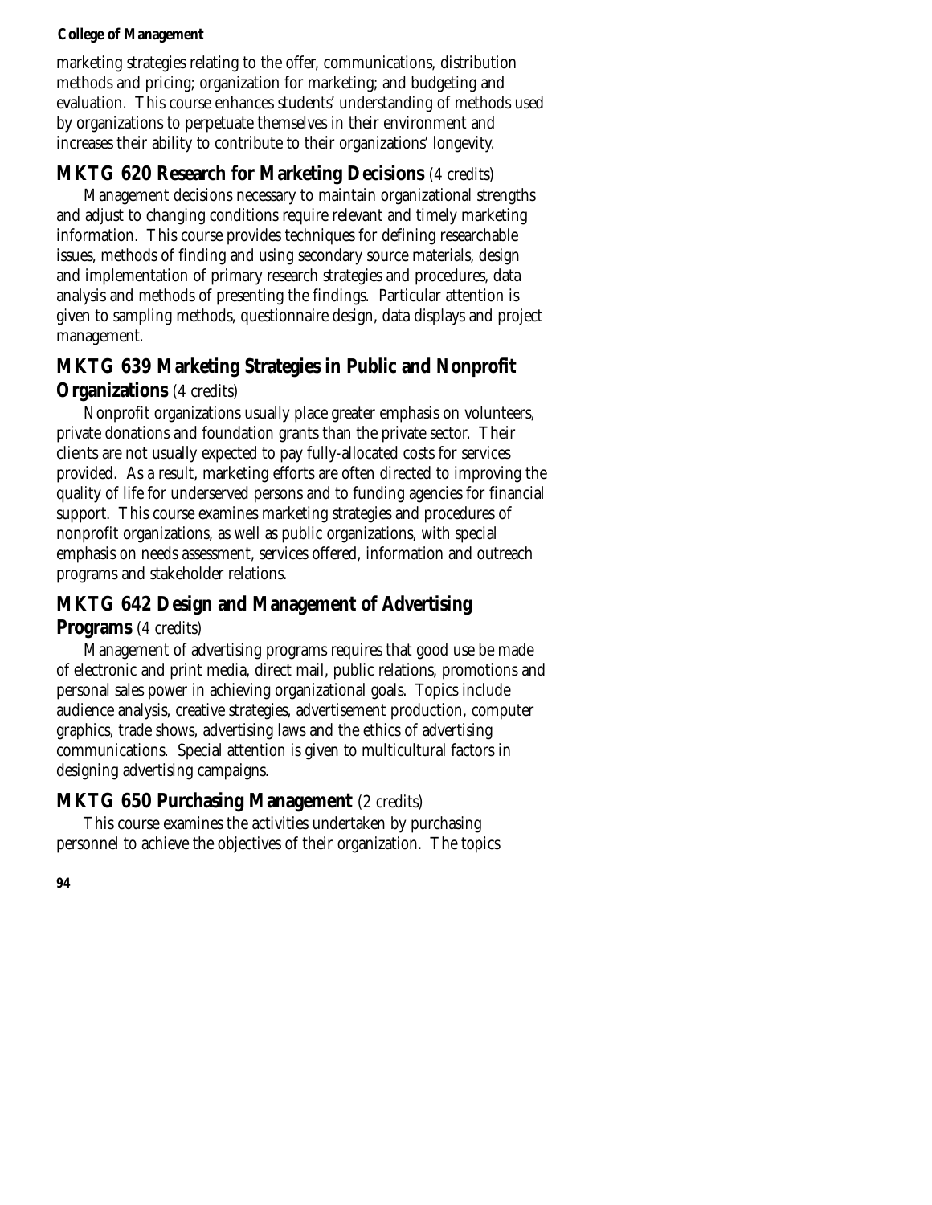marketing strategies relating to the offer, communications, distribution methods and pricing; organization for marketing; and budgeting and evaluation. This course enhances students' understanding of methods used by organizations to perpetuate themselves in their environment and increases their ability to contribute to their organizations' longevity.

### MKTG 620 Research for Marketing Decisions (4 credits)

Management decisions necessary to maintain organizational strengths and adjust to changing conditions require relevant and timely marketing information. This course provides techniques for defining researchable issues, methods of finding and using secondary source materials, design and implementation of primary research strategies and procedures, data analysis and methods of presenting the findings. Particular attention is given to sampling methods, questionnaire design, data displays and project management.

### MKTG 639 Marketing Strategies in Public and Nonprofit Organizations (4 credits)

Nonprofit organizations usually place greater emphasis on volunteers, private donations and foundation grants than the private sector. Their clients are not usually expected to pay fully-allocated costs for services provided. As a result, marketing efforts are often directed to improving the quality of life for underserved persons and to funding agencies for financial support. This course examines marketing strategies and procedures of nonprofit organizations, as well as public organizations, with special emphasis on needs assessment, services offered, information and outreach programs and stakeholder relations.

### MKTG 642 Design and Management of Advertising Programs (4 credits)

Management of advertising programs requires that good use be made of electronic and print media, direct mail, public relations, promotions and personal sales power in achieving organizational goals. Topics include audience analysis, creative strategies, advertisement production, computer graphics, trade shows, advertising laws and the ethics of advertising communications. Special attention is given to multicultural factors in designing advertising campaigns.

### MKTG 650 Purchasing Management (2 credits)

This course examines the activities undertaken by purchasing personnel to achieve the objectives of their organization. The topics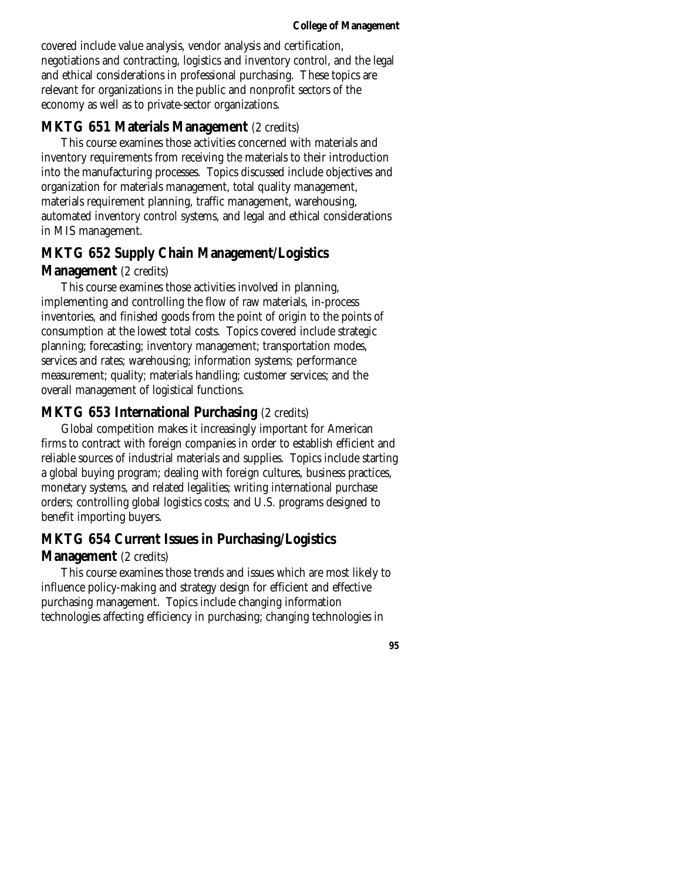covered include value analysis, vendor analysis and certification, negotiations and contracting, logistics and inventory control, and the legal and ethical considerations in professional purchasing. These topics are relevant for organizations in the public and nonprofit sectors of the economy as well as to private-sector organizations.

## MKTG 651 Materials Management (2 credits)

This course examines those activities concerned with materials and inventory requirements from receiving the materials to their introduction into the manufacturing processes. Topics discussed include objectives and organization for materials management, total quality management, materials requirement planning, traffic management, warehousing, automated inventory control systems, and legal and ethical considerations in MIS management.

## MKTG 652 Supply Chain Management/Logistics Management (2 credits)

This course examines those activities involved in planning, implementing and controlling the flow of raw materials, in-process inventories, and finished goods from the point of origin to the points of consumption at the lowest total costs. Topics covered include strategic planning; forecasting; inventory management; transportation modes, services and rates; warehousing; information systems; performance measurement; quality; materials handling; customer services; and the overall management of logistical functions.

## MKTG 653 International Purchasing (2 credits)

Global competition makes it increasingly important for American firms to contract with foreign companies in order to establish efficient and reliable sources of industrial materials and supplies. Topics include starting a global buying program; dealing with foreign cultures, business practices, monetary systems, and related legalities; writing international purchase orders; controlling global logistics costs; and U.S. programs designed to benefit importing buyers.

## MKTG 654 Current Issues in Purchasing/Logistics Management (2 credits)

This course examines those trends and issues which are most likely to influence policy-making and strategy design for efficient and effective purchasing management. Topics include changing information technologies affecting efficiency in purchasing; changing technologies in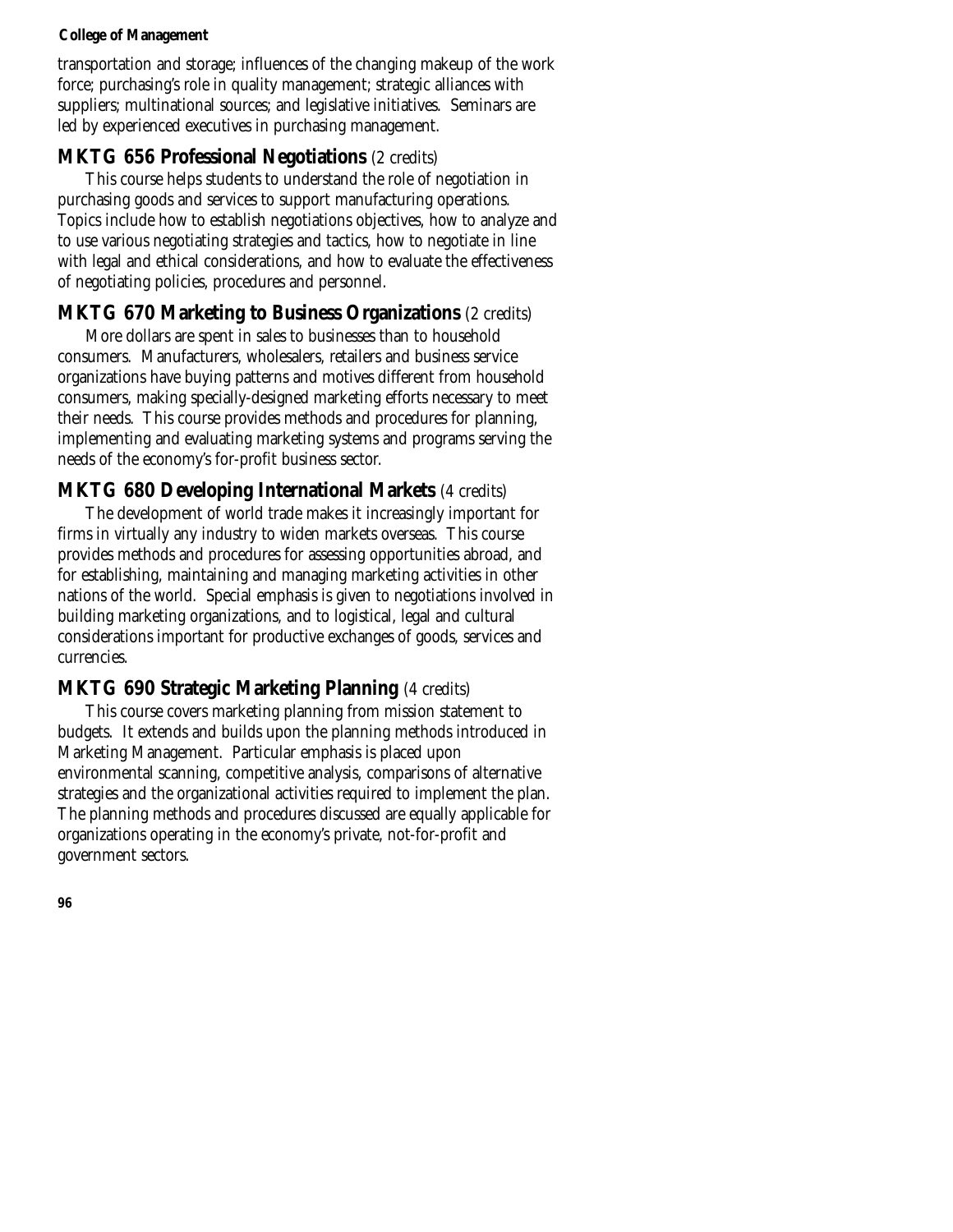transportation and storage; influences of the changing makeup of the work force; purchasing's role in quality management; strategic alliances with suppliers; multinational sources; and legislative initiatives. Seminars are led by experienced executives in purchasing management.

## MKTG 656 Professional Negotiations (2 credits)

This course helps students to understand the role of negotiation in purchasing goods and services to support manufacturing operations. Topics include how to establish negotiations objectives, how to analyze and to use various negotiating strategies and tactics, how to negotiate in line with legal and ethical considerations, and how to evaluate the effectiveness of negotiating policies, procedures and personnel.

## MKTG 670 Marketing to Business Organizations (2 credits)

More dollars are spent in sales to businesses than to household consumers. Manufacturers, wholesalers, retailers and business service organizations have buying patterns and motives different from household consumers, making specially-designed marketing efforts necessary to meet their needs. This course provides methods and procedures for planning, implementing and evaluating marketing systems and programs serving the needs of the economy's for-profit business sector.

## MKTG 680 Developing International Markets (4 credits)

The development of world trade makes it increasingly important for firms in virtually any industry to widen markets overseas. This course provides methods and procedures for assessing opportunities abroad, and for establishing, maintaining and managing marketing activities in other nations of the world. Special emphasis is given to negotiations involved in building marketing organizations, and to logistical, legal and cultural considerations important for productive exchanges of goods, services and currencies.

## MKTG 690 Strategic Marketing Planning (4 credits)

This course covers marketing planning from mission statement to budgets. It extends and builds upon the planning methods introduced in Marketing Management. Particular emphasis is placed upon environmental scanning, competitive analysis, comparisons of alternative strategies and the organizational activities required to implement the plan. The planning methods and procedures discussed are equally applicable for organizations operating in the economy's private, not-for-profit and government sectors.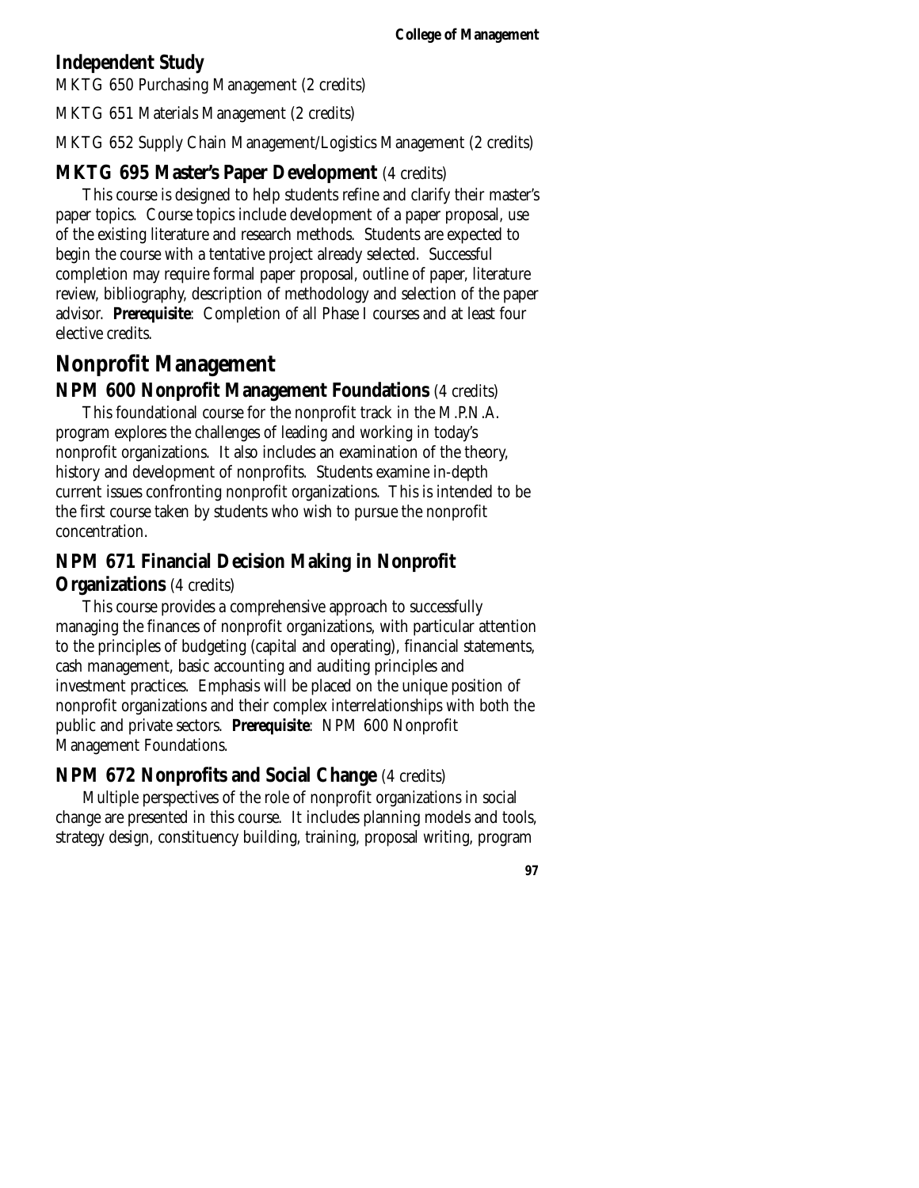### Independent Study

MKTG 650 Purchasing Management (2 credits)

MKTG 651 Materials Management (2 credits)

MKTG 652 Supply Chain Management/Logistics Management (2 credits)

### MKTG 695 Master's Paper Development (4 credits)

This course is designed to help students refine and clarify their master's paper topics. Course topics include development of a paper proposal, use of the existing literature and research methods. Students are expected to begin the course with a tentative project already selected. Successful completion may require formal paper proposal, outline of paper, literature review, bibliography, description of methodology and selection of the paper advisor. **Prerequisite**: Completion of all Phase I courses and at least four elective credits.

## Nonprofit Management

### NPM 600 Nonprofit Management Foundations (4 credits)

This foundational course for the nonprofit track in the M.P.N.A. program explores the challenges of leading and working in today's nonprofit organizations. It also includes an examination of the theory, history and development of nonprofits. Students examine in-depth current issues confronting nonprofit organizations. This is intended to be the first course taken by students who wish to pursue the nonprofit concentration.

### NPM 671 Financial Decision Making in Nonprofit Organizations (4 credits)

This course provides a comprehensive approach to successfully managing the finances of nonprofit organizations, with particular attention to the principles of budgeting (capital and operating), financial statements, cash management, basic accounting and auditing principles and investment practices. Emphasis will be placed on the unique position of nonprofit organizations and their complex interrelationships with both the public and private sectors. **Prerequisite**: NPM 600 Nonprofit Management Foundations.

### NPM 672 Nonprofits and Social Change (4 credits)

Multiple perspectives of the role of nonprofit organizations in social change are presented in this course. It includes planning models and tools, strategy design, constituency building, training, proposal writing, program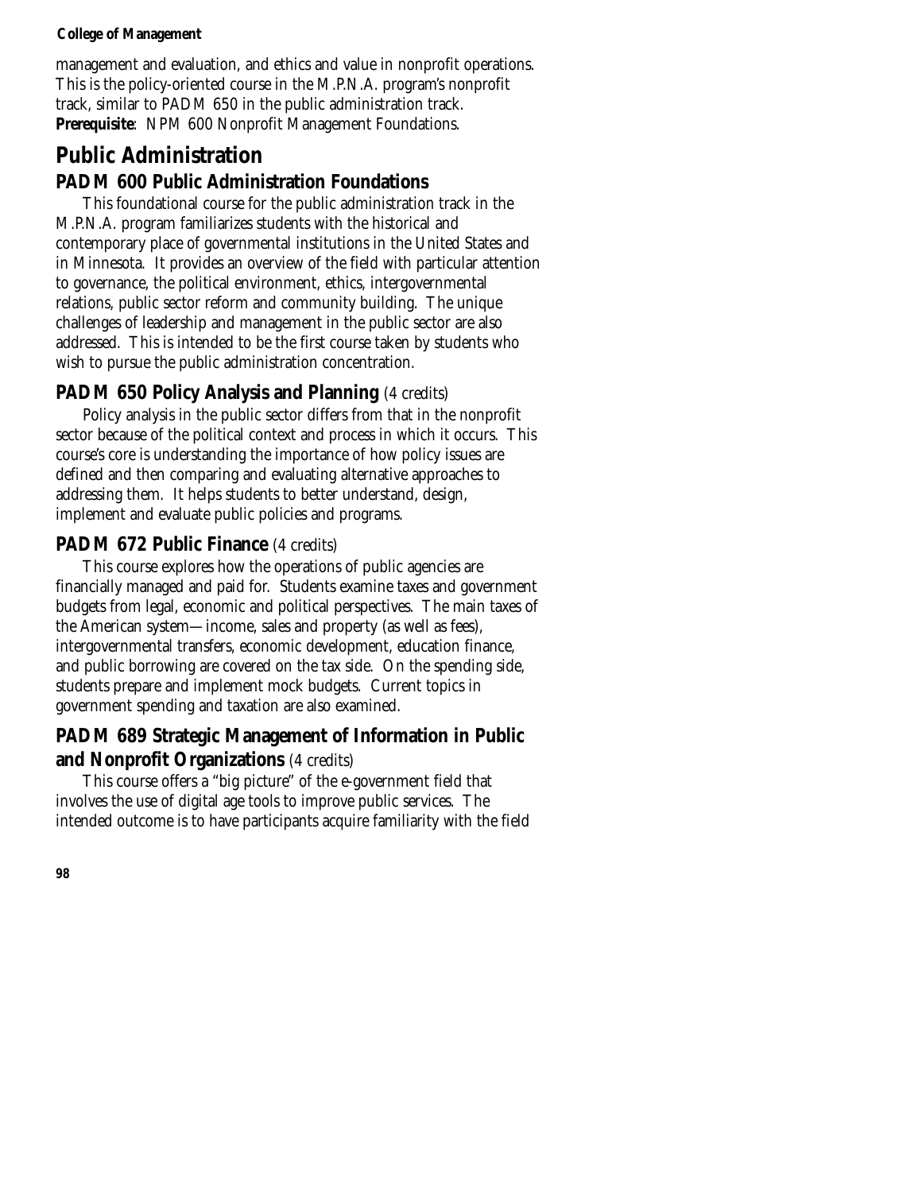management and evaluation, and ethics and value in nonprofit operations. This is the policy-oriented course in the M.P.N.A. program's nonprofit track, similar to PADM 650 in the public administration track.
**Prerequisite**: NPM 600 Nonprofit Management Foundations.

## Public Administration

### PADM 600 Public Administration Foundations

This foundational course for the public administration track in the M.P.N.A. program familiarizes students with the historical and contemporary place of governmental institutions in the United States and in Minnesota. It provides an overview of the field with particular attention to governance, the political environment, ethics, intergovernmental relations, public sector reform and community building. The unique challenges of leadership and management in the public sector are also addressed. This is intended to be the first course taken by students who wish to pursue the public administration concentration.

### PADM 650 Policy Analysis and Planning (4 credits)

Policy analysis in the public sector differs from that in the nonprofit sector because of the political context and process in which it occurs. This course's core is understanding the importance of how policy issues are defined and then comparing and evaluating alternative approaches to addressing them. It helps students to better understand, design, implement and evaluate public policies and programs.

### PADM 672 Public Finance (4 credits)

This course explores how the operations of public agencies are financially managed and paid for. Students examine taxes and government budgets from legal, economic and political perspectives. The main taxes of the American system—income, sales and property (as well as fees), intergovernmental transfers, economic development, education finance, and public borrowing are covered on the tax side. On the spending side, students prepare and implement mock budgets. Current topics in government spending and taxation are also examined.

### PADM 689 Strategic Management of Information in Public and Nonprofit Organizations (4 credits)

This course offers a "big picture" of the e-government field that involves the use of digital age tools to improve public services. The intended outcome is to have participants acquire familiarity with the field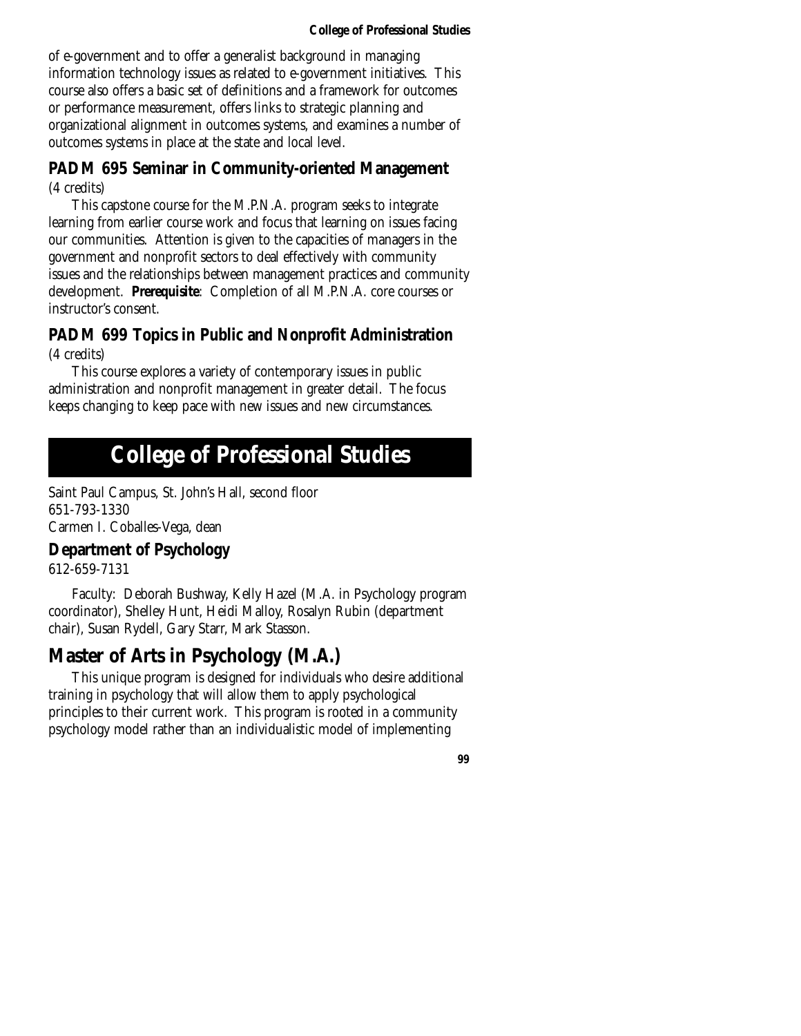of e-government and to offer a generalist background in managing information technology issues as related to e-government initiatives. This course also offers a basic set of definitions and a framework for outcomes or performance measurement, offers links to strategic planning and organizational alignment in outcomes systems, and examines a number of outcomes systems in place at the state and local level.

### PADM 695 Seminar in Community-oriented Management

(4 credits)

This capstone course for the M.P.N.A. program seeks to integrate learning from earlier course work and focus that learning on issues facing our communities. Attention is given to the capacities of managers in the government and nonprofit sectors to deal effectively with community issues and the relationships between management practices and community development. **Prerequisite**: Completion of all M.P.N.A. core courses or instructor's consent.

### PADM 699 Topics in Public and Nonprofit Administration

(4 credits)

This course explores a variety of contemporary issues in public administration and nonprofit management in greater detail. The focus keeps changing to keep pace with new issues and new circumstances.

# College of Professional Studies

Saint Paul Campus, St. John's Hall, second floor
651-793-1330
Carmen I. Coballes-Vega, dean

### Department of Psychology

612-659-7131

Faculty: Deborah Bushway, Kelly Hazel (M.A. in Psychology program coordinator), Shelley Hunt, Heidi Malloy, Rosalyn Rubin (department chair), Susan Rydell, Gary Starr, Mark Stasson.

## Master of Arts in Psychology (M.A.)

This unique program is designed for individuals who desire additional training in psychology that will allow them to apply psychological principles to their current work. This program is rooted in a community psychology model rather than an individualistic model of implementing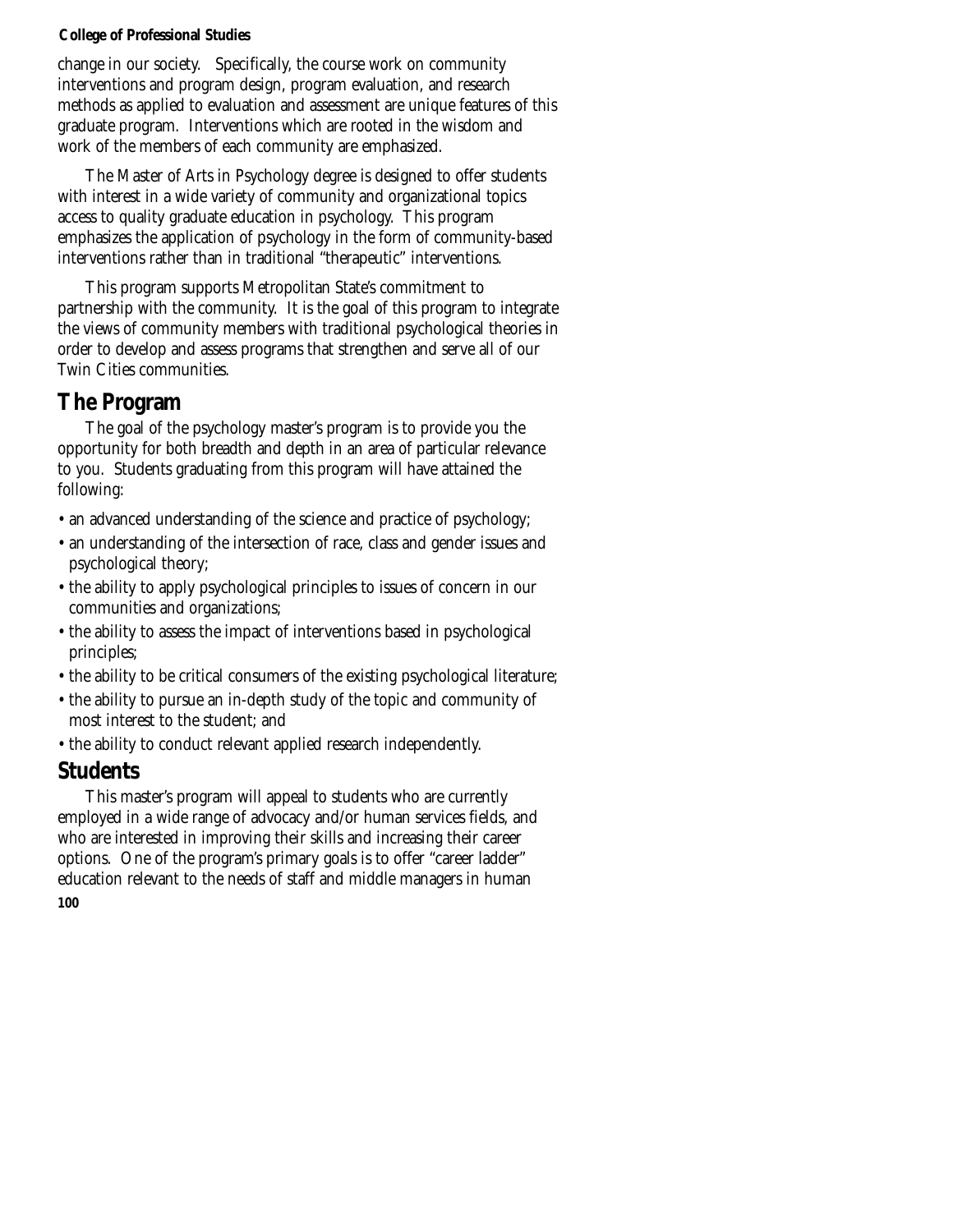change in our society. Specifically, the course work on community interventions and program design, program evaluation, and research methods as applied to evaluation and assessment are unique features of this graduate program. Interventions which are rooted in the wisdom and work of the members of each community are emphasized.

The Master of Arts in Psychology degree is designed to offer students with interest in a wide variety of community and organizational topics access to quality graduate education in psychology. This program emphasizes the application of psychology in the form of community-based interventions rather than in traditional "therapeutic" interventions.

This program supports Metropolitan State's commitment to partnership with the community. It is the goal of this program to integrate the views of community members with traditional psychological theories in order to develop and assess programs that strengthen and serve all of our Twin Cities communities.

## The Program

The goal of the psychology master's program is to provide you the opportunity for both breadth and depth in an area of particular relevance to you. Students graduating from this program will have attained the following:

- an advanced understanding of the science and practice of psychology;
- an understanding of the intersection of race, class and gender issues and psychological theory;
- the ability to apply psychological principles to issues of concern in our communities and organizations;
- the ability to assess the impact of interventions based in psychological principles;
- the ability to be critical consumers of the existing psychological literature;
- the ability to pursue an in-depth study of the topic and community of most interest to the student; and
- the ability to conduct relevant applied research independently.

## Students

This master's program will appeal to students who are currently employed in a wide range of advocacy and/or human services fields, and who are interested in improving their skills and increasing their career options. One of the program's primary goals is to offer "career ladder" education relevant to the needs of staff and middle managers in human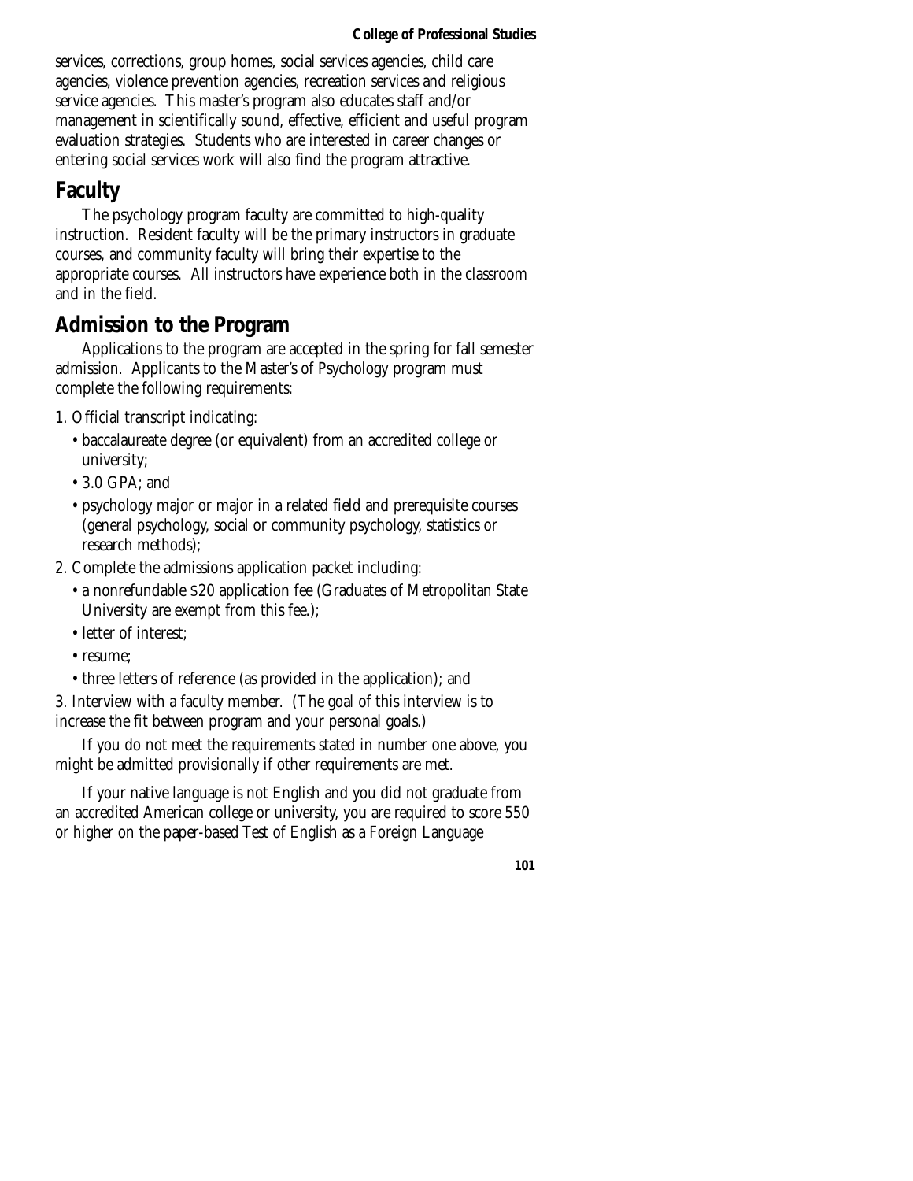services, corrections, group homes, social services agencies, child care agencies, violence prevention agencies, recreation services and religious service agencies. This master's program also educates staff and/or management in scientifically sound, effective, efficient and useful program evaluation strategies. Students who are interested in career changes or entering social services work will also find the program attractive.

## Faculty

The psychology program faculty are committed to high-quality instruction. Resident faculty will be the primary instructors in graduate courses, and community faculty will bring their expertise to the appropriate courses. All instructors have experience both in the classroom and in the field.

## Admission to the Program

Applications to the program are accepted in the spring for fall semester admission. Applicants to the Master's of Psychology program must complete the following requirements:

1. Official transcript indicating:
   - baccalaureate degree (or equivalent) from an accredited college or university;
   - 3.0 GPA; and
   - psychology major or major in a related field and prerequisite courses (general psychology, social or community psychology, statistics or research methods);
2. Complete the admissions application packet including:
   - a nonrefundable $20 application fee (Graduates of Metropolitan State University are exempt from this fee.);
   - letter of interest;
   - resume;
   - three letters of reference (as provided in the application); and
3. Interview with a faculty member. (The goal of this interview is to increase the fit between program and your personal goals.)

If you do not meet the requirements stated in number one above, you might be admitted provisionally if other requirements are met.

If your native language is not English and you did not graduate from an accredited American college or university, you are required to score 550 or higher on the paper-based Test of English as a Foreign Language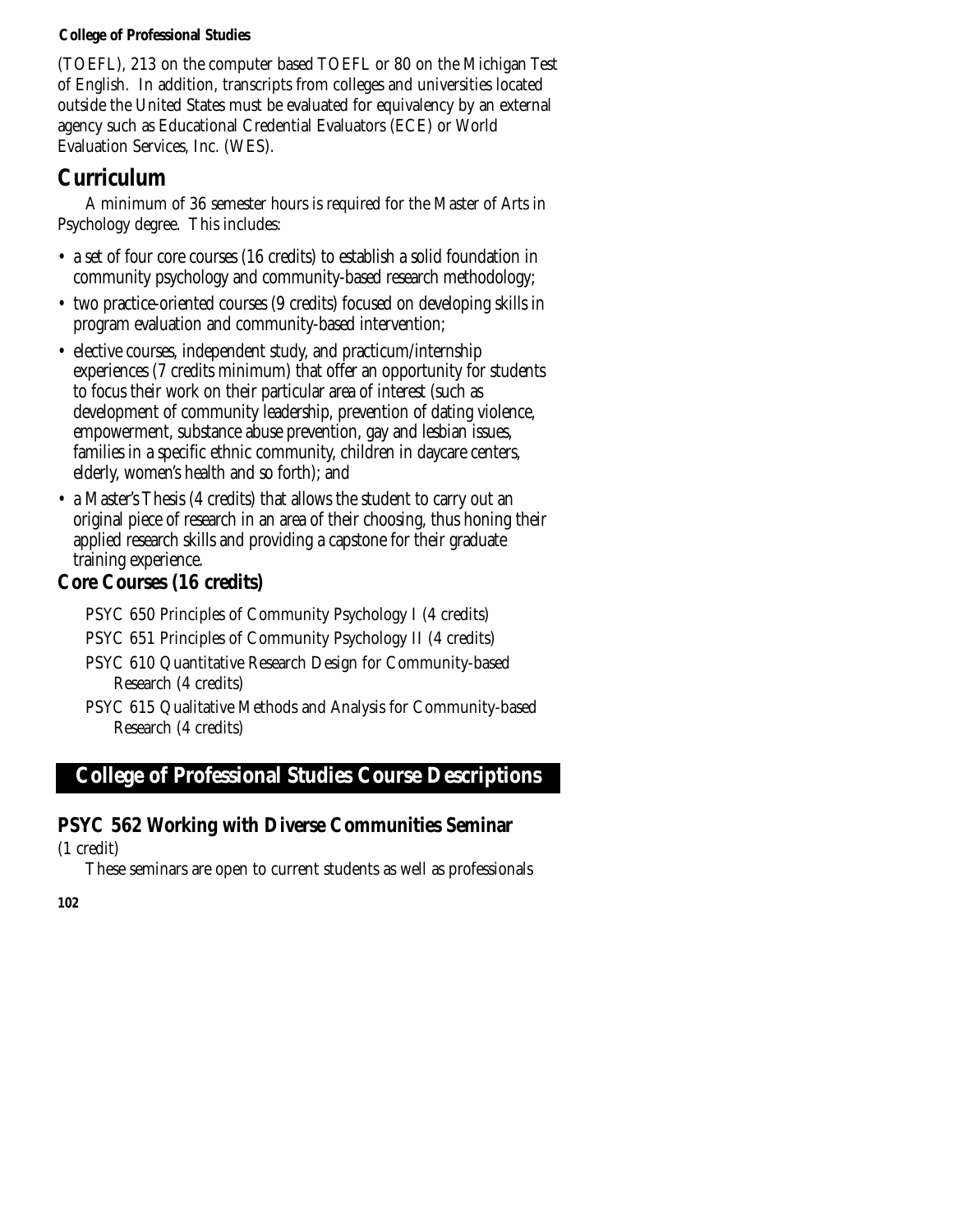(TOEFL), 213 on the computer based TOEFL or 80 on the Michigan Test of English. In addition, transcripts from colleges and universities located outside the United States must be evaluated for equivalency by an external agency such as Educational Credential Evaluators (ECE) or World Evaluation Services, Inc. (WES).

## Curriculum

A minimum of 36 semester hours is required for the Master of Arts in Psychology degree. This includes:

- a set of four core courses (16 credits) to establish a solid foundation in community psychology and community-based research methodology;
- two practice-oriented courses (9 credits) focused on developing skills in program evaluation and community-based intervention;
- elective courses, independent study, and practicum/internship experiences (7 credits minimum) that offer an opportunity for students to focus their work on their particular area of interest (such as development of community leadership, prevention of dating violence, empowerment, substance abuse prevention, gay and lesbian issues, families in a specific ethnic community, children in daycare centers, elderly, women's health and so forth); and
- a Master's Thesis (4 credits) that allows the student to carry out an original piece of research in an area of their choosing, thus honing their applied research skills and providing a capstone for their graduate training experience.

### Core Courses (16 credits)

PSYC 650 Principles of Community Psychology I (4 credits)

PSYC 651 Principles of Community Psychology II (4 credits)

PSYC 610 Quantitative Research Design for Community-based Research (4 credits)

PSYC 615 Qualitative Methods and Analysis for Community-based Research (4 credits)

## College of Professional Studies Course Descriptions

### PSYC 562 Working with Diverse Communities Seminar

(1 credit)

These seminars are open to current students as well as professionals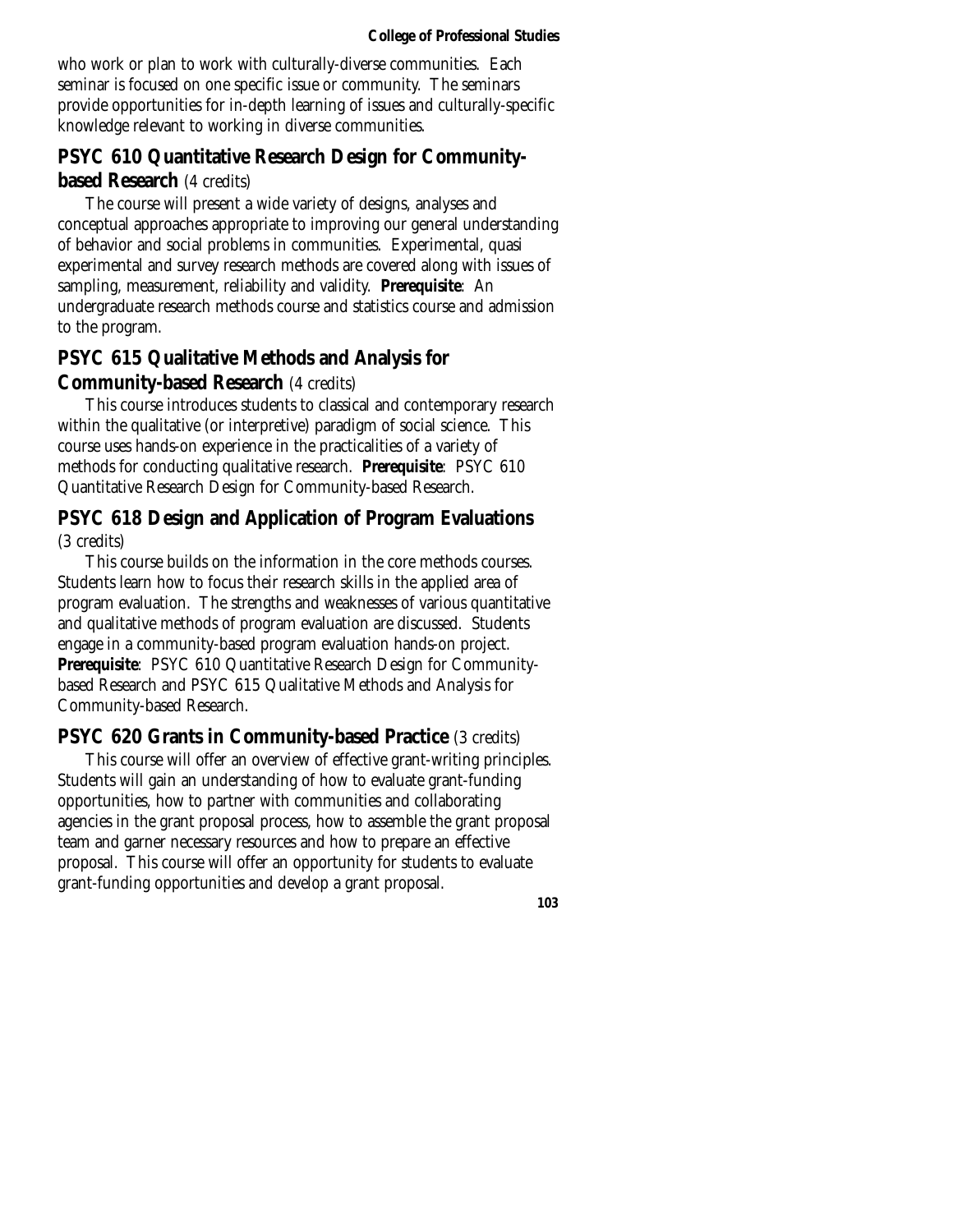who work or plan to work with culturally-diverse communities. Each seminar is focused on one specific issue or community. The seminars provide opportunities for in-depth learning of issues and culturally-specific knowledge relevant to working in diverse communities.

### PSYC 610 Quantitative Research Design for Community-based Research (4 credits)

The course will present a wide variety of designs, analyses and conceptual approaches appropriate to improving our general understanding of behavior and social problems in communities. Experimental, quasi experimental and survey research methods are covered along with issues of sampling, measurement, reliability and validity. **Prerequisite**: An undergraduate research methods course and statistics course and admission to the program.

### PSYC 615 Qualitative Methods and Analysis for Community-based Research (4 credits)

This course introduces students to classical and contemporary research within the qualitative (or interpretive) paradigm of social science. This course uses hands-on experience in the practicalities of a variety of methods for conducting qualitative research. **Prerequisite**: PSYC 610 Quantitative Research Design for Community-based Research.

### PSYC 618 Design and Application of Program Evaluations (3 credits)

This course builds on the information in the core methods courses. Students learn how to focus their research skills in the applied area of program evaluation. The strengths and weaknesses of various quantitative and qualitative methods of program evaluation are discussed. Students engage in a community-based program evaluation hands-on project. **Prerequisite**: PSYC 610 Quantitative Research Design for Community-based Research and PSYC 615 Qualitative Methods and Analysis for Community-based Research.

### PSYC 620 Grants in Community-based Practice (3 credits)

This course will offer an overview of effective grant-writing principles. Students will gain an understanding of how to evaluate grant-funding opportunities, how to partner with communities and collaborating agencies in the grant proposal process, how to assemble the grant proposal team and garner necessary resources and how to prepare an effective proposal. This course will offer an opportunity for students to evaluate grant-funding opportunities and develop a grant proposal.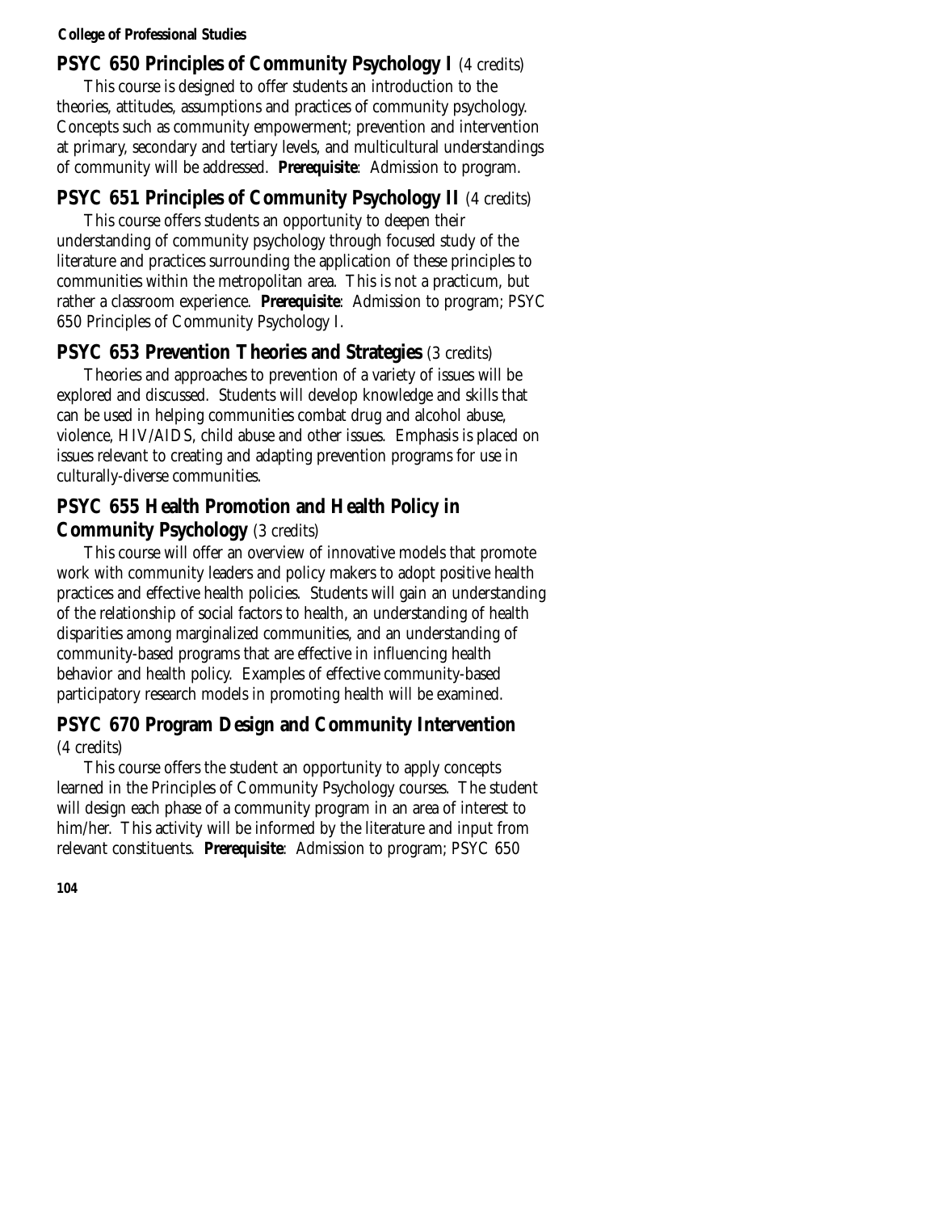**PSYC 650 Principles of Community Psychology I** (4 credits)

This course is designed to offer students an introduction to the theories, attitudes, assumptions and practices of community psychology. Concepts such as community empowerment; prevention and intervention at primary, secondary and tertiary levels, and multicultural understandings of community will be addressed. **Prerequisite**: Admission to program.

**PSYC 651 Principles of Community Psychology II** (4 credits)

This course offers students an opportunity to deepen their understanding of community psychology through focused study of the literature and practices surrounding the application of these principles to communities within the metropolitan area. This is not a practicum, but rather a classroom experience. **Prerequisite**: Admission to program; PSYC 650 Principles of Community Psychology I.

**PSYC 653 Prevention Theories and Strategies** (3 credits)

Theories and approaches to prevention of a variety of issues will be explored and discussed. Students will develop knowledge and skills that can be used in helping communities combat drug and alcohol abuse, violence, HIV/AIDS, child abuse and other issues. Emphasis is placed on issues relevant to creating and adapting prevention programs for use in culturally-diverse communities.

**PSYC 655 Health Promotion and Health Policy in Community Psychology** (3 credits)

This course will offer an overview of innovative models that promote work with community leaders and policy makers to adopt positive health practices and effective health policies. Students will gain an understanding of the relationship of social factors to health, an understanding of health disparities among marginalized communities, and an understanding of community-based programs that are effective in influencing health behavior and health policy. Examples of effective community-based participatory research models in promoting health will be examined.

**PSYC 670 Program Design and Community Intervention** (4 credits)

This course offers the student an opportunity to apply concepts learned in the Principles of Community Psychology courses. The student will design each phase of a community program in an area of interest to him/her. This activity will be informed by the literature and input from relevant constituents. **Prerequisite**: Admission to program; PSYC 650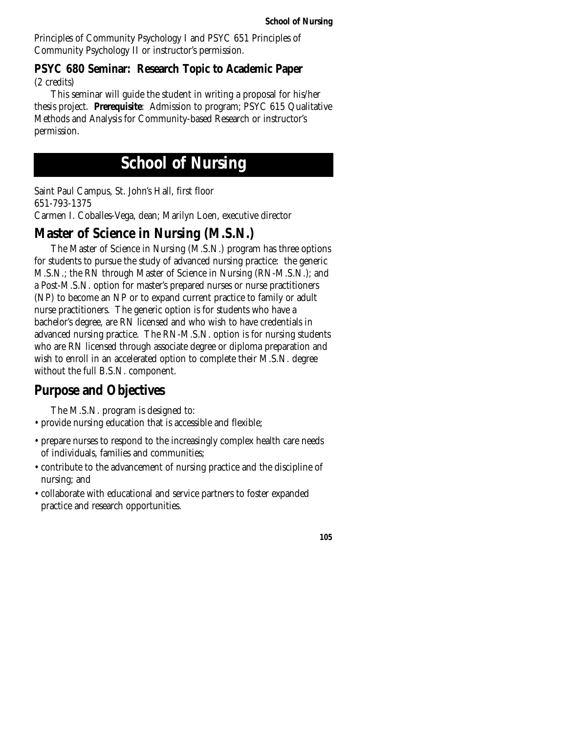Principles of Community Psychology I and PSYC 651 Principles of Community Psychology II or instructor's permission.

### PSYC 680 Seminar: Research Topic to Academic Paper

(2 credits)

This seminar will guide the student in writing a proposal for his/her thesis project. **Prerequisite**: Admission to program; PSYC 615 Qualitative Methods and Analysis for Community-based Research or instructor's permission.

# School of Nursing

Saint Paul Campus, St. John's Hall, first floor
651-793-1375
Carmen I. Coballes-Vega, dean; Marilyn Loen, executive director

## Master of Science in Nursing (M.S.N.)

The Master of Science in Nursing (M.S.N.) program has three options for students to pursue the study of advanced nursing practice: the generic M.S.N.; the RN through Master of Science in Nursing (RN-M.S.N.); and a Post-M.S.N. option for master's prepared nurses or nurse practitioners (NP) to become an NP or to expand current practice to family or adult nurse practitioners. The generic option is for students who have a bachelor's degree, are RN licensed and who wish to have credentials in advanced nursing practice. The RN-M.S.N. option is for nursing students who are RN licensed through associate degree or diploma preparation and wish to enroll in an accelerated option to complete their M.S.N. degree without the full B.S.N. component.

## Purpose and Objectives

The M.S.N. program is designed to:

- provide nursing education that is accessible and flexible;
- prepare nurses to respond to the increasingly complex health care needs of individuals, families and communities;
- contribute to the advancement of nursing practice and the discipline of nursing; and
- collaborate with educational and service partners to foster expanded practice and research opportunities.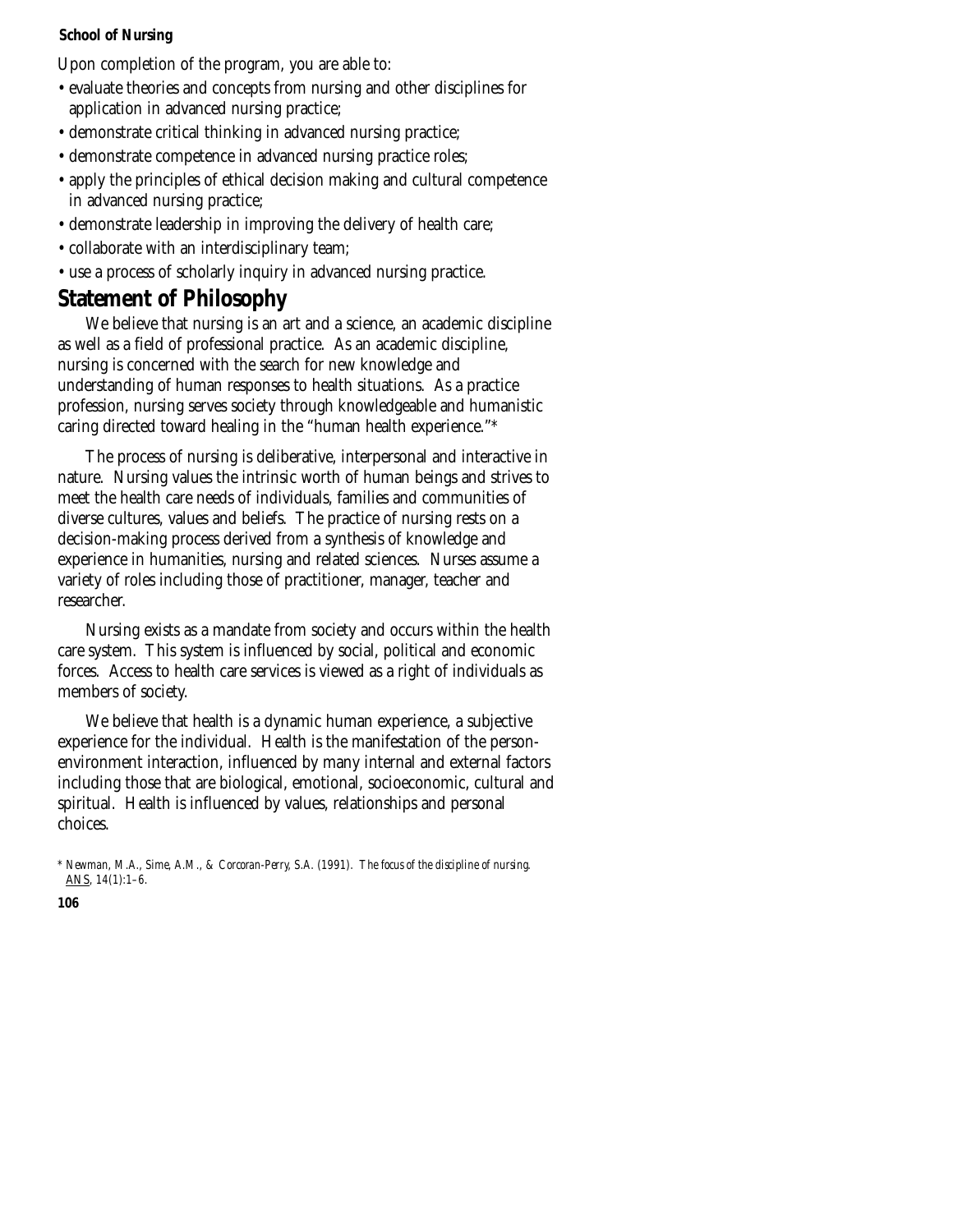Upon completion of the program, you are able to:

- evaluate theories and concepts from nursing and other disciplines for application in advanced nursing practice;
- demonstrate critical thinking in advanced nursing practice;
- demonstrate competence in advanced nursing practice roles;
- apply the principles of ethical decision making and cultural competence in advanced nursing practice;
- demonstrate leadership in improving the delivery of health care;
- collaborate with an interdisciplinary team;
- use a process of scholarly inquiry in advanced nursing practice.

## Statement of Philosophy

We believe that nursing is an art and a science, an academic discipline as well as a field of professional practice. As an academic discipline, nursing is concerned with the search for new knowledge and understanding of human responses to health situations. As a practice profession, nursing serves society through knowledgeable and humanistic caring directed toward healing in the "human health experience."*

The process of nursing is deliberative, interpersonal and interactive in nature. Nursing values the intrinsic worth of human beings and strives to meet the health care needs of individuals, families and communities of diverse cultures, values and beliefs. The practice of nursing rests on a decision-making process derived from a synthesis of knowledge and experience in humanities, nursing and related sciences. Nurses assume a variety of roles including those of practitioner, manager, teacher and researcher.

Nursing exists as a mandate from society and occurs within the health care system. This system is influenced by social, political and economic forces. Access to health care services is viewed as a right of individuals as members of society.

We believe that health is a dynamic human experience, a subjective experience for the individual. Health is the manifestation of the person-environment interaction, influenced by many internal and external factors including those that are biological, emotional, socioeconomic, cultural and spiritual. Health is influenced by values, relationships and personal choices.

* *Newman, M.A., Sime, A.M., & Corcoran-Perry, S.A. (1991). The focus of the discipline of nursing. ANS, 14(1):1–6.*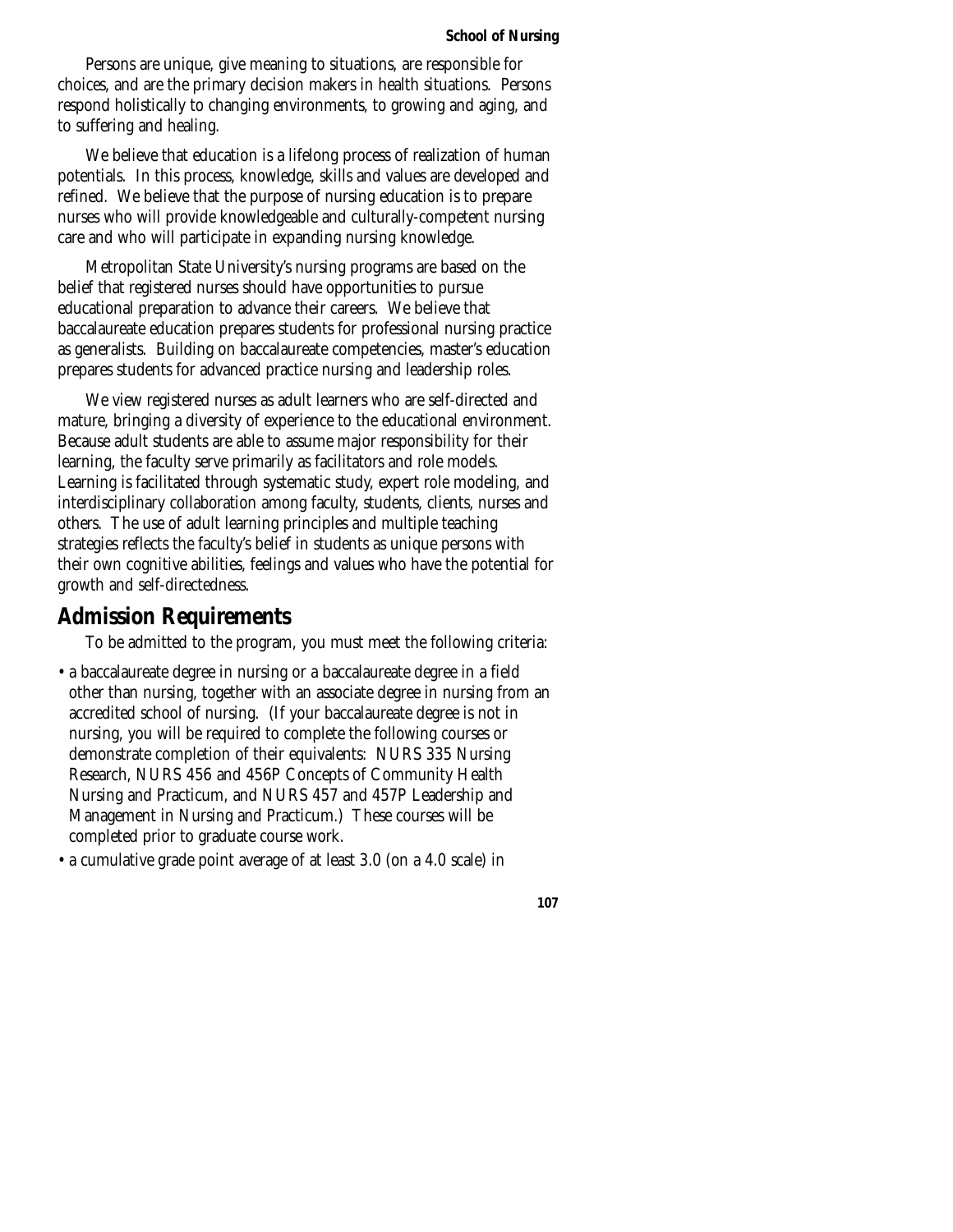Persons are unique, give meaning to situations, are responsible for choices, and are the primary decision makers in health situations. Persons respond holistically to changing environments, to growing and aging, and to suffering and healing.

We believe that education is a lifelong process of realization of human potentials. In this process, knowledge, skills and values are developed and refined. We believe that the purpose of nursing education is to prepare nurses who will provide knowledgeable and culturally-competent nursing care and who will participate in expanding nursing knowledge.

Metropolitan State University's nursing programs are based on the belief that registered nurses should have opportunities to pursue educational preparation to advance their careers. We believe that baccalaureate education prepares students for professional nursing practice as generalists. Building on baccalaureate competencies, master's education prepares students for advanced practice nursing and leadership roles.

We view registered nurses as adult learners who are self-directed and mature, bringing a diversity of experience to the educational environment. Because adult students are able to assume major responsibility for their learning, the faculty serve primarily as facilitators and role models. Learning is facilitated through systematic study, expert role modeling, and interdisciplinary collaboration among faculty, students, clients, nurses and others. The use of adult learning principles and multiple teaching strategies reflects the faculty's belief in students as unique persons with their own cognitive abilities, feelings and values who have the potential for growth and self-directedness.

## Admission Requirements

To be admitted to the program, you must meet the following criteria:

- a baccalaureate degree in nursing or a baccalaureate degree in a field other than nursing, together with an associate degree in nursing from an accredited school of nursing. (If your baccalaureate degree is not in nursing, you will be required to complete the following courses or demonstrate completion of their equivalents: NURS 335 Nursing Research, NURS 456 and 456P Concepts of Community Health Nursing and Practicum, and NURS 457 and 457P Leadership and Management in Nursing and Practicum.) These courses will be completed prior to graduate course work.
- a cumulative grade point average of at least 3.0 (on a 4.0 scale) in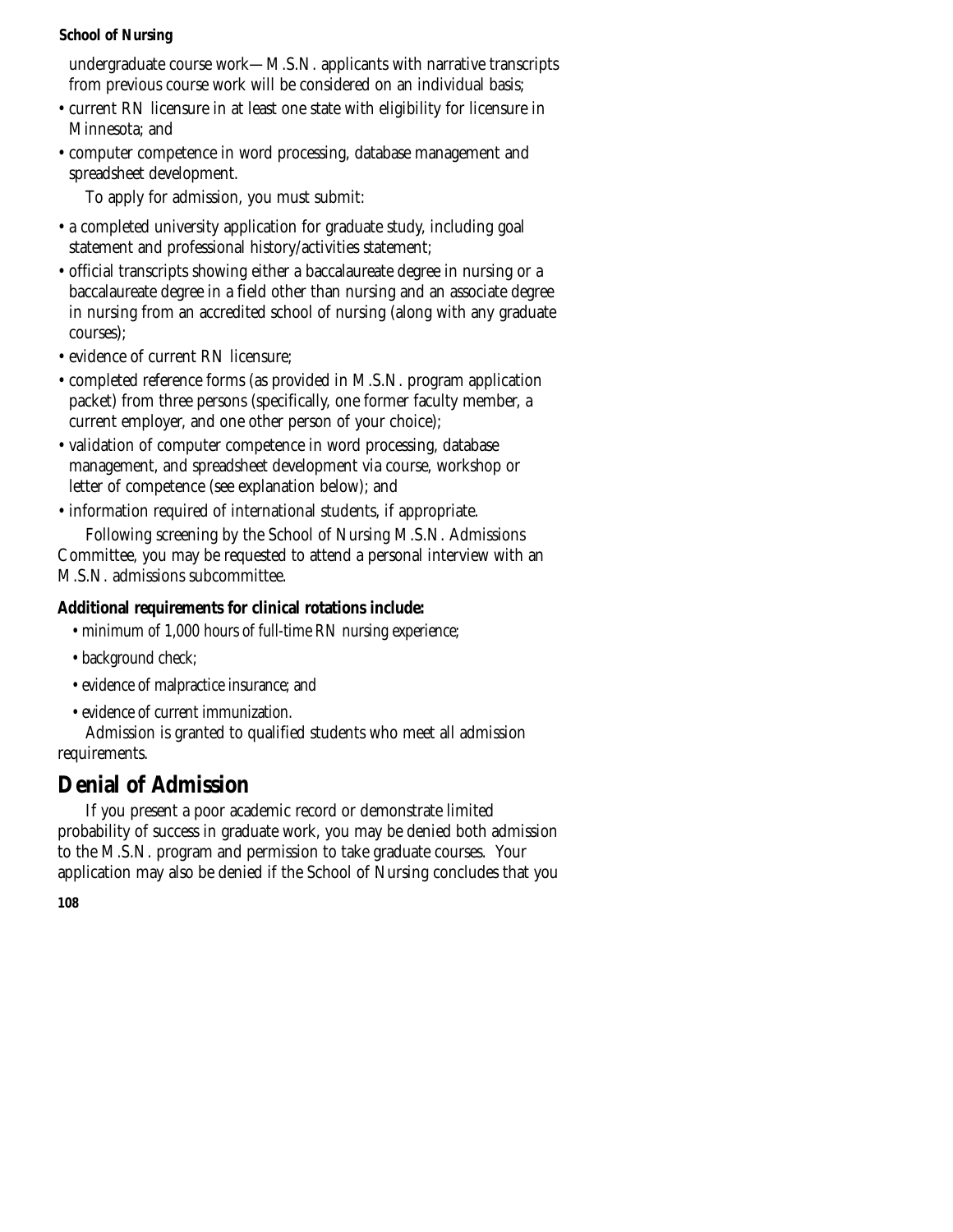undergraduate course work—M.S.N. applicants with narrative transcripts from previous course work will be considered on an individual basis;

- current RN licensure in at least one state with eligibility for licensure in Minnesota; and
- computer competence in word processing, database management and spreadsheet development.

To apply for admission, you must submit:

- a completed university application for graduate study, including goal statement and professional history/activities statement;
- official transcripts showing either a baccalaureate degree in nursing or a baccalaureate degree in a field other than nursing and an associate degree in nursing from an accredited school of nursing (along with any graduate courses);
- evidence of current RN licensure;
- completed reference forms (as provided in M.S.N. program application packet) from three persons (specifically, one former faculty member, a current employer, and one other person of your choice);
- validation of computer competence in word processing, database management, and spreadsheet development via course, workshop or letter of competence (see explanation below); and
- information required of international students, if appropriate.

Following screening by the School of Nursing M.S.N. Admissions Committee, you may be requested to attend a personal interview with an M.S.N. admissions subcommittee.

**Additional requirements for clinical rotations include:**

- minimum of 1,000 hours of full-time RN nursing experience;
- background check;
- evidence of malpractice insurance; and
- evidence of current immunization.

Admission is granted to qualified students who meet all admission requirements.

## Denial of Admission

If you present a poor academic record or demonstrate limited probability of success in graduate work, you may be denied both admission to the M.S.N. program and permission to take graduate courses. Your application may also be denied if the School of Nursing concludes that you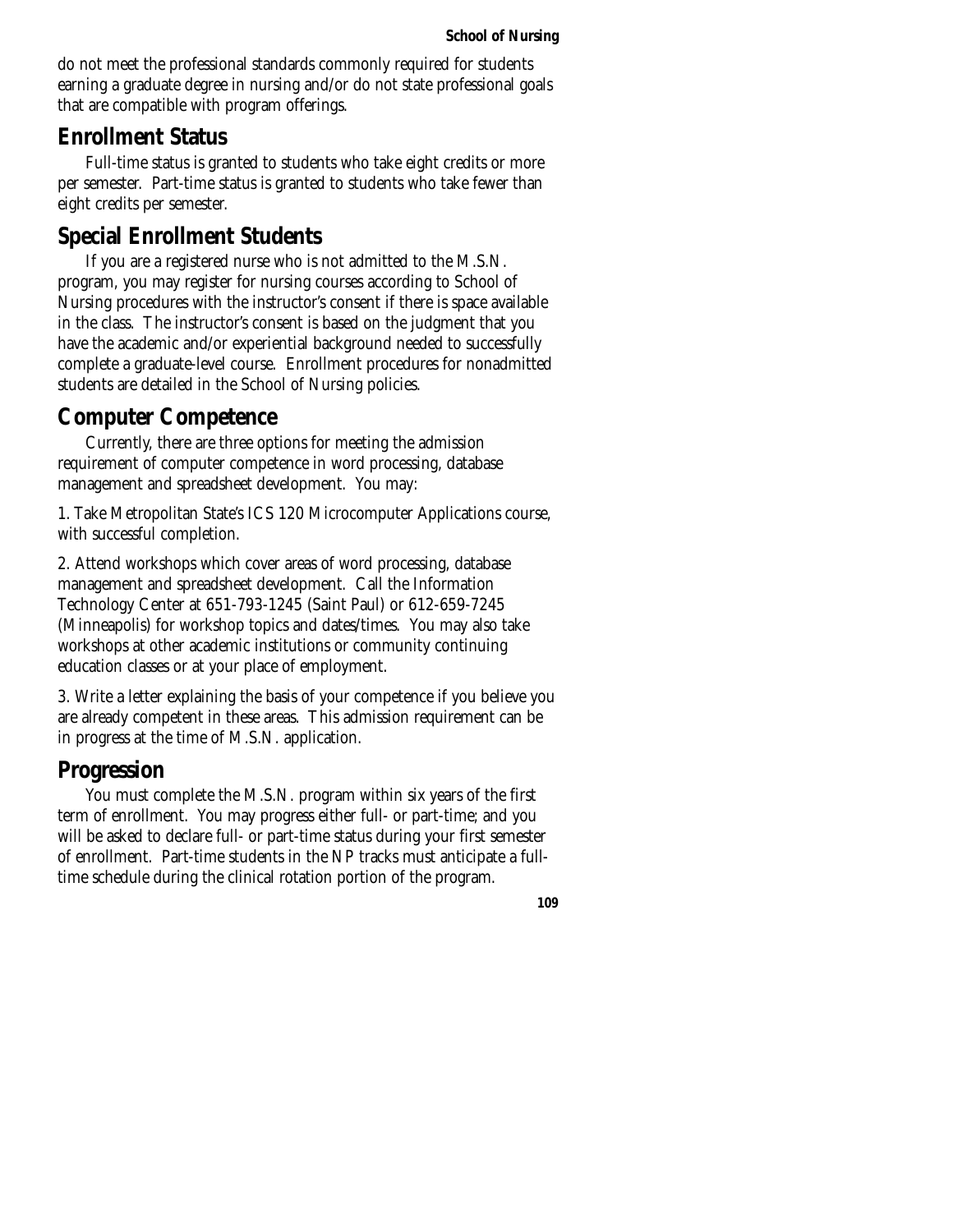do not meet the professional standards commonly required for students earning a graduate degree in nursing and/or do not state professional goals that are compatible with program offerings.

## Enrollment Status

Full-time status is granted to students who take eight credits or more per semester. Part-time status is granted to students who take fewer than eight credits per semester.

## Special Enrollment Students

If you are a registered nurse who is not admitted to the M.S.N. program, you may register for nursing courses according to School of Nursing procedures with the instructor's consent if there is space available in the class. The instructor's consent is based on the judgment that you have the academic and/or experiential background needed to successfully complete a graduate-level course. Enrollment procedures for nonadmitted students are detailed in the School of Nursing policies.

## Computer Competence

Currently, there are three options for meeting the admission requirement of computer competence in word processing, database management and spreadsheet development. You may:

1. Take Metropolitan State's ICS 120 Microcomputer Applications course, with successful completion.

2. Attend workshops which cover areas of word processing, database management and spreadsheet development. Call the Information Technology Center at 651-793-1245 (Saint Paul) or 612-659-7245 (Minneapolis) for workshop topics and dates/times. You may also take workshops at other academic institutions or community continuing education classes or at your place of employment.

3. Write a letter explaining the basis of your competence if you believe you are already competent in these areas. This admission requirement can be in progress at the time of M.S.N. application.

## Progression

You must complete the M.S.N. program within six years of the first term of enrollment. You may progress either full- or part-time; and you will be asked to declare full- or part-time status during your first semester of enrollment. Part-time students in the NP tracks must anticipate a full-time schedule during the clinical rotation portion of the program.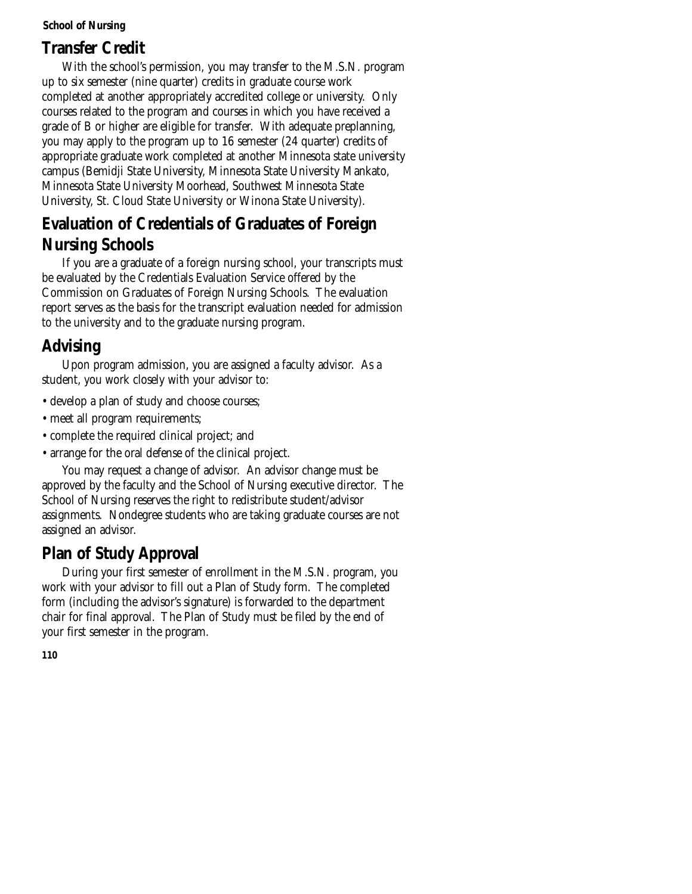## Transfer Credit

With the school's permission, you may transfer to the M.S.N. program up to six semester (nine quarter) credits in graduate course work completed at another appropriately accredited college or university. Only courses related to the program and courses in which you have received a grade of B or higher are eligible for transfer. With adequate preplanning, you may apply to the program up to 16 semester (24 quarter) credits of appropriate graduate work completed at another Minnesota state university campus (Bemidji State University, Minnesota State University Mankato, Minnesota State University Moorhead, Southwest Minnesota State University, St. Cloud State University or Winona State University).

## Evaluation of Credentials of Graduates of Foreign Nursing Schools

If you are a graduate of a foreign nursing school, your transcripts must be evaluated by the Credentials Evaluation Service offered by the Commission on Graduates of Foreign Nursing Schools. The evaluation report serves as the basis for the transcript evaluation needed for admission to the university and to the graduate nursing program.

## Advising

Upon program admission, you are assigned a faculty advisor. As a student, you work closely with your advisor to:

- develop a plan of study and choose courses;
- meet all program requirements;
- complete the required clinical project; and
- arrange for the oral defense of the clinical project.

You may request a change of advisor. An advisor change must be approved by the faculty and the School of Nursing executive director. The School of Nursing reserves the right to redistribute student/advisor assignments. Nondegree students who are taking graduate courses are not assigned an advisor.

## Plan of Study Approval

During your first semester of enrollment in the M.S.N. program, you work with your advisor to fill out a Plan of Study form. The completed form (including the advisor's signature) is forwarded to the department chair for final approval. The Plan of Study must be filed by the end of your first semester in the program.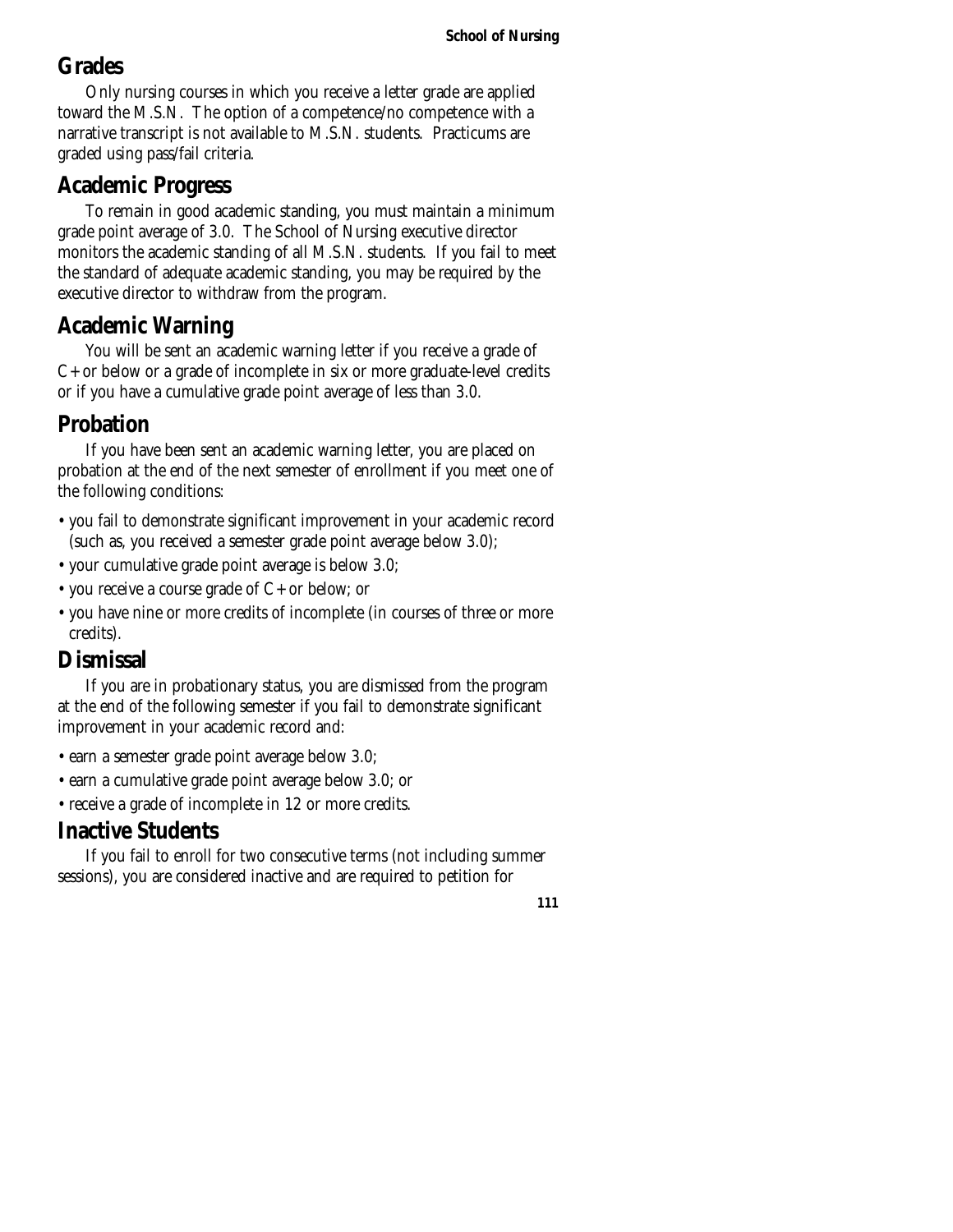## Grades

Only nursing courses in which you receive a letter grade are applied toward the M.S.N. The option of a competence/no competence with a narrative transcript is not available to M.S.N. students. Practicums are graded using pass/fail criteria.

## Academic Progress

To remain in good academic standing, you must maintain a minimum grade point average of 3.0. The School of Nursing executive director monitors the academic standing of all M.S.N. students. If you fail to meet the standard of adequate academic standing, you may be required by the executive director to withdraw from the program.

## Academic Warning

You will be sent an academic warning letter if you receive a grade of C+ or below or a grade of incomplete in six or more graduate-level credits or if you have a cumulative grade point average of less than 3.0.

## Probation

If you have been sent an academic warning letter, you are placed on probation at the end of the next semester of enrollment if you meet one of the following conditions:

- you fail to demonstrate significant improvement in your academic record (such as, you received a semester grade point average below 3.0);
- your cumulative grade point average is below 3.0;
- you receive a course grade of C+ or below; or
- you have nine or more credits of incomplete (in courses of three or more credits).

## Dismissal

If you are in probationary status, you are dismissed from the program at the end of the following semester if you fail to demonstrate significant improvement in your academic record and:

- earn a semester grade point average below 3.0;
- earn a cumulative grade point average below 3.0; or
- receive a grade of incomplete in 12 or more credits.

## Inactive Students

If you fail to enroll for two consecutive terms (not including summer sessions), you are considered inactive and are required to petition for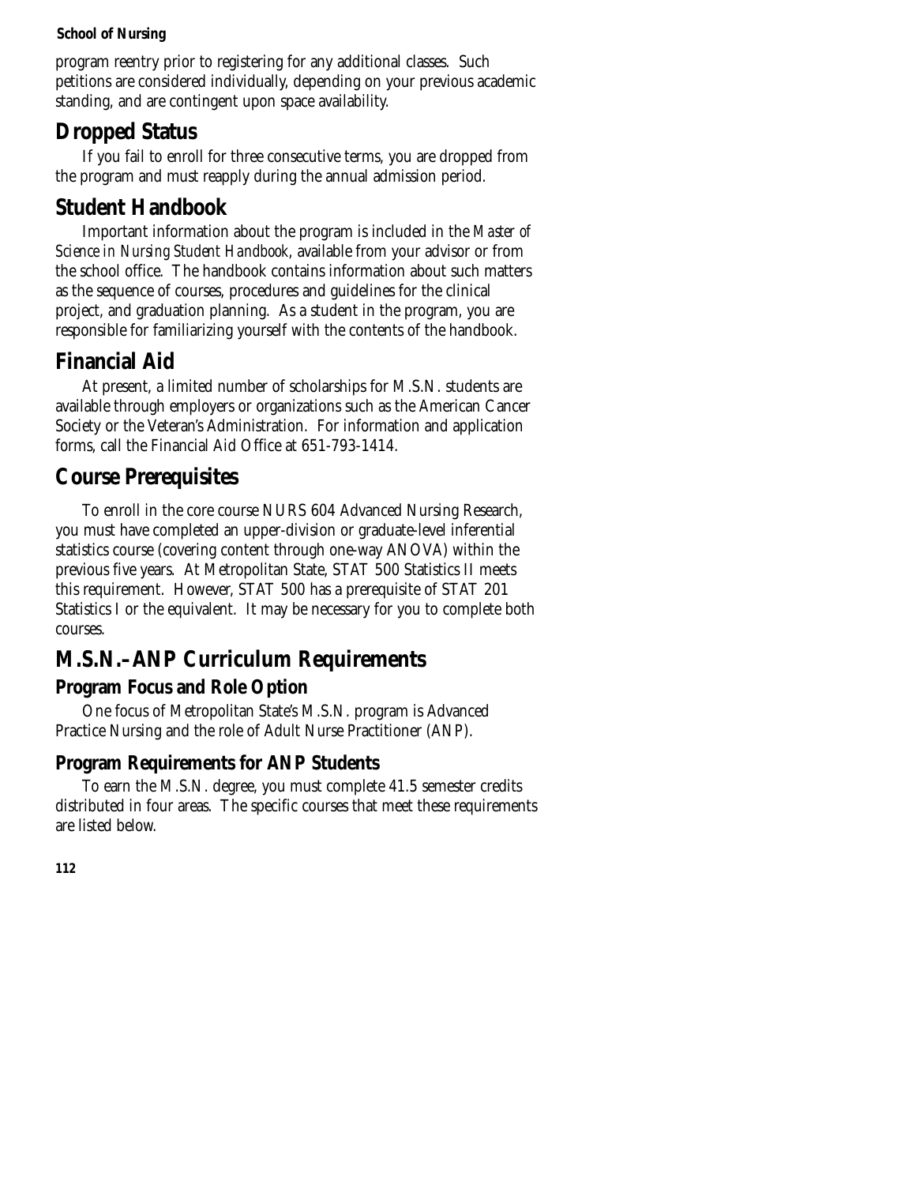program reentry prior to registering for any additional classes. Such petitions are considered individually, depending on your previous academic standing, and are contingent upon space availability.

## Dropped Status

If you fail to enroll for three consecutive terms, you are dropped from the program and must reapply during the annual admission period.

## Student Handbook

Important information about the program is included in the *Master of Science in Nursing Student Handbook*, available from your advisor or from the school office. The handbook contains information about such matters as the sequence of courses, procedures and guidelines for the clinical project, and graduation planning. As a student in the program, you are responsible for familiarizing yourself with the contents of the handbook.

## Financial Aid

At present, a limited number of scholarships for M.S.N. students are available through employers or organizations such as the American Cancer Society or the Veteran's Administration. For information and application forms, call the Financial Aid Office at 651-793-1414.

## Course Prerequisites

To enroll in the core course NURS 604 Advanced Nursing Research, you must have completed an upper-division or graduate-level inferential statistics course (covering content through one-way ANOVA) within the previous five years. At Metropolitan State, STAT 500 Statistics II meets this requirement. However, STAT 500 has a prerequisite of STAT 201 Statistics I or the equivalent. It may be necessary for you to complete both courses.

## M.S.N.–ANP Curriculum Requirements

### Program Focus and Role Option

One focus of Metropolitan State's M.S.N. program is Advanced Practice Nursing and the role of Adult Nurse Practitioner (ANP).

### Program Requirements for ANP Students

To earn the M.S.N. degree, you must complete 41.5 semester credits distributed in four areas. The specific courses that meet these requirements are listed below.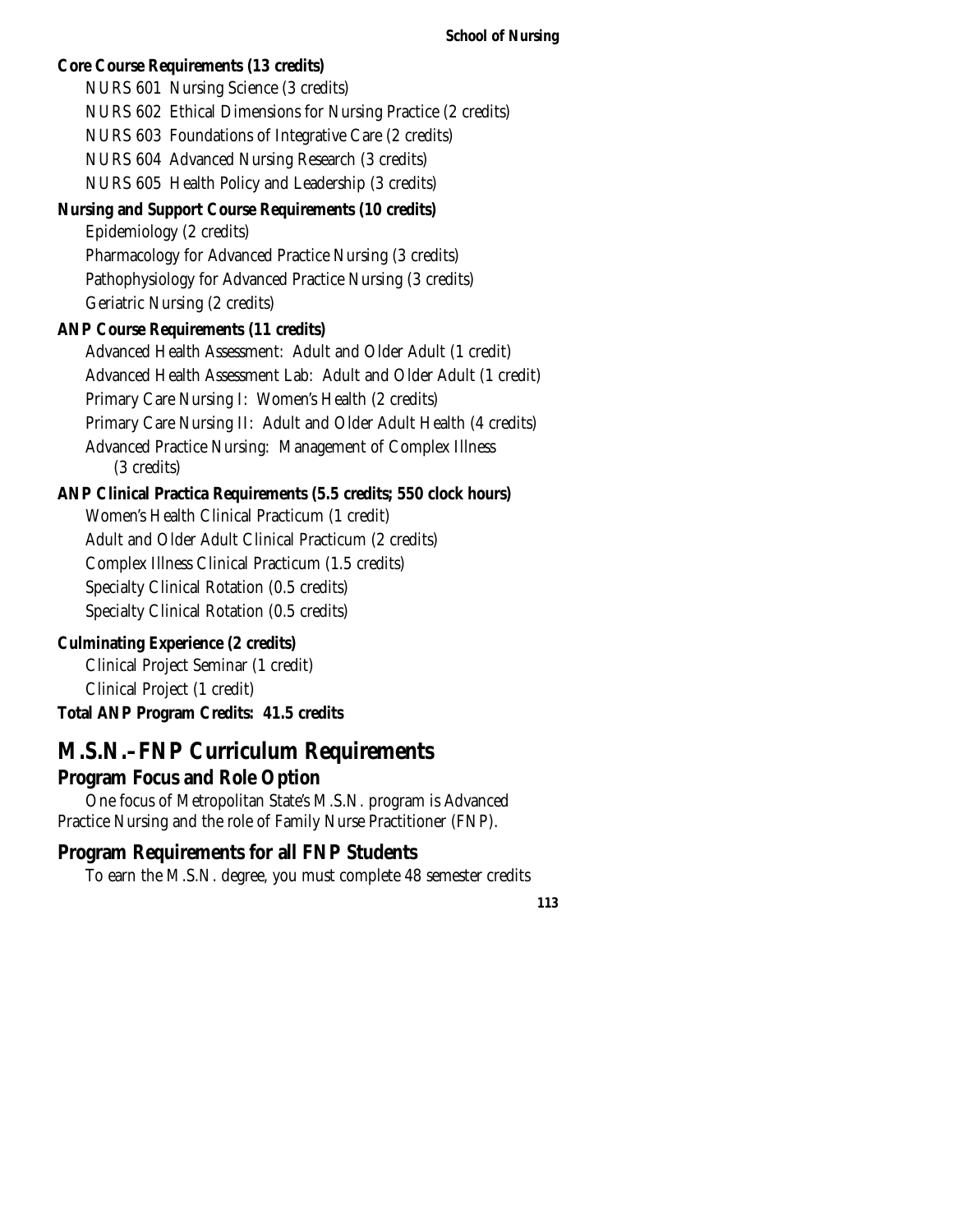**Core Course Requirements (13 credits)**

NURS 601 Nursing Science (3 credits)

NURS 602 Ethical Dimensions for Nursing Practice (2 credits)

NURS 603 Foundations of Integrative Care (2 credits)

NURS 604 Advanced Nursing Research (3 credits)

NURS 605 Health Policy and Leadership (3 credits)

**Nursing and Support Course Requirements (10 credits)**

Epidemiology (2 credits)

Pharmacology for Advanced Practice Nursing (3 credits)

Pathophysiology for Advanced Practice Nursing (3 credits)

Geriatric Nursing (2 credits)

**ANP Course Requirements (11 credits)**

Advanced Health Assessment: Adult and Older Adult (1 credit)

Advanced Health Assessment Lab: Adult and Older Adult (1 credit)

Primary Care Nursing I: Women's Health (2 credits)

Primary Care Nursing II: Adult and Older Adult Health (4 credits)

Advanced Practice Nursing: Management of Complex Illness (3 credits)

**ANP Clinical Practica Requirements (5.5 credits; 550 clock hours)**

Women's Health Clinical Practicum (1 credit)

Adult and Older Adult Clinical Practicum (2 credits)

Complex Illness Clinical Practicum (1.5 credits)

Specialty Clinical Rotation (0.5 credits)

Specialty Clinical Rotation (0.5 credits)

**Culminating Experience (2 credits)**

Clinical Project Seminar (1 credit)

Clinical Project (1 credit)

**Total ANP Program Credits: 41.5 credits**

# M.S.N.–FNP Curriculum Requirements

## Program Focus and Role Option

One focus of Metropolitan State's M.S.N. program is Advanced Practice Nursing and the role of Family Nurse Practitioner (FNP).

## Program Requirements for all FNP Students

To earn the M.S.N. degree, you must complete 48 semester credits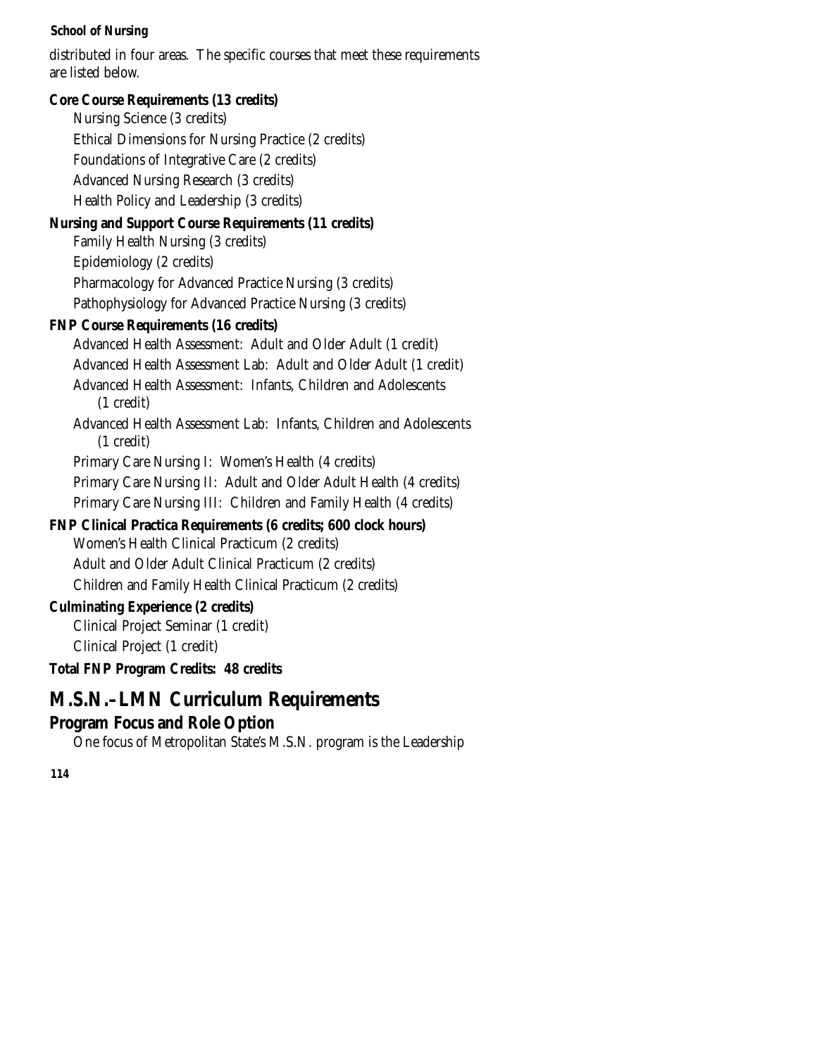distributed in four areas. The specific courses that meet these requirements are listed below.

**Core Course Requirements (13 credits)**

Nursing Science (3 credits)

Ethical Dimensions for Nursing Practice (2 credits)

Foundations of Integrative Care (2 credits)

Advanced Nursing Research (3 credits)

Health Policy and Leadership (3 credits)

**Nursing and Support Course Requirements (11 credits)**

Family Health Nursing (3 credits)

Epidemiology (2 credits)

Pharmacology for Advanced Practice Nursing (3 credits)

Pathophysiology for Advanced Practice Nursing (3 credits)

**FNP Course Requirements (16 credits)**

Advanced Health Assessment: Adult and Older Adult (1 credit)

Advanced Health Assessment Lab: Adult and Older Adult (1 credit)

Advanced Health Assessment: Infants, Children and Adolescents (1 credit)

Advanced Health Assessment Lab: Infants, Children and Adolescents (1 credit)

Primary Care Nursing I: Women's Health (4 credits)

Primary Care Nursing II: Adult and Older Adult Health (4 credits)

Primary Care Nursing III: Children and Family Health (4 credits)

**FNP Clinical Practica Requirements (6 credits; 600 clock hours)**

Women's Health Clinical Practicum (2 credits)

Adult and Older Adult Clinical Practicum (2 credits)

Children and Family Health Clinical Practicum (2 credits)

**Culminating Experience (2 credits)**

Clinical Project Seminar (1 credit)

Clinical Project (1 credit)

**Total FNP Program Credits: 48 credits**

# M.S.N.–LMN Curriculum Requirements

## Program Focus and Role Option

One focus of Metropolitan State's M.S.N. program is the Leadership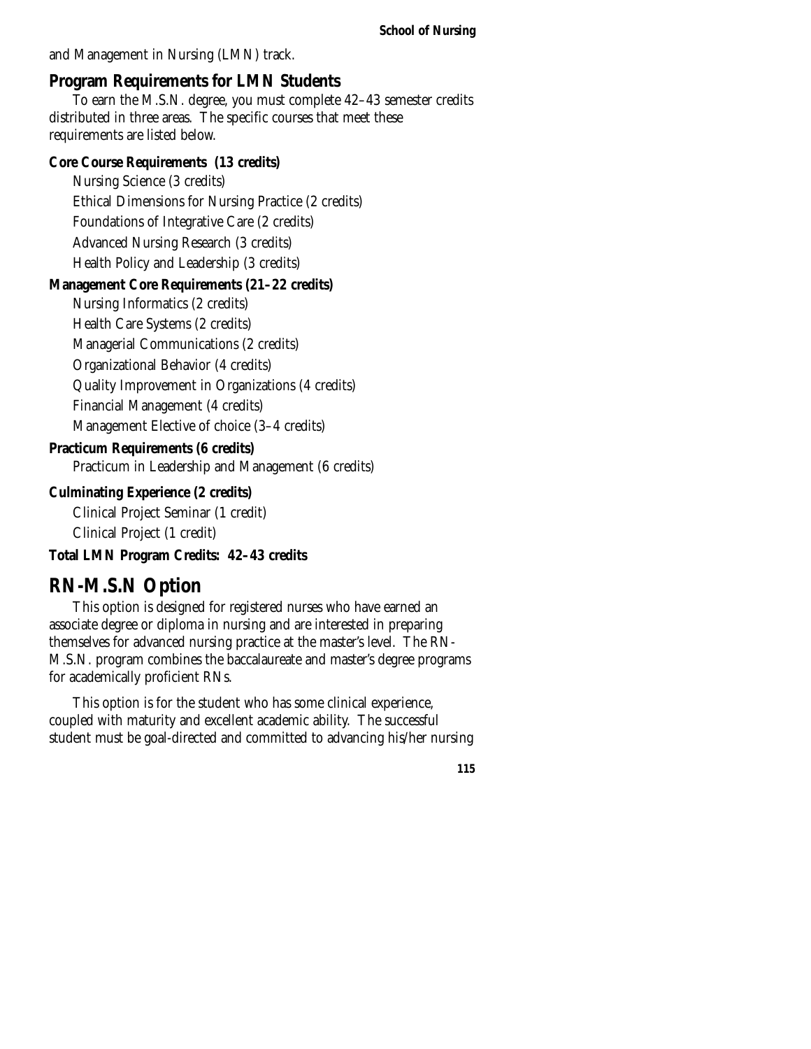and Management in Nursing (LMN) track.

## Program Requirements for LMN Students

To earn the M.S.N. degree, you must complete 42–43 semester credits distributed in three areas. The specific courses that meet these requirements are listed below.

### Core Course Requirements (13 credits)

Nursing Science (3 credits)
Ethical Dimensions for Nursing Practice (2 credits)
Foundations of Integrative Care (2 credits)
Advanced Nursing Research (3 credits)
Health Policy and Leadership (3 credits)

### Management Core Requirements (21–22 credits)

Nursing Informatics (2 credits)
Health Care Systems (2 credits)
Managerial Communications (2 credits)
Organizational Behavior (4 credits)
Quality Improvement in Organizations (4 credits)
Financial Management (4 credits)
Management Elective of choice (3–4 credits)

### Practicum Requirements (6 credits)

Practicum in Leadership and Management (6 credits)

### Culminating Experience (2 credits)

Clinical Project Seminar (1 credit)
Clinical Project (1 credit)

### Total LMN Program Credits: 42–43 credits

# RN-M.S.N Option

This option is designed for registered nurses who have earned an associate degree or diploma in nursing and are interested in preparing themselves for advanced nursing practice at the master's level. The RN-M.S.N. program combines the baccalaureate and master's degree programs for academically proficient RNs.

This option is for the student who has some clinical experience, coupled with maturity and excellent academic ability. The successful student must be goal-directed and committed to advancing his/her nursing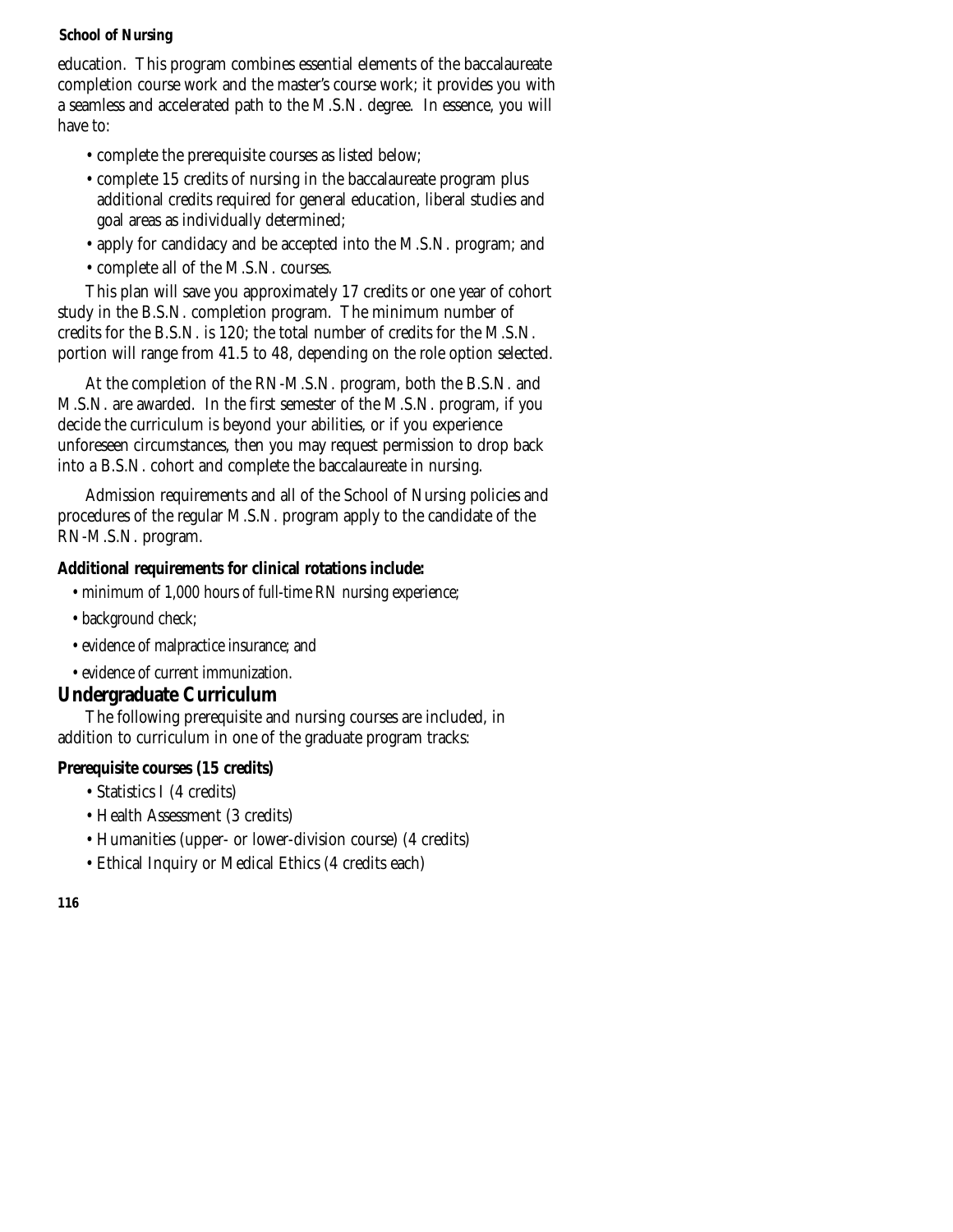education. This program combines essential elements of the baccalaureate completion course work and the master's course work; it provides you with a seamless and accelerated path to the M.S.N. degree. In essence, you will have to:

- complete the prerequisite courses as listed below;
- complete 15 credits of nursing in the baccalaureate program plus additional credits required for general education, liberal studies and goal areas as individually determined;
- apply for candidacy and be accepted into the M.S.N. program; and
- complete all of the M.S.N. courses.

This plan will save you approximately 17 credits or one year of cohort study in the B.S.N. completion program. The minimum number of credits for the B.S.N. is 120; the total number of credits for the M.S.N. portion will range from 41.5 to 48, depending on the role option selected.

At the completion of the RN-M.S.N. program, both the B.S.N. and M.S.N. are awarded. In the first semester of the M.S.N. program, if you decide the curriculum is beyond your abilities, or if you experience unforeseen circumstances, then you may request permission to drop back into a B.S.N. cohort and complete the baccalaureate in nursing.

Admission requirements and all of the School of Nursing policies and procedures of the regular M.S.N. program apply to the candidate of the RN-M.S.N. program.

**Additional requirements for clinical rotations include:**

- minimum of 1,000 hours of full-time RN nursing experience;
- background check;
- evidence of malpractice insurance; and
- evidence of current immunization.

## Undergraduate Curriculum

The following prerequisite and nursing courses are included, in addition to curriculum in one of the graduate program tracks:

**Prerequisite courses (15 credits)**

- Statistics I (4 credits)
- Health Assessment (3 credits)
- Humanities (upper- or lower-division course) (4 credits)
- Ethical Inquiry or Medical Ethics (4 credits each)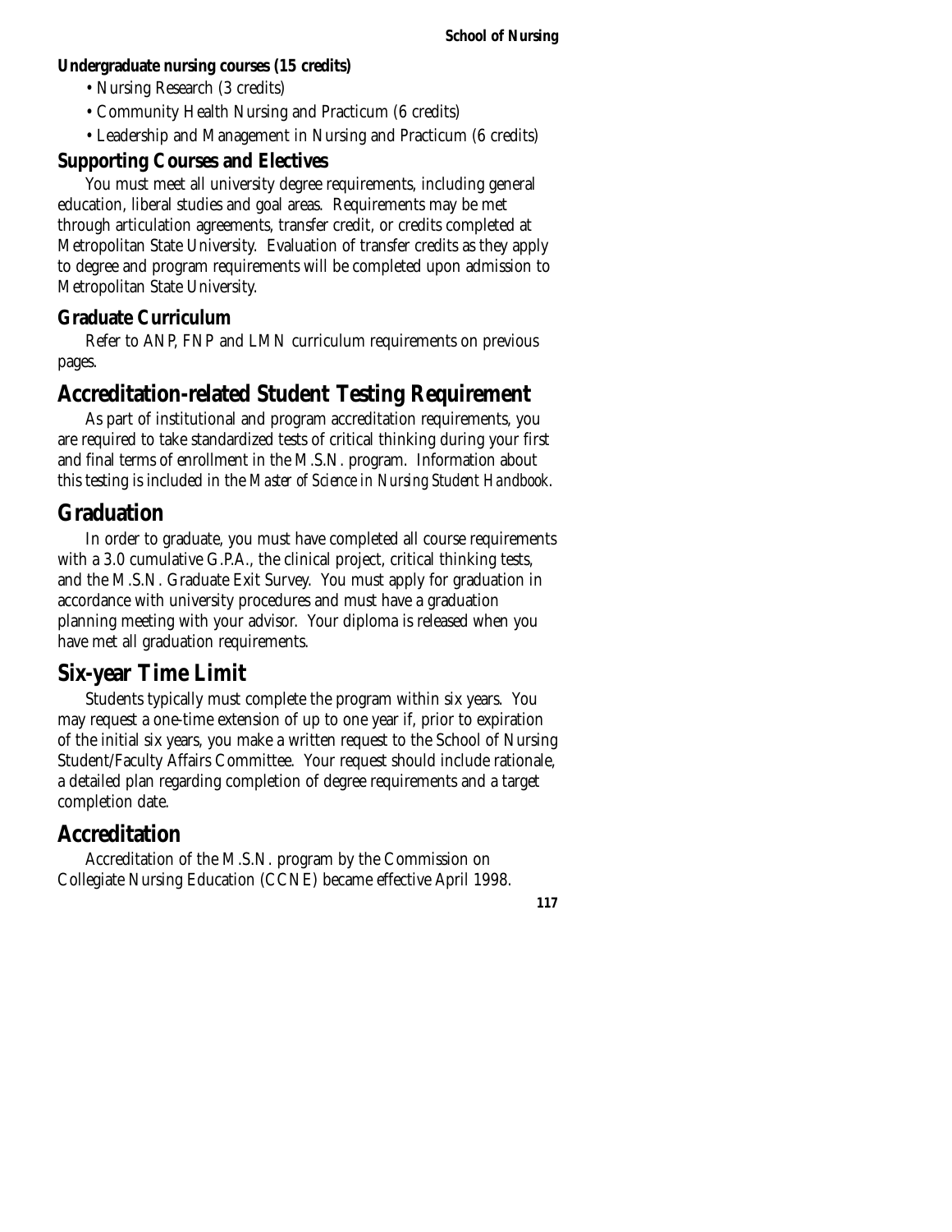**Undergraduate nursing courses (15 credits)**

- Nursing Research (3 credits)
- Community Health Nursing and Practicum (6 credits)
- Leadership and Management in Nursing and Practicum (6 credits)

### Supporting Courses and Electives

You must meet all university degree requirements, including general education, liberal studies and goal areas. Requirements may be met through articulation agreements, transfer credit, or credits completed at Metropolitan State University. Evaluation of transfer credits as they apply to degree and program requirements will be completed upon admission to Metropolitan State University.

### Graduate Curriculum

Refer to ANP, FNP and LMN curriculum requirements on previous pages.

## Accreditation-related Student Testing Requirement

As part of institutional and program accreditation requirements, you are required to take standardized tests of critical thinking during your first and final terms of enrollment in the M.S.N. program. Information about this testing is included in the *Master of Science in Nursing Student Handbook*.

## Graduation

In order to graduate, you must have completed all course requirements with a 3.0 cumulative G.P.A., the clinical project, critical thinking tests, and the M.S.N. Graduate Exit Survey. You must apply for graduation in accordance with university procedures and must have a graduation planning meeting with your advisor. Your diploma is released when you have met all graduation requirements.

## Six-year Time Limit

Students typically must complete the program within six years. You may request a one-time extension of up to one year if, prior to expiration of the initial six years, you make a written request to the School of Nursing Student/Faculty Affairs Committee. Your request should include rationale, a detailed plan regarding completion of degree requirements and a target completion date.

## Accreditation

Accreditation of the M.S.N. program by the Commission on Collegiate Nursing Education (CCNE) became effective April 1998.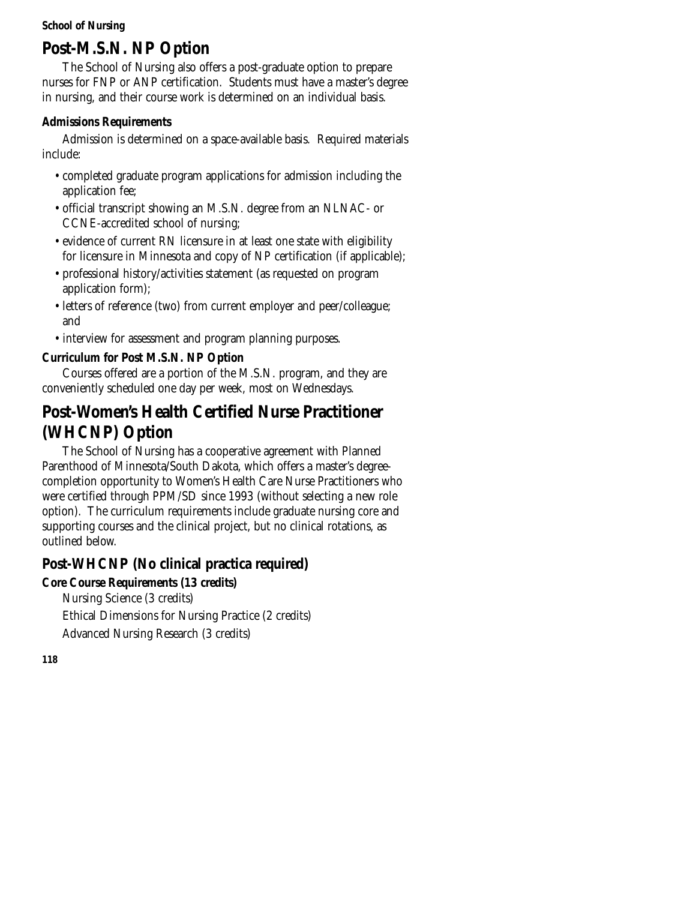## Post-M.S.N. NP Option

The School of Nursing also offers a post-graduate option to prepare nurses for FNP or ANP certification. Students must have a master's degree in nursing, and their course work is determined on an individual basis.

### Admissions Requirements

Admission is determined on a space-available basis. Required materials include:

- completed graduate program applications for admission including the application fee;
- official transcript showing an M.S.N. degree from an NLNAC- or CCNE-accredited school of nursing;
- evidence of current RN licensure in at least one state with eligibility for licensure in Minnesota and copy of NP certification (if applicable);
- professional history/activities statement (as requested on program application form);
- letters of reference (two) from current employer and peer/colleague; and
- interview for assessment and program planning purposes.

### Curriculum for Post M.S.N. NP Option

Courses offered are a portion of the M.S.N. program, and they are conveniently scheduled one day per week, most on Wednesdays.

## Post-Women's Health Certified Nurse Practitioner (WHCNP) Option

The School of Nursing has a cooperative agreement with Planned Parenthood of Minnesota/South Dakota, which offers a master's degree-completion opportunity to Women's Health Care Nurse Practitioners who were certified through PPM/SD since 1993 (without selecting a new role option). The curriculum requirements include graduate nursing core and supporting courses and the clinical project, but no clinical rotations, as outlined below.

## Post-WHCNP (No clinical practica required)

### Core Course Requirements (13 credits)

Nursing Science (3 credits)

Ethical Dimensions for Nursing Practice (2 credits)

Advanced Nursing Research (3 credits)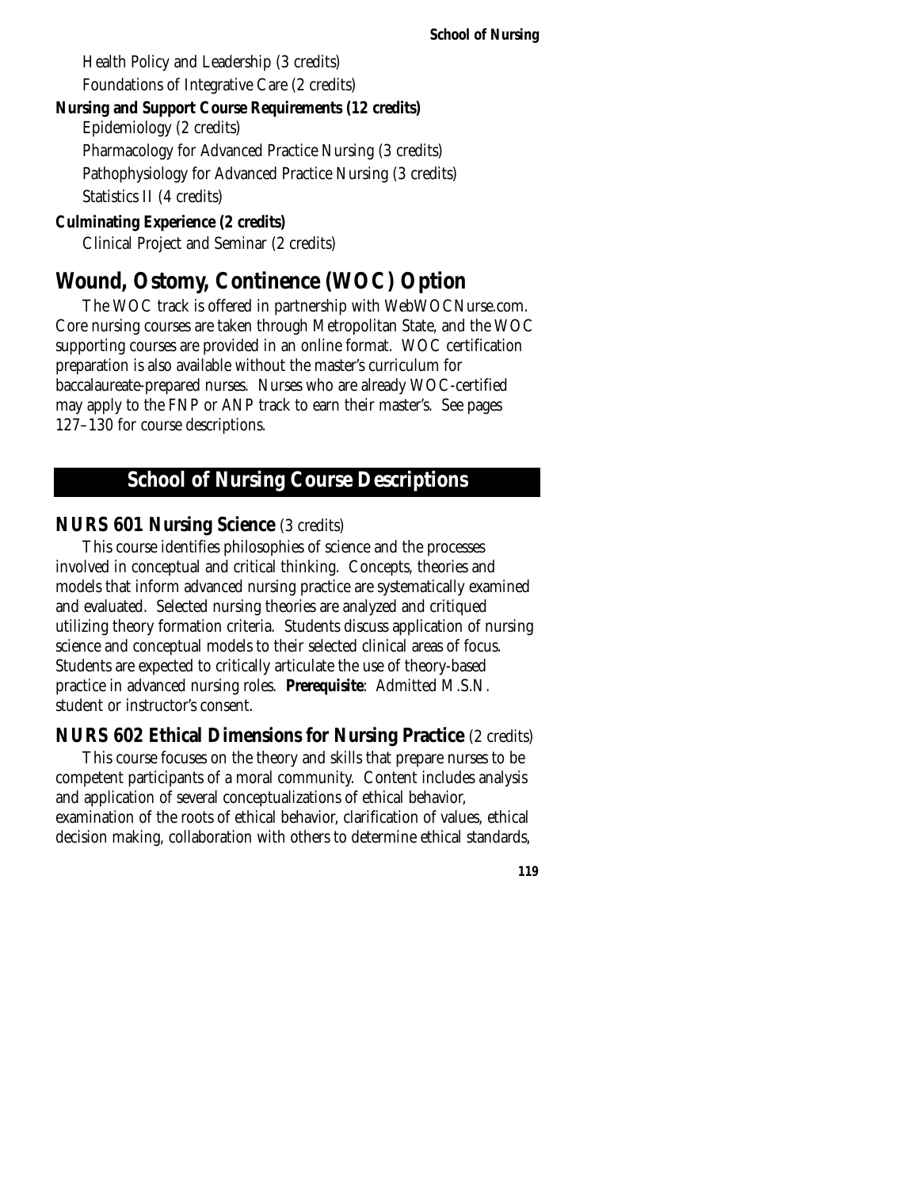Health Policy and Leadership (3 credits)

Foundations of Integrative Care (2 credits)

**Nursing and Support Course Requirements (12 credits)**

Epidemiology (2 credits)

Pharmacology for Advanced Practice Nursing (3 credits)

Pathophysiology for Advanced Practice Nursing (3 credits)

Statistics II (4 credits)

**Culminating Experience (2 credits)**

Clinical Project and Seminar (2 credits)

# Wound, Ostomy, Continence (WOC) Option

The WOC track is offered in partnership with WebWOCNurse.com. Core nursing courses are taken through Metropolitan State, and the WOC supporting courses are provided in an online format. WOC certification preparation is also available without the master's curriculum for baccalaureate-prepared nurses. Nurses who are already WOC-certified may apply to the FNP or ANP track to earn their master's. See pages 127–130 for course descriptions.

## School of Nursing Course Descriptions

### NURS 601 Nursing Science (3 credits)

This course identifies philosophies of science and the processes involved in conceptual and critical thinking. Concepts, theories and models that inform advanced nursing practice are systematically examined and evaluated. Selected nursing theories are analyzed and critiqued utilizing theory formation criteria. Students discuss application of nursing science and conceptual models to their selected clinical areas of focus. Students are expected to critically articulate the use of theory-based practice in advanced nursing roles. **Prerequisite**: Admitted M.S.N. student or instructor's consent.

### NURS 602 Ethical Dimensions for Nursing Practice (2 credits)

This course focuses on the theory and skills that prepare nurses to be competent participants of a moral community. Content includes analysis and application of several conceptualizations of ethical behavior, examination of the roots of ethical behavior, clarification of values, ethical decision making, collaboration with others to determine ethical standards,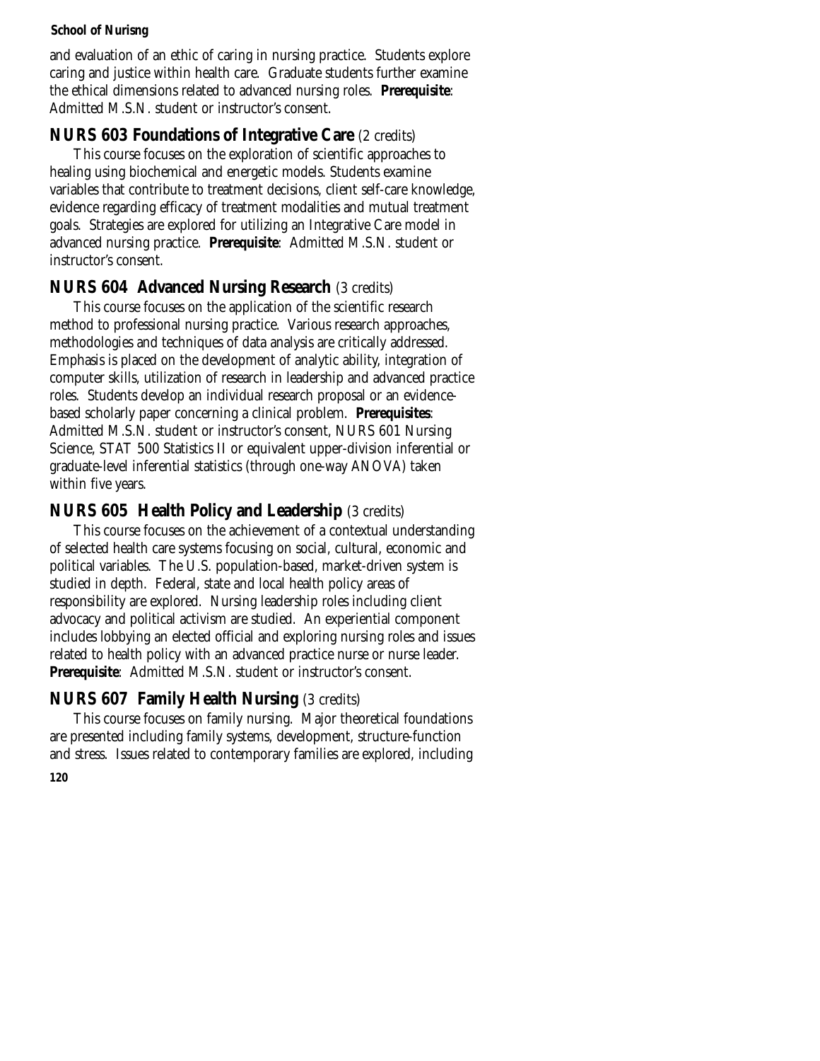and evaluation of an ethic of caring in nursing practice. Students explore caring and justice within health care. Graduate students further examine the ethical dimensions related to advanced nursing roles. **Prerequisite**: Admitted M.S.N. student or instructor's consent.

## NURS 603 Foundations of Integrative Care (2 credits)

This course focuses on the exploration of scientific approaches to healing using biochemical and energetic models. Students examine variables that contribute to treatment decisions, client self-care knowledge, evidence regarding efficacy of treatment modalities and mutual treatment goals. Strategies are explored for utilizing an Integrative Care model in advanced nursing practice. **Prerequisite**: Admitted M.S.N. student or instructor's consent.

## NURS 604 Advanced Nursing Research (3 credits)

This course focuses on the application of the scientific research method to professional nursing practice. Various research approaches, methodologies and techniques of data analysis are critically addressed. Emphasis is placed on the development of analytic ability, integration of computer skills, utilization of research in leadership and advanced practice roles. Students develop an individual research proposal or an evidence-based scholarly paper concerning a clinical problem. **Prerequisites**: Admitted M.S.N. student or instructor's consent, NURS 601 Nursing Science, STAT 500 Statistics II or equivalent upper-division inferential or graduate-level inferential statistics (through one-way ANOVA) taken within five years.

## NURS 605 Health Policy and Leadership (3 credits)

This course focuses on the achievement of a contextual understanding of selected health care systems focusing on social, cultural, economic and political variables. The U.S. population-based, market-driven system is studied in depth. Federal, state and local health policy areas of responsibility are explored. Nursing leadership roles including client advocacy and political activism are studied. An experiential component includes lobbying an elected official and exploring nursing roles and issues related to health policy with an advanced practice nurse or nurse leader. **Prerequisite**: Admitted M.S.N. student or instructor's consent.

## NURS 607 Family Health Nursing (3 credits)

This course focuses on family nursing. Major theoretical foundations are presented including family systems, development, structure-function and stress. Issues related to contemporary families are explored, including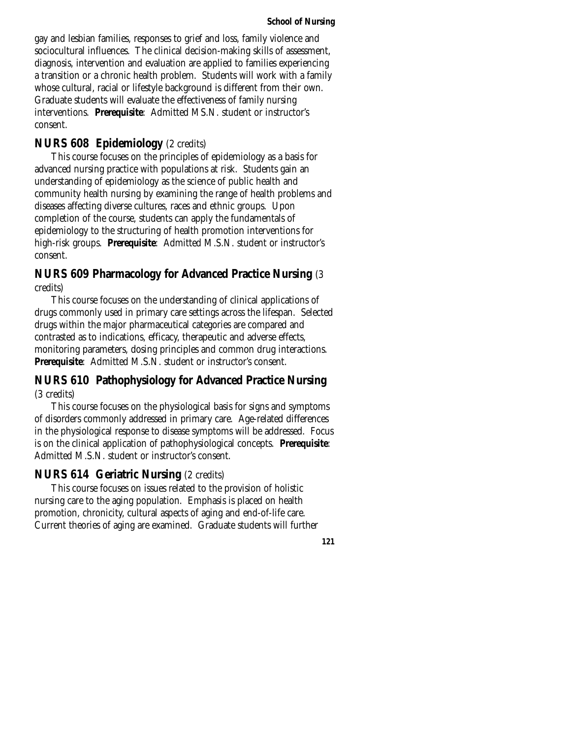gay and lesbian families, responses to grief and loss, family violence and sociocultural influences. The clinical decision-making skills of assessment, diagnosis, intervention and evaluation are applied to families experiencing a transition or a chronic health problem. Students will work with a family whose cultural, racial or lifestyle background is different from their own. Graduate students will evaluate the effectiveness of family nursing interventions. **Prerequisite**: Admitted MS.N. student or instructor's consent.

## NURS 608 Epidemiology (2 credits)

This course focuses on the principles of epidemiology as a basis for advanced nursing practice with populations at risk. Students gain an understanding of epidemiology as the science of public health and community health nursing by examining the range of health problems and diseases affecting diverse cultures, races and ethnic groups. Upon completion of the course, students can apply the fundamentals of epidemiology to the structuring of health promotion interventions for high-risk groups. **Prerequisite**: Admitted M.S.N. student or instructor's consent.

## NURS 609 Pharmacology for Advanced Practice Nursing (3 credits)

This course focuses on the understanding of clinical applications of drugs commonly used in primary care settings across the lifespan. Selected drugs within the major pharmaceutical categories are compared and contrasted as to indications, efficacy, therapeutic and adverse effects, monitoring parameters, dosing principles and common drug interactions. **Prerequisite**: Admitted M.S.N. student or instructor's consent.

## NURS 610 Pathophysiology for Advanced Practice Nursing (3 credits)

This course focuses on the physiological basis for signs and symptoms of disorders commonly addressed in primary care. Age-related differences in the physiological response to disease symptoms will be addressed. Focus is on the clinical application of pathophysiological concepts. **Prerequisite**: Admitted M.S.N. student or instructor's consent.

## NURS 614 Geriatric Nursing (2 credits)

This course focuses on issues related to the provision of holistic nursing care to the aging population. Emphasis is placed on health promotion, chronicity, cultural aspects of aging and end-of-life care. Current theories of aging are examined. Graduate students will further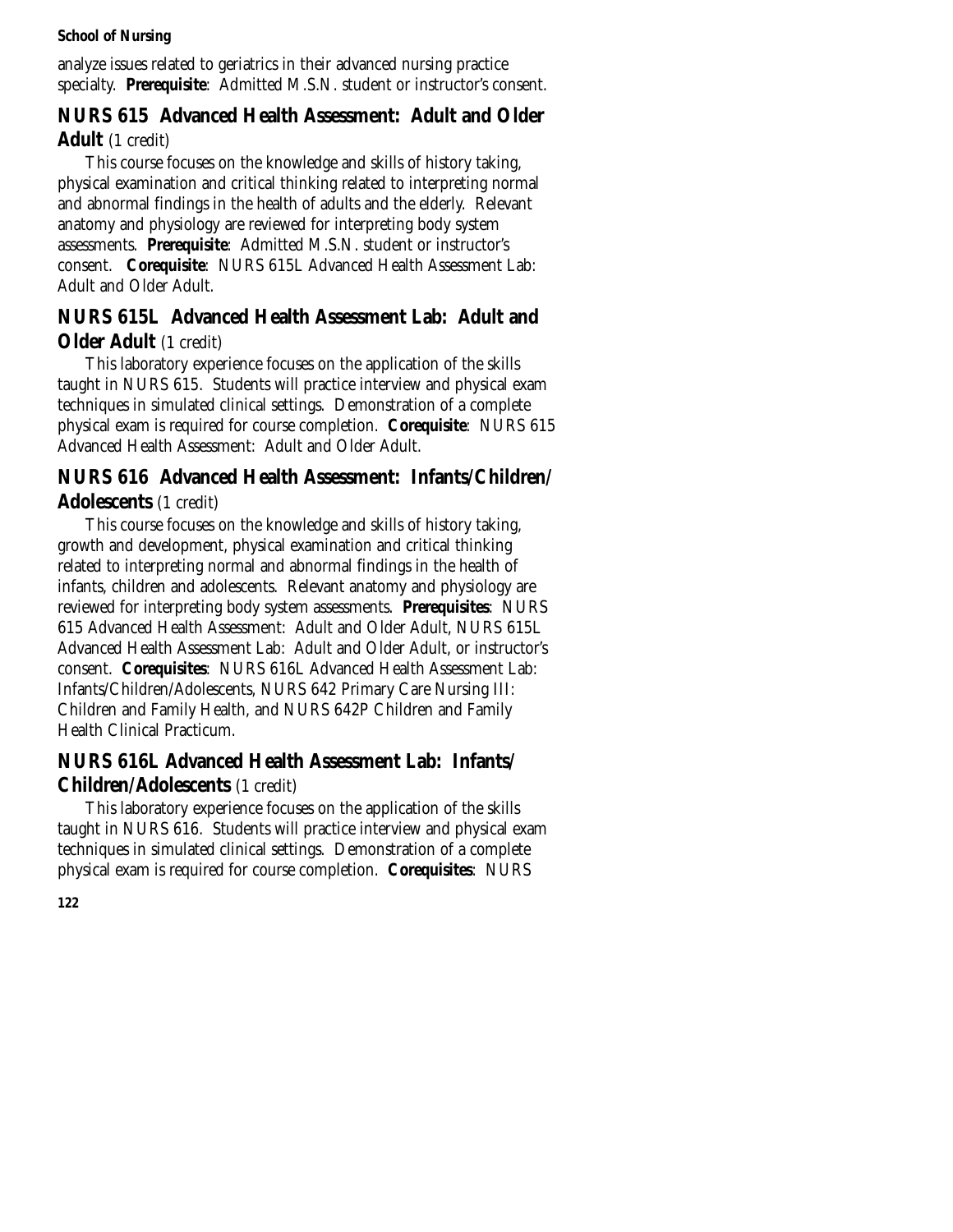analyze issues related to geriatrics in their advanced nursing practice specialty. **Prerequisite**: Admitted M.S.N. student or instructor's consent.

### NURS 615 Advanced Health Assessment: Adult and Older Adult (1 credit)

This course focuses on the knowledge and skills of history taking, physical examination and critical thinking related to interpreting normal and abnormal findings in the health of adults and the elderly. Relevant anatomy and physiology are reviewed for interpreting body system assessments. **Prerequisite**: Admitted M.S.N. student or instructor's consent. **Corequisite**: NURS 615L Advanced Health Assessment Lab: Adult and Older Adult.

### NURS 615L Advanced Health Assessment Lab: Adult and Older Adult (1 credit)

This laboratory experience focuses on the application of the skills taught in NURS 615. Students will practice interview and physical exam techniques in simulated clinical settings. Demonstration of a complete physical exam is required for course completion. **Corequisite**: NURS 615 Advanced Health Assessment: Adult and Older Adult.

### NURS 616 Advanced Health Assessment: Infants/Children/Adolescents (1 credit)

This course focuses on the knowledge and skills of history taking, growth and development, physical examination and critical thinking related to interpreting normal and abnormal findings in the health of infants, children and adolescents. Relevant anatomy and physiology are reviewed for interpreting body system assessments. **Prerequisites**: NURS 615 Advanced Health Assessment: Adult and Older Adult, NURS 615L Advanced Health Assessment Lab: Adult and Older Adult, or instructor's consent. **Corequisites**: NURS 616L Advanced Health Assessment Lab: Infants/Children/Adolescents, NURS 642 Primary Care Nursing III: Children and Family Health, and NURS 642P Children and Family Health Clinical Practicum.

### NURS 616L Advanced Health Assessment Lab: Infants/Children/Adolescents (1 credit)

This laboratory experience focuses on the application of the skills taught in NURS 616. Students will practice interview and physical exam techniques in simulated clinical settings. Demonstration of a complete physical exam is required for course completion. **Corequisites**: NURS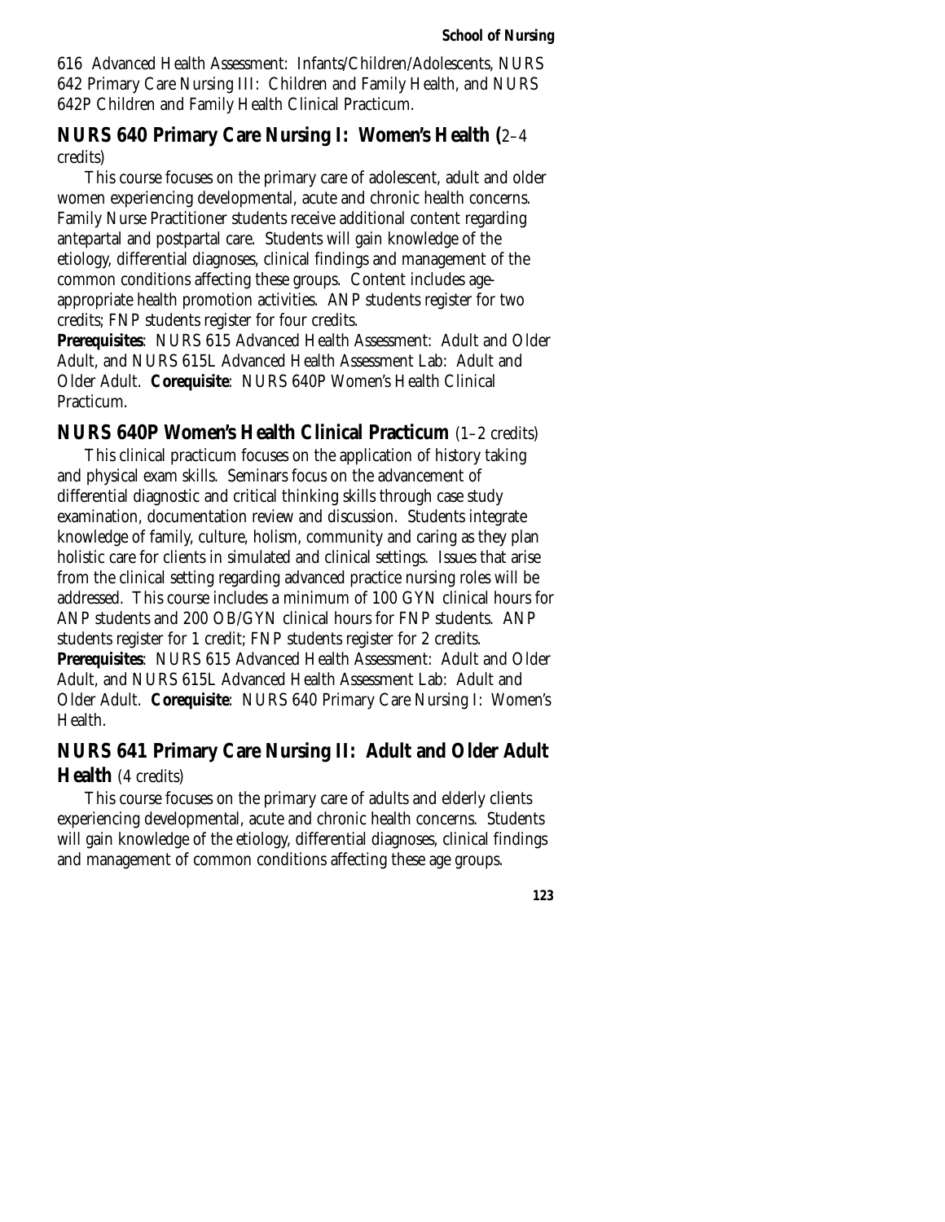616 Advanced Health Assessment: Infants/Children/Adolescents, NURS 642 Primary Care Nursing III: Children and Family Health, and NURS 642P Children and Family Health Clinical Practicum.

### NURS 640 Primary Care Nursing I: Women's Health (2–4 credits)

This course focuses on the primary care of adolescent, adult and older women experiencing developmental, acute and chronic health concerns. Family Nurse Practitioner students receive additional content regarding antepartal and postpartal care. Students will gain knowledge of the etiology, differential diagnoses, clinical findings and management of the common conditions affecting these groups. Content includes age-appropriate health promotion activities. ANP students register for two credits; FNP students register for four credits.

**Prerequisites**: NURS 615 Advanced Health Assessment: Adult and Older Adult, and NURS 615L Advanced Health Assessment Lab: Adult and Older Adult. **Corequisite**: NURS 640P Women's Health Clinical Practicum.

### NURS 640P Women's Health Clinical Practicum (1–2 credits)

This clinical practicum focuses on the application of history taking and physical exam skills. Seminars focus on the advancement of differential diagnostic and critical thinking skills through case study examination, documentation review and discussion. Students integrate knowledge of family, culture, holism, community and caring as they plan holistic care for clients in simulated and clinical settings. Issues that arise from the clinical setting regarding advanced practice nursing roles will be addressed. This course includes a minimum of 100 GYN clinical hours for ANP students and 200 OB/GYN clinical hours for FNP students. ANP students register for 1 credit; FNP students register for 2 credits.

**Prerequisites**: NURS 615 Advanced Health Assessment: Adult and Older Adult, and NURS 615L Advanced Health Assessment Lab: Adult and Older Adult. **Corequisite**: NURS 640 Primary Care Nursing I: Women's Health.

### NURS 641 Primary Care Nursing II: Adult and Older Adult Health (4 credits)

This course focuses on the primary care of adults and elderly clients experiencing developmental, acute and chronic health concerns. Students will gain knowledge of the etiology, differential diagnoses, clinical findings and management of common conditions affecting these age groups.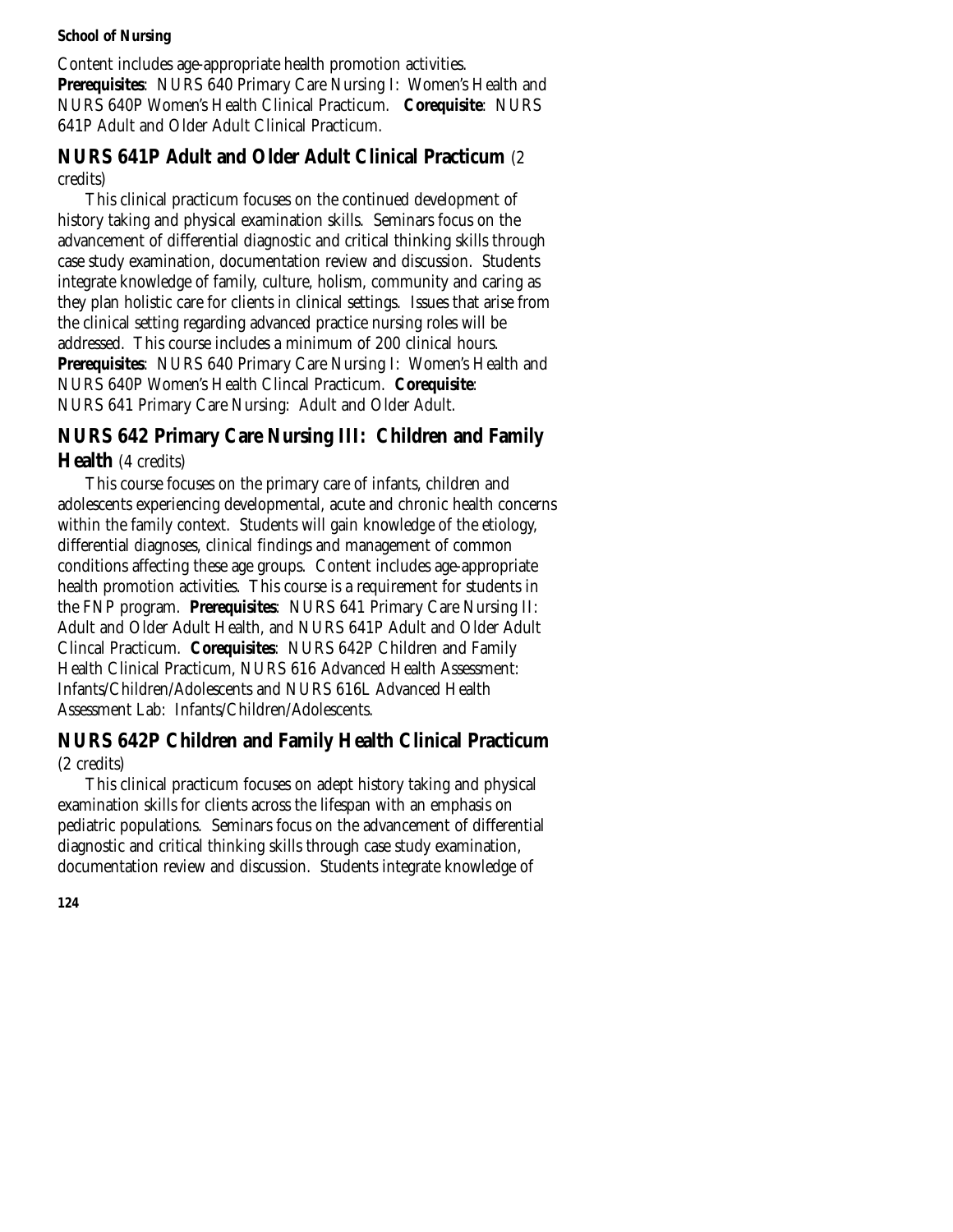Content includes age-appropriate health promotion activities. **Prerequisites**: NURS 640 Primary Care Nursing I: Women's Health and NURS 640P Women's Health Clinical Practicum. **Corequisite**: NURS 641P Adult and Older Adult Clinical Practicum.

### NURS 641P Adult and Older Adult Clinical Practicum (2 credits)

This clinical practicum focuses on the continued development of history taking and physical examination skills. Seminars focus on the advancement of differential diagnostic and critical thinking skills through case study examination, documentation review and discussion. Students integrate knowledge of family, culture, holism, community and caring as they plan holistic care for clients in clinical settings. Issues that arise from the clinical setting regarding advanced practice nursing roles will be addressed. This course includes a minimum of 200 clinical hours. **Prerequisites**: NURS 640 Primary Care Nursing I: Women's Health and NURS 640P Women's Health Clincal Practicum. **Corequisite**: NURS 641 Primary Care Nursing: Adult and Older Adult.

### NURS 642 Primary Care Nursing III: Children and Family Health (4 credits)

This course focuses on the primary care of infants, children and adolescents experiencing developmental, acute and chronic health concerns within the family context. Students will gain knowledge of the etiology, differential diagnoses, clinical findings and management of common conditions affecting these age groups. Content includes age-appropriate health promotion activities. This course is a requirement for students in the FNP program. **Prerequisites**: NURS 641 Primary Care Nursing II: Adult and Older Adult Health, and NURS 641P Adult and Older Adult Clincal Practicum. **Corequisites**: NURS 642P Children and Family Health Clinical Practicum, NURS 616 Advanced Health Assessment: Infants/Children/Adolescents and NURS 616L Advanced Health Assessment Lab: Infants/Children/Adolescents.

### NURS 642P Children and Family Health Clinical Practicum (2 credits)

This clinical practicum focuses on adept history taking and physical examination skills for clients across the lifespan with an emphasis on pediatric populations. Seminars focus on the advancement of differential diagnostic and critical thinking skills through case study examination, documentation review and discussion. Students integrate knowledge of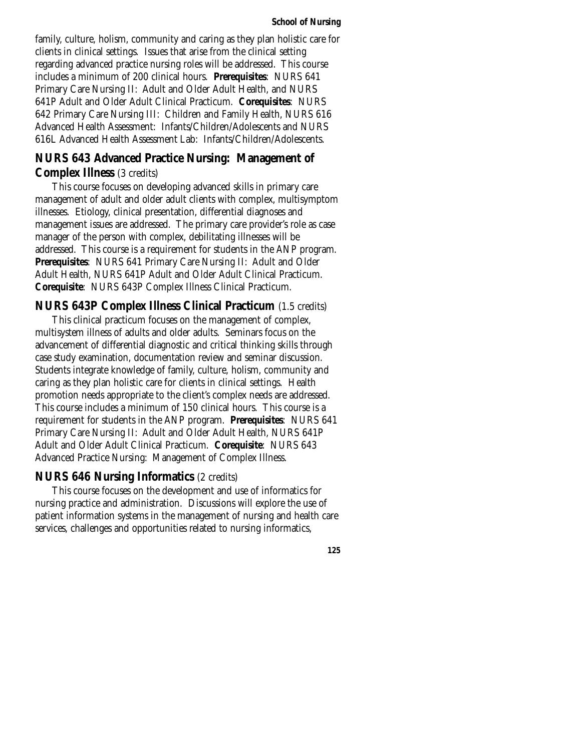family, culture, holism, community and caring as they plan holistic care for clients in clinical settings. Issues that arise from the clinical setting regarding advanced practice nursing roles will be addressed. This course includes a minimum of 200 clinical hours. **Prerequisites**: NURS 641 Primary Care Nursing II: Adult and Older Adult Health, and NURS 641P Adult and Older Adult Clinical Practicum. **Corequisites**: NURS 642 Primary Care Nursing III: Children and Family Health, NURS 616 Advanced Health Assessment: Infants/Children/Adolescents and NURS 616L Advanced Health Assessment Lab: Infants/Children/Adolescents.

## NURS 643 Advanced Practice Nursing: Management of Complex Illness (3 credits)

This course focuses on developing advanced skills in primary care management of adult and older adult clients with complex, multisymptom illnesses. Etiology, clinical presentation, differential diagnoses and management issues are addressed. The primary care provider's role as case manager of the person with complex, debilitating illnesses will be addressed. This course is a requirement for students in the ANP program. **Prerequisites**: NURS 641 Primary Care Nursing II: Adult and Older Adult Health, NURS 641P Adult and Older Adult Clinical Practicum. **Corequisite**: NURS 643P Complex Illness Clinical Practicum.

## NURS 643P Complex Illness Clinical Practicum (1.5 credits)

This clinical practicum focuses on the management of complex, multisystem illness of adults and older adults. Seminars focus on the advancement of differential diagnostic and critical thinking skills through case study examination, documentation review and seminar discussion. Students integrate knowledge of family, culture, holism, community and caring as they plan holistic care for clients in clinical settings. Health promotion needs appropriate to the client's complex needs are addressed. This course includes a minimum of 150 clinical hours. This course is a requirement for students in the ANP program. **Prerequisites**: NURS 641 Primary Care Nursing II: Adult and Older Adult Health, NURS 641P Adult and Older Adult Clinical Practicum. **Corequisite**: NURS 643 Advanced Practice Nursing: Management of Complex Illness.

## NURS 646 Nursing Informatics (2 credits)

This course focuses on the development and use of informatics for nursing practice and administration. Discussions will explore the use of patient information systems in the management of nursing and health care services, challenges and opportunities related to nursing informatics,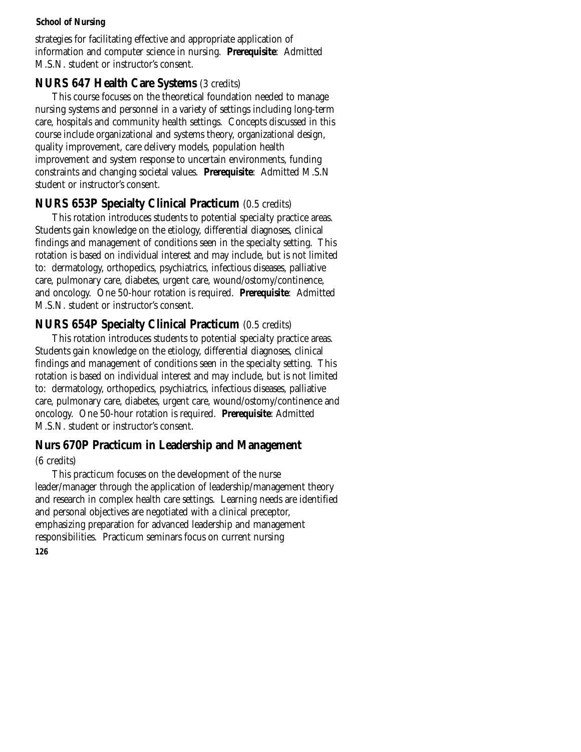strategies for facilitating effective and appropriate application of information and computer science in nursing. **Prerequisite**: Admitted M.S.N. student or instructor's consent.

### NURS 647 Health Care Systems (3 credits)

This course focuses on the theoretical foundation needed to manage nursing systems and personnel in a variety of settings including long-term care, hospitals and community health settings. Concepts discussed in this course include organizational and systems theory, organizational design, quality improvement, care delivery models, population health improvement and system response to uncertain environments, funding constraints and changing societal values. **Prerequisite**: Admitted M.S.N student or instructor's consent.

### NURS 653P Specialty Clinical Practicum (0.5 credits)

This rotation introduces students to potential specialty practice areas. Students gain knowledge on the etiology, differential diagnoses, clinical findings and management of conditions seen in the specialty setting. This rotation is based on individual interest and may include, but is not limited to: dermatology, orthopedics, psychiatrics, infectious diseases, palliative care, pulmonary care, diabetes, urgent care, wound/ostomy/continence, and oncology. One 50-hour rotation is required. **Prerequisite**: Admitted M.S.N. student or instructor's consent.

### NURS 654P Specialty Clinical Practicum (0.5 credits)

This rotation introduces students to potential specialty practice areas. Students gain knowledge on the etiology, differential diagnoses, clinical findings and management of conditions seen in the specialty setting. This rotation is based on individual interest and may include, but is not limited to: dermatology, orthopedics, psychiatrics, infectious diseases, palliative care, pulmonary care, diabetes, urgent care, wound/ostomy/continence and oncology. One 50-hour rotation is required. **Prerequisite**: Admitted M.S.N. student or instructor's consent.

### Nurs 670P Practicum in Leadership and Management (6 credits)

This practicum focuses on the development of the nurse leader/manager through the application of leadership/management theory and research in complex health care settings. Learning needs are identified and personal objectives are negotiated with a clinical preceptor, emphasizing preparation for advanced leadership and management responsibilities. Practicum seminars focus on current nursing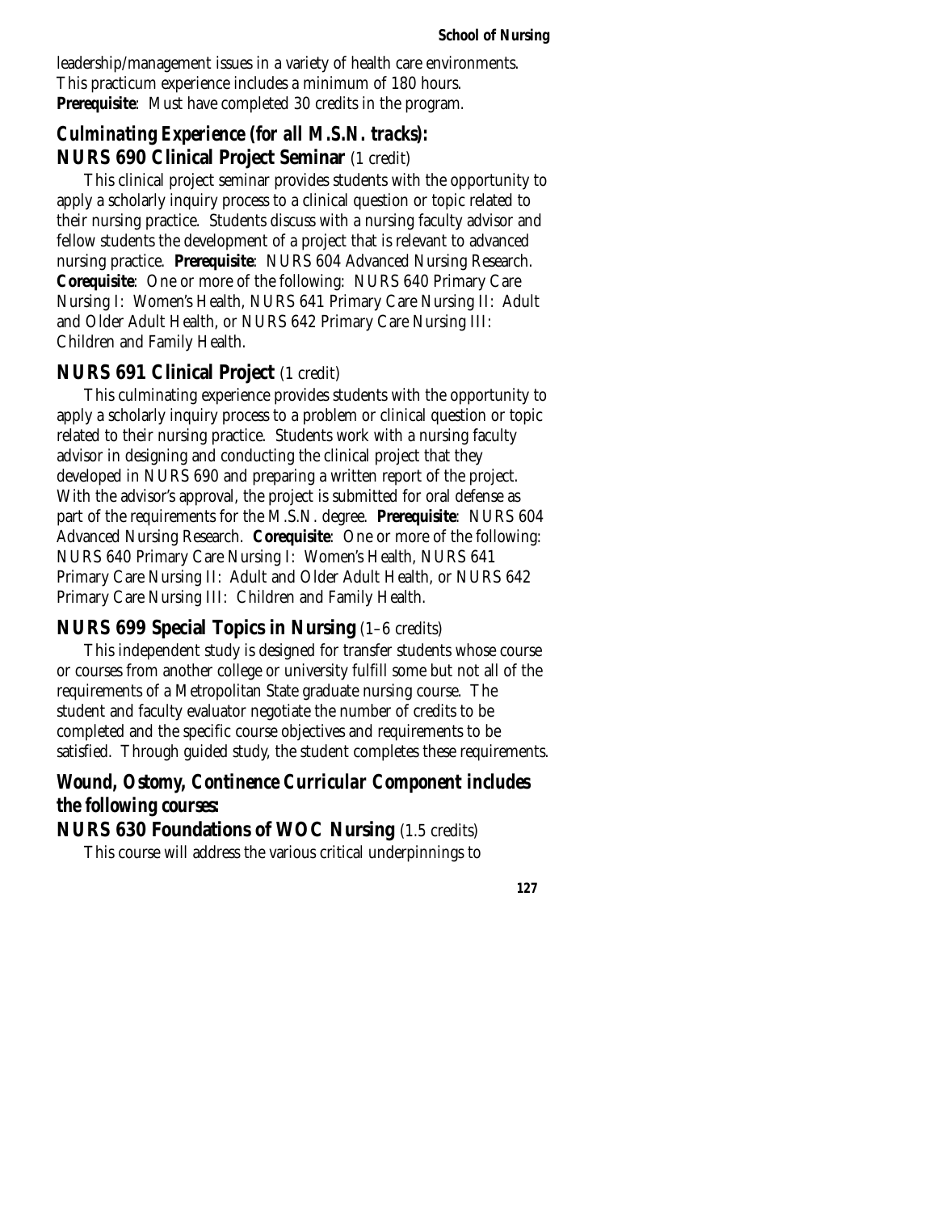leadership/management issues in a variety of health care environments. This practicum experience includes a minimum of 180 hours. **Prerequisite**: Must have completed 30 credits in the program.

### *Culminating Experience (for all M.S.N. tracks):*
### NURS 690 Clinical Project Seminar (1 credit)

This clinical project seminar provides students with the opportunity to apply a scholarly inquiry process to a clinical question or topic related to their nursing practice. Students discuss with a nursing faculty advisor and fellow students the development of a project that is relevant to advanced nursing practice. **Prerequisite**: NURS 604 Advanced Nursing Research. **Corequisite**: One or more of the following: NURS 640 Primary Care Nursing I: Women's Health, NURS 641 Primary Care Nursing II: Adult and Older Adult Health, or NURS 642 Primary Care Nursing III: Children and Family Health.

### NURS 691 Clinical Project (1 credit)

This culminating experience provides students with the opportunity to apply a scholarly inquiry process to a problem or clinical question or topic related to their nursing practice. Students work with a nursing faculty advisor in designing and conducting the clinical project that they developed in NURS 690 and preparing a written report of the project. With the advisor's approval, the project is submitted for oral defense as part of the requirements for the M.S.N. degree. **Prerequisite**: NURS 604 Advanced Nursing Research. **Corequisite**: One or more of the following: NURS 640 Primary Care Nursing I: Women's Health, NURS 641 Primary Care Nursing II: Adult and Older Adult Health, or NURS 642 Primary Care Nursing III: Children and Family Health.

### NURS 699 Special Topics in Nursing (1–6 credits)

This independent study is designed for transfer students whose course or courses from another college or university fulfill some but not all of the requirements of a Metropolitan State graduate nursing course. The student and faculty evaluator negotiate the number of credits to be completed and the specific course objectives and requirements to be satisfied. Through guided study, the student completes these requirements.

### *Wound, Ostomy, Continence Curricular Component includes the following courses:*
### NURS 630 Foundations of WOC Nursing (1.5 credits)

This course will address the various critical underpinnings to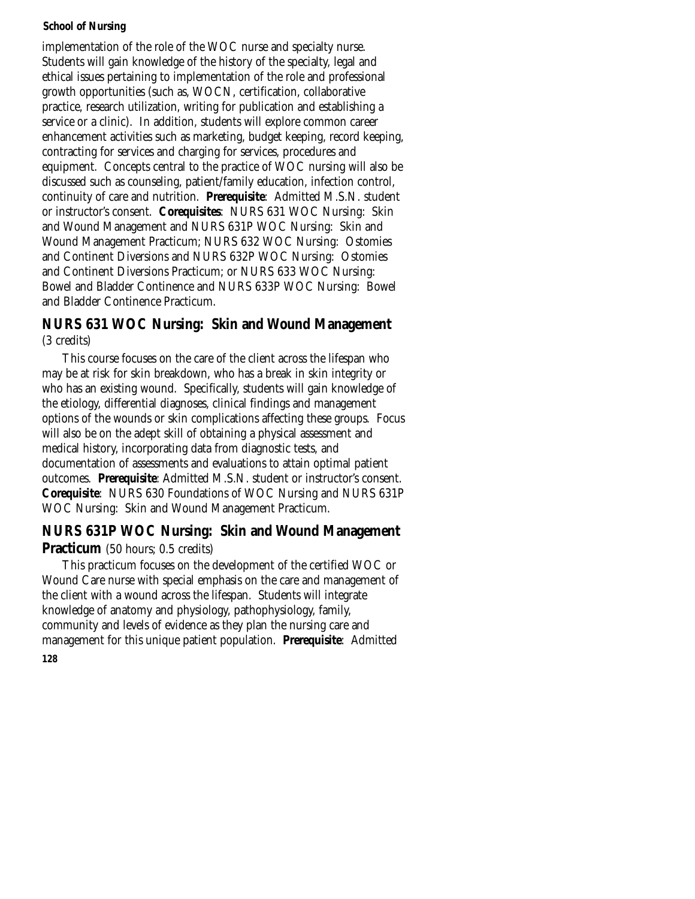implementation of the role of the WOC nurse and specialty nurse. Students will gain knowledge of the history of the specialty, legal and ethical issues pertaining to implementation of the role and professional growth opportunities (such as, WOCN, certification, collaborative practice, research utilization, writing for publication and establishing a service or a clinic). In addition, students will explore common career enhancement activities such as marketing, budget keeping, record keeping, contracting for services and charging for services, procedures and equipment. Concepts central to the practice of WOC nursing will also be discussed such as counseling, patient/family education, infection control, continuity of care and nutrition. **Prerequisite**: Admitted M.S.N. student or instructor's consent. **Corequisites**: NURS 631 WOC Nursing: Skin and Wound Management and NURS 631P WOC Nursing: Skin and Wound Management Practicum; NURS 632 WOC Nursing: Ostomies and Continent Diversions and NURS 632P WOC Nursing: Ostomies and Continent Diversions Practicum; or NURS 633 WOC Nursing: Bowel and Bladder Continence and NURS 633P WOC Nursing: Bowel and Bladder Continence Practicum.

## NURS 631 WOC Nursing: Skin and Wound Management

(3 credits)

This course focuses on the care of the client across the lifespan who may be at risk for skin breakdown, who has a break in skin integrity or who has an existing wound. Specifically, students will gain knowledge of the etiology, differential diagnoses, clinical findings and management options of the wounds or skin complications affecting these groups. Focus will also be on the adept skill of obtaining a physical assessment and medical history, incorporating data from diagnostic tests, and documentation of assessments and evaluations to attain optimal patient outcomes. **Prerequisite**: Admitted M.S.N. student or instructor's consent. **Corequisite**: NURS 630 Foundations of WOC Nursing and NURS 631P WOC Nursing: Skin and Wound Management Practicum.

## NURS 631P WOC Nursing: Skin and Wound Management Practicum

(50 hours; 0.5 credits)

This practicum focuses on the development of the certified WOC or Wound Care nurse with special emphasis on the care and management of the client with a wound across the lifespan. Students will integrate knowledge of anatomy and physiology, pathophysiology, family, community and levels of evidence as they plan the nursing care and management for this unique patient population. **Prerequisite**: Admitted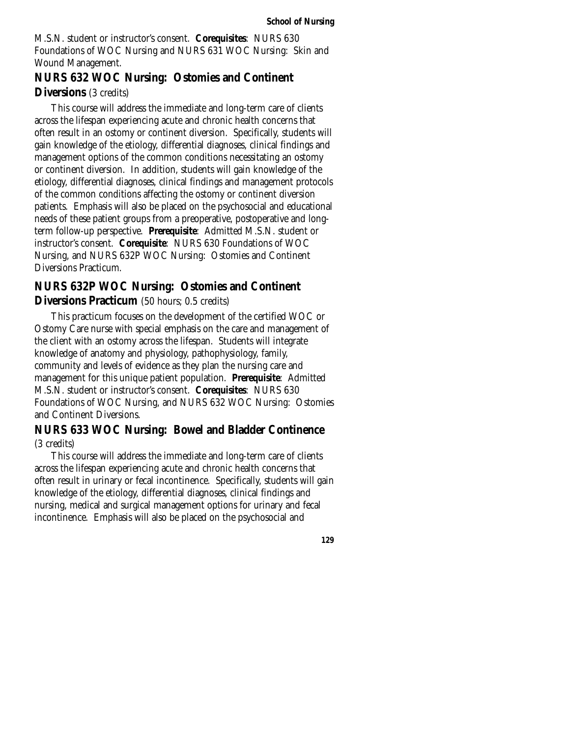M.S.N. student or instructor's consent. **Corequisites**: NURS 630 Foundations of WOC Nursing and NURS 631 WOC Nursing: Skin and Wound Management.

### NURS 632 WOC Nursing: Ostomies and Continent Diversions (3 credits)

This course will address the immediate and long-term care of clients across the lifespan experiencing acute and chronic health concerns that often result in an ostomy or continent diversion. Specifically, students will gain knowledge of the etiology, differential diagnoses, clinical findings and management options of the common conditions necessitating an ostomy or continent diversion. In addition, students will gain knowledge of the etiology, differential diagnoses, clinical findings and management protocols of the common conditions affecting the ostomy or continent diversion patients. Emphasis will also be placed on the psychosocial and educational needs of these patient groups from a preoperative, postoperative and long-term follow-up perspective. **Prerequisite**: Admitted M.S.N. student or instructor's consent. **Corequisite**: NURS 630 Foundations of WOC Nursing, and NURS 632P WOC Nursing: Ostomies and Continent Diversions Practicum.

### NURS 632P WOC Nursing: Ostomies and Continent Diversions Practicum (50 hours; 0.5 credits)

This practicum focuses on the development of the certified WOC or Ostomy Care nurse with special emphasis on the care and management of the client with an ostomy across the lifespan. Students will integrate knowledge of anatomy and physiology, pathophysiology, family, community and levels of evidence as they plan the nursing care and management for this unique patient population. **Prerequisite**: Admitted M.S.N. student or instructor's consent. **Corequisites**: NURS 630 Foundations of WOC Nursing, and NURS 632 WOC Nursing: Ostomies and Continent Diversions.

### NURS 633 WOC Nursing: Bowel and Bladder Continence (3 credits)

This course will address the immediate and long-term care of clients across the lifespan experiencing acute and chronic health concerns that often result in urinary or fecal incontinence. Specifically, students will gain knowledge of the etiology, differential diagnoses, clinical findings and nursing, medical and surgical management options for urinary and fecal incontinence. Emphasis will also be placed on the psychosocial and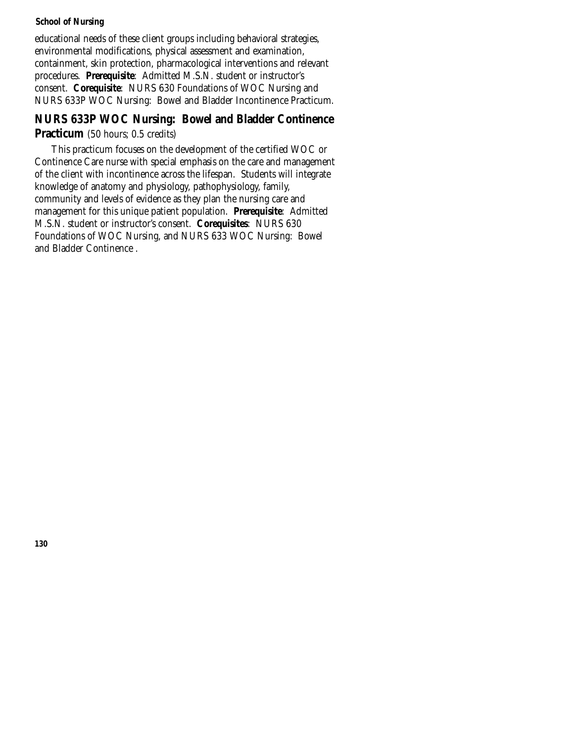educational needs of these client groups including behavioral strategies, environmental modifications, physical assessment and examination, containment, skin protection, pharmacological interventions and relevant procedures. **Prerequisite**: Admitted M.S.N. student or instructor's consent. **Corequisite**: NURS 630 Foundations of WOC Nursing and NURS 633P WOC Nursing: Bowel and Bladder Incontinence Practicum.

## NURS 633P WOC Nursing: Bowel and Bladder Continence Practicum (50 hours; 0.5 credits)

This practicum focuses on the development of the certified WOC or Continence Care nurse with special emphasis on the care and management of the client with incontinence across the lifespan. Students will integrate knowledge of anatomy and physiology, pathophysiology, family, community and levels of evidence as they plan the nursing care and management for this unique patient population. **Prerequisite**: Admitted M.S.N. student or instructor's consent. **Corequisites**: NURS 630 Foundations of WOC Nursing, and NURS 633 WOC Nursing: Bowel and Bladder Continence .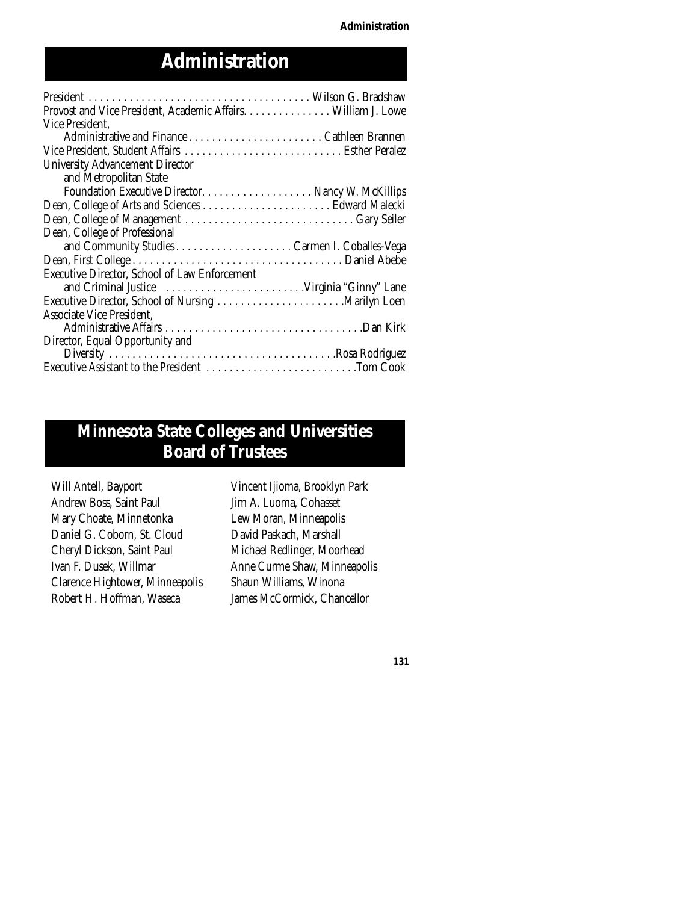# Administration

| | |
|---|---|
| President | Wilson G. Bradshaw |
| Provost and Vice President, Academic Affairs | William J. Lowe |
| Vice President, Administrative and Finance | Cathleen Brannen |
| Vice President, Student Affairs | Esther Peralez |
| University Advancement Director and Metropolitan State Foundation Executive Director | Nancy W. McKillips |
| Dean, College of Arts and Sciences | Edward Malecki |
| Dean, College of Management | Gary Seiler |
| Dean, College of Professional and Community Studies | Carmen I. Coballes-Vega |
| Dean, First College | Daniel Abebe |
| Executive Director, School of Law Enforcement and Criminal Justice | Virginia "Ginny" Lane |
| Executive Director, School of Nursing | Marilyn Loen |
| Associate Vice President, Administrative Affairs | Dan Kirk |
| Director, Equal Opportunity and Diversity | Rosa Rodriguez |
| Executive Assistant to the President | Tom Cook |

# Minnesota State Colleges and Universities Board of Trustees

Will Antell, Bayport
Andrew Boss, Saint Paul
Mary Choate, Minnetonka
Daniel G. Coborn, St. Cloud
Cheryl Dickson, Saint Paul
Ivan F. Dusek, Willmar
Clarence Hightower, Minneapolis
Robert H. Hoffman, Waseca
Vincent Ijioma, Brooklyn Park
Jim A. Luoma, Cohasset
Lew Moran, Minneapolis
David Paskach, Marshall
Michael Redlinger, Moorhead
Anne Curme Shaw, Minneapolis
Shaun Williams, Winona
James McCormick, Chancellor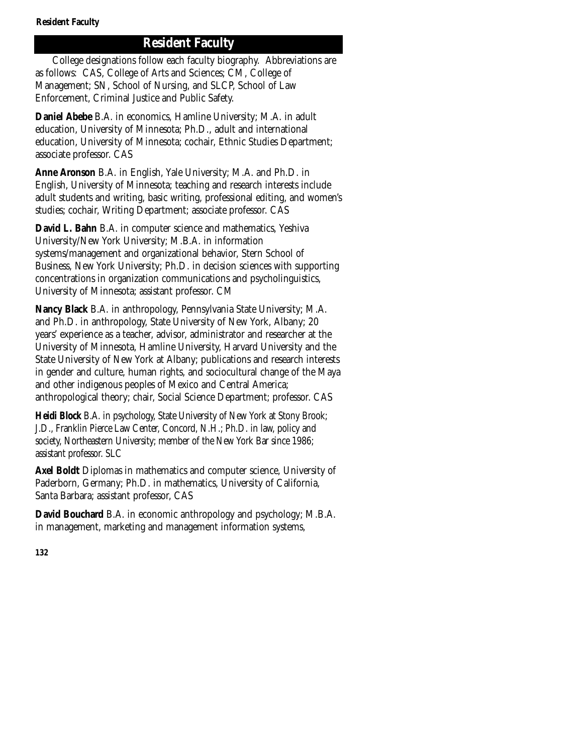# Resident Faculty

College designations follow each faculty biography. Abbreviations are as follows: CAS, College of Arts and Sciences; CM, College of Management; SN, School of Nursing, and SLCP, School of Law Enforcement, Criminal Justice and Public Safety.

**Daniel Abebe** B.A. in economics, Hamline University; M.A. in adult education, University of Minnesota; Ph.D., adult and international education, University of Minnesota; cochair, Ethnic Studies Department; associate professor. CAS

**Anne Aronson** B.A. in English, Yale University; M.A. and Ph.D. in English, University of Minnesota; teaching and research interests include adult students and writing, basic writing, professional editing, and women's studies; cochair, Writing Department; associate professor. CAS

**David L. Bahn** B.A. in computer science and mathematics, Yeshiva University/New York University; M.B.A. in information systems/management and organizational behavior, Stern School of Business, New York University; Ph.D. in decision sciences with supporting concentrations in organization communications and psycholinguistics, University of Minnesota; assistant professor. CM

**Nancy Black** B.A. in anthropology, Pennsylvania State University; M.A. and Ph.D. in anthropology, State University of New York, Albany; 20 years' experience as a teacher, advisor, administrator and researcher at the University of Minnesota, Hamline University, Harvard University and the State University of New York at Albany; publications and research interests in gender and culture, human rights, and sociocultural change of the Maya and other indigenous peoples of Mexico and Central America; anthropological theory; chair, Social Science Department; professor. CAS

**Heidi Block** B.A. in psychology, State University of New York at Stony Brook; J.D., Franklin Pierce Law Center, Concord, N.H.; Ph.D. in law, policy and society, Northeastern University; member of the New York Bar since 1986; assistant professor. SLC

**Axel Boldt** Diplomas in mathematics and computer science, University of Paderborn, Germany; Ph.D. in mathematics, University of California, Santa Barbara; assistant professor, CAS

**David Bouchard** B.A. in economic anthropology and psychology; M.B.A. in management, marketing and management information systems,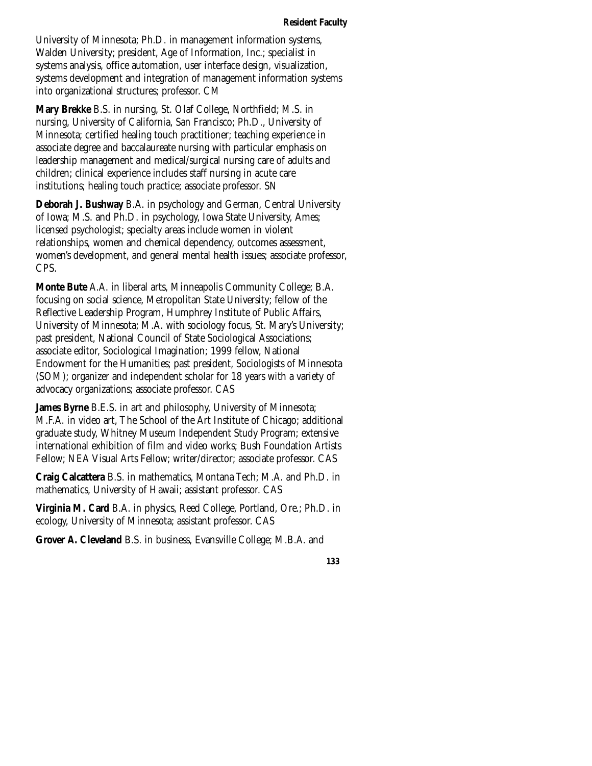University of Minnesota; Ph.D. in management information systems, Walden University; president, Age of Information, Inc.; specialist in systems analysis, office automation, user interface design, visualization, systems development and integration of management information systems into organizational structures; professor. CM

**Mary Brekke** B.S. in nursing, St. Olaf College, Northfield; M.S. in nursing, University of California, San Francisco; Ph.D., University of Minnesota; certified healing touch practitioner; teaching experience in associate degree and baccalaureate nursing with particular emphasis on leadership management and medical/surgical nursing care of adults and children; clinical experience includes staff nursing in acute care institutions; healing touch practice; associate professor. SN

**Deborah J. Bushway** B.A. in psychology and German, Central University of Iowa; M.S. and Ph.D. in psychology, Iowa State University, Ames; licensed psychologist; specialty areas include women in violent relationships, women and chemical dependency, outcomes assessment, women's development, and general mental health issues; associate professor, CPS.

**Monte Bute** A.A. in liberal arts, Minneapolis Community College; B.A. focusing on social science, Metropolitan State University; fellow of the Reflective Leadership Program, Humphrey Institute of Public Affairs, University of Minnesota; M.A. with sociology focus, St. Mary's University; past president, National Council of State Sociological Associations; associate editor, Sociological Imagination; 1999 fellow, National Endowment for the Humanities; past president, Sociologists of Minnesota (SOM); organizer and independent scholar for 18 years with a variety of advocacy organizations; associate professor. CAS

**James Byrne** B.E.S. in art and philosophy, University of Minnesota; M.F.A. in video art, The School of the Art Institute of Chicago; additional graduate study, Whitney Museum Independent Study Program; extensive international exhibition of film and video works; Bush Foundation Artists Fellow; NEA Visual Arts Fellow; writer/director; associate professor. CAS

**Craig Calcattera** B.S. in mathematics, Montana Tech; M.A. and Ph.D. in mathematics, University of Hawaii; assistant professor. CAS

**Virginia M. Card** B.A. in physics, Reed College, Portland, Ore.; Ph.D. in ecology, University of Minnesota; assistant professor. CAS

**Grover A. Cleveland** B.S. in business, Evansville College; M.B.A. and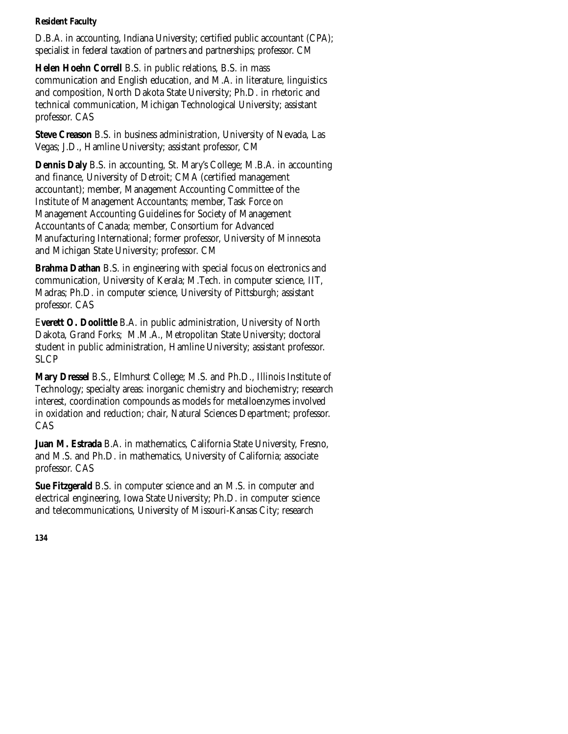D.B.A. in accounting, Indiana University; certified public accountant (CPA); specialist in federal taxation of partners and partnerships; professor. CM

**Helen Hoehn Correll** B.S. in public relations, B.S. in mass communication and English education, and M.A. in literature, linguistics and composition, North Dakota State University; Ph.D. in rhetoric and technical communication, Michigan Technological University; assistant professor. CAS

**Steve Creason** B.S. in business administration, University of Nevada, Las Vegas; J.D., Hamline University; assistant professor, CM

**Dennis Daly** B.S. in accounting, St. Mary's College; M.B.A. in accounting and finance, University of Detroit; CMA (certified management accountant); member, Management Accounting Committee of the Institute of Management Accountants; member, Task Force on Management Accounting Guidelines for Society of Management Accountants of Canada; member, Consortium for Advanced Manufacturing International; former professor, University of Minnesota and Michigan State University; professor. CM

**Brahma Dathan** B.S. in engineering with special focus on electronics and communication, University of Kerala; M.Tech. in computer science, IIT, Madras; Ph.D. in computer science, University of Pittsburgh; assistant professor. CAS

E**verett O. Doolittle** B.A. in public administration, University of North Dakota, Grand Forks; M.M.A., Metropolitan State University; doctoral student in public administration, Hamline University; assistant professor. SLCP

**Mary Dressel** B.S., Elmhurst College; M.S. and Ph.D., Illinois Institute of Technology; specialty areas: inorganic chemistry and biochemistry; research interest, coordination compounds as models for metalloenzymes involved in oxidation and reduction; chair, Natural Sciences Department; professor. CAS

**Juan M. Estrada** B.A. in mathematics, California State University, Fresno, and M.S. and Ph.D. in mathematics, University of California; associate professor. CAS

**Sue Fitzgerald** B.S. in computer science and an M.S. in computer and electrical engineering, Iowa State University; Ph.D. in computer science and telecommunications, University of Missouri-Kansas City; research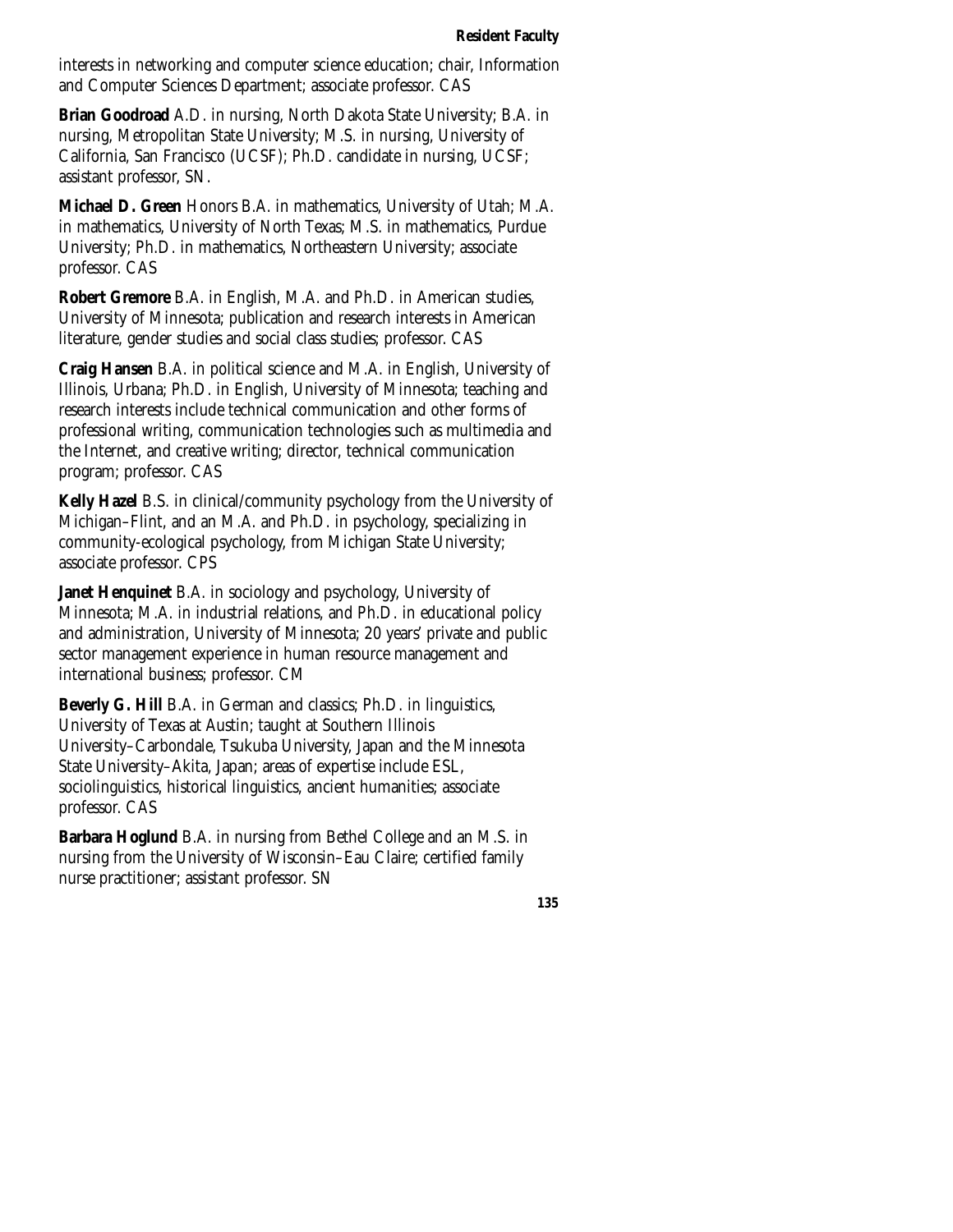interests in networking and computer science education; chair, Information and Computer Sciences Department; associate professor. CAS

**Brian Goodroad** A.D. in nursing, North Dakota State University; B.A. in nursing, Metropolitan State University; M.S. in nursing, University of California, San Francisco (UCSF); Ph.D. candidate in nursing, UCSF; assistant professor, SN.

**Michael D. Green** Honors B.A. in mathematics, University of Utah; M.A. in mathematics, University of North Texas; M.S. in mathematics, Purdue University; Ph.D. in mathematics, Northeastern University; associate professor. CAS

**Robert Gremore** B.A. in English, M.A. and Ph.D. in American studies, University of Minnesota; publication and research interests in American literature, gender studies and social class studies; professor. CAS

**Craig Hansen** B.A. in political science and M.A. in English, University of Illinois, Urbana; Ph.D. in English, University of Minnesota; teaching and research interests include technical communication and other forms of professional writing, communication technologies such as multimedia and the Internet, and creative writing; director, technical communication program; professor. CAS

**Kelly Hazel** B.S. in clinical/community psychology from the University of Michigan–Flint, and an M.A. and Ph.D. in psychology, specializing in community-ecological psychology, from Michigan State University; associate professor. CPS

**Janet Henquinet** B.A. in sociology and psychology, University of Minnesota; M.A. in industrial relations, and Ph.D. in educational policy and administration, University of Minnesota; 20 years' private and public sector management experience in human resource management and international business; professor. CM

**Beverly G. Hill** B.A. in German and classics; Ph.D. in linguistics, University of Texas at Austin; taught at Southern Illinois University–Carbondale, Tsukuba University, Japan and the Minnesota State University–Akita, Japan; areas of expertise include ESL, sociolinguistics, historical linguistics, ancient humanities; associate professor. CAS

**Barbara Hoglund** B.A. in nursing from Bethel College and an M.S. in nursing from the University of Wisconsin–Eau Claire; certified family nurse practitioner; assistant professor. SN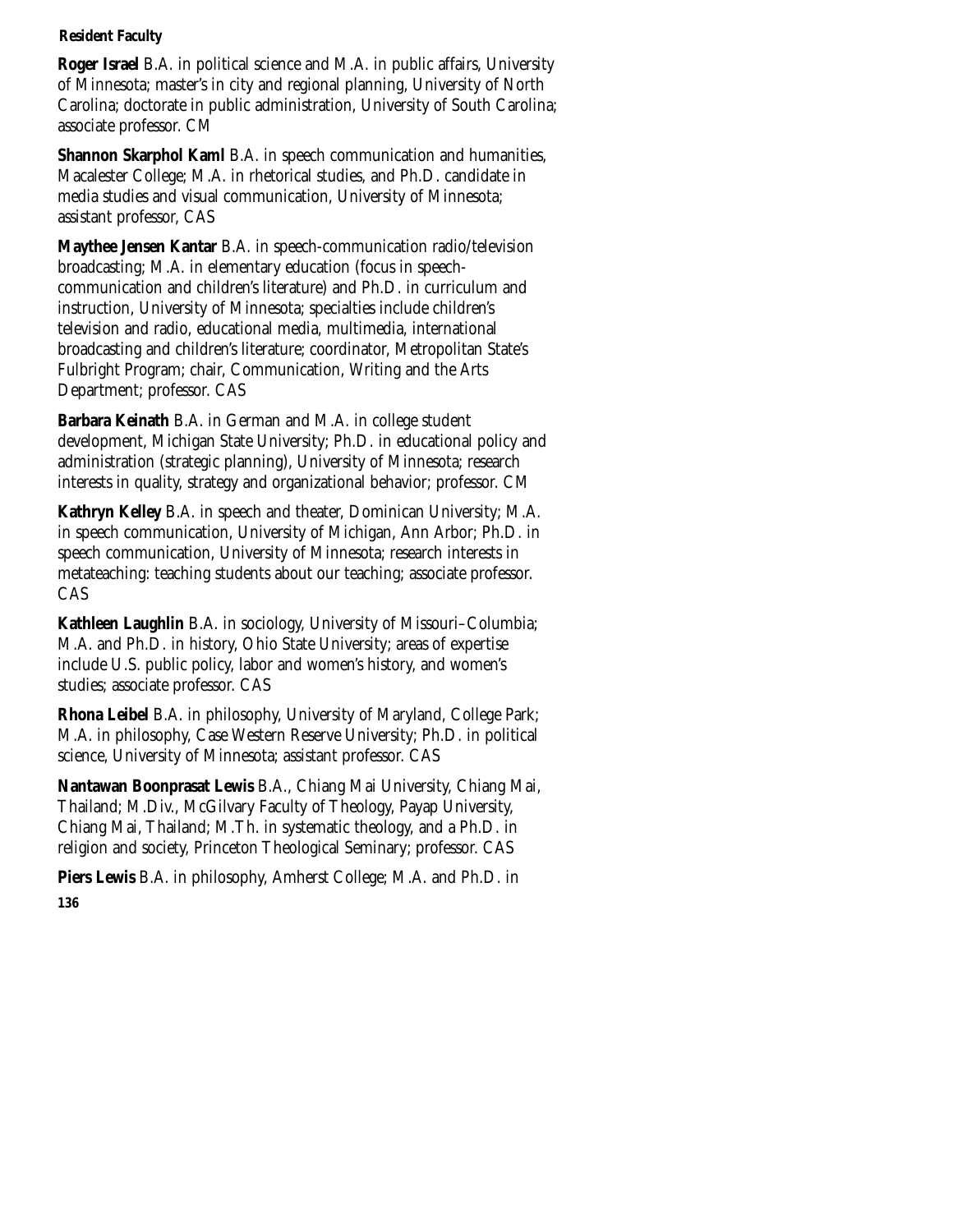**Resident Faculty**

**Roger Israel** B.A. in political science and M.A. in public affairs, University of Minnesota; master's in city and regional planning, University of North Carolina; doctorate in public administration, University of South Carolina; associate professor. CM

**Shannon Skarphol Kaml** B.A. in speech communication and humanities, Macalester College; M.A. in rhetorical studies, and Ph.D. candidate in media studies and visual communication, University of Minnesota; assistant professor, CAS

**Maythee Jensen Kantar** B.A. in speech-communication radio/television broadcasting; M.A. in elementary education (focus in speech-communication and children's literature) and Ph.D. in curriculum and instruction, University of Minnesota; specialties include children's television and radio, educational media, multimedia, international broadcasting and children's literature; coordinator, Metropolitan State's Fulbright Program; chair, Communication, Writing and the Arts Department; professor. CAS

**Barbara Keinath** B.A. in German and M.A. in college student development, Michigan State University; Ph.D. in educational policy and administration (strategic planning), University of Minnesota; research interests in quality, strategy and organizational behavior; professor. CM

**Kathryn Kelley** B.A. in speech and theater, Dominican University; M.A. in speech communication, University of Michigan, Ann Arbor; Ph.D. in speech communication, University of Minnesota; research interests in metateaching: teaching students about our teaching; associate professor. CAS

**Kathleen Laughlin** B.A. in sociology, University of Missouri–Columbia; M.A. and Ph.D. in history, Ohio State University; areas of expertise include U.S. public policy, labor and women's history, and women's studies; associate professor. CAS

**Rhona Leibel** B.A. in philosophy, University of Maryland, College Park; M.A. in philosophy, Case Western Reserve University; Ph.D. in political science, University of Minnesota; assistant professor. CAS

**Nantawan Boonprasat Lewis** B.A., Chiang Mai University, Chiang Mai, Thailand; M.Div., McGilvary Faculty of Theology, Payap University, Chiang Mai, Thailand; M.Th. in systematic theology, and a Ph.D. in religion and society, Princeton Theological Seminary; professor. CAS

**Piers Lewis** B.A. in philosophy, Amherst College; M.A. and Ph.D. in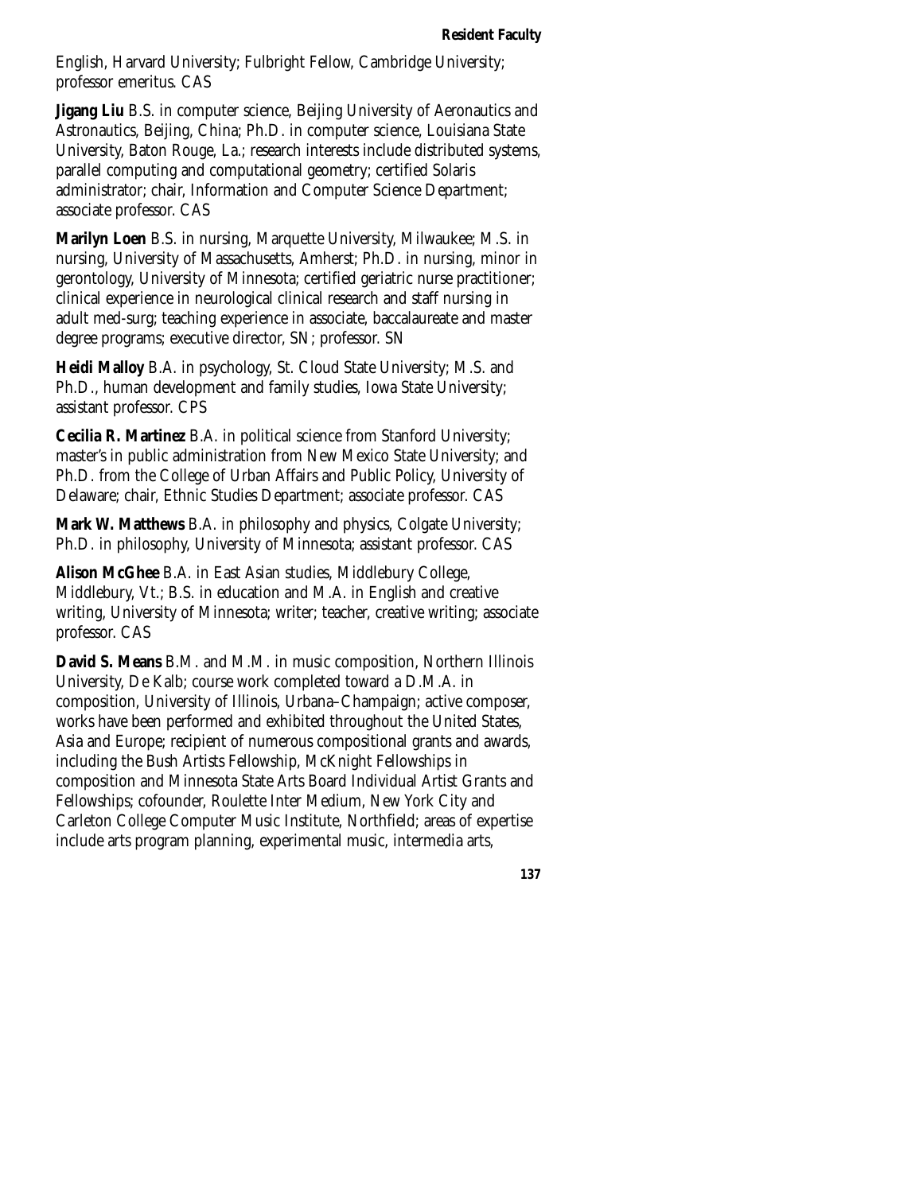English, Harvard University; Fulbright Fellow, Cambridge University; professor emeritus. CAS

**Jigang Liu** B.S. in computer science, Beijing University of Aeronautics and Astronautics, Beijing, China; Ph.D. in computer science, Louisiana State University, Baton Rouge, La.; research interests include distributed systems, parallel computing and computational geometry; certified Solaris administrator; chair, Information and Computer Science Department; associate professor. CAS

**Marilyn Loen** B.S. in nursing, Marquette University, Milwaukee; M.S. in nursing, University of Massachusetts, Amherst; Ph.D. in nursing, minor in gerontology, University of Minnesota; certified geriatric nurse practitioner; clinical experience in neurological clinical research and staff nursing in adult med-surg; teaching experience in associate, baccalaureate and master degree programs; executive director, SN; professor. SN

**Heidi Malloy** B.A. in psychology, St. Cloud State University; M.S. and Ph.D., human development and family studies, Iowa State University; assistant professor. CPS

**Cecilia R. Martinez** B.A. in political science from Stanford University; master's in public administration from New Mexico State University; and Ph.D. from the College of Urban Affairs and Public Policy, University of Delaware; chair, Ethnic Studies Department; associate professor. CAS

**Mark W. Matthews** B.A. in philosophy and physics, Colgate University; Ph.D. in philosophy, University of Minnesota; assistant professor. CAS

**Alison McGhee** B.A. in East Asian studies, Middlebury College, Middlebury, Vt.; B.S. in education and M.A. in English and creative writing, University of Minnesota; writer; teacher, creative writing; associate professor. CAS

**David S. Means** B.M. and M.M. in music composition, Northern Illinois University, De Kalb; course work completed toward a D.M.A. in composition, University of Illinois, Urbana–Champaign; active composer, works have been performed and exhibited throughout the United States, Asia and Europe; recipient of numerous compositional grants and awards, including the Bush Artists Fellowship, McKnight Fellowships in composition and Minnesota State Arts Board Individual Artist Grants and Fellowships; cofounder, Roulette Inter Medium, New York City and Carleton College Computer Music Institute, Northfield; areas of expertise include arts program planning, experimental music, intermedia arts,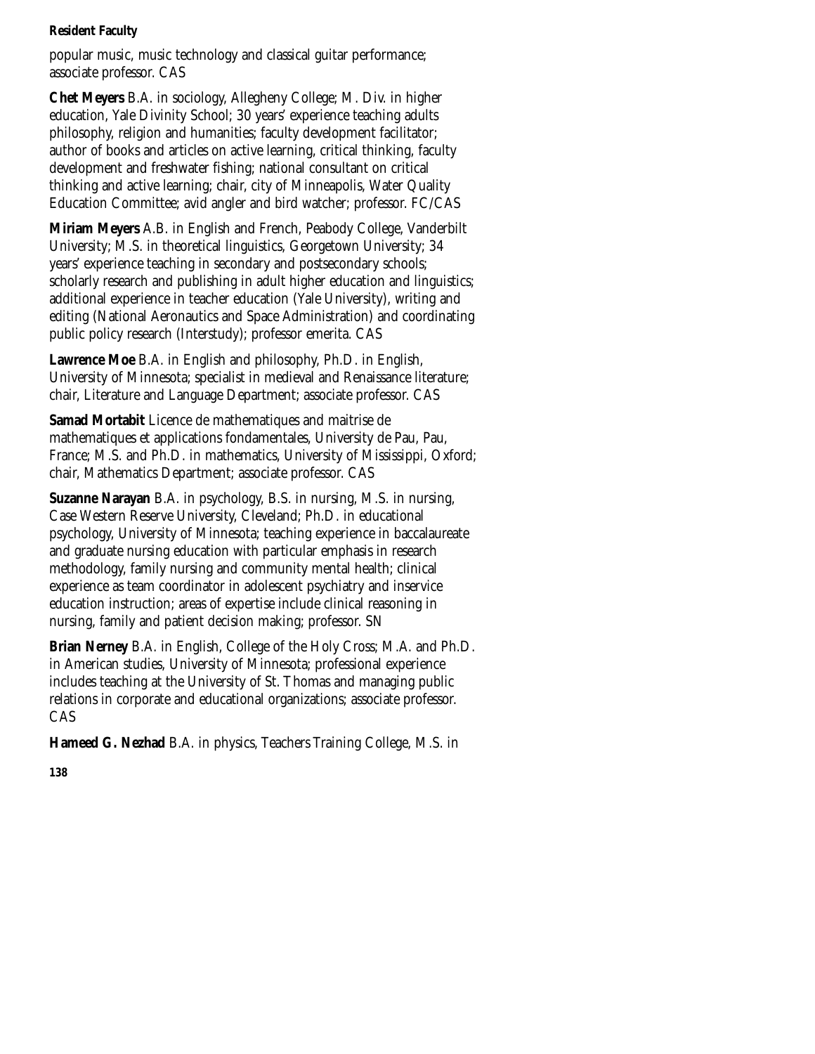popular music, music technology and classical guitar performance; associate professor. CAS

**Chet Meyers** B.A. in sociology, Allegheny College; M. Div. in higher education, Yale Divinity School; 30 years' experience teaching adults philosophy, religion and humanities; faculty development facilitator; author of books and articles on active learning, critical thinking, faculty development and freshwater fishing; national consultant on critical thinking and active learning; chair, city of Minneapolis, Water Quality Education Committee; avid angler and bird watcher; professor. FC/CAS

**Miriam Meyers** A.B. in English and French, Peabody College, Vanderbilt University; M.S. in theoretical linguistics, Georgetown University; 34 years' experience teaching in secondary and postsecondary schools; scholarly research and publishing in adult higher education and linguistics; additional experience in teacher education (Yale University), writing and editing (National Aeronautics and Space Administration) and coordinating public policy research (Interstudy); professor emerita. CAS

**Lawrence Moe** B.A. in English and philosophy, Ph.D. in English, University of Minnesota; specialist in medieval and Renaissance literature; chair, Literature and Language Department; associate professor. CAS

**Samad Mortabit** Licence de mathematiques and maitrise de mathematiques et applications fondamentales, University de Pau, Pau, France; M.S. and Ph.D. in mathematics, University of Mississippi, Oxford; chair, Mathematics Department; associate professor. CAS

**Suzanne Narayan** B.A. in psychology, B.S. in nursing, M.S. in nursing, Case Western Reserve University, Cleveland; Ph.D. in educational psychology, University of Minnesota; teaching experience in baccalaureate and graduate nursing education with particular emphasis in research methodology, family nursing and community mental health; clinical experience as team coordinator in adolescent psychiatry and inservice education instruction; areas of expertise include clinical reasoning in nursing, family and patient decision making; professor. SN

**Brian Nerney** B.A. in English, College of the Holy Cross; M.A. and Ph.D. in American studies, University of Minnesota; professional experience includes teaching at the University of St. Thomas and managing public relations in corporate and educational organizations; associate professor. CAS

**Hameed G. Nezhad** B.A. in physics, Teachers Training College, M.S. in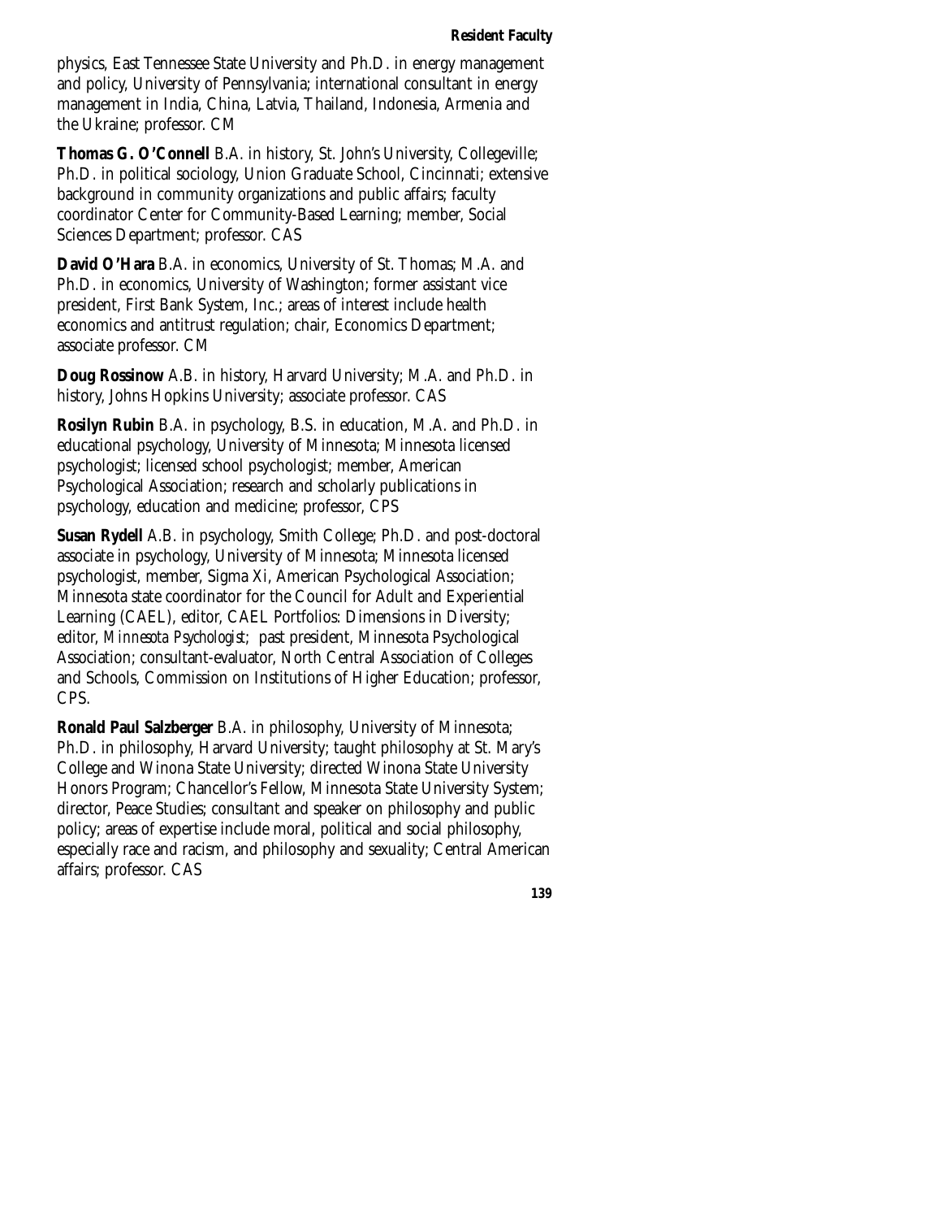physics, East Tennessee State University and Ph.D. in energy management and policy, University of Pennsylvania; international consultant in energy management in India, China, Latvia, Thailand, Indonesia, Armenia and the Ukraine; professor. CM

**Thomas G. O'Connell** B.A. in history, St. John's University, Collegeville; Ph.D. in political sociology, Union Graduate School, Cincinnati; extensive background in community organizations and public affairs; faculty coordinator Center for Community-Based Learning; member, Social Sciences Department; professor. CAS

**David O'Hara** B.A. in economics, University of St. Thomas; M.A. and Ph.D. in economics, University of Washington; former assistant vice president, First Bank System, Inc.; areas of interest include health economics and antitrust regulation; chair, Economics Department; associate professor. CM

**Doug Rossinow** A.B. in history, Harvard University; M.A. and Ph.D. in history, Johns Hopkins University; associate professor. CAS

**Rosilyn Rubin** B.A. in psychology, B.S. in education, M.A. and Ph.D. in educational psychology, University of Minnesota; Minnesota licensed psychologist; licensed school psychologist; member, American Psychological Association; research and scholarly publications in psychology, education and medicine; professor, CPS

**Susan Rydell** A.B. in psychology, Smith College; Ph.D. and post-doctoral associate in psychology, University of Minnesota; Minnesota licensed psychologist, member, Sigma Xi, American Psychological Association; Minnesota state coordinator for the Council for Adult and Experiential Learning (CAEL), editor, CAEL Portfolios: Dimensions in Diversity; editor, *Minnesota Psychologist*; past president, Minnesota Psychological Association; consultant-evaluator, North Central Association of Colleges and Schools, Commission on Institutions of Higher Education; professor, CPS.

**Ronald Paul Salzberger** B.A. in philosophy, University of Minnesota; Ph.D. in philosophy, Harvard University; taught philosophy at St. Mary's College and Winona State University; directed Winona State University Honors Program; Chancellor's Fellow, Minnesota State University System; director, Peace Studies; consultant and speaker on philosophy and public policy; areas of expertise include moral, political and social philosophy, especially race and racism, and philosophy and sexuality; Central American affairs; professor. CAS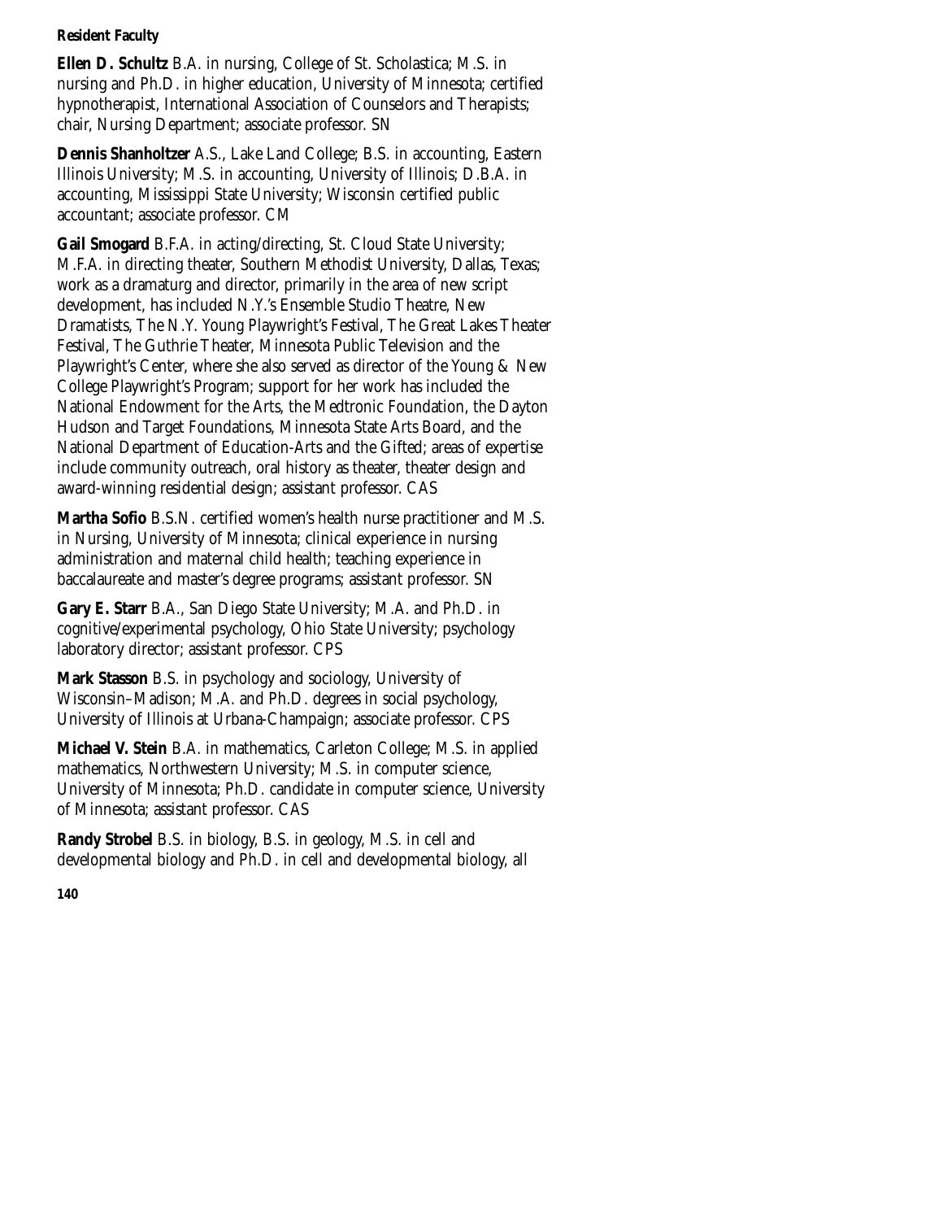**Resident Faculty**

**Ellen D. Schultz** B.A. in nursing, College of St. Scholastica; M.S. in nursing and Ph.D. in higher education, University of Minnesota; certified hypnotherapist, International Association of Counselors and Therapists; chair, Nursing Department; associate professor. SN

**Dennis Shanholtzer** A.S., Lake Land College; B.S. in accounting, Eastern Illinois University; M.S. in accounting, University of Illinois; D.B.A. in accounting, Mississippi State University; Wisconsin certified public accountant; associate professor. CM

**Gail Smogard** B.F.A. in acting/directing, St. Cloud State University; M.F.A. in directing theater, Southern Methodist University, Dallas, Texas; work as a dramaturg and director, primarily in the area of new script development, has included N.Y.'s Ensemble Studio Theatre, New Dramatists, The N.Y. Young Playwright's Festival, The Great Lakes Theater Festival, The Guthrie Theater, Minnesota Public Television and the Playwright's Center, where she also served as director of the Young & New College Playwright's Program; support for her work has included the National Endowment for the Arts, the Medtronic Foundation, the Dayton Hudson and Target Foundations, Minnesota State Arts Board, and the National Department of Education-Arts and the Gifted; areas of expertise include community outreach, oral history as theater, theater design and award-winning residential design; assistant professor. CAS

**Martha Sofio** B.S.N. certified women's health nurse practitioner and M.S. in Nursing, University of Minnesota; clinical experience in nursing administration and maternal child health; teaching experience in baccalaureate and master's degree programs; assistant professor. SN

**Gary E. Starr** B.A., San Diego State University; M.A. and Ph.D. in cognitive/experimental psychology, Ohio State University; psychology laboratory director; assistant professor. CPS

**Mark Stasson** B.S. in psychology and sociology, University of Wisconsin–Madison; M.A. and Ph.D. degrees in social psychology, University of Illinois at Urbana-Champaign; associate professor. CPS

**Michael V. Stein** B.A. in mathematics, Carleton College; M.S. in applied mathematics, Northwestern University; M.S. in computer science, University of Minnesota; Ph.D. candidate in computer science, University of Minnesota; assistant professor. CAS

**Randy Strobel** B.S. in biology, B.S. in geology, M.S. in cell and developmental biology and Ph.D. in cell and developmental biology, all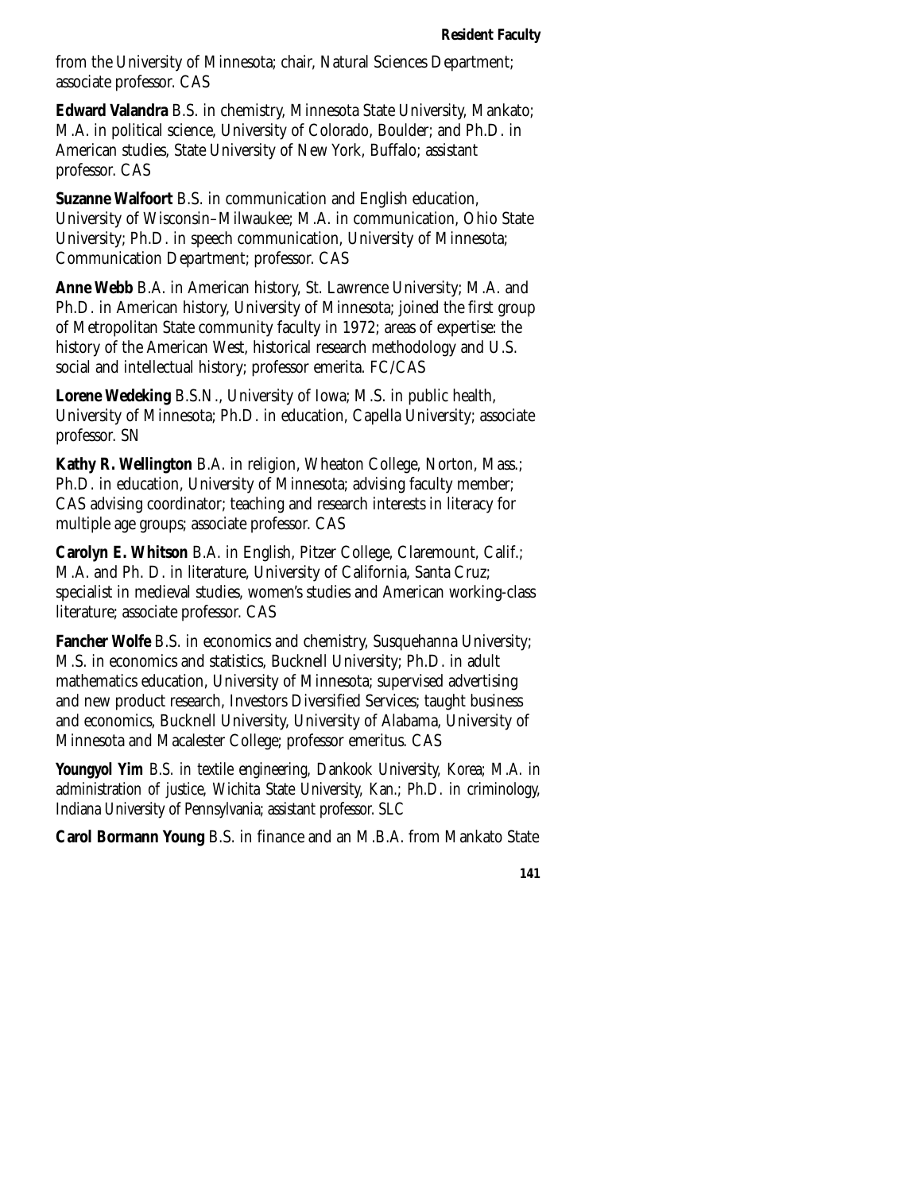from the University of Minnesota; chair, Natural Sciences Department; associate professor. CAS

**Edward Valandra** B.S. in chemistry, Minnesota State University, Mankato; M.A. in political science, University of Colorado, Boulder; and Ph.D. in American studies, State University of New York, Buffalo; assistant professor. CAS

**Suzanne Walfoort** B.S. in communication and English education, University of Wisconsin–Milwaukee; M.A. in communication, Ohio State University; Ph.D. in speech communication, University of Minnesota; Communication Department; professor. CAS

**Anne Webb** B.A. in American history, St. Lawrence University; M.A. and Ph.D. in American history, University of Minnesota; joined the first group of Metropolitan State community faculty in 1972; areas of expertise: the history of the American West, historical research methodology and U.S. social and intellectual history; professor emerita. FC/CAS

**Lorene Wedeking** B.S.N., University of Iowa; M.S. in public health, University of Minnesota; Ph.D. in education, Capella University; associate professor. SN

**Kathy R. Wellington** B.A. in religion, Wheaton College, Norton, Mass.; Ph.D. in education, University of Minnesota; advising faculty member; CAS advising coordinator; teaching and research interests in literacy for multiple age groups; associate professor. CAS

**Carolyn E. Whitson** B.A. in English, Pitzer College, Claremount, Calif.; M.A. and Ph. D. in literature, University of California, Santa Cruz; specialist in medieval studies, women's studies and American working-class literature; associate professor. CAS

**Fancher Wolfe** B.S. in economics and chemistry, Susquehanna University; M.S. in economics and statistics, Bucknell University; Ph.D. in adult mathematics education, University of Minnesota; supervised advertising and new product research, Investors Diversified Services; taught business and economics, Bucknell University, University of Alabama, University of Minnesota and Macalester College; professor emeritus. CAS

**Youngyol Yim** B.S. in textile engineering, Dankook University, Korea; M.A. in administration of justice, Wichita State University, Kan.; Ph.D. in criminology, Indiana University of Pennsylvania; assistant professor. SLC

**Carol Bormann Young** B.S. in finance and an M.B.A. from Mankato State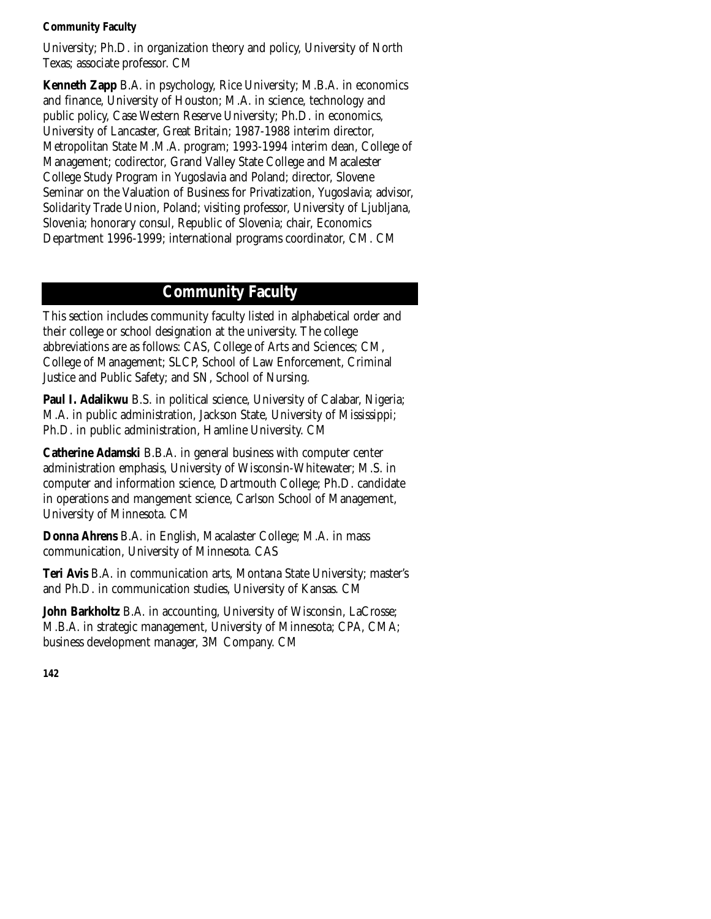University; Ph.D. in organization theory and policy, University of North Texas; associate professor. CM

**Kenneth Zapp** B.A. in psychology, Rice University; M.B.A. in economics and finance, University of Houston; M.A. in science, technology and public policy, Case Western Reserve University; Ph.D. in economics, University of Lancaster, Great Britain; 1987-1988 interim director, Metropolitan State M.M.A. program; 1993-1994 interim dean, College of Management; codirector, Grand Valley State College and Macalester College Study Program in Yugoslavia and Poland; director, Slovene Seminar on the Valuation of Business for Privatization, Yugoslavia; advisor, Solidarity Trade Union, Poland; visiting professor, University of Ljubljana, Slovenia; honorary consul, Republic of Slovenia; chair, Economics Department 1996-1999; international programs coordinator, CM. CM

## Community Faculty

This section includes community faculty listed in alphabetical order and their college or school designation at the university. The college abbreviations are as follows: CAS, College of Arts and Sciences; CM, College of Management; SLCP, School of Law Enforcement, Criminal Justice and Public Safety; and SN, School of Nursing.

**Paul I. Adalikwu** B.S. in political science, University of Calabar, Nigeria; M.A. in public administration, Jackson State, University of Mississippi; Ph.D. in public administration, Hamline University. CM

**Catherine Adamski** B.B.A. in general business with computer center administration emphasis, University of Wisconsin-Whitewater; M.S. in computer and information science, Dartmouth College; Ph.D. candidate in operations and mangement science, Carlson School of Management, University of Minnesota. CM

**Donna Ahrens** B.A. in English, Macalaster College; M.A. in mass communication, University of Minnesota. CAS

**Teri Avis** B.A. in communication arts, Montana State University; master's and Ph.D. in communication studies, University of Kansas. CM

**John Barkholtz** B.A. in accounting, University of Wisconsin, LaCrosse; M.B.A. in strategic management, University of Minnesota; CPA, CMA; business development manager, 3M Company. CM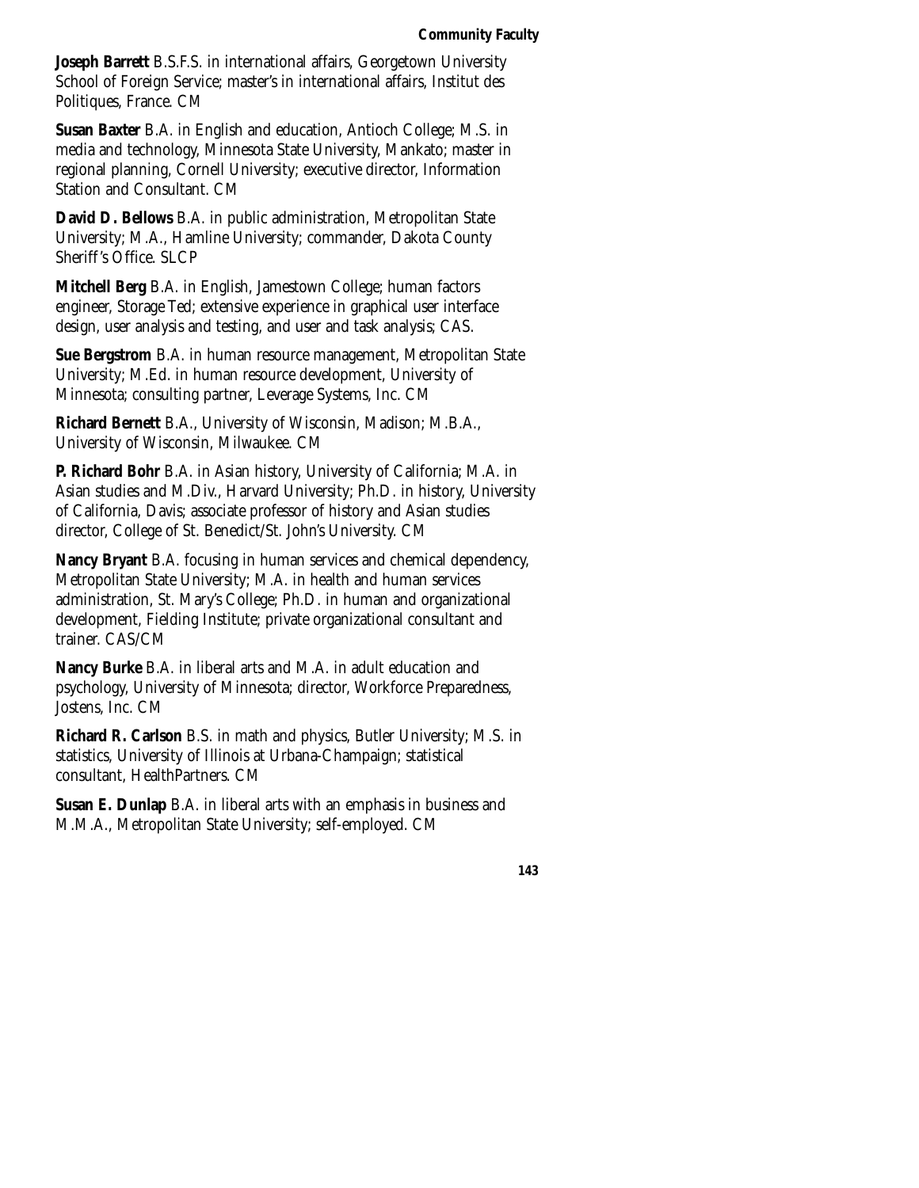**Joseph Barrett** B.S.F.S. in international affairs, Georgetown University School of Foreign Service; master's in international affairs, Institut des Politiques, France. CM

**Susan Baxter** B.A. in English and education, Antioch College; M.S. in media and technology, Minnesota State University, Mankato; master in regional planning, Cornell University; executive director, Information Station and Consultant. CM

**David D. Bellows** B.A. in public administration, Metropolitan State University; M.A., Hamline University; commander, Dakota County Sheriff's Office. SLCP

**Mitchell Berg** B.A. in English, Jamestown College; human factors engineer, Storage Ted; extensive experience in graphical user interface design, user analysis and testing, and user and task analysis; CAS.

**Sue Bergstrom** B.A. in human resource management, Metropolitan State University; M.Ed. in human resource development, University of Minnesota; consulting partner, Leverage Systems, Inc. CM

**Richard Bernett** B.A., University of Wisconsin, Madison; M.B.A., University of Wisconsin, Milwaukee. CM

**P. Richard Bohr** B.A. in Asian history, University of California; M.A. in Asian studies and M.Div., Harvard University; Ph.D. in history, University of California, Davis; associate professor of history and Asian studies director, College of St. Benedict/St. John's University. CM

**Nancy Bryant** B.A. focusing in human services and chemical dependency, Metropolitan State University; M.A. in health and human services administration, St. Mary's College; Ph.D. in human and organizational development, Fielding Institute; private organizational consultant and trainer. CAS/CM

**Nancy Burke** B.A. in liberal arts and M.A. in adult education and psychology, University of Minnesota; director, Workforce Preparedness, Jostens, Inc. CM

**Richard R. Carlson** B.S. in math and physics, Butler University; M.S. in statistics, University of Illinois at Urbana-Champaign; statistical consultant, HealthPartners. CM

**Susan E. Dunlap** B.A. in liberal arts with an emphasis in business and M.M.A., Metropolitan State University; self-employed. CM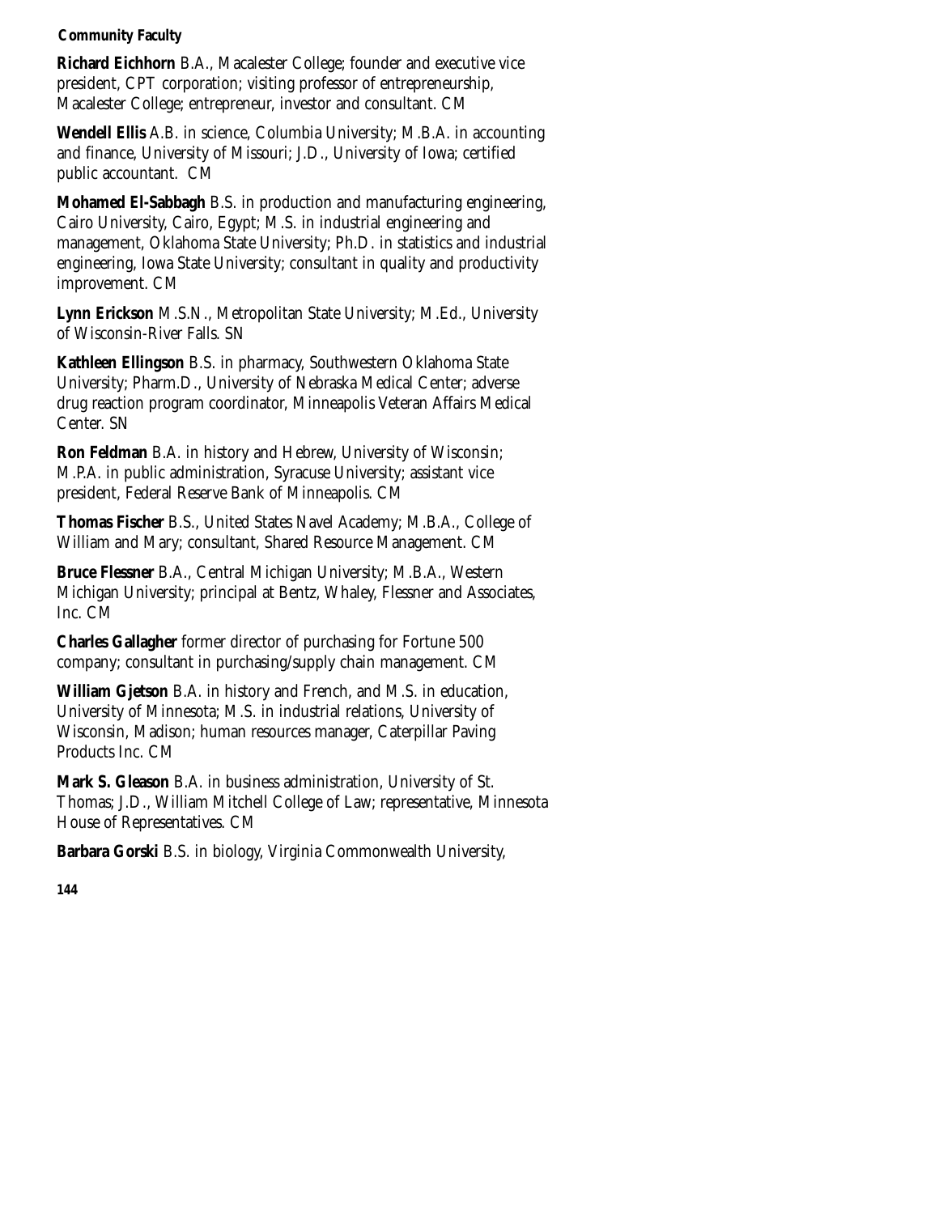**Community Faculty**

**Richard Eichhorn** B.A., Macalester College; founder and executive vice president, CPT corporation; visiting professor of entrepreneurship, Macalester College; entrepreneur, investor and consultant. CM

**Wendell Ellis** A.B. in science, Columbia University; M.B.A. in accounting and finance, University of Missouri; J.D., University of Iowa; certified public accountant. CM

**Mohamed El-Sabbagh** B.S. in production and manufacturing engineering, Cairo University, Cairo, Egypt; M.S. in industrial engineering and management, Oklahoma State University; Ph.D. in statistics and industrial engineering, Iowa State University; consultant in quality and productivity improvement. CM

**Lynn Erickson** M.S.N., Metropolitan State University; M.Ed., University of Wisconsin-River Falls. SN

**Kathleen Ellingson** B.S. in pharmacy, Southwestern Oklahoma State University; Pharm.D., University of Nebraska Medical Center; adverse drug reaction program coordinator, Minneapolis Veteran Affairs Medical Center. SN

**Ron Feldman** B.A. in history and Hebrew, University of Wisconsin; M.P.A. in public administration, Syracuse University; assistant vice president, Federal Reserve Bank of Minneapolis. CM

**Thomas Fischer** B.S., United States Navel Academy; M.B.A., College of William and Mary; consultant, Shared Resource Management. CM

**Bruce Flessner** B.A., Central Michigan University; M.B.A., Western Michigan University; principal at Bentz, Whaley, Flessner and Associates, Inc. CM

**Charles Gallagher** former director of purchasing for Fortune 500 company; consultant in purchasing/supply chain management. CM

**William Gjetson** B.A. in history and French, and M.S. in education, University of Minnesota; M.S. in industrial relations, University of Wisconsin, Madison; human resources manager, Caterpillar Paving Products Inc. CM

**Mark S. Gleason** B.A. in business administration, University of St. Thomas; J.D., William Mitchell College of Law; representative, Minnesota House of Representatives. CM

**Barbara Gorski** B.S. in biology, Virginia Commonwealth University,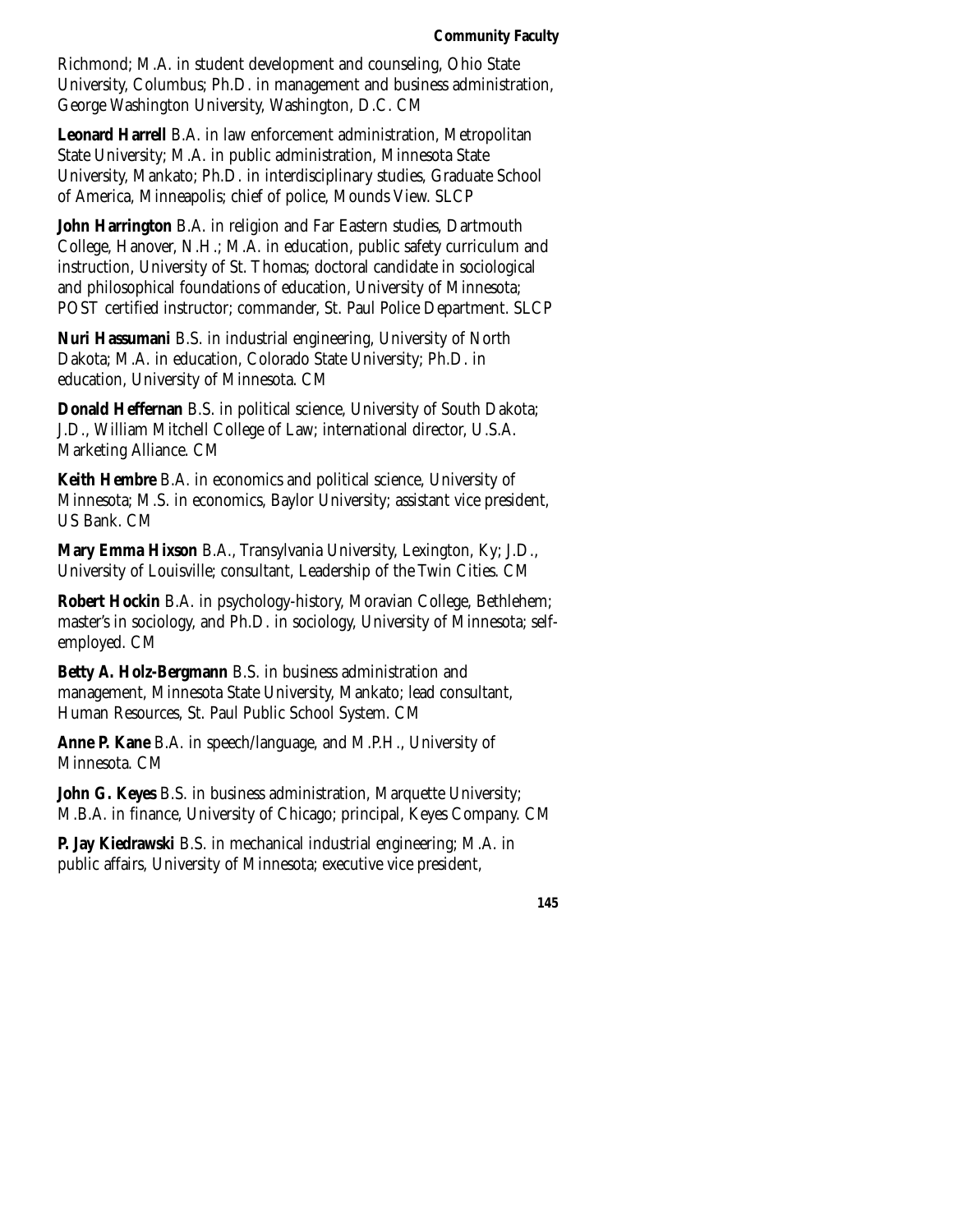Richmond; M.A. in student development and counseling, Ohio State University, Columbus; Ph.D. in management and business administration, George Washington University, Washington, D.C. CM

**Leonard Harrell** B.A. in law enforcement administration, Metropolitan State University; M.A. in public administration, Minnesota State University, Mankato; Ph.D. in interdisciplinary studies, Graduate School of America, Minneapolis; chief of police, Mounds View. SLCP

**John Harrington** B.A. in religion and Far Eastern studies, Dartmouth College, Hanover, N.H.; M.A. in education, public safety curriculum and instruction, University of St. Thomas; doctoral candidate in sociological and philosophical foundations of education, University of Minnesota; POST certified instructor; commander, St. Paul Police Department. SLCP

**Nuri Hassumani** B.S. in industrial engineering, University of North Dakota; M.A. in education, Colorado State University; Ph.D. in education, University of Minnesota. CM

**Donald Heffernan** B.S. in political science, University of South Dakota; J.D., William Mitchell College of Law; international director, U.S.A. Marketing Alliance. CM

**Keith Hembre** B.A. in economics and political science, University of Minnesota; M.S. in economics, Baylor University; assistant vice president, US Bank. CM

**Mary Emma Hixson** B.A., Transylvania University, Lexington, Ky; J.D., University of Louisville; consultant, Leadership of the Twin Cities. CM

**Robert Hockin** B.A. in psychology-history, Moravian College, Bethlehem; master's in sociology, and Ph.D. in sociology, University of Minnesota; self-employed. CM

**Betty A. Holz-Bergmann** B.S. in business administration and management, Minnesota State University, Mankato; lead consultant, Human Resources, St. Paul Public School System. CM

**Anne P. Kane** B.A. in speech/language, and M.P.H., University of Minnesota. CM

**John G. Keyes** B.S. in business administration, Marquette University; M.B.A. in finance, University of Chicago; principal, Keyes Company. CM

**P. Jay Kiedrawski** B.S. in mechanical industrial engineering; M.A. in public affairs, University of Minnesota; executive vice president,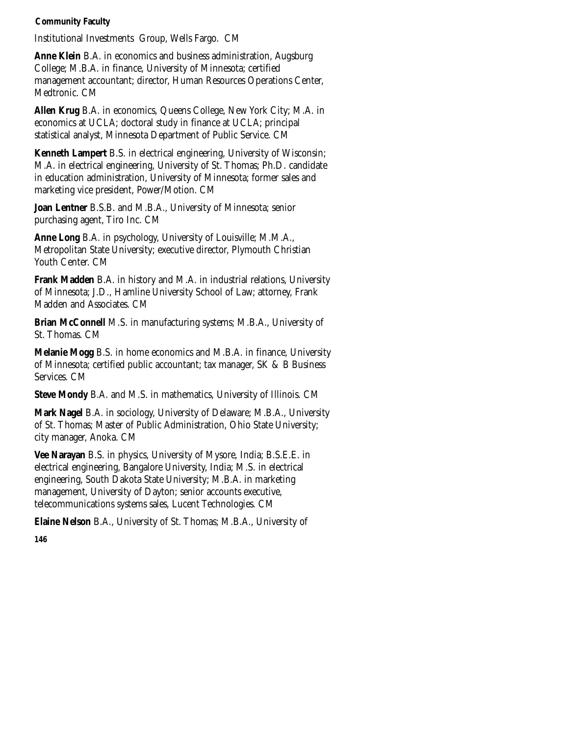Institutional Investments Group, Wells Fargo. CM

**Anne Klein** B.A. in economics and business administration, Augsburg College; M.B.A. in finance, University of Minnesota; certified management accountant; director, Human Resources Operations Center, Medtronic. CM

**Allen Krug** B.A. in economics, Queens College, New York City; M.A. in economics at UCLA; doctoral study in finance at UCLA; principal statistical analyst, Minnesota Department of Public Service. CM

**Kenneth Lampert** B.S. in electrical engineering, University of Wisconsin; M.A. in electrical engineering, University of St. Thomas; Ph.D. candidate in education administration, University of Minnesota; former sales and marketing vice president, Power/Motion. CM

**Joan Lentner** B.S.B. and M.B.A., University of Minnesota; senior purchasing agent, Tiro Inc. CM

**Anne Long** B.A. in psychology, University of Louisville; M.M.A., Metropolitan State University; executive director, Plymouth Christian Youth Center. CM

**Frank Madden** B.A. in history and M.A. in industrial relations, University of Minnesota; J.D., Hamline University School of Law; attorney, Frank Madden and Associates. CM

**Brian McConnell** M.S. in manufacturing systems; M.B.A., University of St. Thomas. CM

**Melanie Mogg** B.S. in home economics and M.B.A. in finance, University of Minnesota; certified public accountant; tax manager, SK & B Business Services. CM

**Steve Mondy** B.A. and M.S. in mathematics, University of Illinois. CM

**Mark Nagel** B.A. in sociology, University of Delaware; M.B.A., University of St. Thomas; Master of Public Administration, Ohio State University; city manager, Anoka. CM

**Vee Narayan** B.S. in physics, University of Mysore, India; B.S.E.E. in electrical engineering, Bangalore University, India; M.S. in electrical engineering, South Dakota State University; M.B.A. in marketing management, University of Dayton; senior accounts executive, telecommunications systems sales, Lucent Technologies. CM

**Elaine Nelson** B.A., University of St. Thomas; M.B.A., University of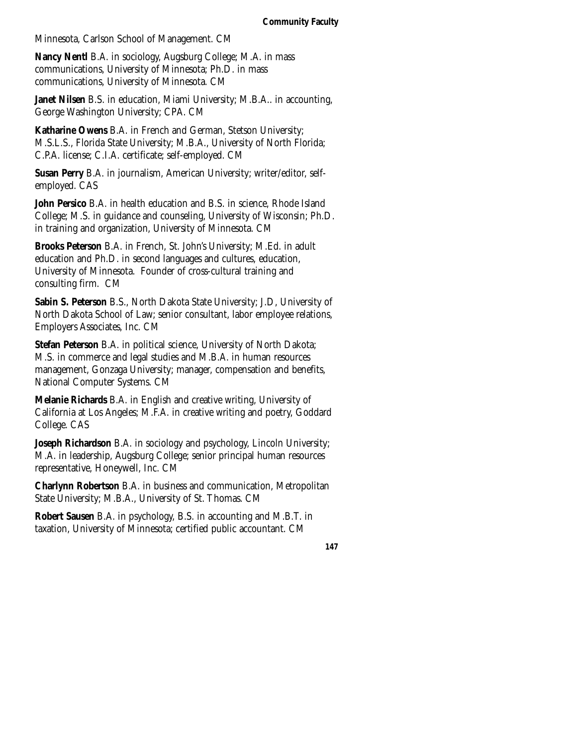Minnesota, Carlson School of Management. CM

**Nancy Nentl** B.A. in sociology, Augsburg College; M.A. in mass communications, University of Minnesota; Ph.D. in mass communications, University of Minnesota. CM

**Janet Nilsen** B.S. in education, Miami University; M.B.A.. in accounting, George Washington University; CPA. CM

**Katharine Owens** B.A. in French and German, Stetson University; M.S.L.S., Florida State University; M.B.A., University of North Florida; C.P.A. license; C.I.A. certificate; self-employed. CM

**Susan Perry** B.A. in journalism, American University; writer/editor, self-employed. CAS

**John Persico** B.A. in health education and B.S. in science, Rhode Island College; M.S. in guidance and counseling, University of Wisconsin; Ph.D. in training and organization, University of Minnesota. CM

**Brooks Peterson** B.A. in French, St. John's University; M.Ed. in adult education and Ph.D. in second languages and cultures, education, University of Minnesota. Founder of cross-cultural training and consulting firm. CM

**Sabin S. Peterson** B.S., North Dakota State University; J.D, University of North Dakota School of Law; senior consultant, labor employee relations, Employers Associates, Inc. CM

**Stefan Peterson** B.A. in political science, University of North Dakota; M.S. in commerce and legal studies and M.B.A. in human resources management, Gonzaga University; manager, compensation and benefits, National Computer Systems. CM

**Melanie Richards** B.A. in English and creative writing, University of California at Los Angeles; M.F.A. in creative writing and poetry, Goddard College. CAS

**Joseph Richardson** B.A. in sociology and psychology, Lincoln University; M.A. in leadership, Augsburg College; senior principal human resources representative, Honeywell, Inc. CM

**Charlynn Robertson** B.A. in business and communication, Metropolitan State University; M.B.A., University of St. Thomas. CM

**Robert Sausen** B.A. in psychology, B.S. in accounting and M.B.T. in taxation, University of Minnesota; certified public accountant. CM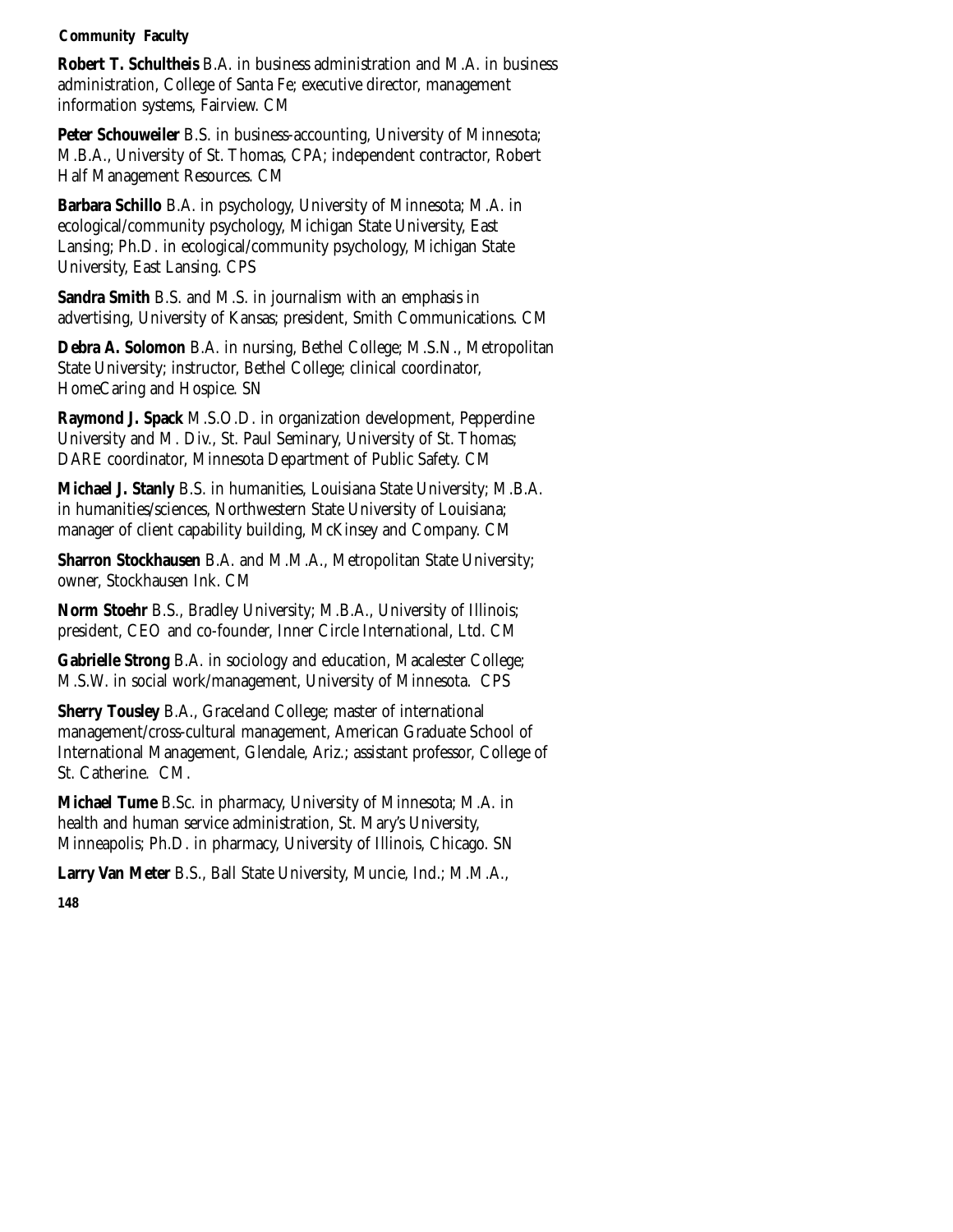**Community Faculty**

**Robert T. Schultheis** B.A. in business administration and M.A. in business administration, College of Santa Fe; executive director, management information systems, Fairview. CM

**Peter Schouweiler** B.S. in business-accounting, University of Minnesota; M.B.A., University of St. Thomas, CPA; independent contractor, Robert Half Management Resources. CM

**Barbara Schillo** B.A. in psychology, University of Minnesota; M.A. in ecological/community psychology, Michigan State University, East Lansing; Ph.D. in ecological/community psychology, Michigan State University, East Lansing. CPS

**Sandra Smith** B.S. and M.S. in journalism with an emphasis in advertising, University of Kansas; president, Smith Communications. CM

**Debra A. Solomon** B.A. in nursing, Bethel College; M.S.N., Metropolitan State University; instructor, Bethel College; clinical coordinator, HomeCaring and Hospice. SN

**Raymond J. Spack** M.S.O.D. in organization development, Pepperdine University and M. Div., St. Paul Seminary, University of St. Thomas; DARE coordinator, Minnesota Department of Public Safety. CM

**Michael J. Stanly** B.S. in humanities, Louisiana State University; M.B.A. in humanities/sciences, Northwestern State University of Louisiana; manager of client capability building, McKinsey and Company. CM

**Sharron Stockhausen** B.A. and M.M.A., Metropolitan State University; owner, Stockhausen Ink. CM

**Norm Stoehr** B.S., Bradley University; M.B.A., University of Illinois; president, CEO and co-founder, Inner Circle International, Ltd. CM

**Gabrielle Strong** B.A. in sociology and education, Macalester College; M.S.W. in social work/management, University of Minnesota. CPS

**Sherry Tousley** B.A., Graceland College; master of international management/cross-cultural management, American Graduate School of International Management, Glendale, Ariz.; assistant professor, College of St. Catherine. CM.

**Michael Tume** B.Sc. in pharmacy, University of Minnesota; M.A. in health and human service administration, St. Mary's University, Minneapolis; Ph.D. in pharmacy, University of Illinois, Chicago. SN

**Larry Van Meter** B.S., Ball State University, Muncie, Ind.; M.M.A.,